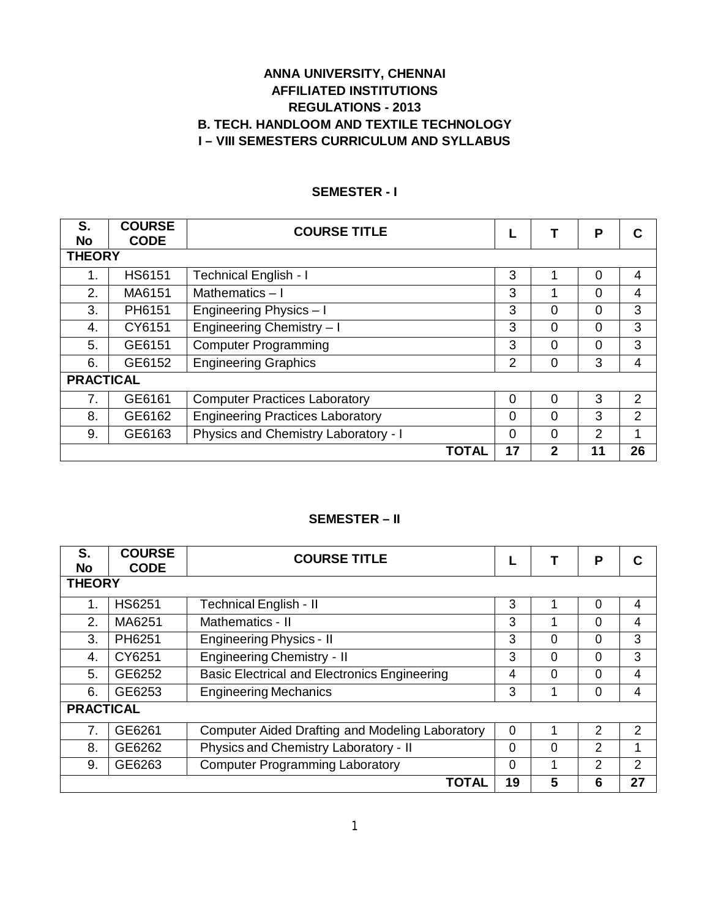**ANNA UNIVERSITY, CHENNAI**
**AFFILIATED INSTITUTIONS**
**REGULATIONS - 2013**
**B. TECH. HANDLOOM AND TEXTILE TECHNOLOGY**
**I – VIII SEMESTERS CURRICULUM AND SYLLABUS**

## SEMESTER - I

| S. No | COURSE CODE | COURSE TITLE | L | T | P | C |
|---|---|---|---|---|---|---|
| **THEORY** | | | | | | |
| 1. | HS6151 | Technical English - I | 3 | 1 | 0 | 4 |
| 2. | MA6151 | Mathematics – I | 3 | 1 | 0 | 4 |
| 3. | PH6151 | Engineering Physics – I | 3 | 0 | 0 | 3 |
| 4. | CY6151 | Engineering Chemistry – I | 3 | 0 | 0 | 3 |
| 5. | GE6151 | Computer Programming | 3 | 0 | 0 | 3 |
| 6. | GE6152 | Engineering Graphics | 2 | 0 | 3 | 4 |
| **PRACTICAL** | | | | | | |
| 7. | GE6161 | Computer Practices Laboratory | 0 | 0 | 3 | 2 |
| 8. | GE6162 | Engineering Practices Laboratory | 0 | 0 | 3 | 2 |
| 9. | GE6163 | Physics and Chemistry Laboratory - I | 0 | 0 | 2 | 1 |
| | | **TOTAL** | **17** | **2** | **11** | **26** |

## SEMESTER – II

| S. No | COURSE CODE | COURSE TITLE | L | T | P | C |
|---|---|---|---|---|---|---|
| **THEORY** | | | | | | |
| 1. | HS6251 | Technical English - II | 3 | 1 | 0 | 4 |
| 2. | MA6251 | Mathematics - II | 3 | 1 | 0 | 4 |
| 3. | PH6251 | Engineering Physics - II | 3 | 0 | 0 | 3 |
| 4. | CY6251 | Engineering Chemistry - II | 3 | 0 | 0 | 3 |
| 5. | GE6252 | Basic Electrical and Electronics Engineering | 4 | 0 | 0 | 4 |
| 6. | GE6253 | Engineering Mechanics | 3 | 1 | 0 | 4 |
| **PRACTICAL** | | | | | | |
| 7. | GE6261 | Computer Aided Drafting and Modeling Laboratory | 0 | 1 | 2 | 2 |
| 8. | GE6262 | Physics and Chemistry Laboratory - II | 0 | 0 | 2 | 1 |
| 9. | GE6263 | Computer Programming Laboratory | 0 | 1 | 2 | 2 |
| | | **TOTAL** | **19** | **5** | **6** | **27** |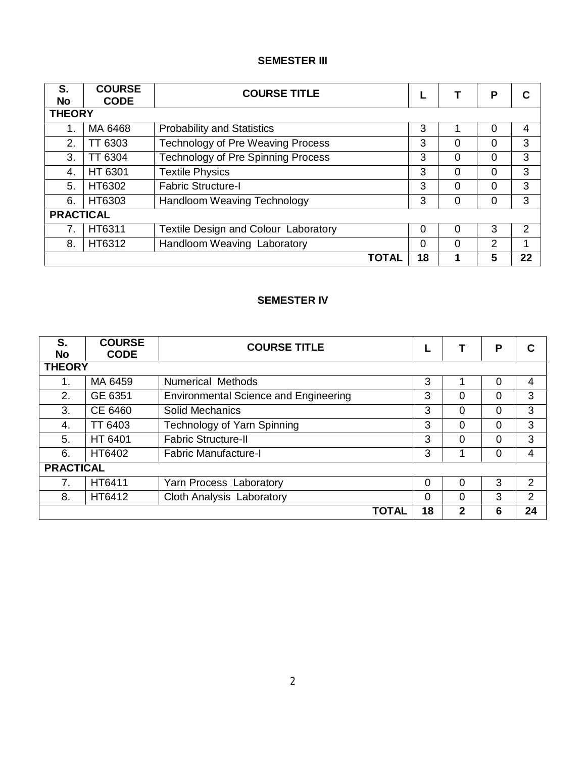## SEMESTER III

| S. No | COURSE CODE | COURSE TITLE | L | T | P | C |
|---|---|---|---|---|---|---|
| **THEORY** | | | | | | |
| 1. | MA 6468 | Probability and Statistics | 3 | 1 | 0 | 4 |
| 2. | TT 6303 | Technology of Pre Weaving Process | 3 | 0 | 0 | 3 |
| 3. | TT 6304 | Technology of Pre Spinning Process | 3 | 0 | 0 | 3 |
| 4. | HT 6301 | Textile Physics | 3 | 0 | 0 | 3 |
| 5. | HT6302 | Fabric Structure-I | 3 | 0 | 0 | 3 |
| 6. | HT6303 | Handloom Weaving Technology | 3 | 0 | 0 | 3 |
| **PRACTICAL** | | | | | | |
| 7. | HT6311 | Textile Design and Colour Laboratory | 0 | 0 | 3 | 2 |
| 8. | HT6312 | Handloom Weaving Laboratory | 0 | 0 | 2 | 1 |
| | | **TOTAL** | **18** | **1** | **5** | **22** |

## SEMESTER IV

| S. No | COURSE CODE | COURSE TITLE | L | T | P | C |
|---|---|---|---|---|---|---|
| **THEORY** | | | | | | |
| 1. | MA 6459 | Numerical Methods | 3 | 1 | 0 | 4 |
| 2. | GE 6351 | Environmental Science and Engineering | 3 | 0 | 0 | 3 |
| 3. | CE 6460 | Solid Mechanics | 3 | 0 | 0 | 3 |
| 4. | TT 6403 | Technology of Yarn Spinning | 3 | 0 | 0 | 3 |
| 5. | HT 6401 | Fabric Structure-II | 3 | 0 | 0 | 3 |
| 6. | HT6402 | Fabric Manufacture-I | 3 | 1 | 0 | 4 |
| **PRACTICAL** | | | | | | |
| 7. | HT6411 | Yarn Process Laboratory | 0 | 0 | 3 | 2 |
| 8. | HT6412 | Cloth Analysis Laboratory | 0 | 0 | 3 | 2 |
| | | **TOTAL** | **18** | **2** | **6** | **24** |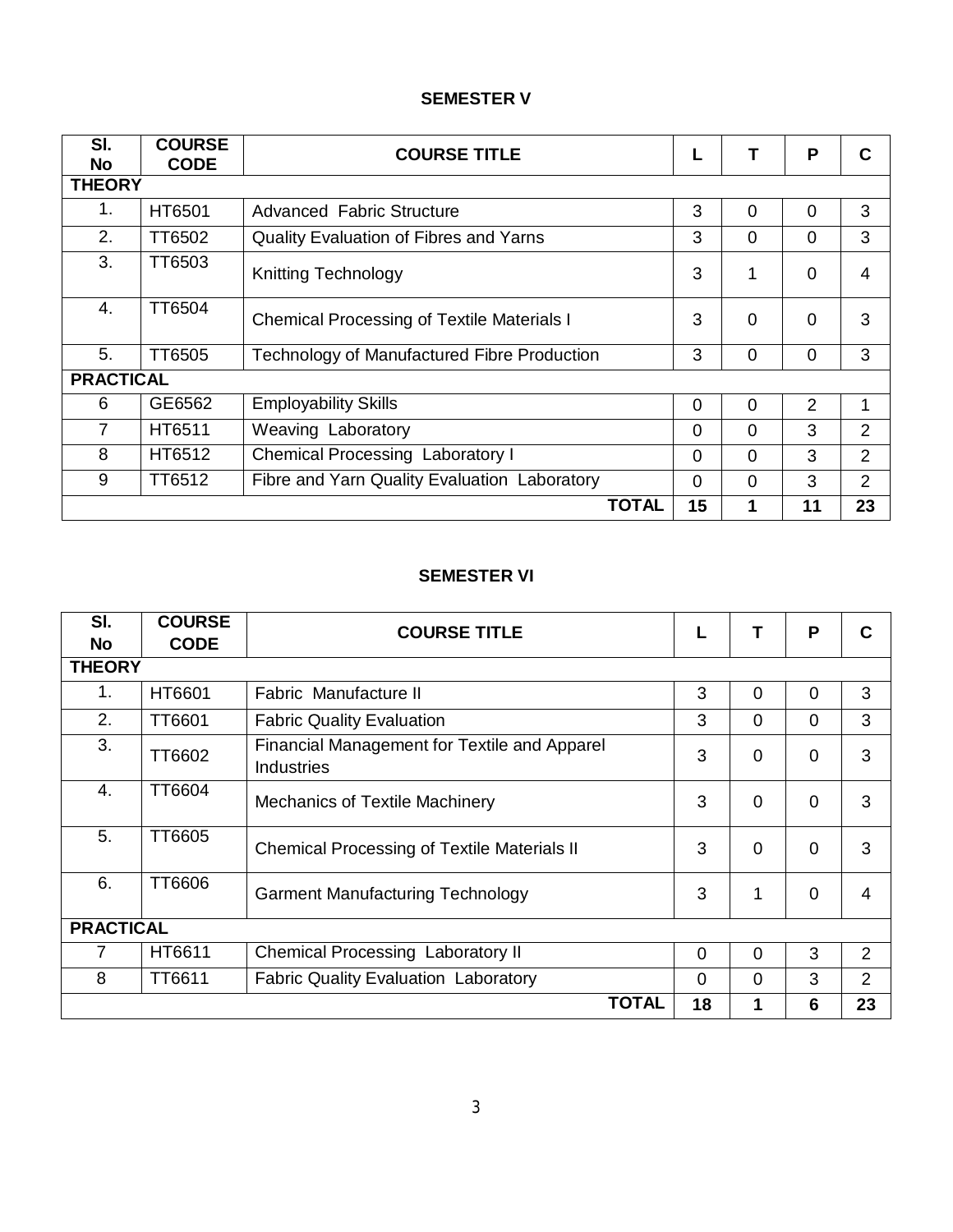## SEMESTER V

| Sl. No | COURSE CODE | COURSE TITLE | L | T | P | C |
|---|---|---|---|---|---|---|
| **THEORY** | | | | | | |
| 1. | HT6501 | Advanced Fabric Structure | 3 | 0 | 0 | 3 |
| 2. | TT6502 | Quality Evaluation of Fibres and Yarns | 3 | 0 | 0 | 3 |
| 3. | TT6503 | Knitting Technology | 3 | 1 | 0 | 4 |
| 4. | TT6504 | Chemical Processing of Textile Materials I | 3 | 0 | 0 | 3 |
| 5. | TT6505 | Technology of Manufactured Fibre Production | 3 | 0 | 0 | 3 |
| **PRACTICAL** | | | | | | |
| 6 | GE6562 | Employability Skills | 0 | 0 | 2 | 1 |
| 7 | HT6511 | Weaving Laboratory | 0 | 0 | 3 | 2 |
| 8 | HT6512 | Chemical Processing Laboratory I | 0 | 0 | 3 | 2 |
| 9 | TT6512 | Fibre and Yarn Quality Evaluation Laboratory | 0 | 0 | 3 | 2 |
| | | **TOTAL** | **15** | **1** | **11** | **23** |

## SEMESTER VI

| Sl. No | COURSE CODE | COURSE TITLE | L | T | P | C |
|---|---|---|---|---|---|---|
| **THEORY** | | | | | | |
| 1. | HT6601 | Fabric Manufacture II | 3 | 0 | 0 | 3 |
| 2. | TT6601 | Fabric Quality Evaluation | 3 | 0 | 0 | 3 |
| 3. | TT6602 | Financial Management for Textile and Apparel Industries | 3 | 0 | 0 | 3 |
| 4. | TT6604 | Mechanics of Textile Machinery | 3 | 0 | 0 | 3 |
| 5. | TT6605 | Chemical Processing of Textile Materials II | 3 | 0 | 0 | 3 |
| 6. | TT6606 | Garment Manufacturing Technology | 3 | 1 | 0 | 4 |
| **PRACTICAL** | | | | | | |
| 7 | HT6611 | Chemical Processing Laboratory II | 0 | 0 | 3 | 2 |
| 8 | TT6611 | Fabric Quality Evaluation Laboratory | 0 | 0 | 3 | 2 |
| | | **TOTAL** | **18** | **1** | **6** | **23** |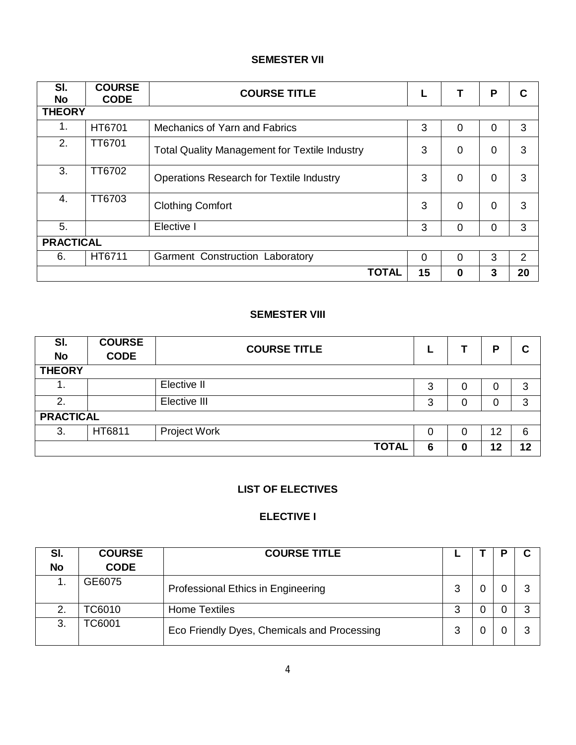## SEMESTER VII

| Sl. No | COURSE CODE | COURSE TITLE | L | T | P | C |
|---|---|---|---|---|---|---|
| **THEORY** | | | | | | |
| 1. | HT6701 | Mechanics of Yarn and Fabrics | 3 | 0 | 0 | 3 |
| 2. | TT6701 | Total Quality Management for Textile Industry | 3 | 0 | 0 | 3 |
| 3. | TT6702 | Operations Research for Textile Industry | 3 | 0 | 0 | 3 |
| 4. | TT6703 | Clothing Comfort | 3 | 0 | 0 | 3 |
| 5. | | Elective I | 3 | 0 | 0 | 3 |
| **PRACTICAL** | | | | | | |
| 6. | HT6711 | Garment Construction Laboratory | 0 | 0 | 3 | 2 |
| | | **TOTAL** | **15** | **0** | **3** | **20** |

## SEMESTER VIII

| Sl. No | COURSE CODE | COURSE TITLE | L | T | P | C |
|---|---|---|---|---|---|---|
| **THEORY** | | | | | | |
| 1. | | Elective II | 3 | 0 | 0 | 3 |
| 2. | | Elective III | 3 | 0 | 0 | 3 |
| **PRACTICAL** | | | | | | |
| 3. | HT6811 | Project Work | 0 | 0 | 12 | 6 |
| | | **TOTAL** | **6** | **0** | **12** | **12** |

## LIST OF ELECTIVES

### ELECTIVE I

| Sl. No | COURSE CODE | COURSE TITLE | L | T | P | C |
|---|---|---|---|---|---|---|
| 1. | GE6075 | Professional Ethics in Engineering | 3 | 0 | 0 | 3 |
| 2. | TC6010 | Home Textiles | 3 | 0 | 0 | 3 |
| 3. | TC6001 | Eco Friendly Dyes, Chemicals and Processing | 3 | 0 | 0 | 3 |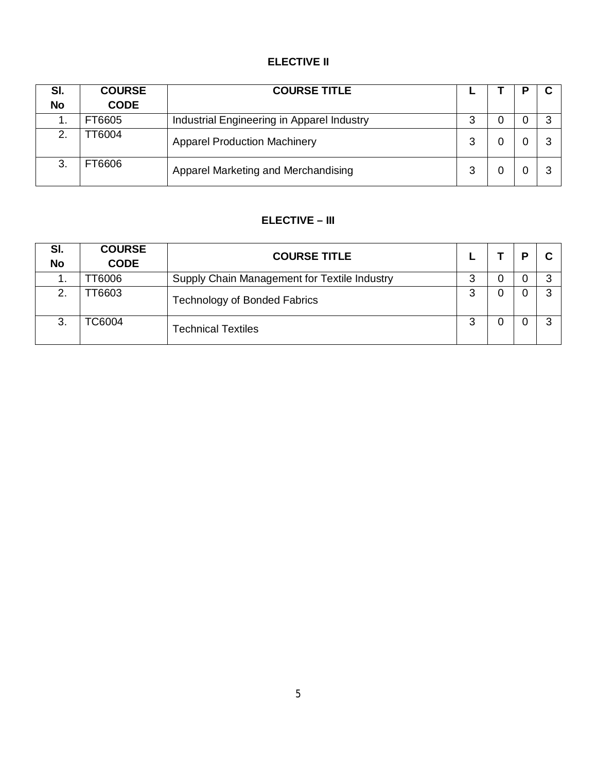## ELECTIVE II

| Sl. No | COURSE CODE | COURSE TITLE | L | T | P | C |
|---|---|---|---|---|---|---|
| 1. | FT6605 | Industrial Engineering in Apparel Industry | 3 | 0 | 0 | 3 |
| 2. | TT6004 | Apparel Production Machinery | 3 | 0 | 0 | 3 |
| 3. | FT6606 | Apparel Marketing and Merchandising | 3 | 0 | 0 | 3 |

## ELECTIVE – III

| Sl. No | COURSE CODE | COURSE TITLE | L | T | P | C |
|---|---|---|---|---|---|---|
| 1. | TT6006 | Supply Chain Management for Textile Industry | 3 | 0 | 0 | 3 |
| 2. | TT6603 | Technology of Bonded Fabrics | 3 | 0 | 0 | 3 |
| 3. | TC6004 | Technical Textiles | 3 | 0 | 0 | 3 |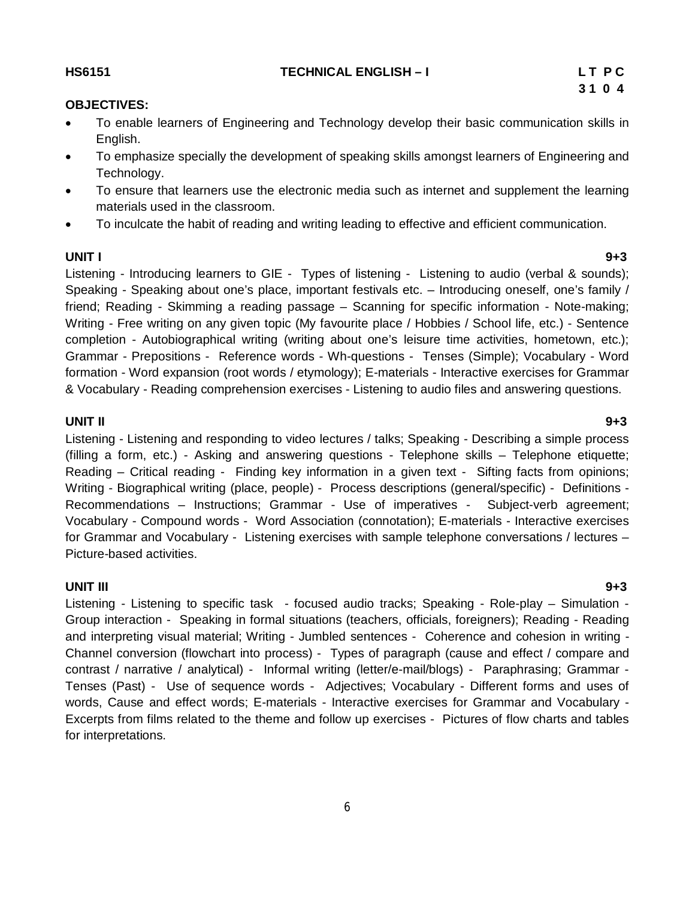**HS6151 TECHNICAL ENGLISH – I**

| L | T | P | C |
| --- | --- | --- | --- |
| 3 | 1 | 0 | 4 |

**OBJECTIVES:**

- To enable learners of Engineering and Technology develop their basic communication skills in English.
- To emphasize specially the development of speaking skills amongst learners of Engineering and Technology.
- To ensure that learners use the electronic media such as internet and supplement the learning materials used in the classroom.
- To inculcate the habit of reading and writing leading to effective and efficient communication.

**UNIT I 9+3**

Listening - Introducing learners to GIE - Types of listening - Listening to audio (verbal & sounds); Speaking - Speaking about one's place, important festivals etc. – Introducing oneself, one's family / friend; Reading - Skimming a reading passage – Scanning for specific information - Note-making; Writing - Free writing on any given topic (My favourite place / Hobbies / School life, etc.) - Sentence completion - Autobiographical writing (writing about one's leisure time activities, hometown, etc.); Grammar - Prepositions - Reference words - Wh-questions - Tenses (Simple); Vocabulary - Word formation - Word expansion (root words / etymology); E-materials - Interactive exercises for Grammar & Vocabulary - Reading comprehension exercises - Listening to audio files and answering questions.

**UNIT II 9+3**

Listening - Listening and responding to video lectures / talks; Speaking - Describing a simple process (filling a form, etc.) - Asking and answering questions - Telephone skills – Telephone etiquette; Reading – Critical reading - Finding key information in a given text - Sifting facts from opinions; Writing - Biographical writing (place, people) - Process descriptions (general/specific) - Definitions - Recommendations – Instructions; Grammar - Use of imperatives - Subject-verb agreement; Vocabulary - Compound words - Word Association (connotation); E-materials - Interactive exercises for Grammar and Vocabulary - Listening exercises with sample telephone conversations / lectures – Picture-based activities.

**UNIT III 9+3**

Listening - Listening to specific task - focused audio tracks; Speaking - Role-play – Simulation - Group interaction - Speaking in formal situations (teachers, officials, foreigners); Reading - Reading and interpreting visual material; Writing - Jumbled sentences - Coherence and cohesion in writing - Channel conversion (flowchart into process) - Types of paragraph (cause and effect / compare and contrast / narrative / analytical) - Informal writing (letter/e-mail/blogs) - Paraphrasing; Grammar - Tenses (Past) - Use of sequence words - Adjectives; Vocabulary - Different forms and uses of words, Cause and effect words; E-materials - Interactive exercises for Grammar and Vocabulary - Excerpts from films related to the theme and follow up exercises - Pictures of flow charts and tables for interpretations.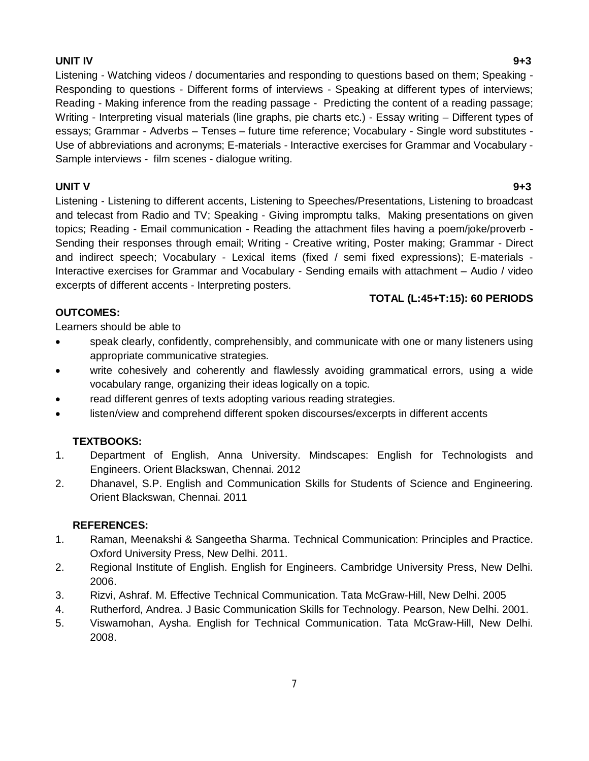**UNIT IV** **9+3**

Listening - Watching videos / documentaries and responding to questions based on them; Speaking - Responding to questions - Different forms of interviews - Speaking at different types of interviews; Reading - Making inference from the reading passage - Predicting the content of a reading passage; Writing - Interpreting visual materials (line graphs, pie charts etc.) - Essay writing – Different types of essays; Grammar - Adverbs – Tenses – future time reference; Vocabulary - Single word substitutes - Use of abbreviations and acronyms; E-materials - Interactive exercises for Grammar and Vocabulary - Sample interviews - film scenes - dialogue writing.

**UNIT V** **9+3**

Listening - Listening to different accents, Listening to Speeches/Presentations, Listening to broadcast and telecast from Radio and TV; Speaking - Giving impromptu talks, Making presentations on given topics; Reading - Email communication - Reading the attachment files having a poem/joke/proverb - Sending their responses through email; Writing - Creative writing, Poster making; Grammar - Direct and indirect speech; Vocabulary - Lexical items (fixed / semi fixed expressions); E-materials - Interactive exercises for Grammar and Vocabulary - Sending emails with attachment – Audio / video excerpts of different accents - Interpreting posters.

**TOTAL (L:45+T:15): 60 PERIODS**

**OUTCOMES:**

Learners should be able to

- speak clearly, confidently, comprehensibly, and communicate with one or many listeners using appropriate communicative strategies.
- write cohesively and coherently and flawlessly avoiding grammatical errors, using a wide vocabulary range, organizing their ideas logically on a topic.
- read different genres of texts adopting various reading strategies.
- listen/view and comprehend different spoken discourses/excerpts in different accents

**TEXTBOOKS:**

1. Department of English, Anna University. Mindscapes: English for Technologists and Engineers. Orient Blackswan, Chennai. 2012
2. Dhanavel, S.P. English and Communication Skills for Students of Science and Engineering. Orient Blackswan, Chennai. 2011

**REFERENCES:**

1. Raman, Meenakshi & Sangeetha Sharma. Technical Communication: Principles and Practice. Oxford University Press, New Delhi. 2011.
2. Regional Institute of English. English for Engineers. Cambridge University Press, New Delhi. 2006.
3. Rizvi, Ashraf. M. Effective Technical Communication. Tata McGraw-Hill, New Delhi. 2005
4. Rutherford, Andrea. J Basic Communication Skills for Technology. Pearson, New Delhi. 2001.
5. Viswamohan, Aysha. English for Technical Communication. Tata McGraw-Hill, New Delhi. 2008.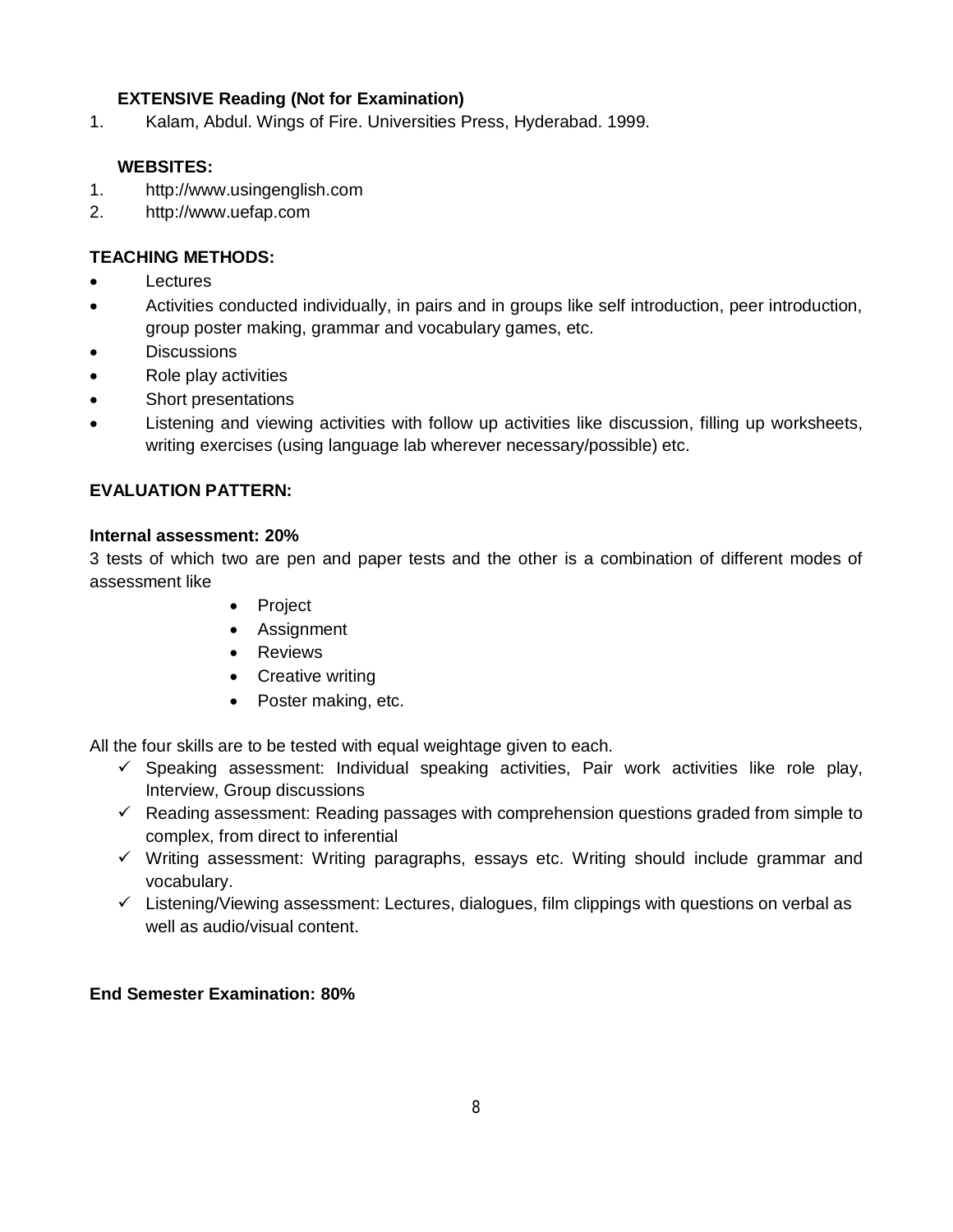**EXTENSIVE Reading (Not for Examination)**

1. Kalam, Abdul. Wings of Fire. Universities Press, Hyderabad. 1999.

**WEBSITES:**

1. http://www.usingenglish.com
2. http://www.uefap.com

**TEACHING METHODS:**

- Lectures
- Activities conducted individually, in pairs and in groups like self introduction, peer introduction, group poster making, grammar and vocabulary games, etc.
- Discussions
- Role play activities
- Short presentations
- Listening and viewing activities with follow up activities like discussion, filling up worksheets, writing exercises (using language lab wherever necessary/possible) etc.

**EVALUATION PATTERN:**

**Internal assessment: 20%**

3 tests of which two are pen and paper tests and the other is a combination of different modes of assessment like

- Project
- Assignment
- Reviews
- Creative writing
- Poster making, etc.

All the four skills are to be tested with equal weightage given to each.

- ✓ Speaking assessment: Individual speaking activities, Pair work activities like role play, Interview, Group discussions
- ✓ Reading assessment: Reading passages with comprehension questions graded from simple to complex, from direct to inferential
- ✓ Writing assessment: Writing paragraphs, essays etc. Writing should include grammar and vocabulary.
- ✓ Listening/Viewing assessment: Lectures, dialogues, film clippings with questions on verbal as well as audio/visual content.

**End Semester Examination: 80%**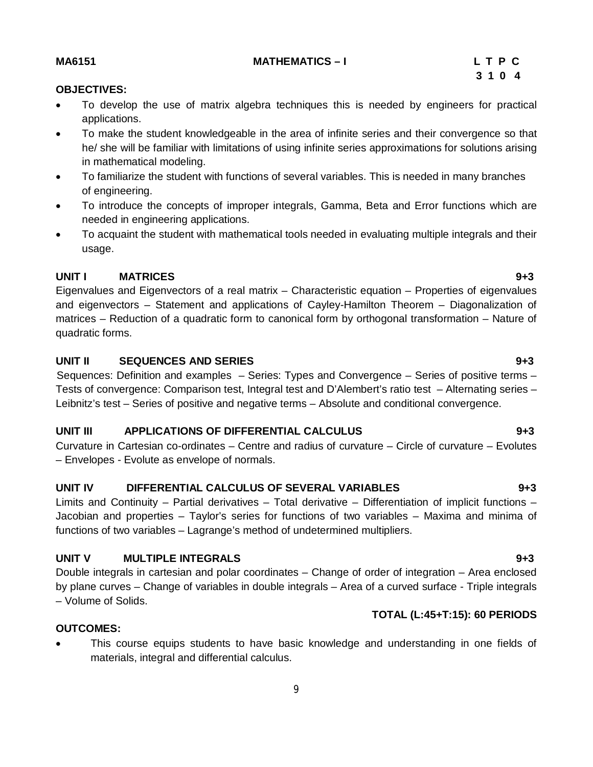**MA6151 MATHEMATICS – I**

| L | T | P | C |
|---|---|---|---|
| 3 | 1 | 0 | 4 |

**OBJECTIVES:**

- To develop the use of matrix algebra techniques this is needed by engineers for practical applications.
- To make the student knowledgeable in the area of infinite series and their convergence so that he/ she will be familiar with limitations of using infinite series approximations for solutions arising in mathematical modeling.
- To familiarize the student with functions of several variables. This is needed in many branches of engineering.
- To introduce the concepts of improper integrals, Gamma, Beta and Error functions which are needed in engineering applications.
- To acquaint the student with mathematical tools needed in evaluating multiple integrals and their usage.

**UNIT I MATRICES 9+3**

Eigenvalues and Eigenvectors of a real matrix – Characteristic equation – Properties of eigenvalues and eigenvectors – Statement and applications of Cayley-Hamilton Theorem – Diagonalization of matrices – Reduction of a quadratic form to canonical form by orthogonal transformation – Nature of quadratic forms.

**UNIT II SEQUENCES AND SERIES 9+3**

Sequences: Definition and examples – Series: Types and Convergence – Series of positive terms – Tests of convergence: Comparison test, Integral test and D'Alembert's ratio test – Alternating series – Leibnitz's test – Series of positive and negative terms – Absolute and conditional convergence.

**UNIT III APPLICATIONS OF DIFFERENTIAL CALCULUS 9+3**

Curvature in Cartesian co-ordinates – Centre and radius of curvature – Circle of curvature – Evolutes – Envelopes - Evolute as envelope of normals.

**UNIT IV DIFFERENTIAL CALCULUS OF SEVERAL VARIABLES 9+3**

Limits and Continuity – Partial derivatives – Total derivative – Differentiation of implicit functions – Jacobian and properties – Taylor's series for functions of two variables – Maxima and minima of functions of two variables – Lagrange's method of undetermined multipliers.

**UNIT V MULTIPLE INTEGRALS 9+3**

Double integrals in cartesian and polar coordinates – Change of order of integration – Area enclosed by plane curves – Change of variables in double integrals – Area of a curved surface - Triple integrals – Volume of Solids.

**TOTAL (L:45+T:15): 60 PERIODS**

**OUTCOMES:**

- This course equips students to have basic knowledge and understanding in one fields of materials, integral and differential calculus.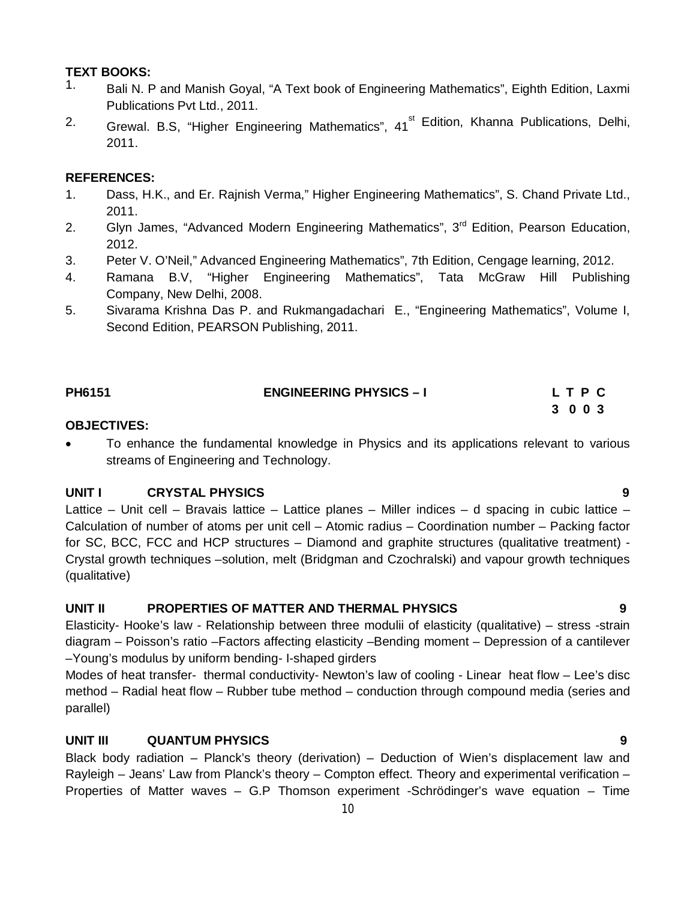**TEXT BOOKS:**

1. Bali N. P and Manish Goyal, "A Text book of Engineering Mathematics", Eighth Edition, Laxmi Publications Pvt Ltd., 2011.
2. Grewal. B.S, "Higher Engineering Mathematics", 41st Edition, Khanna Publications, Delhi, 2011.

**REFERENCES:**

1. Dass, H.K., and Er. Rajnish Verma," Higher Engineering Mathematics", S. Chand Private Ltd., 2011.
2. Glyn James, "Advanced Modern Engineering Mathematics", 3rd Edition, Pearson Education, 2012.
3. Peter V. O'Neil," Advanced Engineering Mathematics", 7th Edition, Cengage learning, 2012.
4. Ramana B.V, "Higher Engineering Mathematics", Tata McGraw Hill Publishing Company, New Delhi, 2008.
5. Sivarama Krishna Das P. and Rukmangadachari E., "Engineering Mathematics", Volume I, Second Edition, PEARSON Publishing, 2011.

| **PH6151** | **ENGINEERING PHYSICS – I** | **L T P C** |
|---|---|---|
| | | **3 0 0 3** |

**OBJECTIVES:**

- To enhance the fundamental knowledge in Physics and its applications relevant to various streams of Engineering and Technology.

**UNIT I CRYSTAL PHYSICS 9**

Lattice – Unit cell – Bravais lattice – Lattice planes – Miller indices – d spacing in cubic lattice – Calculation of number of atoms per unit cell – Atomic radius – Coordination number – Packing factor for SC, BCC, FCC and HCP structures – Diamond and graphite structures (qualitative treatment) - Crystal growth techniques –solution, melt (Bridgman and Czochralski) and vapour growth techniques (qualitative)

**UNIT II PROPERTIES OF MATTER AND THERMAL PHYSICS 9**

Elasticity- Hooke's law - Relationship between three modulii of elasticity (qualitative) – stress -strain diagram – Poisson's ratio –Factors affecting elasticity –Bending moment – Depression of a cantilever –Young's modulus by uniform bending- I-shaped girders

Modes of heat transfer- thermal conductivity- Newton's law of cooling - Linear heat flow – Lee's disc method – Radial heat flow – Rubber tube method – conduction through compound media (series and parallel)

**UNIT III QUANTUM PHYSICS 9**

Black body radiation – Planck's theory (derivation) – Deduction of Wien's displacement law and Rayleigh – Jeans' Law from Planck's theory – Compton effect. Theory and experimental verification – Properties of Matter waves – G.P Thomson experiment -Schrödinger's wave equation – Time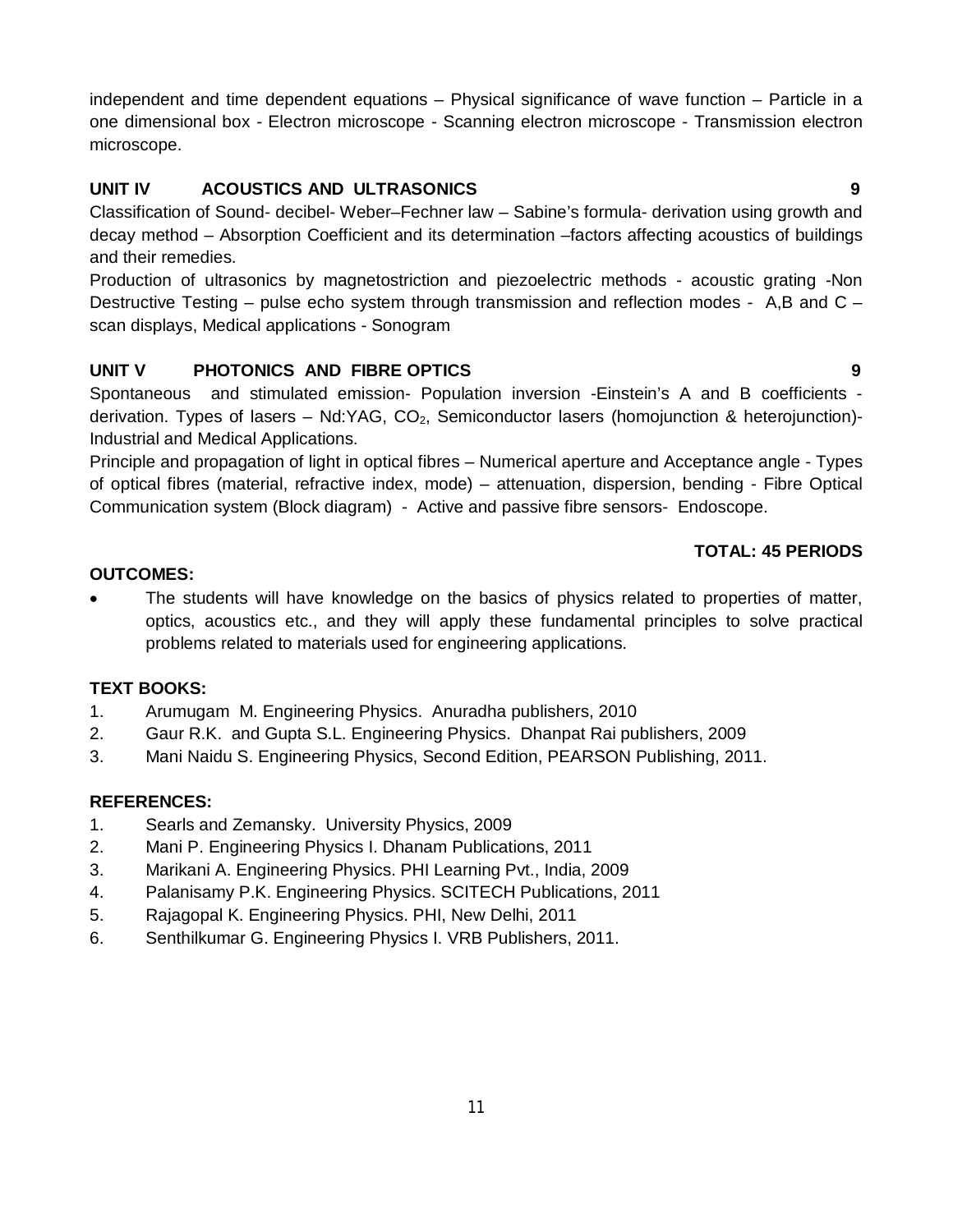independent and time dependent equations – Physical significance of wave function – Particle in a one dimensional box - Electron microscope - Scanning electron microscope - Transmission electron microscope.

### UNIT IV ACOUSTICS AND ULTRASONICS 9

Classification of Sound- decibel- Weber–Fechner law – Sabine's formula- derivation using growth and decay method – Absorption Coefficient and its determination –factors affecting acoustics of buildings and their remedies.

Production of ultrasonics by magnetostriction and piezoelectric methods - acoustic grating -Non Destructive Testing – pulse echo system through transmission and reflection modes - A,B and C – scan displays, Medical applications - Sonogram

### UNIT V PHOTONICS AND FIBRE OPTICS 9

Spontaneous and stimulated emission- Population inversion -Einstein's A and B coefficients - derivation. Types of lasers – Nd:YAG, $CO_2$, Semiconductor lasers (homojunction & heterojunction)- Industrial and Medical Applications.

Principle and propagation of light in optical fibres – Numerical aperture and Acceptance angle - Types of optical fibres (material, refractive index, mode) – attenuation, dispersion, bending - Fibre Optical Communication system (Block diagram) - Active and passive fibre sensors- Endoscope.

**TOTAL: 45 PERIODS**

**OUTCOMES:**

- The students will have knowledge on the basics of physics related to properties of matter, optics, acoustics etc., and they will apply these fundamental principles to solve practical problems related to materials used for engineering applications.

**TEXT BOOKS:**

1. Arumugam M. Engineering Physics. Anuradha publishers, 2010
2. Gaur R.K. and Gupta S.L. Engineering Physics. Dhanpat Rai publishers, 2009
3. Mani Naidu S. Engineering Physics, Second Edition, PEARSON Publishing, 2011.

**REFERENCES:**

1. Searls and Zemansky. University Physics, 2009
2. Mani P. Engineering Physics I. Dhanam Publications, 2011
3. Marikani A. Engineering Physics. PHI Learning Pvt., India, 2009
4. Palanisamy P.K. Engineering Physics. SCITECH Publications, 2011
5. Rajagopal K. Engineering Physics. PHI, New Delhi, 2011
6. Senthilkumar G. Engineering Physics I. VRB Publishers, 2011.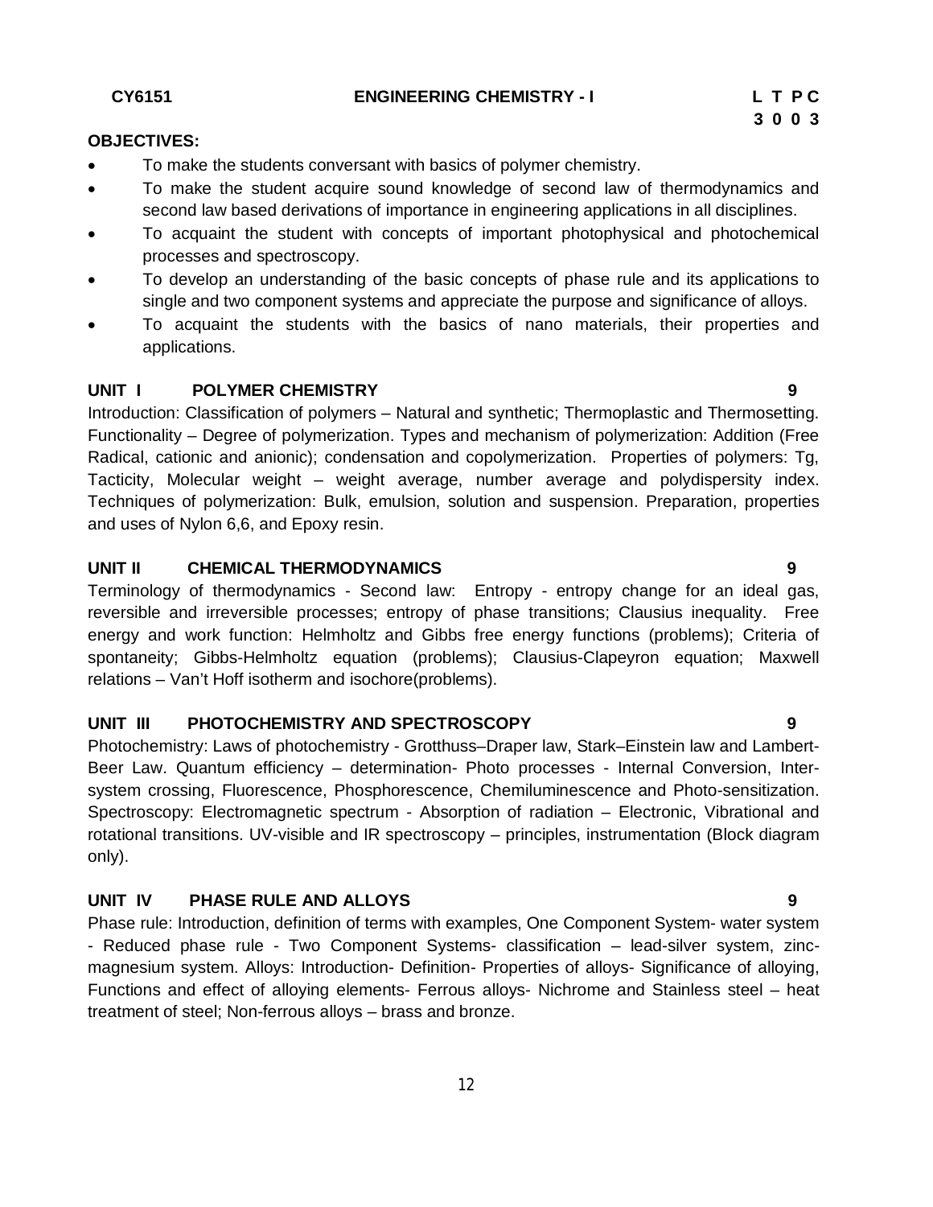**CY6151 ENGINEERING CHEMISTRY - I**

| L | T | P | C |
|---|---|---|---|
| 3 | 0 | 0 | 3 |

**OBJECTIVES:**

- To make the students conversant with basics of polymer chemistry.
- To make the student acquire sound knowledge of second law of thermodynamics and second law based derivations of importance in engineering applications in all disciplines.
- To acquaint the student with concepts of important photophysical and photochemical processes and spectroscopy.
- To develop an understanding of the basic concepts of phase rule and its applications to single and two component systems and appreciate the purpose and significance of alloys.
- To acquaint the students with the basics of nano materials, their properties and applications.

**UNIT I POLYMER CHEMISTRY 9**

Introduction: Classification of polymers – Natural and synthetic; Thermoplastic and Thermosetting. Functionality – Degree of polymerization. Types and mechanism of polymerization: Addition (Free Radical, cationic and anionic); condensation and copolymerization. Properties of polymers: Tg, Tacticity, Molecular weight – weight average, number average and polydispersity index. Techniques of polymerization: Bulk, emulsion, solution and suspension. Preparation, properties and uses of Nylon 6,6, and Epoxy resin.

**UNIT II CHEMICAL THERMODYNAMICS 9**

Terminology of thermodynamics - Second law: Entropy - entropy change for an ideal gas, reversible and irreversible processes; entropy of phase transitions; Clausius inequality. Free energy and work function: Helmholtz and Gibbs free energy functions (problems); Criteria of spontaneity; Gibbs-Helmholtz equation (problems); Clausius-Clapeyron equation; Maxwell relations – Van't Hoff isotherm and isochore(problems).

**UNIT III PHOTOCHEMISTRY AND SPECTROSCOPY 9**

Photochemistry: Laws of photochemistry - Grotthuss–Draper law, Stark–Einstein law and Lambert-Beer Law. Quantum efficiency – determination- Photo processes - Internal Conversion, Inter-system crossing, Fluorescence, Phosphorescence, Chemiluminescence and Photo-sensitization. Spectroscopy: Electromagnetic spectrum - Absorption of radiation – Electronic, Vibrational and rotational transitions. UV-visible and IR spectroscopy – principles, instrumentation (Block diagram only).

**UNIT IV PHASE RULE AND ALLOYS 9**

Phase rule: Introduction, definition of terms with examples, One Component System- water system - Reduced phase rule - Two Component Systems- classification – lead-silver system, zinc-magnesium system. Alloys: Introduction- Definition- Properties of alloys- Significance of alloying, Functions and effect of alloying elements- Ferrous alloys- Nichrome and Stainless steel – heat treatment of steel; Non-ferrous alloys – brass and bronze.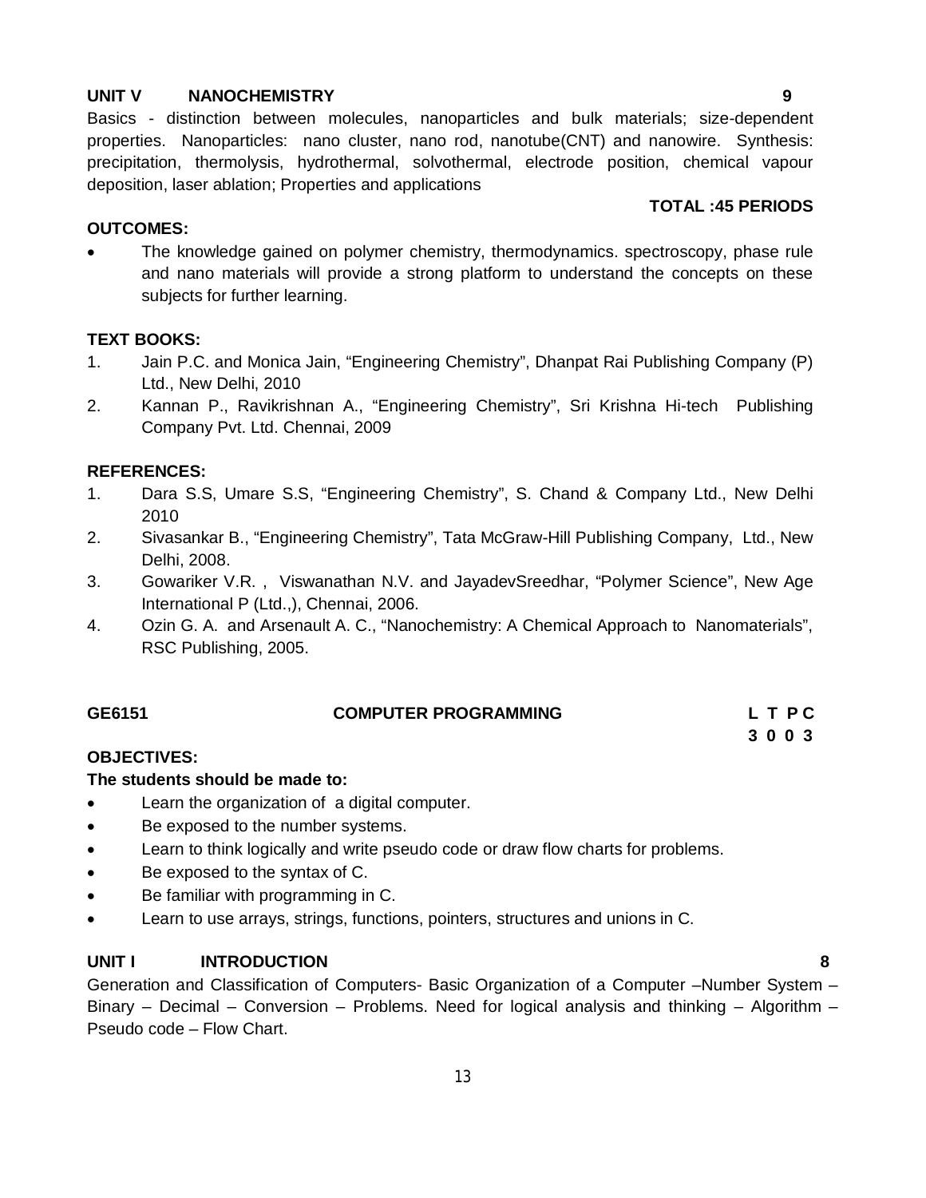**UNIT V NANOCHEMISTRY 9**

Basics - distinction between molecules, nanoparticles and bulk materials; size-dependent properties. Nanoparticles: nano cluster, nano rod, nanotube(CNT) and nanowire. Synthesis: precipitation, thermolysis, hydrothermal, solvothermal, electrode position, chemical vapour deposition, laser ablation; Properties and applications

**TOTAL :45 PERIODS**

**OUTCOMES:**

- The knowledge gained on polymer chemistry, thermodynamics. spectroscopy, phase rule and nano materials will provide a strong platform to understand the concepts on these subjects for further learning.

**TEXT BOOKS:**

1. Jain P.C. and Monica Jain, "Engineering Chemistry", Dhanpat Rai Publishing Company (P) Ltd., New Delhi, 2010
2. Kannan P., Ravikrishnan A., "Engineering Chemistry", Sri Krishna Hi-tech Publishing Company Pvt. Ltd. Chennai, 2009

**REFERENCES:**

1. Dara S.S, Umare S.S, "Engineering Chemistry", S. Chand & Company Ltd., New Delhi 2010
2. Sivasankar B., "Engineering Chemistry", Tata McGraw-Hill Publishing Company, Ltd., New Delhi, 2008.
3. Gowariker V.R. , Viswanathan N.V. and JayadevSreedhar, "Polymer Science", New Age International P (Ltd.,), Chennai, 2006.
4. Ozin G. A. and Arsenault A. C., "Nanochemistry: A Chemical Approach to Nanomaterials", RSC Publishing, 2005.

| **GE6151** | **COMPUTER PROGRAMMING** | **L T P C** |
|---|---|---|
| | | **3 0 0 3** |

**OBJECTIVES:**

**The students should be made to:**

- Learn the organization of a digital computer.
- Be exposed to the number systems.
- Learn to think logically and write pseudo code or draw flow charts for problems.
- Be exposed to the syntax of C.
- Be familiar with programming in C.
- Learn to use arrays, strings, functions, pointers, structures and unions in C.

**UNIT I INTRODUCTION 8**

Generation and Classification of Computers- Basic Organization of a Computer –Number System – Binary – Decimal – Conversion – Problems. Need for logical analysis and thinking – Algorithm – Pseudo code – Flow Chart.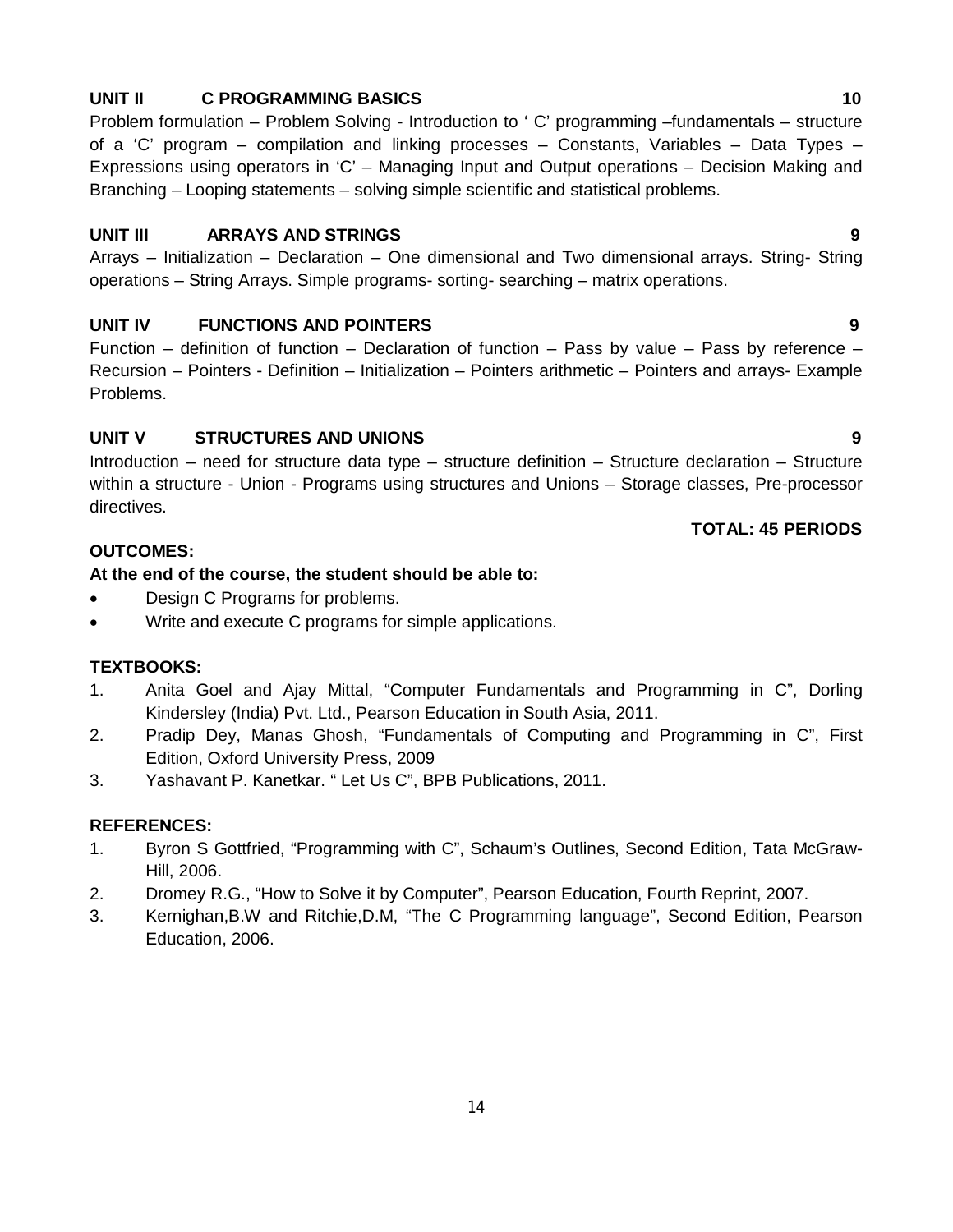**UNIT II C PROGRAMMING BASICS 10**

Problem formulation – Problem Solving - Introduction to ' C' programming –fundamentals – structure of a 'C' program – compilation and linking processes – Constants, Variables – Data Types – Expressions using operators in 'C' – Managing Input and Output operations – Decision Making and Branching – Looping statements – solving simple scientific and statistical problems.

**UNIT III ARRAYS AND STRINGS 9**

Arrays – Initialization – Declaration – One dimensional and Two dimensional arrays. String- String operations – String Arrays. Simple programs- sorting- searching – matrix operations.

**UNIT IV FUNCTIONS AND POINTERS 9**

Function – definition of function – Declaration of function – Pass by value – Pass by reference – Recursion – Pointers - Definition – Initialization – Pointers arithmetic – Pointers and arrays- Example Problems.

**UNIT V STRUCTURES AND UNIONS 9**

Introduction – need for structure data type – structure definition – Structure declaration – Structure within a structure - Union - Programs using structures and Unions – Storage classes, Pre-processor directives.

**TOTAL: 45 PERIODS**

**OUTCOMES:**

**At the end of the course, the student should be able to:**

- Design C Programs for problems.
- Write and execute C programs for simple applications.

**TEXTBOOKS:**

1. Anita Goel and Ajay Mittal, "Computer Fundamentals and Programming in C", Dorling Kindersley (India) Pvt. Ltd., Pearson Education in South Asia, 2011.
2. Pradip Dey, Manas Ghosh, "Fundamentals of Computing and Programming in C", First Edition, Oxford University Press, 2009
3. Yashavant P. Kanetkar. " Let Us C", BPB Publications, 2011.

**REFERENCES:**

1. Byron S Gottfried, "Programming with C", Schaum's Outlines, Second Edition, Tata McGraw-Hill, 2006.
2. Dromey R.G., "How to Solve it by Computer", Pearson Education, Fourth Reprint, 2007.
3. Kernighan,B.W and Ritchie,D.M, "The C Programming language", Second Edition, Pearson Education, 2006.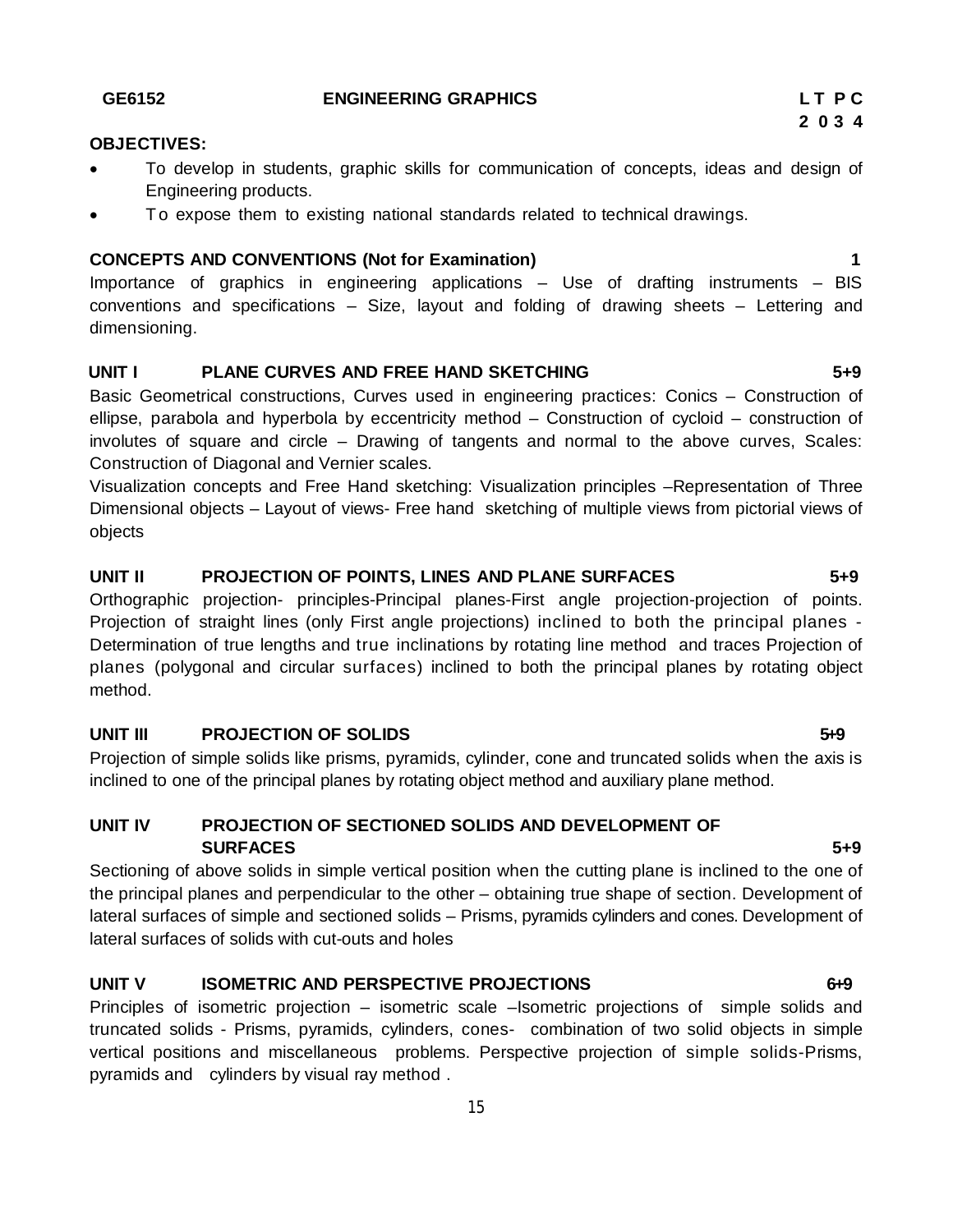**GE6152 ENGINEERING GRAPHICS** **L T P C**
**2 0 3 4**

**OBJECTIVES:**

- To develop in students, graphic skills for communication of concepts, ideas and design of Engineering products.
- To expose them to existing national standards related to technical drawings.

**CONCEPTS AND CONVENTIONS (Not for Examination)** **1**

Importance of graphics in engineering applications – Use of drafting instruments – BIS conventions and specifications – Size, layout and folding of drawing sheets – Lettering and dimensioning.

**UNIT I PLANE CURVES AND FREE HAND SKETCHING** **5+9**

Basic Geometrical constructions, Curves used in engineering practices: Conics – Construction of ellipse, parabola and hyperbola by eccentricity method – Construction of cycloid – construction of involutes of square and circle – Drawing of tangents and normal to the above curves, Scales: Construction of Diagonal and Vernier scales.

Visualization concepts and Free Hand sketching: Visualization principles –Representation of Three Dimensional objects – Layout of views- Free hand sketching of multiple views from pictorial views of objects

**UNIT II PROJECTION OF POINTS, LINES AND PLANE SURFACES** **5+9**

Orthographic projection- principles-Principal planes-First angle projection-projection of points. Projection of straight lines (only First angle projections) inclined to both the principal planes - Determination of true lengths and true inclinations by rotating line method and traces Projection of planes (polygonal and circular surfaces) inclined to both the principal planes by rotating object method.

**UNIT III PROJECTION OF SOLIDS** **5+9**

Projection of simple solids like prisms, pyramids, cylinder, cone and truncated solids when the axis is inclined to one of the principal planes by rotating object method and auxiliary plane method.

**UNIT IV PROJECTION OF SECTIONED SOLIDS AND DEVELOPMENT OF SURFACES** **5+9**

Sectioning of above solids in simple vertical position when the cutting plane is inclined to the one of the principal planes and perpendicular to the other – obtaining true shape of section. Development of lateral surfaces of simple and sectioned solids – Prisms, pyramids cylinders and cones. Development of lateral surfaces of solids with cut-outs and holes

**UNIT V ISOMETRIC AND PERSPECTIVE PROJECTIONS** **6+9**

Principles of isometric projection – isometric scale –Isometric projections of simple solids and truncated solids - Prisms, pyramids, cylinders, cones- combination of two solid objects in simple vertical positions and miscellaneous problems. Perspective projection of simple solids-Prisms, pyramids and cylinders by visual ray method .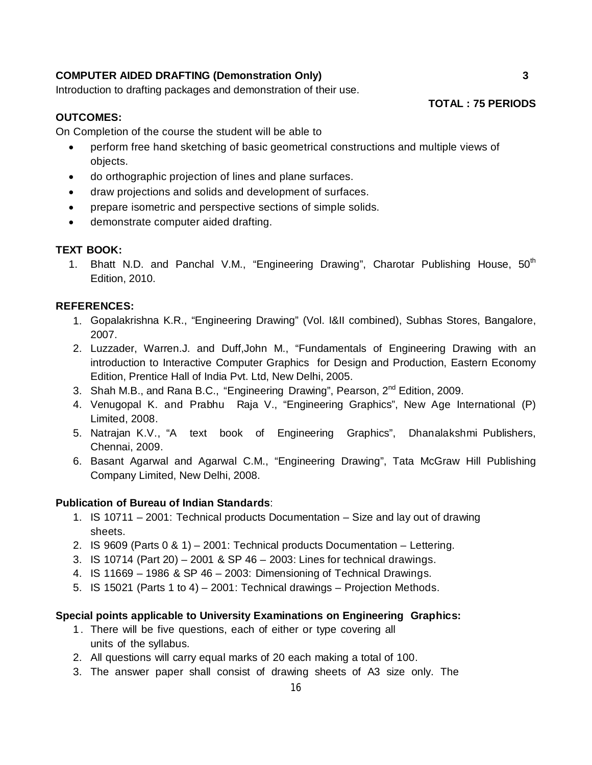**COMPUTER AIDED DRAFTING (Demonstration Only)** **3**

Introduction to drafting packages and demonstration of their use.

**TOTAL : 75 PERIODS**

**OUTCOMES:**

On Completion of the course the student will be able to

- perform free hand sketching of basic geometrical constructions and multiple views of objects.
- do orthographic projection of lines and plane surfaces.
- draw projections and solids and development of surfaces.
- prepare isometric and perspective sections of simple solids.
- demonstrate computer aided drafting.

**TEXT BOOK:**

1. Bhatt N.D. and Panchal V.M., "Engineering Drawing", Charotar Publishing House, 50th Edition, 2010.

**REFERENCES:**

1. Gopalakrishna K.R., "Engineering Drawing" (Vol. I&II combined), Subhas Stores, Bangalore, 2007.
2. Luzzader, Warren.J. and Duff,John M., "Fundamentals of Engineering Drawing with an introduction to Interactive Computer Graphics for Design and Production, Eastern Economy Edition, Prentice Hall of India Pvt. Ltd, New Delhi, 2005.
3. Shah M.B., and Rana B.C., "Engineering Drawing", Pearson, 2nd Edition, 2009.
4. Venugopal K. and Prabhu Raja V., "Engineering Graphics", New Age International (P) Limited, 2008.
5. Natrajan K.V., "A text book of Engineering Graphics", Dhanalakshmi Publishers, Chennai, 2009.
6. Basant Agarwal and Agarwal C.M., "Engineering Drawing", Tata McGraw Hill Publishing Company Limited, New Delhi, 2008.

**Publication of Bureau of Indian Standards**:

1. IS 10711 – 2001: Technical products Documentation – Size and lay out of drawing sheets.
2. IS 9609 (Parts 0 & 1) – 2001: Technical products Documentation – Lettering.
3. IS 10714 (Part 20) – 2001 & SP 46 – 2003: Lines for technical drawings.
4. IS 11669 – 1986 & SP 46 – 2003: Dimensioning of Technical Drawings.
5. IS 15021 (Parts 1 to 4) – 2001: Technical drawings – Projection Methods.

**Special points applicable to University Examinations on Engineering Graphics:**

1. There will be five questions, each of either or type covering all units of the syllabus.
2. All questions will carry equal marks of 20 each making a total of 100.
3. The answer paper shall consist of drawing sheets of A3 size only. The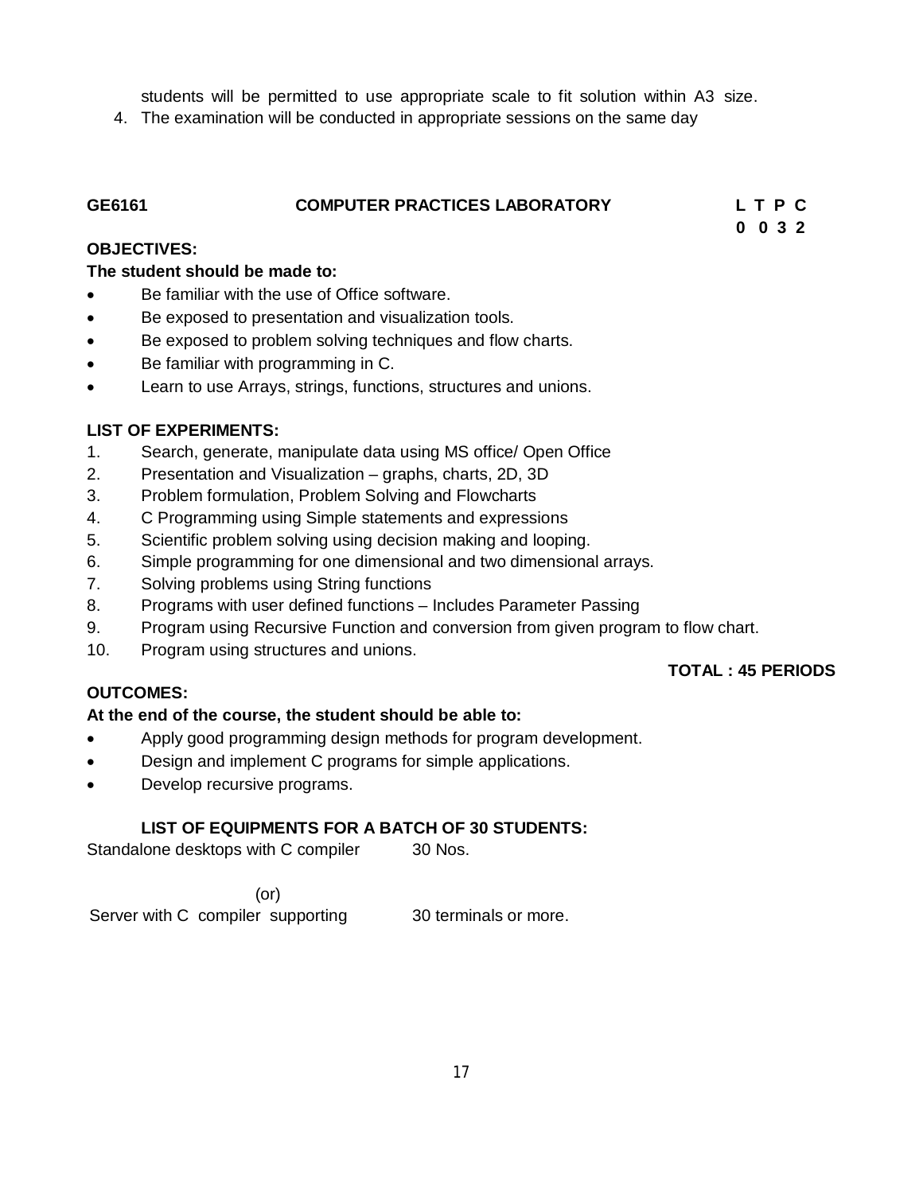students will be permitted to use appropriate scale to fit solution within A3 size.

4. The examination will be conducted in appropriate sessions on the same day

| **GE6161** | **COMPUTER PRACTICES LABORATORY** | **L T P C** |
|---|---|---|
| | | **0 0 3 2** |

**OBJECTIVES:**

**The student should be made to:**

- Be familiar with the use of Office software.
- Be exposed to presentation and visualization tools.
- Be exposed to problem solving techniques and flow charts.
- Be familiar with programming in C.
- Learn to use Arrays, strings, functions, structures and unions.

**LIST OF EXPERIMENTS:**

1. Search, generate, manipulate data using MS office/ Open Office
2. Presentation and Visualization – graphs, charts, 2D, 3D
3. Problem formulation, Problem Solving and Flowcharts
4. C Programming using Simple statements and expressions
5. Scientific problem solving using decision making and looping.
6. Simple programming for one dimensional and two dimensional arrays.
7. Solving problems using String functions
8. Programs with user defined functions – Includes Parameter Passing
9. Program using Recursive Function and conversion from given program to flow chart.
10. Program using structures and unions.

**TOTAL : 45 PERIODS**

**OUTCOMES:**

**At the end of the course, the student should be able to:**

- Apply good programming design methods for program development.
- Design and implement C programs for simple applications.
- Develop recursive programs.

**LIST OF EQUIPMENTS FOR A BATCH OF 30 STUDENTS:**

Standalone desktops with C compiler 30 Nos.

(or)

Server with C compiler supporting 30 terminals or more.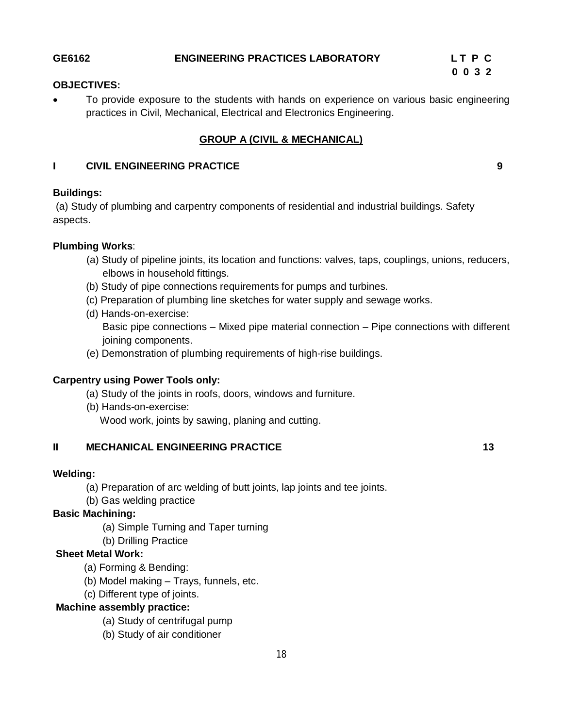**GE6162 ENGINEERING PRACTICES LABORATORY**

| L | T | P | C |
|---|---|---|---|
| 0 | 0 | 3 | 2 |

**OBJECTIVES:**

- To provide exposure to the students with hands on experience on various basic engineering practices in Civil, Mechanical, Electrical and Electronics Engineering.

## GROUP A (CIVIL & MECHANICAL)

### I CIVIL ENGINEERING PRACTICE 9

**Buildings:**

(a) Study of plumbing and carpentry components of residential and industrial buildings. Safety aspects.

**Plumbing Works**:

(a) Study of pipeline joints, its location and functions: valves, taps, couplings, unions, reducers, elbows in household fittings.
(b) Study of pipe connections requirements for pumps and turbines.
(c) Preparation of plumbing line sketches for water supply and sewage works.
(d) Hands-on-exercise:
Basic pipe connections – Mixed pipe material connection – Pipe connections with different joining components.
(e) Demonstration of plumbing requirements of high-rise buildings.

**Carpentry using Power Tools only:**

(a) Study of the joints in roofs, doors, windows and furniture.
(b) Hands-on-exercise:
Wood work, joints by sawing, planing and cutting.

### II MECHANICAL ENGINEERING PRACTICE 13

**Welding:**

(a) Preparation of arc welding of butt joints, lap joints and tee joints.
(b) Gas welding practice

**Basic Machining:**

(a) Simple Turning and Taper turning
(b) Drilling Practice

**Sheet Metal Work:**

(a) Forming & Bending:
(b) Model making – Trays, funnels, etc.
(c) Different type of joints.

**Machine assembly practice:**

(a) Study of centrifugal pump
(b) Study of air conditioner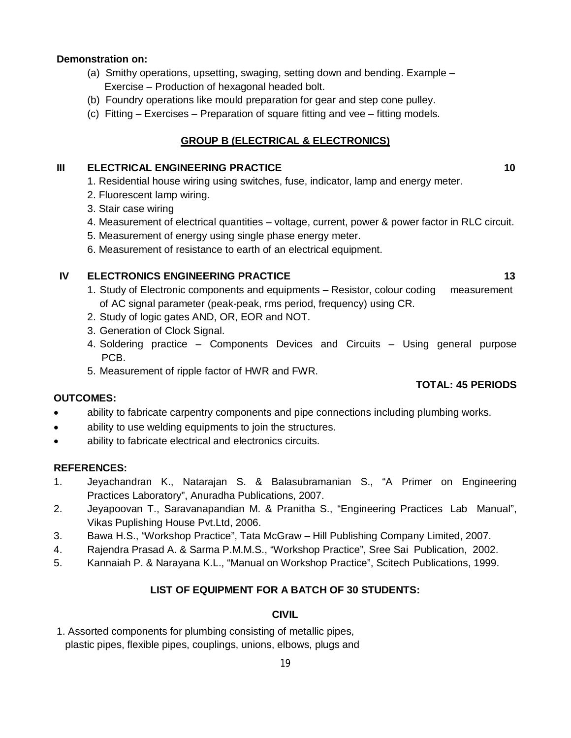**Demonstration on:**

(a) Smithy operations, upsetting, swaging, setting down and bending. Example – Exercise – Production of hexagonal headed bolt.

(b) Foundry operations like mould preparation for gear and step cone pulley.

(c) Fitting – Exercises – Preparation of square fitting and vee – fitting models.

## GROUP B (ELECTRICAL & ELECTRONICS)

**III ELECTRICAL ENGINEERING PRACTICE** **10**

1. Residential house wiring using switches, fuse, indicator, lamp and energy meter.
2. Fluorescent lamp wiring.
3. Stair case wiring
4. Measurement of electrical quantities – voltage, current, power & power factor in RLC circuit.
5. Measurement of energy using single phase energy meter.
6. Measurement of resistance to earth of an electrical equipment.

**IV ELECTRONICS ENGINEERING PRACTICE** **13**

1. Study of Electronic components and equipments – Resistor, colour coding measurement of AC signal parameter (peak-peak, rms period, frequency) using CR.
2. Study of logic gates AND, OR, EOR and NOT.
3. Generation of Clock Signal.
4. Soldering practice – Components Devices and Circuits – Using general purpose PCB.
5. Measurement of ripple factor of HWR and FWR.

**TOTAL: 45 PERIODS**

**OUTCOMES:**

- ability to fabricate carpentry components and pipe connections including plumbing works.
- ability to use welding equipments to join the structures.
- ability to fabricate electrical and electronics circuits.

**REFERENCES:**

1. Jeyachandran K., Natarajan S. & Balasubramanian S., "A Primer on Engineering Practices Laboratory", Anuradha Publications, 2007.
2. Jeyapoovan T., Saravanapandian M. & Pranitha S., "Engineering Practices Lab Manual", Vikas Puplishing House Pvt.Ltd, 2006.
3. Bawa H.S., "Workshop Practice", Tata McGraw – Hill Publishing Company Limited, 2007.
4. Rajendra Prasad A. & Sarma P.M.M.S., "Workshop Practice", Sree Sai Publication, 2002.
5. Kannaiah P. & Narayana K.L., "Manual on Workshop Practice", Scitech Publications, 1999.

## LIST OF EQUIPMENT FOR A BATCH OF 30 STUDENTS:

### CIVIL

1. Assorted components for plumbing consisting of metallic pipes, plastic pipes, flexible pipes, couplings, unions, elbows, plugs and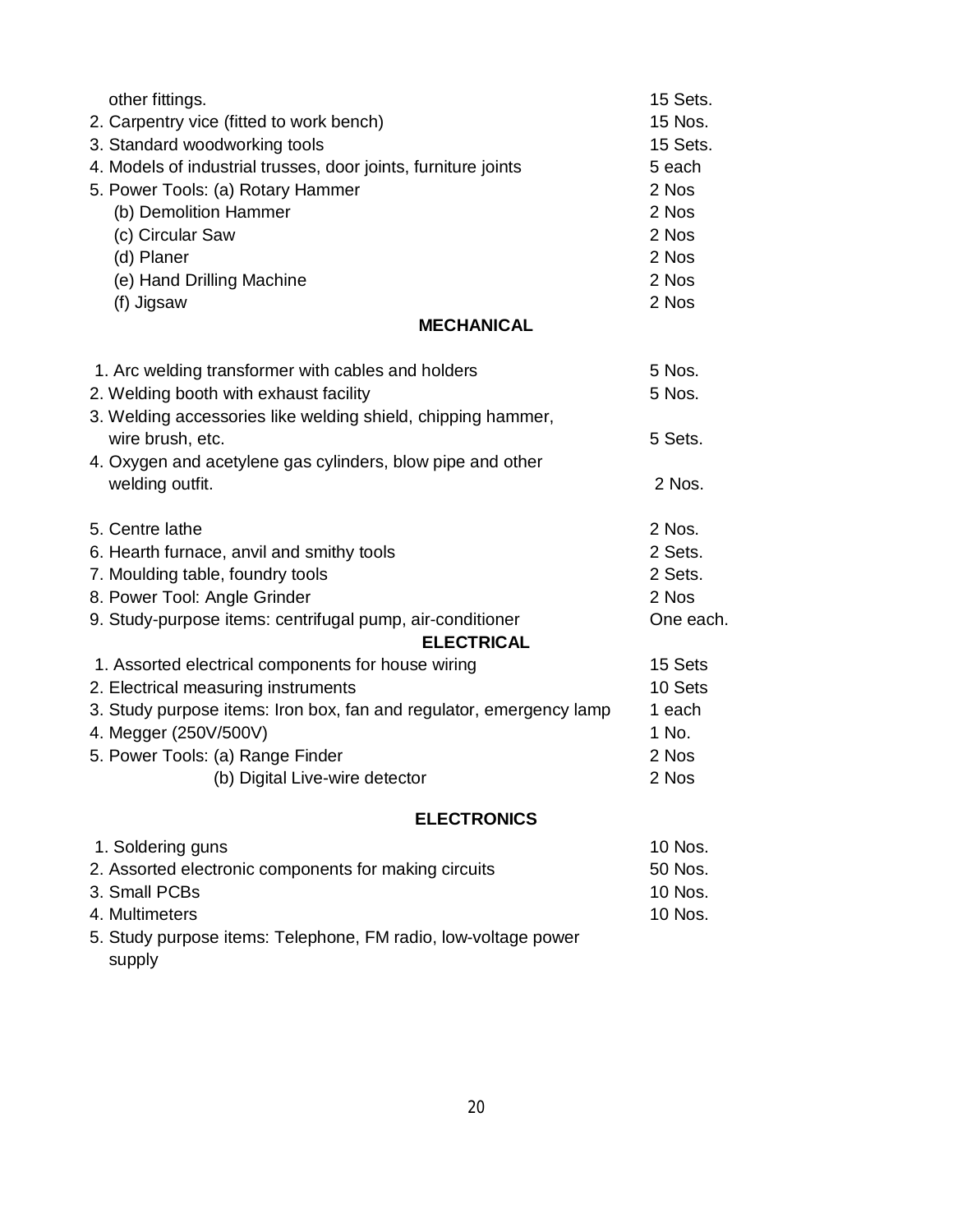| Item | Quantity |
|---|---|
| other fittings. | 15 Sets. |
| 2. Carpentry vice (fitted to work bench) | 15 Nos. |
| 3. Standard woodworking tools | 15 Sets. |
| 4. Models of industrial trusses, door joints, furniture joints | 5 each |
| 5. Power Tools: (a) Rotary Hammer | 2 Nos |
| (b) Demolition Hammer | 2 Nos |
| (c) Circular Saw | 2 Nos |
| (d) Planer | 2 Nos |
| (e) Hand Drilling Machine | 2 Nos |
| (f) Jigsaw | 2 Nos |

**MECHANICAL**

| Item | Quantity |
|---|---|
| 1. Arc welding transformer with cables and holders | 5 Nos. |
| 2. Welding booth with exhaust facility | 5 Nos. |
| 3. Welding accessories like welding shield, chipping hammer, wire brush, etc. | 5 Sets. |
| 4. Oxygen and acetylene gas cylinders, blow pipe and other welding outfit. | 2 Nos. |
| 5. Centre lathe | 2 Nos. |
| 6. Hearth furnace, anvil and smithy tools | 2 Sets. |
| 7. Moulding table, foundry tools | 2 Sets. |
| 8. Power Tool: Angle Grinder | 2 Nos |
| 9. Study-purpose items: centrifugal pump, air-conditioner | One each. |

**ELECTRICAL**

| Item | Quantity |
|---|---|
| 1. Assorted electrical components for house wiring | 15 Sets |
| 2. Electrical measuring instruments | 10 Sets |
| 3. Study purpose items: Iron box, fan and regulator, emergency lamp | 1 each |
| 4. Megger (250V/500V) | 1 No. |
| 5. Power Tools: (a) Range Finder | 2 Nos |
| (b) Digital Live-wire detector | 2 Nos |

**ELECTRONICS**

| Item | Quantity |
|---|---|
| 1. Soldering guns | 10 Nos. |
| 2. Assorted electronic components for making circuits | 50 Nos. |
| 3. Small PCBs | 10 Nos. |
| 4. Multimeters | 10 Nos. |
| 5. Study purpose items: Telephone, FM radio, low-voltage power supply | |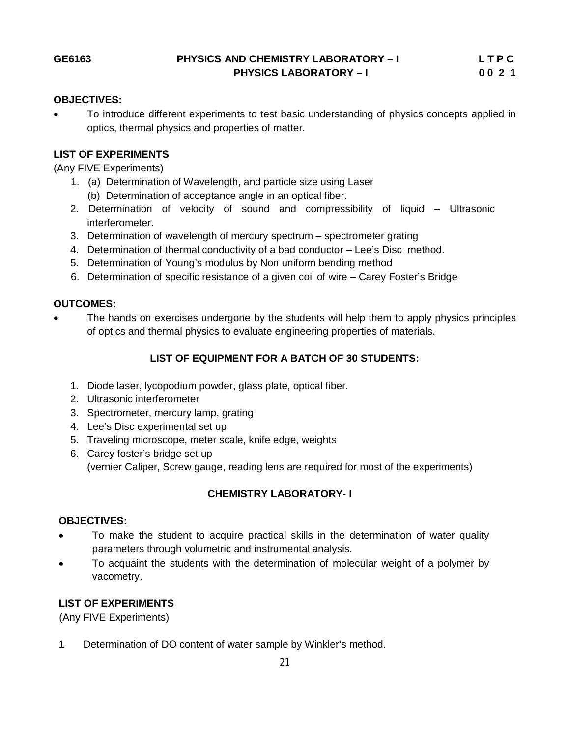**GE6163 PHYSICS AND CHEMISTRY LABORATORY – I** **L T P C**
**PHYSICS LABORATORY – I** **0 0 2 1**

**OBJECTIVES:**

- To introduce different experiments to test basic understanding of physics concepts applied in optics, thermal physics and properties of matter.

**LIST OF EXPERIMENTS**

(Any FIVE Experiments)

1. (a) Determination of Wavelength, and particle size using Laser
   (b) Determination of acceptance angle in an optical fiber.
2. Determination of velocity of sound and compressibility of liquid – Ultrasonic interferometer.
3. Determination of wavelength of mercury spectrum – spectrometer grating
4. Determination of thermal conductivity of a bad conductor – Lee's Disc method.
5. Determination of Young's modulus by Non uniform bending method
6. Determination of specific resistance of a given coil of wire – Carey Foster's Bridge

**OUTCOMES:**

- The hands on exercises undergone by the students will help them to apply physics principles of optics and thermal physics to evaluate engineering properties of materials.

**LIST OF EQUIPMENT FOR A BATCH OF 30 STUDENTS:**

1. Diode laser, lycopodium powder, glass plate, optical fiber.
2. Ultrasonic interferometer
3. Spectrometer, mercury lamp, grating
4. Lee's Disc experimental set up
5. Traveling microscope, meter scale, knife edge, weights
6. Carey foster's bridge set up
   (vernier Caliper, Screw gauge, reading lens are required for most of the experiments)

**CHEMISTRY LABORATORY- I**

**OBJECTIVES:**

- To make the student to acquire practical skills in the determination of water quality parameters through volumetric and instrumental analysis.
- To acquaint the students with the determination of molecular weight of a polymer by vacometry.

**LIST OF EXPERIMENTS**

(Any FIVE Experiments)

1 Determination of DO content of water sample by Winkler's method.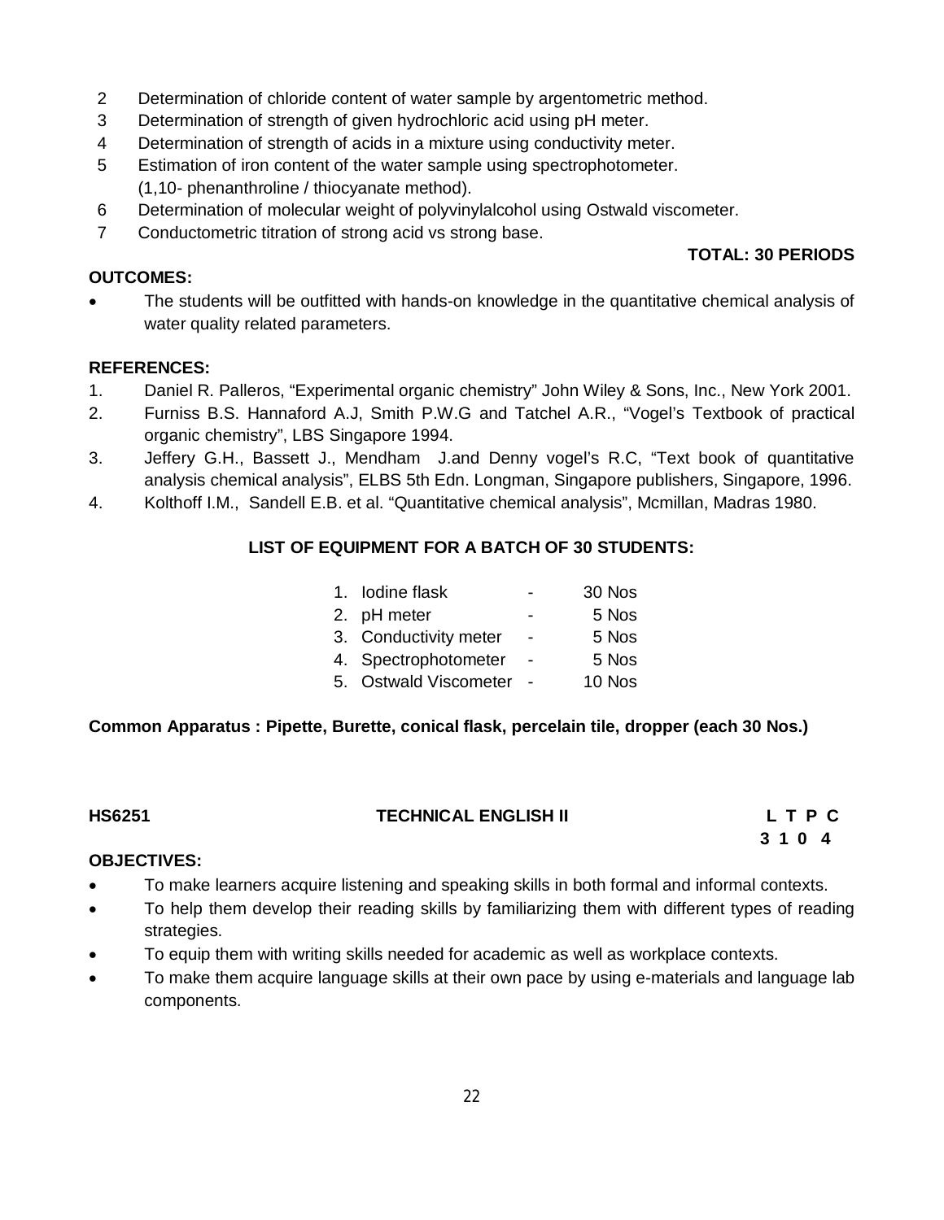2. Determination of chloride content of water sample by argentometric method.
3. Determination of strength of given hydrochloric acid using pH meter.
4. Determination of strength of acids in a mixture using conductivity meter.
5. Estimation of iron content of the water sample using spectrophotometer. (1,10- phenanthroline / thiocyanate method).
6. Determination of molecular weight of polyvinylalcohol using Ostwald viscometer.
7. Conductometric titration of strong acid vs strong base.

**TOTAL: 30 PERIODS**

**OUTCOMES:**

- The students will be outfitted with hands-on knowledge in the quantitative chemical analysis of water quality related parameters.

**REFERENCES:**

1. Daniel R. Palleros, "Experimental organic chemistry" John Wiley & Sons, Inc., New York 2001.
2. Furniss B.S. Hannaford A.J, Smith P.W.G and Tatchel A.R., "Vogel's Textbook of practical organic chemistry", LBS Singapore 1994.
3. Jeffery G.H., Bassett J., Mendham J.and Denny vogel's R.C, "Text book of quantitative analysis chemical analysis", ELBS 5th Edn. Longman, Singapore publishers, Singapore, 1996.
4. Kolthoff I.M., Sandell E.B. et al. "Quantitative chemical analysis", Mcmillan, Madras 1980.

**LIST OF EQUIPMENT FOR A BATCH OF 30 STUDENTS:**

1. Iodine flask - 30 Nos
2. pH meter - 5 Nos
3. Conductivity meter - 5 Nos
4. Spectrophotometer - 5 Nos
5. Ostwald Viscometer - 10 Nos

**Common Apparatus : Pipette, Burette, conical flask, percelain tile, dropper (each 30 Nos.)**

**HS6251 TECHNICAL ENGLISH II**

**L T P C**
**3 1 0 4**

**OBJECTIVES:**

- To make learners acquire listening and speaking skills in both formal and informal contexts.
- To help them develop their reading skills by familiarizing them with different types of reading strategies.
- To equip them with writing skills needed for academic as well as workplace contexts.
- To make them acquire language skills at their own pace by using e-materials and language lab components.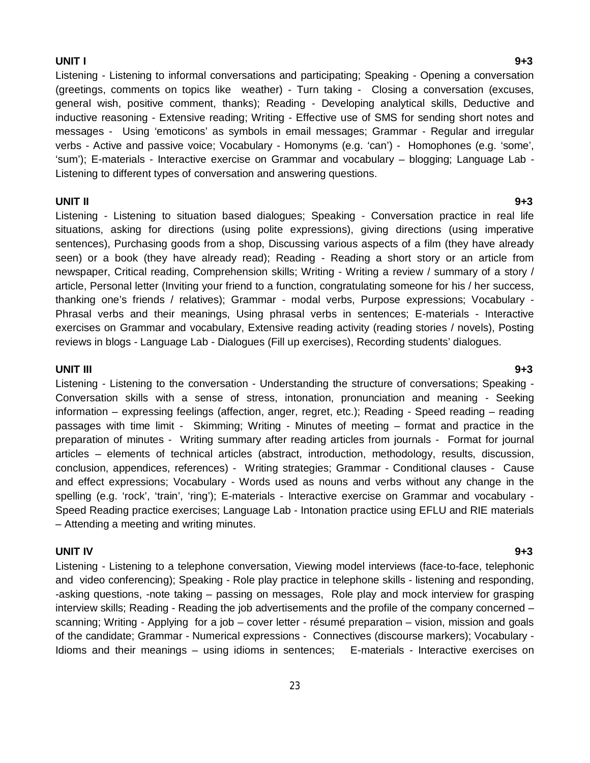**UNIT I** **9+3**

Listening - Listening to informal conversations and participating; Speaking - Opening a conversation (greetings, comments on topics like weather) - Turn taking - Closing a conversation (excuses, general wish, positive comment, thanks); Reading - Developing analytical skills, Deductive and inductive reasoning - Extensive reading; Writing - Effective use of SMS for sending short notes and messages - Using 'emoticons' as symbols in email messages; Grammar - Regular and irregular verbs - Active and passive voice; Vocabulary - Homonyms (e.g. 'can') - Homophones (e.g. 'some', 'sum'); E-materials - Interactive exercise on Grammar and vocabulary – blogging; Language Lab - Listening to different types of conversation and answering questions.

**UNIT II** **9+3**

Listening - Listening to situation based dialogues; Speaking - Conversation practice in real life situations, asking for directions (using polite expressions), giving directions (using imperative sentences), Purchasing goods from a shop, Discussing various aspects of a film (they have already seen) or a book (they have already read); Reading - Reading a short story or an article from newspaper, Critical reading, Comprehension skills; Writing - Writing a review / summary of a story / article, Personal letter (Inviting your friend to a function, congratulating someone for his / her success, thanking one's friends / relatives); Grammar - modal verbs, Purpose expressions; Vocabulary - Phrasal verbs and their meanings, Using phrasal verbs in sentences; E-materials - Interactive exercises on Grammar and vocabulary, Extensive reading activity (reading stories / novels), Posting reviews in blogs - Language Lab - Dialogues (Fill up exercises), Recording students' dialogues.

**UNIT III** **9+3**

Listening - Listening to the conversation - Understanding the structure of conversations; Speaking - Conversation skills with a sense of stress, intonation, pronunciation and meaning - Seeking information – expressing feelings (affection, anger, regret, etc.); Reading - Speed reading – reading passages with time limit - Skimming; Writing - Minutes of meeting – format and practice in the preparation of minutes - Writing summary after reading articles from journals - Format for journal articles – elements of technical articles (abstract, introduction, methodology, results, discussion, conclusion, appendices, references) - Writing strategies; Grammar - Conditional clauses - Cause and effect expressions; Vocabulary - Words used as nouns and verbs without any change in the spelling (e.g. 'rock', 'train', 'ring'); E-materials - Interactive exercise on Grammar and vocabulary - Speed Reading practice exercises; Language Lab - Intonation practice using EFLU and RIE materials – Attending a meeting and writing minutes.

**UNIT IV** **9+3**

Listening - Listening to a telephone conversation, Viewing model interviews (face-to-face, telephonic and video conferencing); Speaking - Role play practice in telephone skills - listening and responding, -asking questions, -note taking – passing on messages, Role play and mock interview for grasping interview skills; Reading - Reading the job advertisements and the profile of the company concerned – scanning; Writing - Applying for a job – cover letter - résumé preparation – vision, mission and goals of the candidate; Grammar - Numerical expressions - Connectives (discourse markers); Vocabulary - Idioms and their meanings – using idioms in sentences; E-materials - Interactive exercises on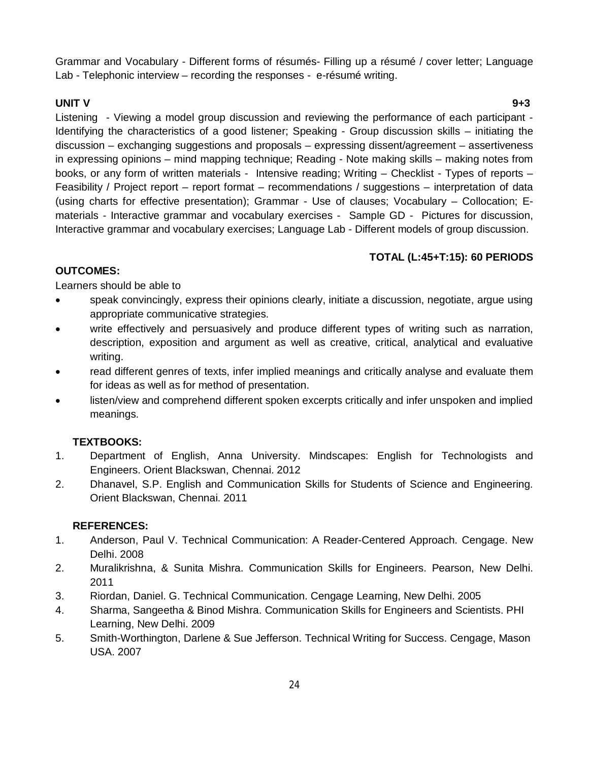Grammar and Vocabulary - Different forms of résumés- Filling up a résumé / cover letter; Language Lab - Telephonic interview – recording the responses - e-résumé writing.

**UNIT V** **9+3**

Listening - Viewing a model group discussion and reviewing the performance of each participant - Identifying the characteristics of a good listener; Speaking - Group discussion skills – initiating the discussion – exchanging suggestions and proposals – expressing dissent/agreement – assertiveness in expressing opinions – mind mapping technique; Reading - Note making skills – making notes from books, or any form of written materials - Intensive reading; Writing – Checklist - Types of reports – Feasibility / Project report – report format – recommendations / suggestions – interpretation of data (using charts for effective presentation); Grammar - Use of clauses; Vocabulary – Collocation; E-materials - Interactive grammar and vocabulary exercises - Sample GD - Pictures for discussion, Interactive grammar and vocabulary exercises; Language Lab - Different models of group discussion.

**TOTAL (L:45+T:15): 60 PERIODS**

**OUTCOMES:**

Learners should be able to

- speak convincingly, express their opinions clearly, initiate a discussion, negotiate, argue using appropriate communicative strategies.
- write effectively and persuasively and produce different types of writing such as narration, description, exposition and argument as well as creative, critical, analytical and evaluative writing.
- read different genres of texts, infer implied meanings and critically analyse and evaluate them for ideas as well as for method of presentation.
- listen/view and comprehend different spoken excerpts critically and infer unspoken and implied meanings.

**TEXTBOOKS:**

1. Department of English, Anna University. Mindscapes: English for Technologists and Engineers. Orient Blackswan, Chennai. 2012
2. Dhanavel, S.P. English and Communication Skills for Students of Science and Engineering. Orient Blackswan, Chennai. 2011

**REFERENCES:**

1. Anderson, Paul V. Technical Communication: A Reader-Centered Approach. Cengage. New Delhi. 2008
2. Muralikrishna, & Sunita Mishra. Communication Skills for Engineers. Pearson, New Delhi. 2011
3. Riordan, Daniel. G. Technical Communication. Cengage Learning, New Delhi. 2005
4. Sharma, Sangeetha & Binod Mishra. Communication Skills for Engineers and Scientists. PHI Learning, New Delhi. 2009
5. Smith-Worthington, Darlene & Sue Jefferson. Technical Writing for Success. Cengage, Mason USA. 2007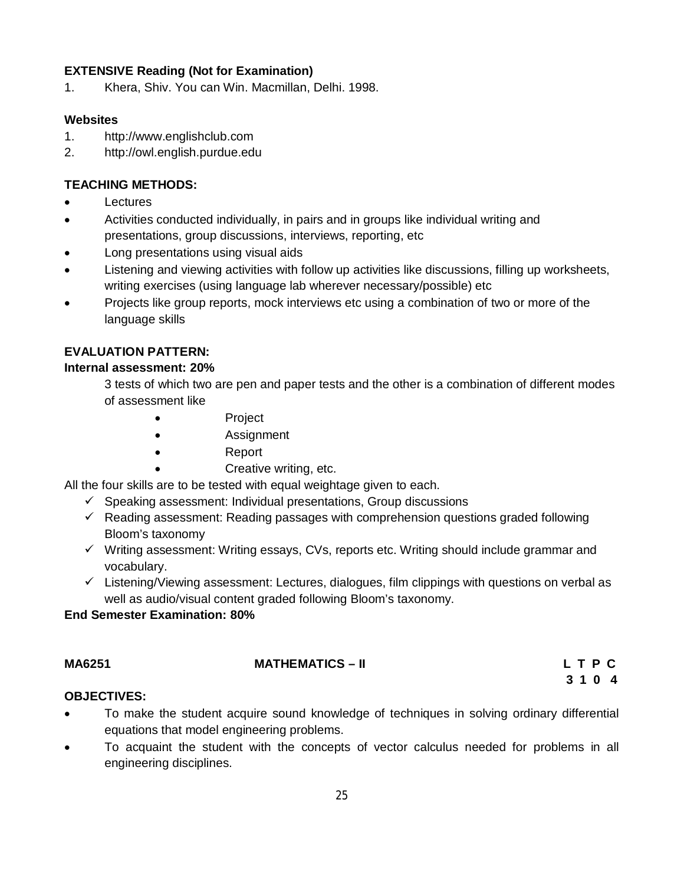**EXTENSIVE Reading (Not for Examination)**

1. Khera, Shiv. You can Win. Macmillan, Delhi. 1998.

**Websites**

1. http://www.englishclub.com
2. http://owl.english.purdue.edu

**TEACHING METHODS:**

- Lectures
- Activities conducted individually, in pairs and in groups like individual writing and presentations, group discussions, interviews, reporting, etc
- Long presentations using visual aids
- Listening and viewing activities with follow up activities like discussions, filling up worksheets, writing exercises (using language lab wherever necessary/possible) etc
- Projects like group reports, mock interviews etc using a combination of two or more of the language skills

**EVALUATION PATTERN:**

**Internal assessment: 20%**

3 tests of which two are pen and paper tests and the other is a combination of different modes of assessment like

- Project
- Assignment
- Report
- Creative writing, etc.

All the four skills are to be tested with equal weightage given to each.

- ✓ Speaking assessment: Individual presentations, Group discussions
- ✓ Reading assessment: Reading passages with comprehension questions graded following Bloom's taxonomy
- ✓ Writing assessment: Writing essays, CVs, reports etc. Writing should include grammar and vocabulary.
- ✓ Listening/Viewing assessment: Lectures, dialogues, film clippings with questions on verbal as well as audio/visual content graded following Bloom's taxonomy.

**End Semester Examination: 80%**

| **MA6251** | **MATHEMATICS – II** | **L T P C** |
|---|---|---|
| | | **3 1 0 4** |

**OBJECTIVES:**

- To make the student acquire sound knowledge of techniques in solving ordinary differential equations that model engineering problems.
- To acquaint the student with the concepts of vector calculus needed for problems in all engineering disciplines.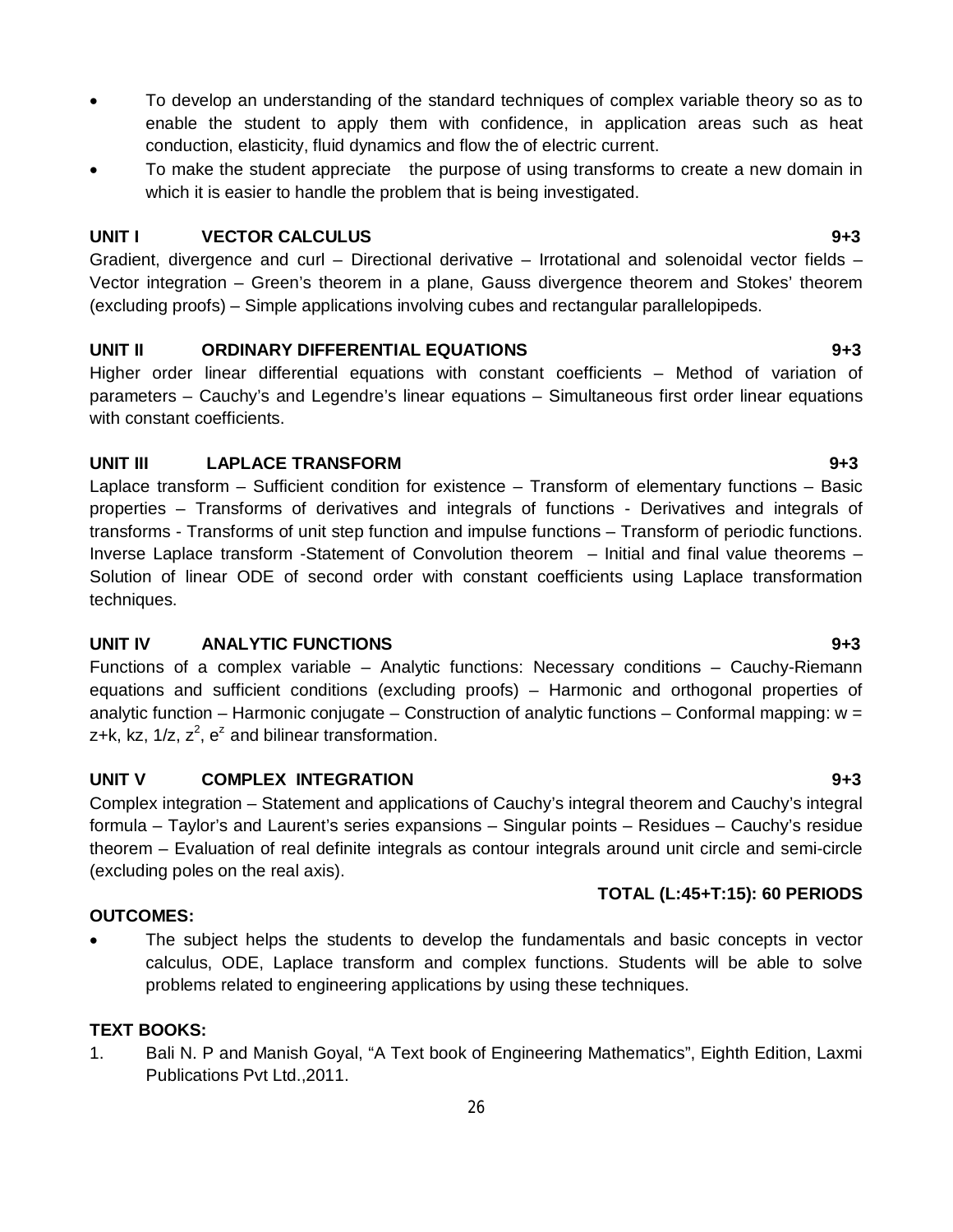- To develop an understanding of the standard techniques of complex variable theory so as to enable the student to apply them with confidence, in application areas such as heat conduction, elasticity, fluid dynamics and flow the of electric current.
- To make the student appreciate the purpose of using transforms to create a new domain in which it is easier to handle the problem that is being investigated.

**UNIT I VECTOR CALCULUS 9+3**

Gradient, divergence and curl – Directional derivative – Irrotational and solenoidal vector fields – Vector integration – Green's theorem in a plane, Gauss divergence theorem and Stokes' theorem (excluding proofs) – Simple applications involving cubes and rectangular parallelopipeds.

**UNIT II ORDINARY DIFFERENTIAL EQUATIONS 9+3**

Higher order linear differential equations with constant coefficients – Method of variation of parameters – Cauchy's and Legendre's linear equations – Simultaneous first order linear equations with constant coefficients.

**UNIT III LAPLACE TRANSFORM 9+3**

Laplace transform – Sufficient condition for existence – Transform of elementary functions – Basic properties – Transforms of derivatives and integrals of functions - Derivatives and integrals of transforms - Transforms of unit step function and impulse functions – Transform of periodic functions. Inverse Laplace transform -Statement of Convolution theorem – Initial and final value theorems – Solution of linear ODE of second order with constant coefficients using Laplace transformation techniques.

**UNIT IV ANALYTIC FUNCTIONS 9+3**

Functions of a complex variable – Analytic functions: Necessary conditions – Cauchy-Riemann equations and sufficient conditions (excluding proofs) – Harmonic and orthogonal properties of analytic function – Harmonic conjugate – Construction of analytic functions – Conformal mapping: $w = z+k$, $kz$, $1/z$, $z^2$, $e^z$ and bilinear transformation.

**UNIT V COMPLEX INTEGRATION 9+3**

Complex integration – Statement and applications of Cauchy's integral theorem and Cauchy's integral formula – Taylor's and Laurent's series expansions – Singular points – Residues – Cauchy's residue theorem – Evaluation of real definite integrals as contour integrals around unit circle and semi-circle (excluding poles on the real axis).

**TOTAL (L:45+T:15): 60 PERIODS**

**OUTCOMES:**

- The subject helps the students to develop the fundamentals and basic concepts in vector calculus, ODE, Laplace transform and complex functions. Students will be able to solve problems related to engineering applications by using these techniques.

**TEXT BOOKS:**

1. Bali N. P and Manish Goyal, "A Text book of Engineering Mathematics", Eighth Edition, Laxmi Publications Pvt Ltd.,2011.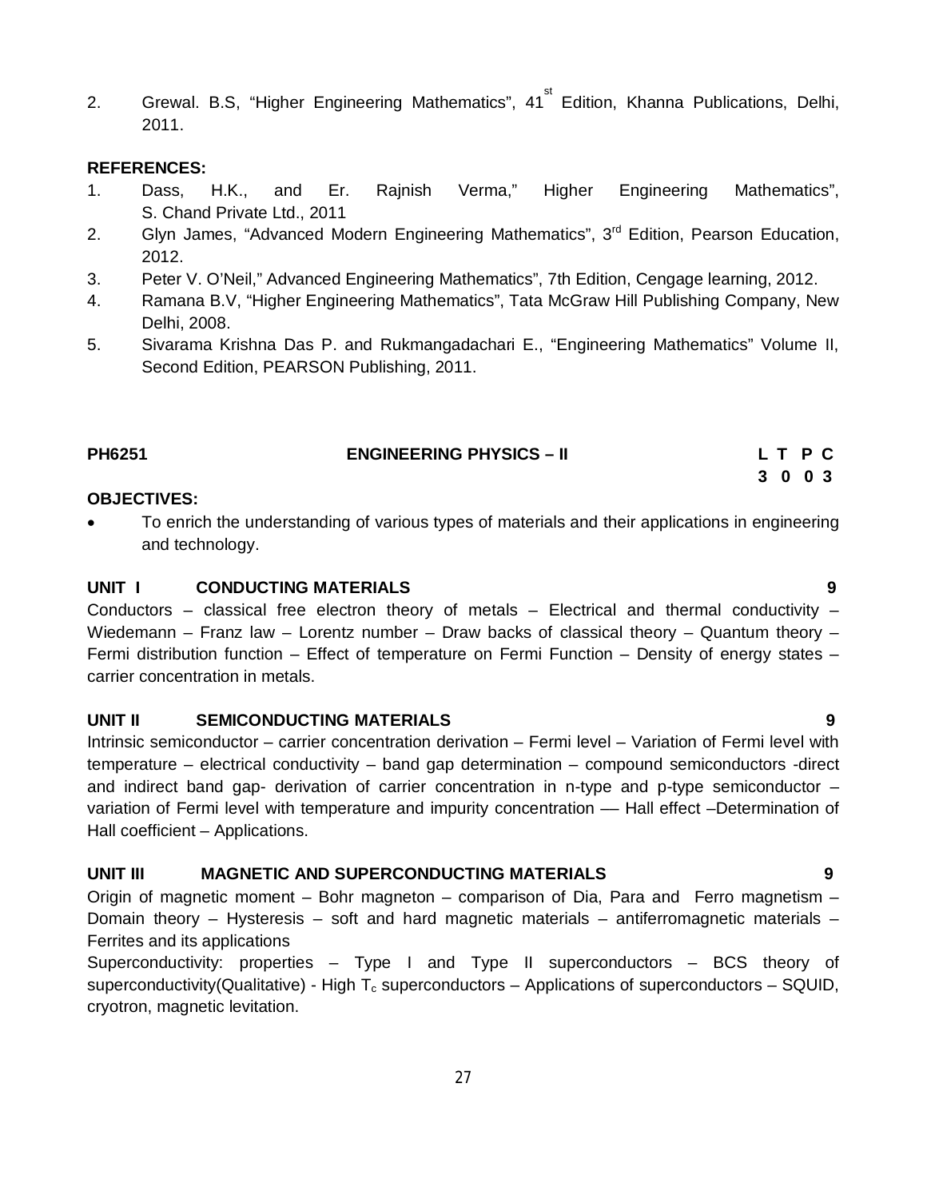2. Grewal. B.S, "Higher Engineering Mathematics", 41st Edition, Khanna Publications, Delhi, 2011.

**REFERENCES:**

1. Dass, H.K., and Er. Rajnish Verma," Higher Engineering Mathematics", S. Chand Private Ltd., 2011
2. Glyn James, "Advanced Modern Engineering Mathematics", 3rd Edition, Pearson Education, 2012.
3. Peter V. O'Neil," Advanced Engineering Mathematics", 7th Edition, Cengage learning, 2012.
4. Ramana B.V, "Higher Engineering Mathematics", Tata McGraw Hill Publishing Company, New Delhi, 2008.
5. Sivarama Krishna Das P. and Rukmangadachari E., "Engineering Mathematics" Volume II, Second Edition, PEARSON Publishing, 2011.

## PH6251 ENGINEERING PHYSICS – II

| L | T | P | C |
|---|---|---|---|
| 3 | 0 | 0 | 3 |

**OBJECTIVES:**

- To enrich the understanding of various types of materials and their applications in engineering and technology.

### UNIT I CONDUCTING MATERIALS 9

Conductors – classical free electron theory of metals – Electrical and thermal conductivity – Wiedemann – Franz law – Lorentz number – Draw backs of classical theory – Quantum theory – Fermi distribution function – Effect of temperature on Fermi Function – Density of energy states – carrier concentration in metals.

### UNIT II SEMICONDUCTING MATERIALS 9

Intrinsic semiconductor – carrier concentration derivation – Fermi level – Variation of Fermi level with temperature – electrical conductivity – band gap determination – compound semiconductors -direct and indirect band gap- derivation of carrier concentration in n-type and p-type semiconductor – variation of Fermi level with temperature and impurity concentration –– Hall effect –Determination of Hall coefficient – Applications.

### UNIT III MAGNETIC AND SUPERCONDUCTING MATERIALS 9

Origin of magnetic moment – Bohr magneton – comparison of Dia, Para and Ferro magnetism – Domain theory – Hysteresis – soft and hard magnetic materials – antiferromagnetic materials – Ferrites and its applications

Superconductivity: properties – Type I and Type II superconductors – BCS theory of superconductivity(Qualitative) - High $T_c$ superconductors – Applications of superconductors – SQUID, cryotron, magnetic levitation.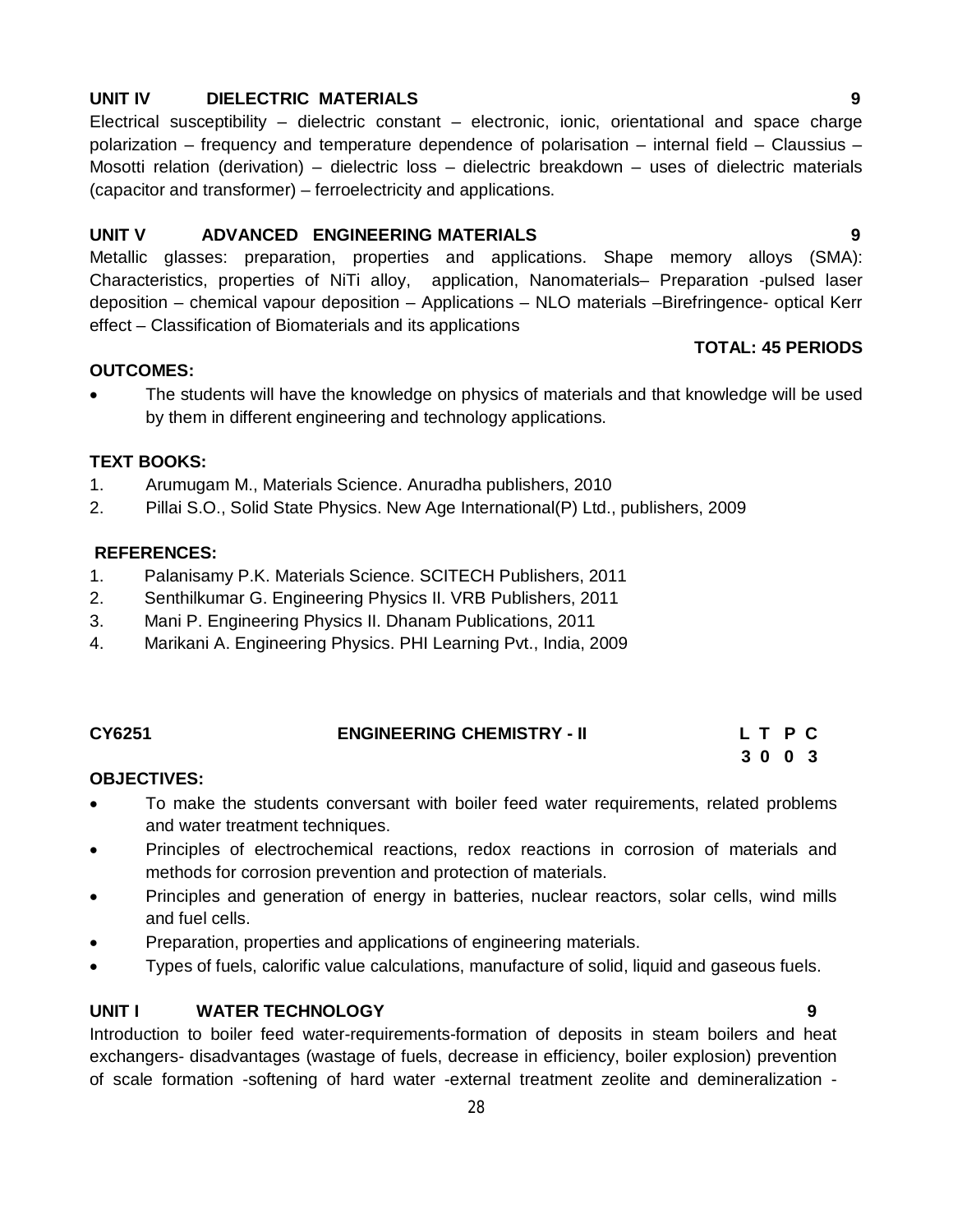**UNIT IV DIELECTRIC MATERIALS 9**

Electrical susceptibility – dielectric constant – electronic, ionic, orientational and space charge polarization – frequency and temperature dependence of polarisation – internal field – Claussius – Mosotti relation (derivation) – dielectric loss – dielectric breakdown – uses of dielectric materials (capacitor and transformer) – ferroelectricity and applications.

**UNIT V ADVANCED ENGINEERING MATERIALS 9**

Metallic glasses: preparation, properties and applications. Shape memory alloys (SMA): Characteristics, properties of NiTi alloy, application, Nanomaterials– Preparation -pulsed laser deposition – chemical vapour deposition – Applications – NLO materials –Birefringence- optical Kerr effect – Classification of Biomaterials and its applications

**TOTAL: 45 PERIODS**

**OUTCOMES:**

- The students will have the knowledge on physics of materials and that knowledge will be used by them in different engineering and technology applications.

**TEXT BOOKS:**

1. Arumugam M., Materials Science. Anuradha publishers, 2010
2. Pillai S.O., Solid State Physics. New Age International(P) Ltd., publishers, 2009

**REFERENCES:**

1. Palanisamy P.K. Materials Science. SCITECH Publishers, 2011
2. Senthilkumar G. Engineering Physics II. VRB Publishers, 2011
3. Mani P. Engineering Physics II. Dhanam Publications, 2011
4. Marikani A. Engineering Physics. PHI Learning Pvt., India, 2009

**CY6251 ENGINEERING CHEMISTRY - II**

| L | T | P | C |
|---|---|---|---|
| 3 | 0 | 0 | 3 |

**OBJECTIVES:**

- To make the students conversant with boiler feed water requirements, related problems and water treatment techniques.
- Principles of electrochemical reactions, redox reactions in corrosion of materials and methods for corrosion prevention and protection of materials.
- Principles and generation of energy in batteries, nuclear reactors, solar cells, wind mills and fuel cells.
- Preparation, properties and applications of engineering materials.
- Types of fuels, calorific value calculations, manufacture of solid, liquid and gaseous fuels.

**UNIT I WATER TECHNOLOGY 9**

Introduction to boiler feed water-requirements-formation of deposits in steam boilers and heat exchangers- disadvantages (wastage of fuels, decrease in efficiency, boiler explosion) prevention of scale formation -softening of hard water -external treatment zeolite and demineralization -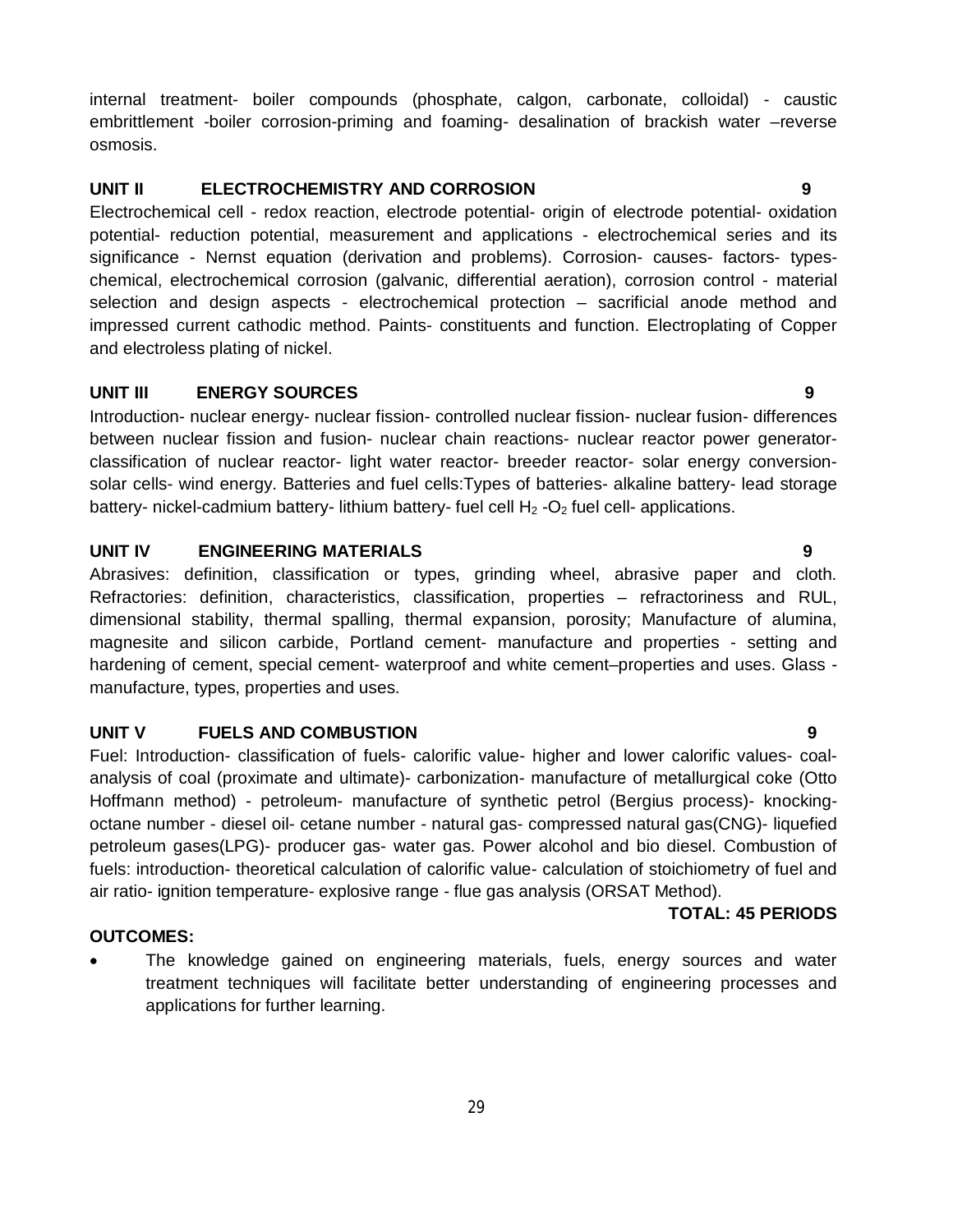internal treatment- boiler compounds (phosphate, calgon, carbonate, colloidal) - caustic embrittlement -boiler corrosion-priming and foaming- desalination of brackish water –reverse osmosis.

**UNIT II ELECTROCHEMISTRY AND CORROSION 9**

Electrochemical cell - redox reaction, electrode potential- origin of electrode potential- oxidation potential- reduction potential, measurement and applications - electrochemical series and its significance - Nernst equation (derivation and problems). Corrosion- causes- factors- types-chemical, electrochemical corrosion (galvanic, differential aeration), corrosion control - material selection and design aspects - electrochemical protection – sacrificial anode method and impressed current cathodic method. Paints- constituents and function. Electroplating of Copper and electroless plating of nickel.

**UNIT III ENERGY SOURCES 9**

Introduction- nuclear energy- nuclear fission- controlled nuclear fission- nuclear fusion- differences between nuclear fission and fusion- nuclear chain reactions- nuclear reactor power generator-classification of nuclear reactor- light water reactor- breeder reactor- solar energy conversion-solar cells- wind energy. Batteries and fuel cells:Types of batteries- alkaline battery- lead storage battery- nickel-cadmium battery- lithium battery- fuel cell $H_2$ -$O_2$ fuel cell- applications.

**UNIT IV ENGINEERING MATERIALS 9**

Abrasives: definition, classification or types, grinding wheel, abrasive paper and cloth. Refractories: definition, characteristics, classification, properties – refractoriness and RUL, dimensional stability, thermal spalling, thermal expansion, porosity; Manufacture of alumina, magnesite and silicon carbide, Portland cement- manufacture and properties - setting and hardening of cement, special cement- waterproof and white cement–properties and uses. Glass - manufacture, types, properties and uses.

**UNIT V FUELS AND COMBUSTION 9**

Fuel: Introduction- classification of fuels- calorific value- higher and lower calorific values- coal-analysis of coal (proximate and ultimate)- carbonization- manufacture of metallurgical coke (Otto Hoffmann method) - petroleum- manufacture of synthetic petrol (Bergius process)- knocking-octane number - diesel oil- cetane number - natural gas- compressed natural gas(CNG)- liquefied petroleum gases(LPG)- producer gas- water gas. Power alcohol and bio diesel. Combustion of fuels: introduction- theoretical calculation of calorific value- calculation of stoichiometry of fuel and air ratio- ignition temperature- explosive range - flue gas analysis (ORSAT Method).

**TOTAL: 45 PERIODS**

**OUTCOMES:**

- The knowledge gained on engineering materials, fuels, energy sources and water treatment techniques will facilitate better understanding of engineering processes and applications for further learning.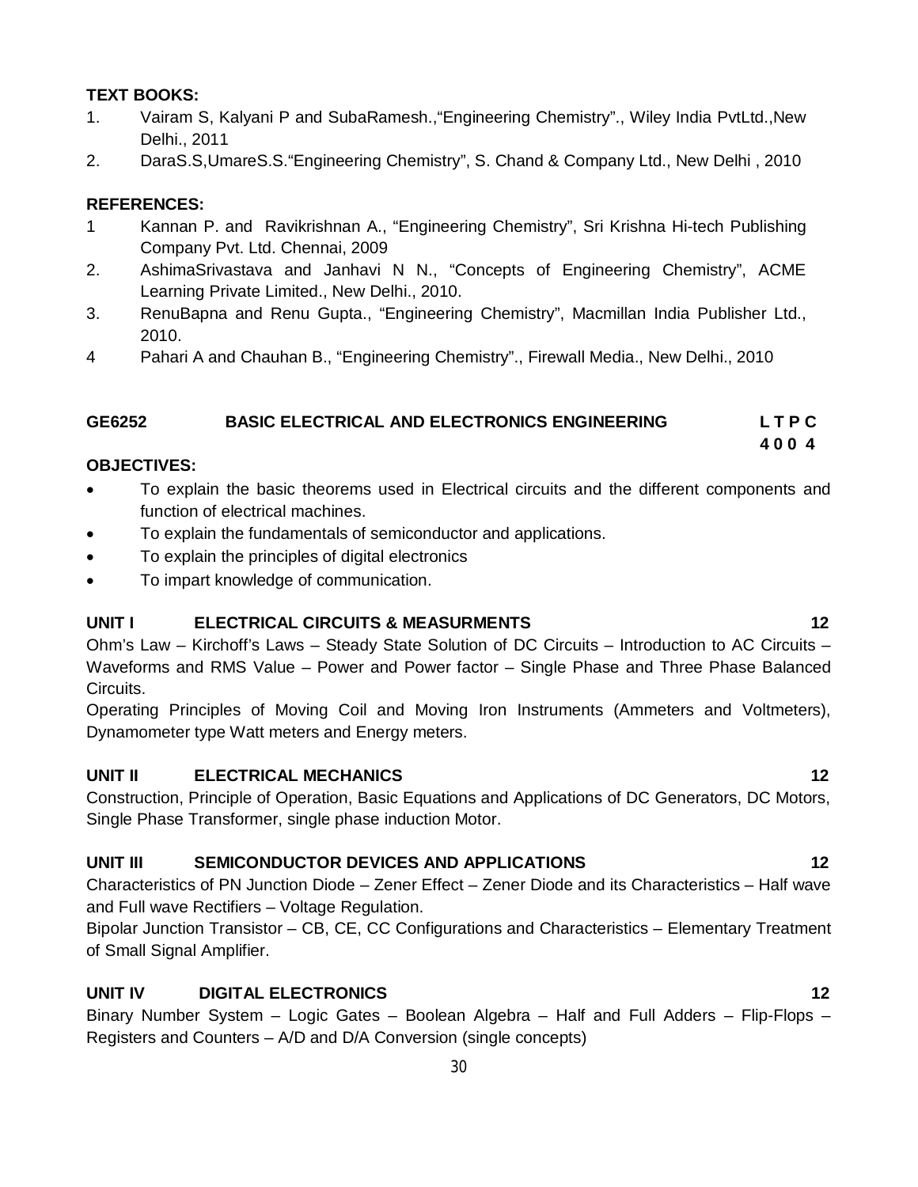**TEXT BOOKS:**

1. Vairam S, Kalyani P and SubaRamesh.,"Engineering Chemistry"., Wiley India PvtLtd.,New Delhi., 2011
2. DaraS.S,UmareS.S."Engineering Chemistry", S. Chand & Company Ltd., New Delhi , 2010

**REFERENCES:**

1. Kannan P. and Ravikrishnan A., "Engineering Chemistry", Sri Krishna Hi-tech Publishing Company Pvt. Ltd. Chennai, 2009
2. AshimaSrivastava and Janhavi N N., "Concepts of Engineering Chemistry", ACME Learning Private Limited., New Delhi., 2010.
3. RenuBapna and Renu Gupta., "Engineering Chemistry", Macmillan India Publisher Ltd., 2010.
4. Pahari A and Chauhan B., "Engineering Chemistry"., Firewall Media., New Delhi., 2010

## GE6252 BASIC ELECTRICAL AND ELECTRONICS ENGINEERING

**L T P C**
**4 0 0 4**

**OBJECTIVES:**

- To explain the basic theorems used in Electrical circuits and the different components and function of electrical machines.
- To explain the fundamentals of semiconductor and applications.
- To explain the principles of digital electronics
- To impart knowledge of communication.

**UNIT I ELECTRICAL CIRCUITS & MEASURMENTS 12**

Ohm's Law – Kirchoff's Laws – Steady State Solution of DC Circuits – Introduction to AC Circuits – Waveforms and RMS Value – Power and Power factor – Single Phase and Three Phase Balanced Circuits.

Operating Principles of Moving Coil and Moving Iron Instruments (Ammeters and Voltmeters), Dynamometer type Watt meters and Energy meters.

**UNIT II ELECTRICAL MECHANICS 12**

Construction, Principle of Operation, Basic Equations and Applications of DC Generators, DC Motors, Single Phase Transformer, single phase induction Motor.

**UNIT III SEMICONDUCTOR DEVICES AND APPLICATIONS 12**

Characteristics of PN Junction Diode – Zener Effect – Zener Diode and its Characteristics – Half wave and Full wave Rectifiers – Voltage Regulation.

Bipolar Junction Transistor – CB, CE, CC Configurations and Characteristics – Elementary Treatment of Small Signal Amplifier.

**UNIT IV DIGITAL ELECTRONICS 12**

Binary Number System – Logic Gates – Boolean Algebra – Half and Full Adders – Flip-Flops – Registers and Counters – A/D and D/A Conversion (single concepts)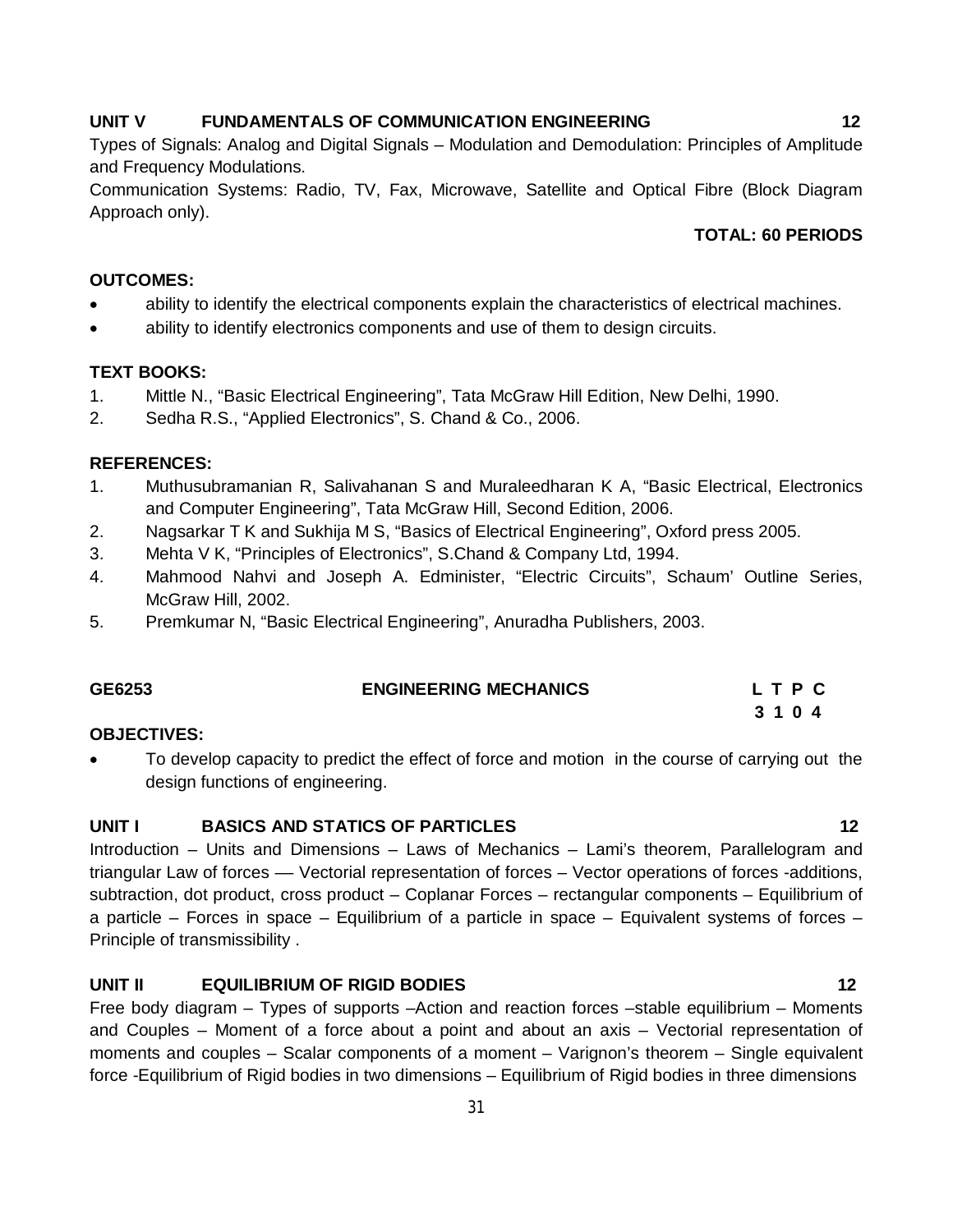**UNIT V FUNDAMENTALS OF COMMUNICATION ENGINEERING 12**

Types of Signals: Analog and Digital Signals – Modulation and Demodulation: Principles of Amplitude and Frequency Modulations.

Communication Systems: Radio, TV, Fax, Microwave, Satellite and Optical Fibre (Block Diagram Approach only).

**TOTAL: 60 PERIODS**

**OUTCOMES:**

- ability to identify the electrical components explain the characteristics of electrical machines.
- ability to identify electronics components and use of them to design circuits.

**TEXT BOOKS:**

1. Mittle N., "Basic Electrical Engineering", Tata McGraw Hill Edition, New Delhi, 1990.
2. Sedha R.S., "Applied Electronics", S. Chand & Co., 2006.

**REFERENCES:**

1. Muthusubramanian R, Salivahanan S and Muraleedharan K A, "Basic Electrical, Electronics and Computer Engineering", Tata McGraw Hill, Second Edition, 2006.
2. Nagsarkar T K and Sukhija M S, "Basics of Electrical Engineering", Oxford press 2005.
3. Mehta V K, "Principles of Electronics", S.Chand & Company Ltd, 1994.
4. Mahmood Nahvi and Joseph A. Edminister, "Electric Circuits", Schaum' Outline Series, McGraw Hill, 2002.
5. Premkumar N, "Basic Electrical Engineering", Anuradha Publishers, 2003.

## GE6253 ENGINEERING MECHANICS

| L | T | P | C |
|---|---|---|---|
| 3 | 1 | 0 | 4 |

**OBJECTIVES:**

- To develop capacity to predict the effect of force and motion in the course of carrying out the design functions of engineering.

**UNIT I BASICS AND STATICS OF PARTICLES 12**

Introduction – Units and Dimensions – Laws of Mechanics – Lami's theorem, Parallelogram and triangular Law of forces –– Vectorial representation of forces – Vector operations of forces -additions, subtraction, dot product, cross product – Coplanar Forces – rectangular components – Equilibrium of a particle – Forces in space – Equilibrium of a particle in space – Equivalent systems of forces – Principle of transmissibility .

**UNIT II EQUILIBRIUM OF RIGID BODIES 12**

Free body diagram – Types of supports –Action and reaction forces –stable equilibrium – Moments and Couples – Moment of a force about a point and about an axis – Vectorial representation of moments and couples – Scalar components of a moment – Varignon's theorem – Single equivalent force -Equilibrium of Rigid bodies in two dimensions – Equilibrium of Rigid bodies in three dimensions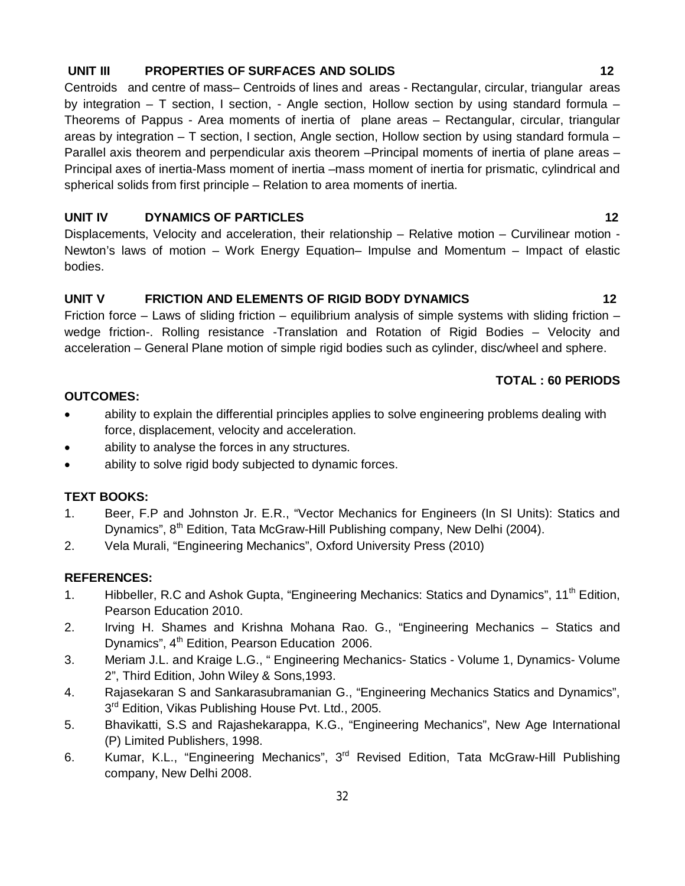**UNIT III PROPERTIES OF SURFACES AND SOLIDS 12**

Centroids and centre of mass– Centroids of lines and areas - Rectangular, circular, triangular areas by integration – T section, I section, - Angle section, Hollow section by using standard formula – Theorems of Pappus - Area moments of inertia of plane areas – Rectangular, circular, triangular areas by integration – T section, I section, Angle section, Hollow section by using standard formula – Parallel axis theorem and perpendicular axis theorem –Principal moments of inertia of plane areas – Principal axes of inertia-Mass moment of inertia –mass moment of inertia for prismatic, cylindrical and spherical solids from first principle – Relation to area moments of inertia.

**UNIT IV DYNAMICS OF PARTICLES 12**

Displacements, Velocity and acceleration, their relationship – Relative motion – Curvilinear motion - Newton's laws of motion – Work Energy Equation– Impulse and Momentum – Impact of elastic bodies.

**UNIT V FRICTION AND ELEMENTS OF RIGID BODY DYNAMICS 12**

Friction force – Laws of sliding friction – equilibrium analysis of simple systems with sliding friction – wedge friction-. Rolling resistance -Translation and Rotation of Rigid Bodies – Velocity and acceleration – General Plane motion of simple rigid bodies such as cylinder, disc/wheel and sphere.

**TOTAL : 60 PERIODS**

**OUTCOMES:**

- ability to explain the differential principles applies to solve engineering problems dealing with force, displacement, velocity and acceleration.
- ability to analyse the forces in any structures.
- ability to solve rigid body subjected to dynamic forces.

**TEXT BOOKS:**

1. Beer, F.P and Johnston Jr. E.R., "Vector Mechanics for Engineers (In SI Units): Statics and Dynamics", 8th Edition, Tata McGraw-Hill Publishing company, New Delhi (2004).
2. Vela Murali, "Engineering Mechanics", Oxford University Press (2010)

**REFERENCES:**

1. Hibbeller, R.C and Ashok Gupta, "Engineering Mechanics: Statics and Dynamics", 11th Edition, Pearson Education 2010.
2. Irving H. Shames and Krishna Mohana Rao. G., "Engineering Mechanics – Statics and Dynamics", 4th Edition, Pearson Education 2006.
3. Meriam J.L. and Kraige L.G., " Engineering Mechanics- Statics - Volume 1, Dynamics- Volume 2", Third Edition, John Wiley & Sons,1993.
4. Rajasekaran S and Sankarasubramanian G., "Engineering Mechanics Statics and Dynamics", 3rd Edition, Vikas Publishing House Pvt. Ltd., 2005.
5. Bhavikatti, S.S and Rajashekarappa, K.G., "Engineering Mechanics", New Age International (P) Limited Publishers, 1998.
6. Kumar, K.L., "Engineering Mechanics", 3rd Revised Edition, Tata McGraw-Hill Publishing company, New Delhi 2008.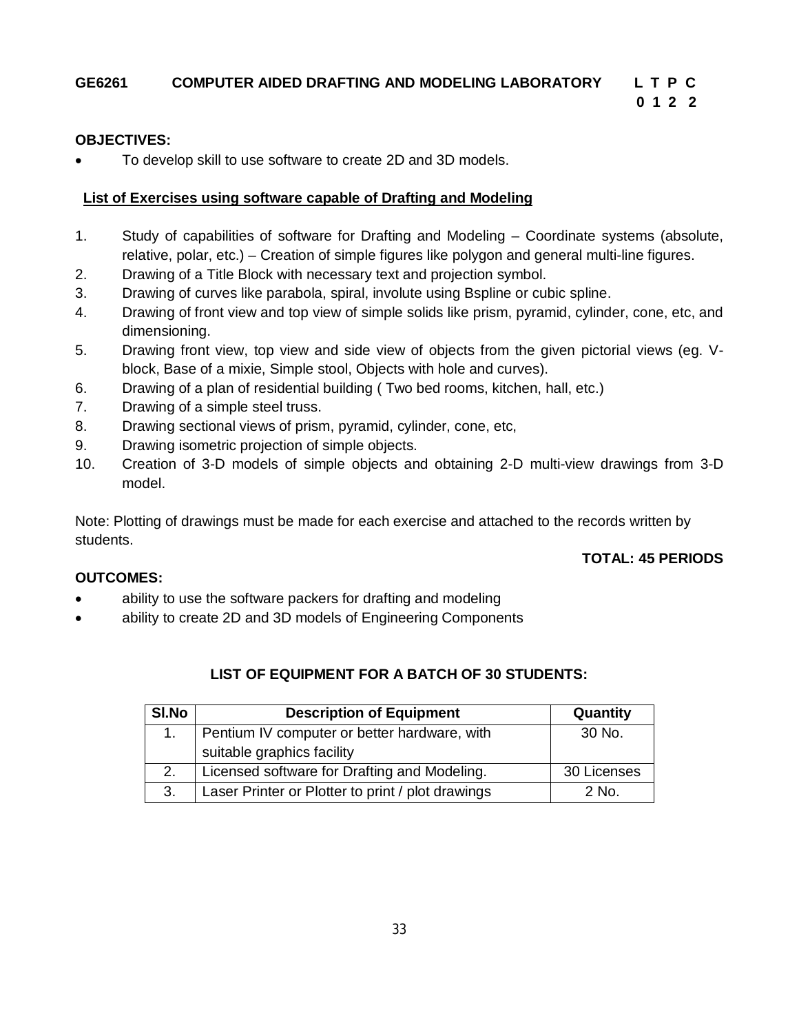**GE6261 COMPUTER AIDED DRAFTING AND MODELING LABORATORY**

| L | T | P | C |
|---|---|---|---|
| 0 | 1 | 2 | 2 |

**OBJECTIVES:**

- To develop skill to use software to create 2D and 3D models.

**List of Exercises using software capable of Drafting and Modeling**

1. Study of capabilities of software for Drafting and Modeling – Coordinate systems (absolute, relative, polar, etc.) – Creation of simple figures like polygon and general multi-line figures.
2. Drawing of a Title Block with necessary text and projection symbol.
3. Drawing of curves like parabola, spiral, involute using Bspline or cubic spline.
4. Drawing of front view and top view of simple solids like prism, pyramid, cylinder, cone, etc, and dimensioning.
5. Drawing front view, top view and side view of objects from the given pictorial views (eg. V-block, Base of a mixie, Simple stool, Objects with hole and curves).
6. Drawing of a plan of residential building ( Two bed rooms, kitchen, hall, etc.)
7. Drawing of a simple steel truss.
8. Drawing sectional views of prism, pyramid, cylinder, cone, etc,
9. Drawing isometric projection of simple objects.
10. Creation of 3-D models of simple objects and obtaining 2-D multi-view drawings from 3-D model.

Note: Plotting of drawings must be made for each exercise and attached to the records written by students.

**TOTAL: 45 PERIODS**

**OUTCOMES:**

- ability to use the software packers for drafting and modeling
- ability to create 2D and 3D models of Engineering Components

**LIST OF EQUIPMENT FOR A BATCH OF 30 STUDENTS:**

| Sl.No | Description of Equipment | Quantity |
|---|---|---|
| 1. | Pentium IV computer or better hardware, with suitable graphics facility | 30 No. |
| 2. | Licensed software for Drafting and Modeling. | 30 Licenses |
| 3. | Laser Printer or Plotter to print / plot drawings | 2 No. |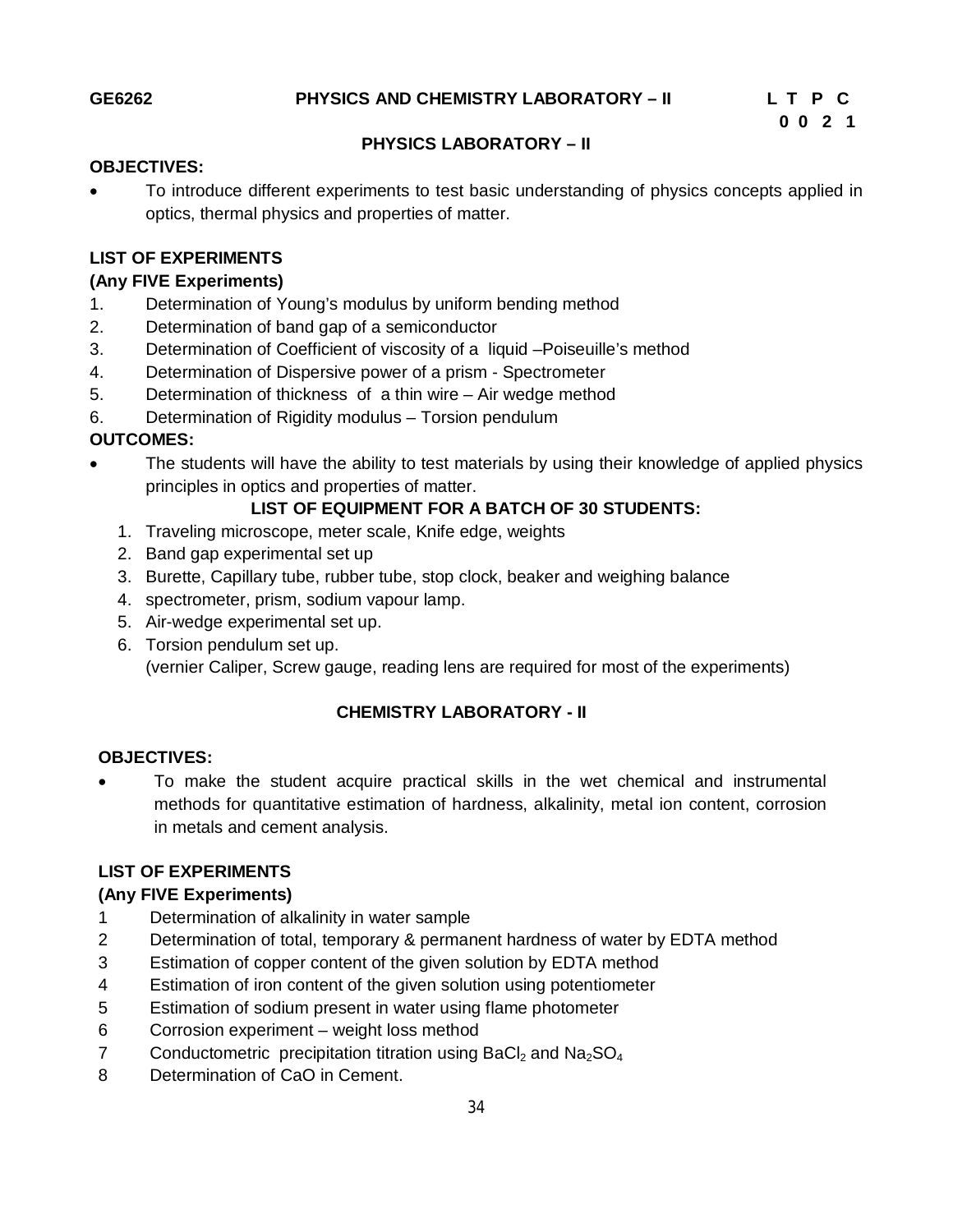**GE6262 PHYSICS AND CHEMISTRY LABORATORY – II**

| L | T | P | C |
|---|---|---|---|
| 0 | 0 | 2 | 1 |

## PHYSICS LABORATORY – II

**OBJECTIVES:**

- To introduce different experiments to test basic understanding of physics concepts applied in optics, thermal physics and properties of matter.

**LIST OF EXPERIMENTS**

**(Any FIVE Experiments)**

1. Determination of Young's modulus by uniform bending method
2. Determination of band gap of a semiconductor
3. Determination of Coefficient of viscosity of a liquid –Poiseuille's method
4. Determination of Dispersive power of a prism - Spectrometer
5. Determination of thickness of a thin wire – Air wedge method
6. Determination of Rigidity modulus – Torsion pendulum

**OUTCOMES:**

- The students will have the ability to test materials by using their knowledge of applied physics principles in optics and properties of matter.

**LIST OF EQUIPMENT FOR A BATCH OF 30 STUDENTS:**

1. Traveling microscope, meter scale, Knife edge, weights
2. Band gap experimental set up
3. Burette, Capillary tube, rubber tube, stop clock, beaker and weighing balance
4. spectrometer, prism, sodium vapour lamp.
5. Air-wedge experimental set up.
6. Torsion pendulum set up.
   (vernier Caliper, Screw gauge, reading lens are required for most of the experiments)

## CHEMISTRY LABORATORY - II

**OBJECTIVES:**

- To make the student acquire practical skills in the wet chemical and instrumental methods for quantitative estimation of hardness, alkalinity, metal ion content, corrosion in metals and cement analysis.

**LIST OF EXPERIMENTS**

**(Any FIVE Experiments)**

1. Determination of alkalinity in water sample
2. Determination of total, temporary & permanent hardness of water by EDTA method
3. Estimation of copper content of the given solution by EDTA method
4. Estimation of iron content of the given solution using potentiometer
5. Estimation of sodium present in water using flame photometer
6. Corrosion experiment – weight loss method
7. Conductometric precipitation titration using $BaCl_2$ and $Na_2SO_4$
8. Determination of CaO in Cement.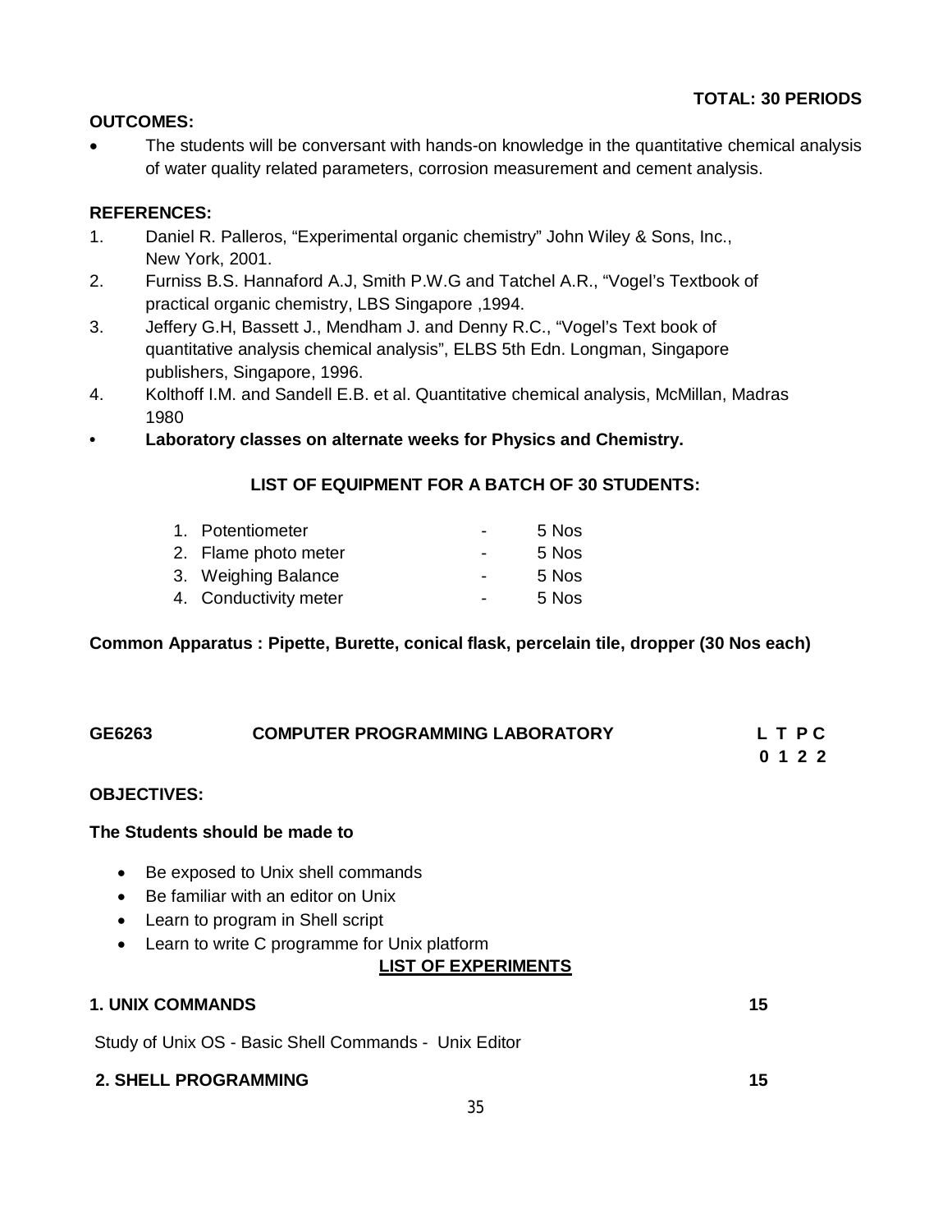**TOTAL: 30 PERIODS**

**OUTCOMES:**

- The students will be conversant with hands-on knowledge in the quantitative chemical analysis of water quality related parameters, corrosion measurement and cement analysis.

**REFERENCES:**

1. Daniel R. Palleros, "Experimental organic chemistry" John Wiley & Sons, Inc., New York, 2001.
2. Furniss B.S. Hannaford A.J, Smith P.W.G and Tatchel A.R., "Vogel's Textbook of practical organic chemistry, LBS Singapore ,1994.
3. Jeffery G.H, Bassett J., Mendham J. and Denny R.C., "Vogel's Text book of quantitative analysis chemical analysis", ELBS 5th Edn. Longman, Singapore publishers, Singapore, 1996.
4. Kolthoff I.M. and Sandell E.B. et al. Quantitative chemical analysis, McMillan, Madras 1980

- **Laboratory classes on alternate weeks for Physics and Chemistry.**

**LIST OF EQUIPMENT FOR A BATCH OF 30 STUDENTS:**

1. Potentiometer - 5 Nos
2. Flame photo meter - 5 Nos
3. Weighing Balance - 5 Nos
4. Conductivity meter - 5 Nos

**Common Apparatus : Pipette, Burette, conical flask, percelain tile, dropper (30 Nos each)**

## GE6263 COMPUTER PROGRAMMING LABORATORY

**L T P C**
**0 1 2 2**

**OBJECTIVES:**

**The Students should be made to**

- Be exposed to Unix shell commands
- Be familiar with an editor on Unix
- Learn to program in Shell script
- Learn to write C programme for Unix platform

**LIST OF EXPERIMENTS**

**1. UNIX COMMANDS** **15**

Study of Unix OS - Basic Shell Commands - Unix Editor

**2. SHELL PROGRAMMING** **15**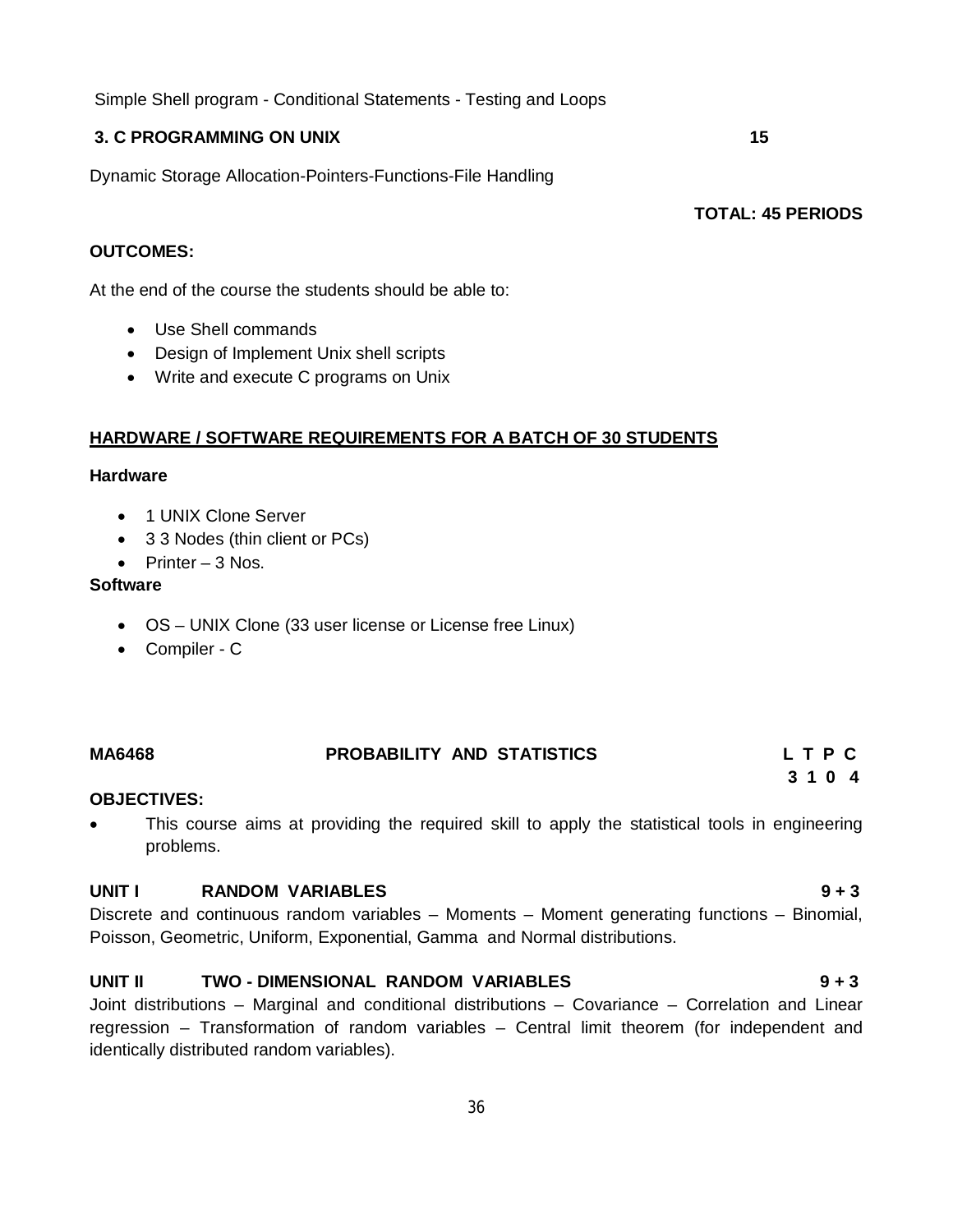Simple Shell program - Conditional Statements - Testing and Loops

**3. C PROGRAMMING ON UNIX** **15**

Dynamic Storage Allocation-Pointers-Functions-File Handling

**TOTAL: 45 PERIODS**

**OUTCOMES:**

At the end of the course the students should be able to:

- Use Shell commands
- Design of Implement Unix shell scripts
- Write and execute C programs on Unix

**HARDWARE / SOFTWARE REQUIREMENTS FOR A BATCH OF 30 STUDENTS**

**Hardware**

- 1 UNIX Clone Server
- 3 3 Nodes (thin client or PCs)
- Printer – 3 Nos.

**Software**

- OS – UNIX Clone (33 user license or License free Linux)
- Compiler - C

**MA6468** **PROBABILITY AND STATISTICS** **L T P C**
**3 1 0 4**

**OBJECTIVES:**

- This course aims at providing the required skill to apply the statistical tools in engineering problems.

**UNIT I RANDOM VARIABLES** **9 + 3**

Discrete and continuous random variables – Moments – Moment generating functions – Binomial, Poisson, Geometric, Uniform, Exponential, Gamma and Normal distributions.

**UNIT II TWO - DIMENSIONAL RANDOM VARIABLES** **9 + 3**

Joint distributions – Marginal and conditional distributions – Covariance – Correlation and Linear regression – Transformation of random variables – Central limit theorem (for independent and identically distributed random variables).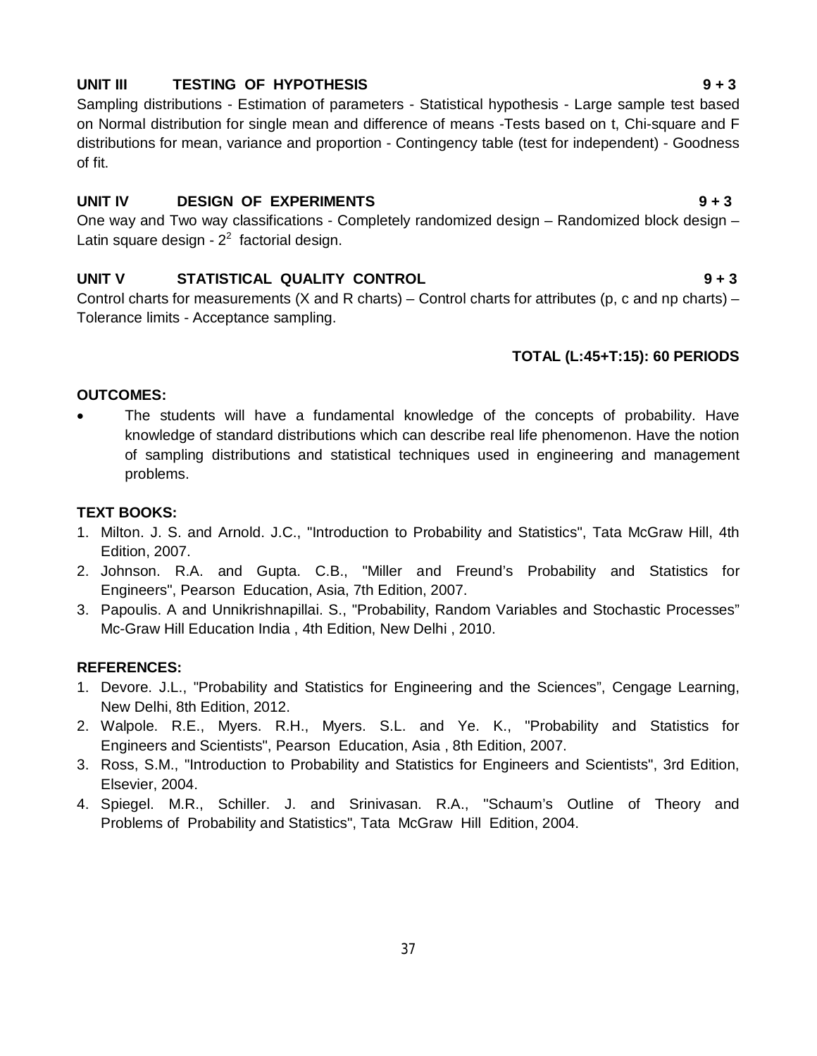**UNIT III TESTING OF HYPOTHESIS 9 + 3**

Sampling distributions - Estimation of parameters - Statistical hypothesis - Large sample test based on Normal distribution for single mean and difference of means -Tests based on t, Chi-square and F distributions for mean, variance and proportion - Contingency table (test for independent) - Goodness of fit.

**UNIT IV DESIGN OF EXPERIMENTS 9 + 3**

One way and Two way classifications - Completely randomized design – Randomized block design – Latin square design - $2^2$ factorial design.

**UNIT V STATISTICAL QUALITY CONTROL 9 + 3**

Control charts for measurements (X and R charts) – Control charts for attributes (p, c and np charts) – Tolerance limits - Acceptance sampling.

**TOTAL (L:45+T:15): 60 PERIODS**

**OUTCOMES:**

- The students will have a fundamental knowledge of the concepts of probability. Have knowledge of standard distributions which can describe real life phenomenon. Have the notion of sampling distributions and statistical techniques used in engineering and management problems.

**TEXT BOOKS:**

1. Milton. J. S. and Arnold. J.C., "Introduction to Probability and Statistics", Tata McGraw Hill, 4th Edition, 2007.
2. Johnson. R.A. and Gupta. C.B., "Miller and Freund's Probability and Statistics for Engineers", Pearson Education, Asia, 7th Edition, 2007.
3. Papoulis. A and Unnikrishnapillai. S., "Probability, Random Variables and Stochastic Processes" Mc-Graw Hill Education India , 4th Edition, New Delhi , 2010.

**REFERENCES:**

1. Devore. J.L., "Probability and Statistics for Engineering and the Sciences", Cengage Learning, New Delhi, 8th Edition, 2012.
2. Walpole. R.E., Myers. R.H., Myers. S.L. and Ye. K., "Probability and Statistics for Engineers and Scientists", Pearson Education, Asia , 8th Edition, 2007.
3. Ross, S.M., "Introduction to Probability and Statistics for Engineers and Scientists", 3rd Edition, Elsevier, 2004.
4. Spiegel. M.R., Schiller. J. and Srinivasan. R.A., "Schaum's Outline of Theory and Problems of Probability and Statistics", Tata McGraw Hill Edition, 2004.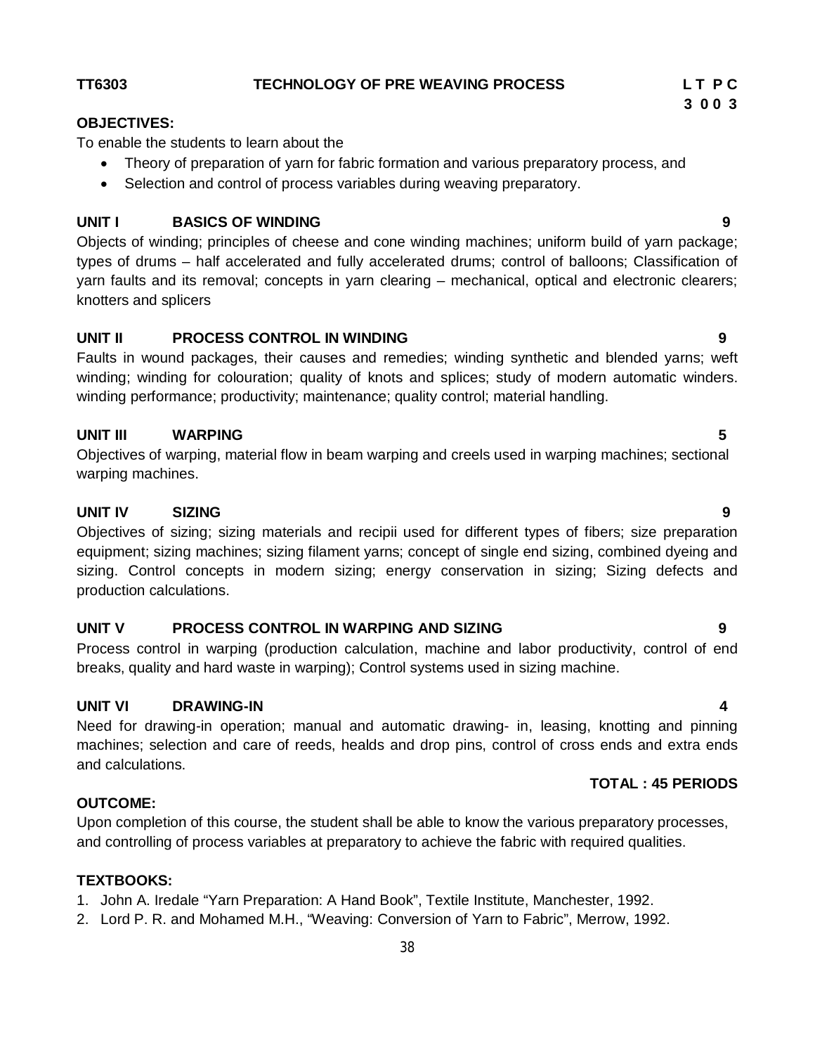**TT6303 TECHNOLOGY OF PRE WEAVING PROCESS**

**L T P C**
**3 0 0 3**

**OBJECTIVES:**

To enable the students to learn about the

- Theory of preparation of yarn for fabric formation and various preparatory process, and
- Selection and control of process variables during weaving preparatory.

**UNIT I BASICS OF WINDING 9**

Objects of winding; principles of cheese and cone winding machines; uniform build of yarn package; types of drums – half accelerated and fully accelerated drums; control of balloons; Classification of yarn faults and its removal; concepts in yarn clearing – mechanical, optical and electronic clearers; knotters and splicers

**UNIT II PROCESS CONTROL IN WINDING 9**

Faults in wound packages, their causes and remedies; winding synthetic and blended yarns; weft winding; winding for colouration; quality of knots and splices; study of modern automatic winders. winding performance; productivity; maintenance; quality control; material handling.

**UNIT III WARPING 5**

Objectives of warping, material flow in beam warping and creels used in warping machines; sectional warping machines.

**UNIT IV SIZING 9**

Objectives of sizing; sizing materials and recipii used for different types of fibers; size preparation equipment; sizing machines; sizing filament yarns; concept of single end sizing, combined dyeing and sizing. Control concepts in modern sizing; energy conservation in sizing; Sizing defects and production calculations.

**UNIT V PROCESS CONTROL IN WARPING AND SIZING 9**

Process control in warping (production calculation, machine and labor productivity, control of end breaks, quality and hard waste in warping); Control systems used in sizing machine.

**UNIT VI DRAWING-IN 4**

Need for drawing-in operation; manual and automatic drawing- in, leasing, knotting and pinning machines; selection and care of reeds, healds and drop pins, control of cross ends and extra ends and calculations.

**TOTAL : 45 PERIODS**

**OUTCOME:**

Upon completion of this course, the student shall be able to know the various preparatory processes, and controlling of process variables at preparatory to achieve the fabric with required qualities.

**TEXTBOOKS:**

1. John A. Iredale "Yarn Preparation: A Hand Book", Textile Institute, Manchester, 1992.
2. Lord P. R. and Mohamed M.H., "Weaving: Conversion of Yarn to Fabric", Merrow, 1992.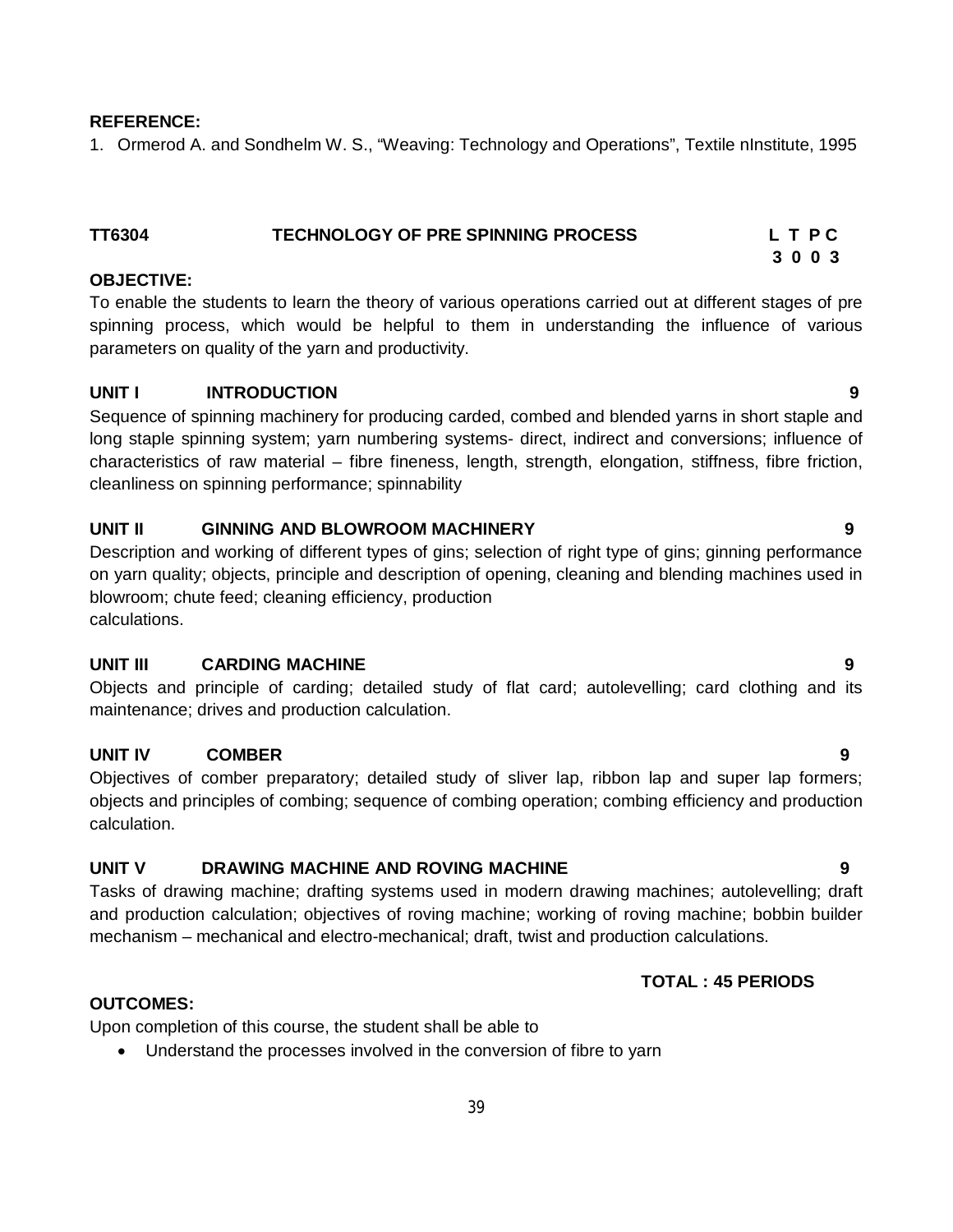**REFERENCE:**

1. Ormerod A. and Sondhelm W. S., "Weaving: Technology and Operations", Textile nInstitute, 1995

## TT6304 TECHNOLOGY OF PRE SPINNING PROCESS

| L | T | P | C |
|---|---|---|---|
| 3 | 0 | 0 | 3 |

**OBJECTIVE:**

To enable the students to learn the theory of various operations carried out at different stages of pre spinning process, which would be helpful to them in understanding the influence of various parameters on quality of the yarn and productivity.

### UNIT I INTRODUCTION 9

Sequence of spinning machinery for producing carded, combed and blended yarns in short staple and long staple spinning system; yarn numbering systems- direct, indirect and conversions; influence of characteristics of raw material – fibre fineness, length, strength, elongation, stiffness, fibre friction, cleanliness on spinning performance; spinnability

### UNIT II GINNING AND BLOWROOM MACHINERY 9

Description and working of different types of gins; selection of right type of gins; ginning performance on yarn quality; objects, principle and description of opening, cleaning and blending machines used in blowroom; chute feed; cleaning efficiency, production calculations.

### UNIT III CARDING MACHINE 9

Objects and principle of carding; detailed study of flat card; autolevelling; card clothing and its maintenance; drives and production calculation.

### UNIT IV COMBER 9

Objectives of comber preparatory; detailed study of sliver lap, ribbon lap and super lap formers; objects and principles of combing; sequence of combing operation; combing efficiency and production calculation.

### UNIT V DRAWING MACHINE AND ROVING MACHINE 9

Tasks of drawing machine; drafting systems used in modern drawing machines; autolevelling; draft and production calculation; objectives of roving machine; working of roving machine; bobbin builder mechanism – mechanical and electro-mechanical; draft, twist and production calculations.

**TOTAL : 45 PERIODS**

**OUTCOMES:**

Upon completion of this course, the student shall be able to

- Understand the processes involved in the conversion of fibre to yarn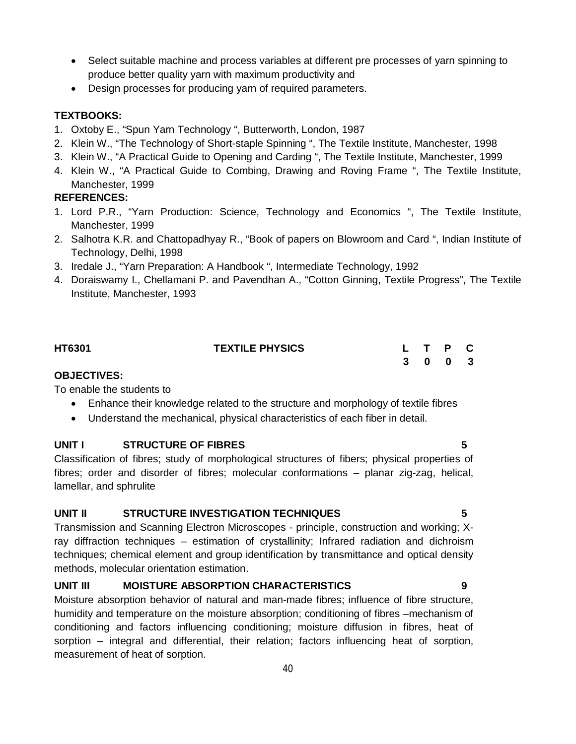- Select suitable machine and process variables at different pre processes of yarn spinning to produce better quality yarn with maximum productivity and
- Design processes for producing yarn of required parameters.

**TEXTBOOKS:**

1. Oxtoby E., "Spun Yarn Technology ", Butterworth, London, 1987
2. Klein W., "The Technology of Short-staple Spinning ", The Textile Institute, Manchester, 1998
3. Klein W., "A Practical Guide to Opening and Carding ", The Textile Institute, Manchester, 1999
4. Klein W., "A Practical Guide to Combing, Drawing and Roving Frame ", The Textile Institute, Manchester, 1999

**REFERENCES:**

1. Lord P.R., "Yarn Production: Science, Technology and Economics ", The Textile Institute, Manchester, 1999
2. Salhotra K.R. and Chattopadhyay R., "Book of papers on Blowroom and Card ", Indian Institute of Technology, Delhi, 1998
3. Iredale J., "Yarn Preparation: A Handbook ", Intermediate Technology, 1992
4. Doraiswamy I., Chellamani P. and Pavendhan A., "Cotton Ginning, Textile Progress", The Textile Institute, Manchester, 1993

| **HT6301** | **TEXTILE PHYSICS** | **L** | **T** | **P** | **C** |
|---|---|---|---|---|---|
| | | **3** | **0** | **0** | **3** |

**OBJECTIVES:**

To enable the students to

- Enhance their knowledge related to the structure and morphology of textile fibres
- Understand the mechanical, physical characteristics of each fiber in detail.

**UNIT I STRUCTURE OF FIBRES 5**

Classification of fibres; study of morphological structures of fibers; physical properties of fibres; order and disorder of fibres; molecular conformations – planar zig-zag, helical, lamellar, and sphrulite

**UNIT II STRUCTURE INVESTIGATION TECHNIQUES 5**

Transmission and Scanning Electron Microscopes - principle, construction and working; X-ray diffraction techniques – estimation of crystallinity; Infrared radiation and dichroism techniques; chemical element and group identification by transmittance and optical density methods, molecular orientation estimation.

**UNIT III MOISTURE ABSORPTION CHARACTERISTICS 9**

Moisture absorption behavior of natural and man-made fibres; influence of fibre structure, humidity and temperature on the moisture absorption; conditioning of fibres –mechanism of conditioning and factors influencing conditioning; moisture diffusion in fibres, heat of sorption – integral and differential, their relation; factors influencing heat of sorption, measurement of heat of sorption.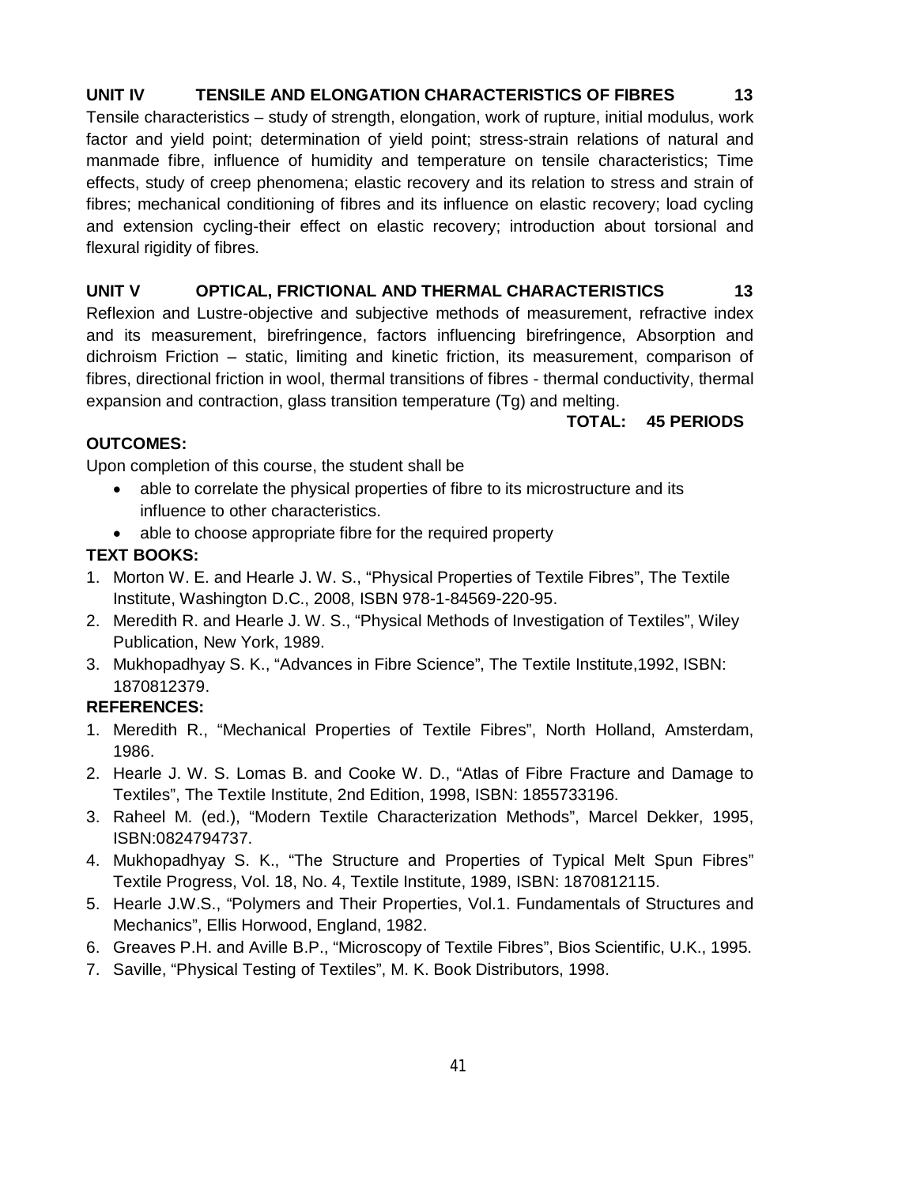**UNIT IV TENSILE AND ELONGATION CHARACTERISTICS OF FIBRES 13**

Tensile characteristics – study of strength, elongation, work of rupture, initial modulus, work factor and yield point; determination of yield point; stress-strain relations of natural and manmade fibre, influence of humidity and temperature on tensile characteristics; Time effects, study of creep phenomena; elastic recovery and its relation to stress and strain of fibres; mechanical conditioning of fibres and its influence on elastic recovery; load cycling and extension cycling-their effect on elastic recovery; introduction about torsional and flexural rigidity of fibres.

**UNIT V OPTICAL, FRICTIONAL AND THERMAL CHARACTERISTICS 13**

Reflexion and Lustre-objective and subjective methods of measurement, refractive index and its measurement, birefringence, factors influencing birefringence, Absorption and dichroism Friction – static, limiting and kinetic friction, its measurement, comparison of fibres, directional friction in wool, thermal transitions of fibres - thermal conductivity, thermal expansion and contraction, glass transition temperature (Tg) and melting.

**TOTAL: 45 PERIODS**

**OUTCOMES:**

Upon completion of this course, the student shall be

- able to correlate the physical properties of fibre to its microstructure and its influence to other characteristics.
- able to choose appropriate fibre for the required property

**TEXT BOOKS:**

1. Morton W. E. and Hearle J. W. S., "Physical Properties of Textile Fibres", The Textile Institute, Washington D.C., 2008, ISBN 978-1-84569-220-95.
2. Meredith R. and Hearle J. W. S., "Physical Methods of Investigation of Textiles", Wiley Publication, New York, 1989.
3. Mukhopadhyay S. K., "Advances in Fibre Science", The Textile Institute,1992, ISBN: 1870812379.

**REFERENCES:**

1. Meredith R., "Mechanical Properties of Textile Fibres", North Holland, Amsterdam, 1986.
2. Hearle J. W. S. Lomas B. and Cooke W. D., "Atlas of Fibre Fracture and Damage to Textiles", The Textile Institute, 2nd Edition, 1998, ISBN: 1855733196.
3. Raheel M. (ed.), "Modern Textile Characterization Methods", Marcel Dekker, 1995, ISBN:0824794737.
4. Mukhopadhyay S. K., "The Structure and Properties of Typical Melt Spun Fibres" Textile Progress, Vol. 18, No. 4, Textile Institute, 1989, ISBN: 1870812115.
5. Hearle J.W.S., "Polymers and Their Properties, Vol.1. Fundamentals of Structures and Mechanics", Ellis Horwood, England, 1982.
6. Greaves P.H. and Aville B.P., "Microscopy of Textile Fibres", Bios Scientific, U.K., 1995.
7. Saville, "Physical Testing of Textiles", M. K. Book Distributors, 1998.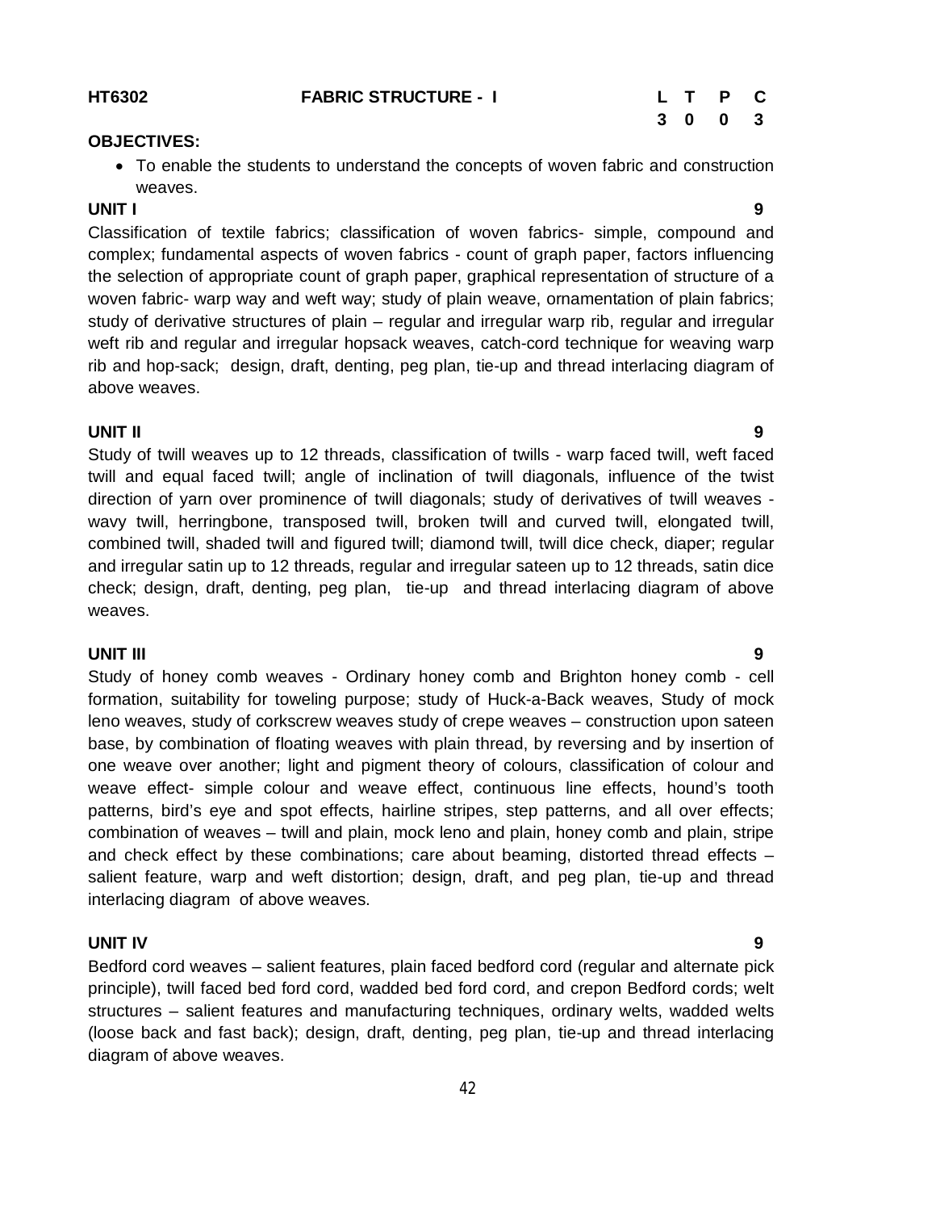**HT6302 FABRIC STRUCTURE - I**

| L | T | P | C |
|---|---|---|---|
| 3 | 0 | 0 | 3 |

**OBJECTIVES:**

- To enable the students to understand the concepts of woven fabric and construction weaves.

**UNIT I 9**

Classification of textile fabrics; classification of woven fabrics- simple, compound and complex; fundamental aspects of woven fabrics - count of graph paper, factors influencing the selection of appropriate count of graph paper, graphical representation of structure of a woven fabric- warp way and weft way; study of plain weave, ornamentation of plain fabrics; study of derivative structures of plain – regular and irregular warp rib, regular and irregular weft rib and regular and irregular hopsack weaves, catch-cord technique for weaving warp rib and hop-sack; design, draft, denting, peg plan, tie-up and thread interlacing diagram of above weaves.

**UNIT II 9**

Study of twill weaves up to 12 threads, classification of twills - warp faced twill, weft faced twill and equal faced twill; angle of inclination of twill diagonals, influence of the twist direction of yarn over prominence of twill diagonals; study of derivatives of twill weaves - wavy twill, herringbone, transposed twill, broken twill and curved twill, elongated twill, combined twill, shaded twill and figured twill; diamond twill, twill dice check, diaper; regular and irregular satin up to 12 threads, regular and irregular sateen up to 12 threads, satin dice check; design, draft, denting, peg plan, tie-up and thread interlacing diagram of above weaves.

**UNIT III 9**

Study of honey comb weaves - Ordinary honey comb and Brighton honey comb - cell formation, suitability for toweling purpose; study of Huck-a-Back weaves, Study of mock leno weaves, study of corkscrew weaves study of crepe weaves – construction upon sateen base, by combination of floating weaves with plain thread, by reversing and by insertion of one weave over another; light and pigment theory of colours, classification of colour and weave effect- simple colour and weave effect, continuous line effects, hound's tooth patterns, bird's eye and spot effects, hairline stripes, step patterns, and all over effects; combination of weaves – twill and plain, mock leno and plain, honey comb and plain, stripe and check effect by these combinations; care about beaming, distorted thread effects – salient feature, warp and weft distortion; design, draft, and peg plan, tie-up and thread interlacing diagram of above weaves.

**UNIT IV 9**

Bedford cord weaves – salient features, plain faced bedford cord (regular and alternate pick principle), twill faced bed ford cord, wadded bed ford cord, and crepon Bedford cords; welt structures – salient features and manufacturing techniques, ordinary welts, wadded welts (loose back and fast back); design, draft, denting, peg plan, tie-up and thread interlacing diagram of above weaves.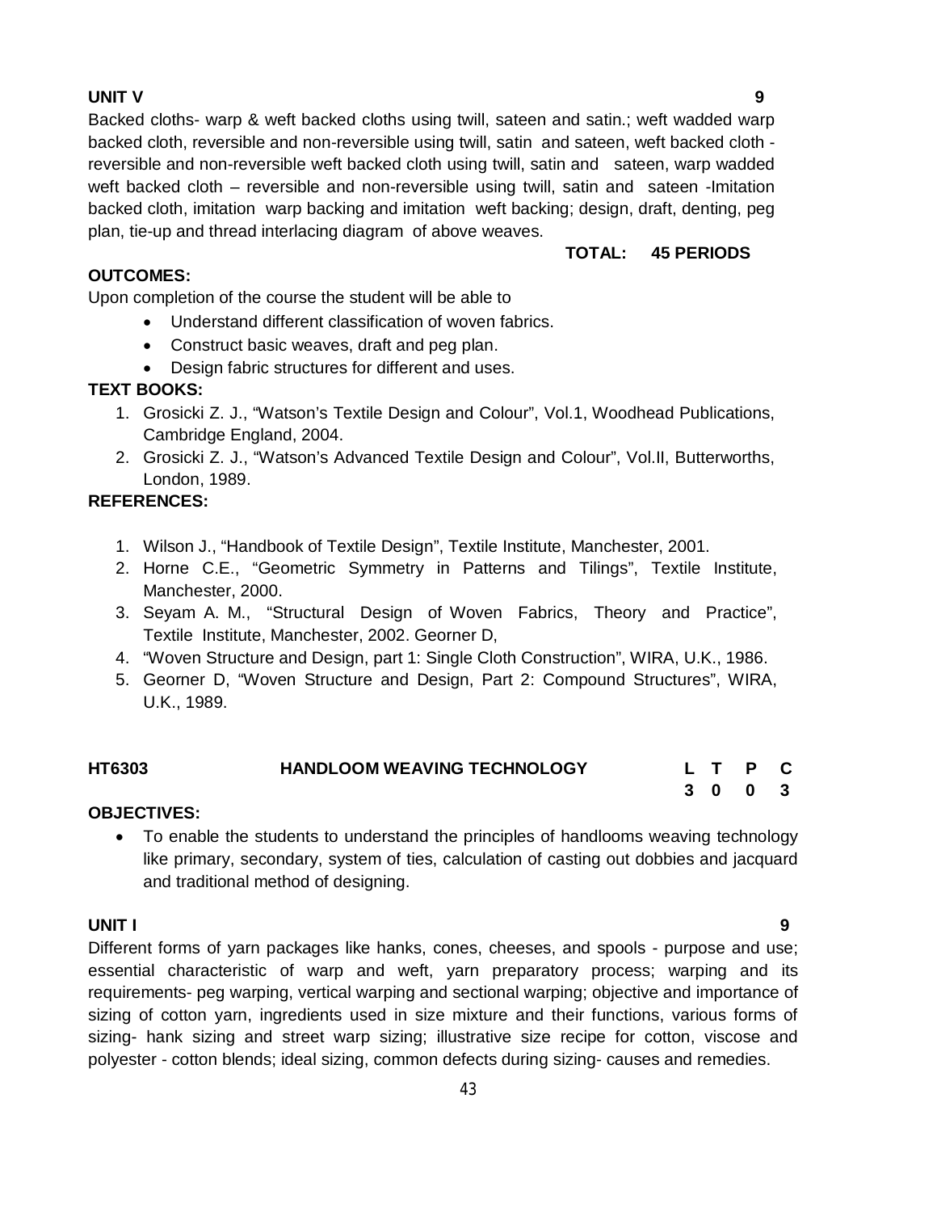**UNIT V 9**

Backed cloths- warp & weft backed cloths using twill, sateen and satin.; weft wadded warp backed cloth, reversible and non-reversible using twill, satin and sateen, weft backed cloth - reversible and non-reversible weft backed cloth using twill, satin and sateen, warp wadded weft backed cloth – reversible and non-reversible using twill, satin and sateen -Imitation backed cloth, imitation warp backing and imitation weft backing; design, draft, denting, peg plan, tie-up and thread interlacing diagram of above weaves.

**TOTAL: 45 PERIODS**

**OUTCOMES:**

Upon completion of the course the student will be able to

- Understand different classification of woven fabrics.
- Construct basic weaves, draft and peg plan.
- Design fabric structures for different and uses.

**TEXT BOOKS:**

1. Grosicki Z. J., "Watson's Textile Design and Colour", Vol.1, Woodhead Publications, Cambridge England, 2004.
2. Grosicki Z. J., "Watson's Advanced Textile Design and Colour", Vol.II, Butterworths, London, 1989.

**REFERENCES:**

1. Wilson J., "Handbook of Textile Design", Textile Institute, Manchester, 2001.
2. Horne C.E., "Geometric Symmetry in Patterns and Tilings", Textile Institute, Manchester, 2000.
3. Seyam A. M., "Structural Design of Woven Fabrics, Theory and Practice", Textile Institute, Manchester, 2002. Georner D,
4. "Woven Structure and Design, part 1: Single Cloth Construction", WIRA, U.K., 1986.
5. Georner D, "Woven Structure and Design, Part 2: Compound Structures", WIRA, U.K., 1989.

| HT6303 | HANDLOOM WEAVING TECHNOLOGY | L | T | P | C |
|---|---|---|---|---|---|
| | | 3 | 0 | 0 | 3 |

**OBJECTIVES:**

- To enable the students to understand the principles of handlooms weaving technology like primary, secondary, system of ties, calculation of casting out dobbies and jacquard and traditional method of designing.

**UNIT I 9**

Different forms of yarn packages like hanks, cones, cheeses, and spools - purpose and use; essential characteristic of warp and weft, yarn preparatory process; warping and its requirements- peg warping, vertical warping and sectional warping; objective and importance of sizing of cotton yarn, ingredients used in size mixture and their functions, various forms of sizing- hank sizing and street warp sizing; illustrative size recipe for cotton, viscose and polyester - cotton blends; ideal sizing, common defects during sizing- causes and remedies.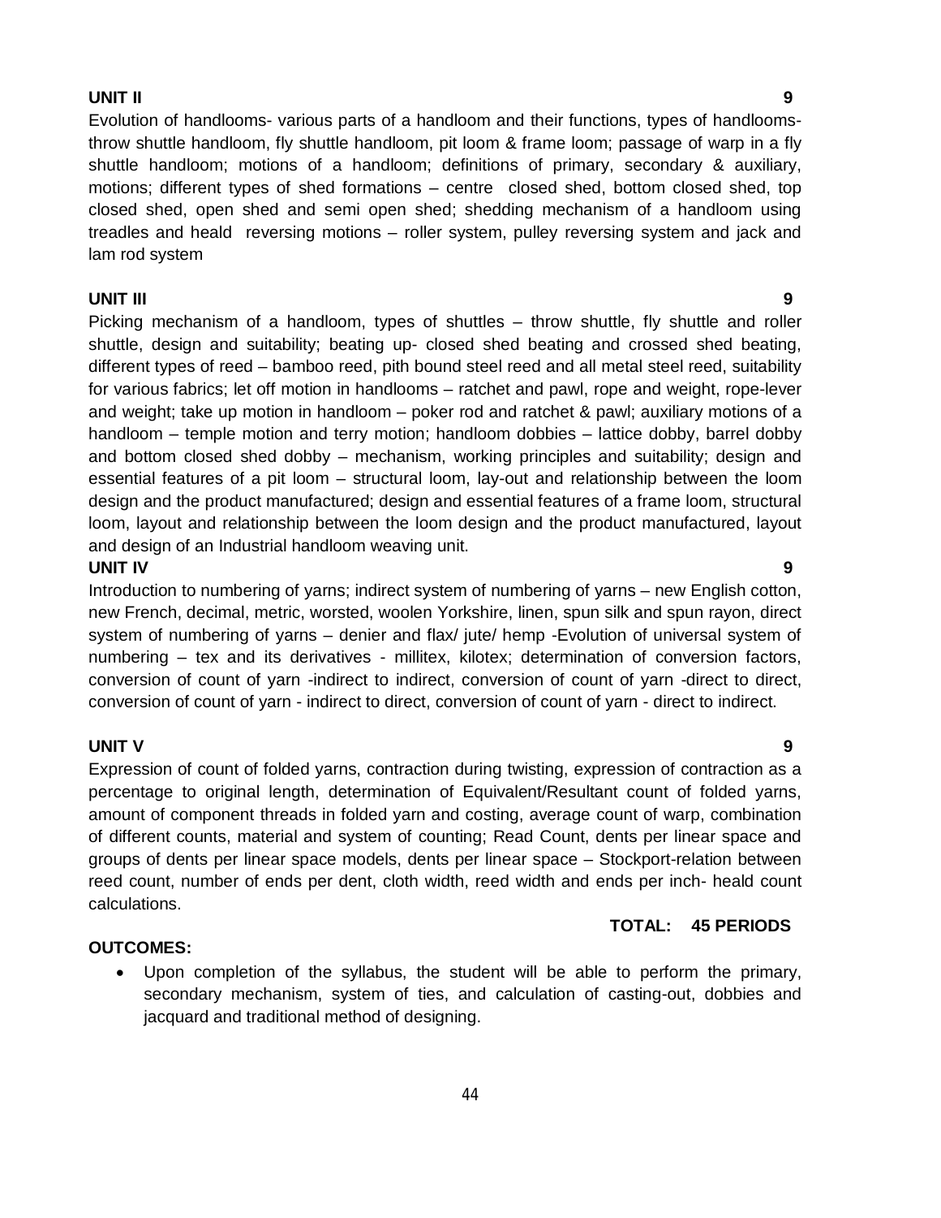**UNIT II 9**

Evolution of handlooms- various parts of a handloom and their functions, types of handlooms- throw shuttle handloom, fly shuttle handloom, pit loom & frame loom; passage of warp in a fly shuttle handloom; motions of a handloom; definitions of primary, secondary & auxiliary, motions; different types of shed formations – centre closed shed, bottom closed shed, top closed shed, open shed and semi open shed; shedding mechanism of a handloom using treadles and heald reversing motions – roller system, pulley reversing system and jack and lam rod system

**UNIT III 9**

Picking mechanism of a handloom, types of shuttles – throw shuttle, fly shuttle and roller shuttle, design and suitability; beating up- closed shed beating and crossed shed beating, different types of reed – bamboo reed, pith bound steel reed and all metal steel reed, suitability for various fabrics; let off motion in handlooms – ratchet and pawl, rope and weight, rope-lever and weight; take up motion in handloom – poker rod and ratchet & pawl; auxiliary motions of a handloom – temple motion and terry motion; handloom dobbies – lattice dobby, barrel dobby and bottom closed shed dobby – mechanism, working principles and suitability; design and essential features of a pit loom – structural loom, lay-out and relationship between the loom design and the product manufactured; design and essential features of a frame loom, structural loom, layout and relationship between the loom design and the product manufactured, layout and design of an Industrial handloom weaving unit.

**UNIT IV 9**

Introduction to numbering of yarns; indirect system of numbering of yarns – new English cotton, new French, decimal, metric, worsted, woolen Yorkshire, linen, spun silk and spun rayon, direct system of numbering of yarns – denier and flax/ jute/ hemp -Evolution of universal system of numbering – tex and its derivatives - millitex, kilotex; determination of conversion factors, conversion of count of yarn -indirect to indirect, conversion of count of yarn -direct to direct, conversion of count of yarn - indirect to direct, conversion of count of yarn - direct to indirect.

**UNIT V 9**

Expression of count of folded yarns, contraction during twisting, expression of contraction as a percentage to original length, determination of Equivalent/Resultant count of folded yarns, amount of component threads in folded yarn and costing, average count of warp, combination of different counts, material and system of counting; Read Count, dents per linear space and groups of dents per linear space models, dents per linear space – Stockport-relation between reed count, number of ends per dent, cloth width, reed width and ends per inch- heald count calculations.

**TOTAL: 45 PERIODS**

**OUTCOMES:**

- Upon completion of the syllabus, the student will be able to perform the primary, secondary mechanism, system of ties, and calculation of casting-out, dobbies and jacquard and traditional method of designing.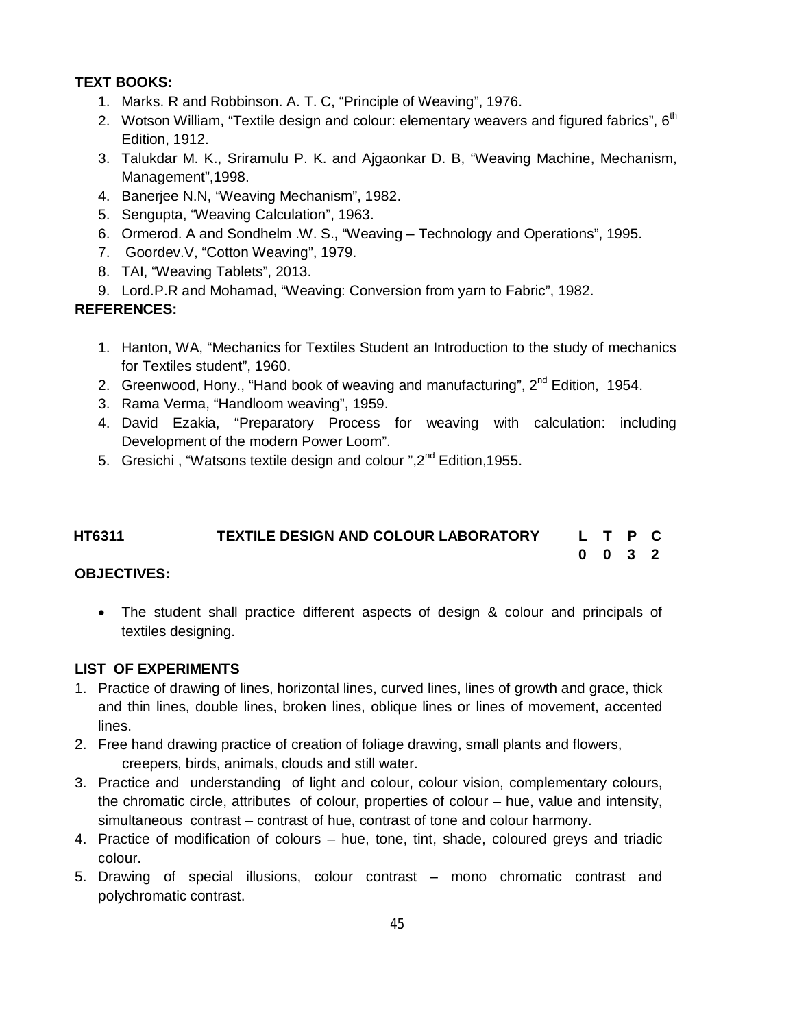**TEXT BOOKS:**

1. Marks. R and Robbinson. A. T. C, "Principle of Weaving", 1976.
2. Wotson William, "Textile design and colour: elementary weavers and figured fabrics", 6th Edition, 1912.
3. Talukdar M. K., Sriramulu P. K. and Ajgaonkar D. B, "Weaving Machine, Mechanism, Management",1998.
4. Banerjee N.N, "Weaving Mechanism", 1982.
5. Sengupta, "Weaving Calculation", 1963.
6. Ormerod. A and Sondhelm .W. S., "Weaving – Technology and Operations", 1995.
7. Goordev.V, "Cotton Weaving", 1979.
8. TAI, "Weaving Tablets", 2013.
9. Lord.P.R and Mohamad, "Weaving: Conversion from yarn to Fabric", 1982.

**REFERENCES:**

1. Hanton, WA, "Mechanics for Textiles Student an Introduction to the study of mechanics for Textiles student", 1960.
2. Greenwood, Hony., "Hand book of weaving and manufacturing", 2nd Edition, 1954.
3. Rama Verma, "Handloom weaving", 1959.
4. David Ezakia, "Preparatory Process for weaving with calculation: including Development of the modern Power Loom".
5. Gresichi , "Watsons textile design and colour ",2nd Edition,1955.

| HT6311 | TEXTILE DESIGN AND COLOUR LABORATORY | L | T | P | C |
|---|---|---|---|---|---|
| | | 0 | 0 | 3 | 2 |

**OBJECTIVES:**

- The student shall practice different aspects of design & colour and principals of textiles designing.

**LIST OF EXPERIMENTS**

1. Practice of drawing of lines, horizontal lines, curved lines, lines of growth and grace, thick and thin lines, double lines, broken lines, oblique lines or lines of movement, accented lines.
2. Free hand drawing practice of creation of foliage drawing, small plants and flowers, creepers, birds, animals, clouds and still water.
3. Practice and understanding of light and colour, colour vision, complementary colours, the chromatic circle, attributes of colour, properties of colour – hue, value and intensity, simultaneous contrast – contrast of hue, contrast of tone and colour harmony.
4. Practice of modification of colours – hue, tone, tint, shade, coloured greys and triadic colour.
5. Drawing of special illusions, colour contrast – mono chromatic contrast and polychromatic contrast.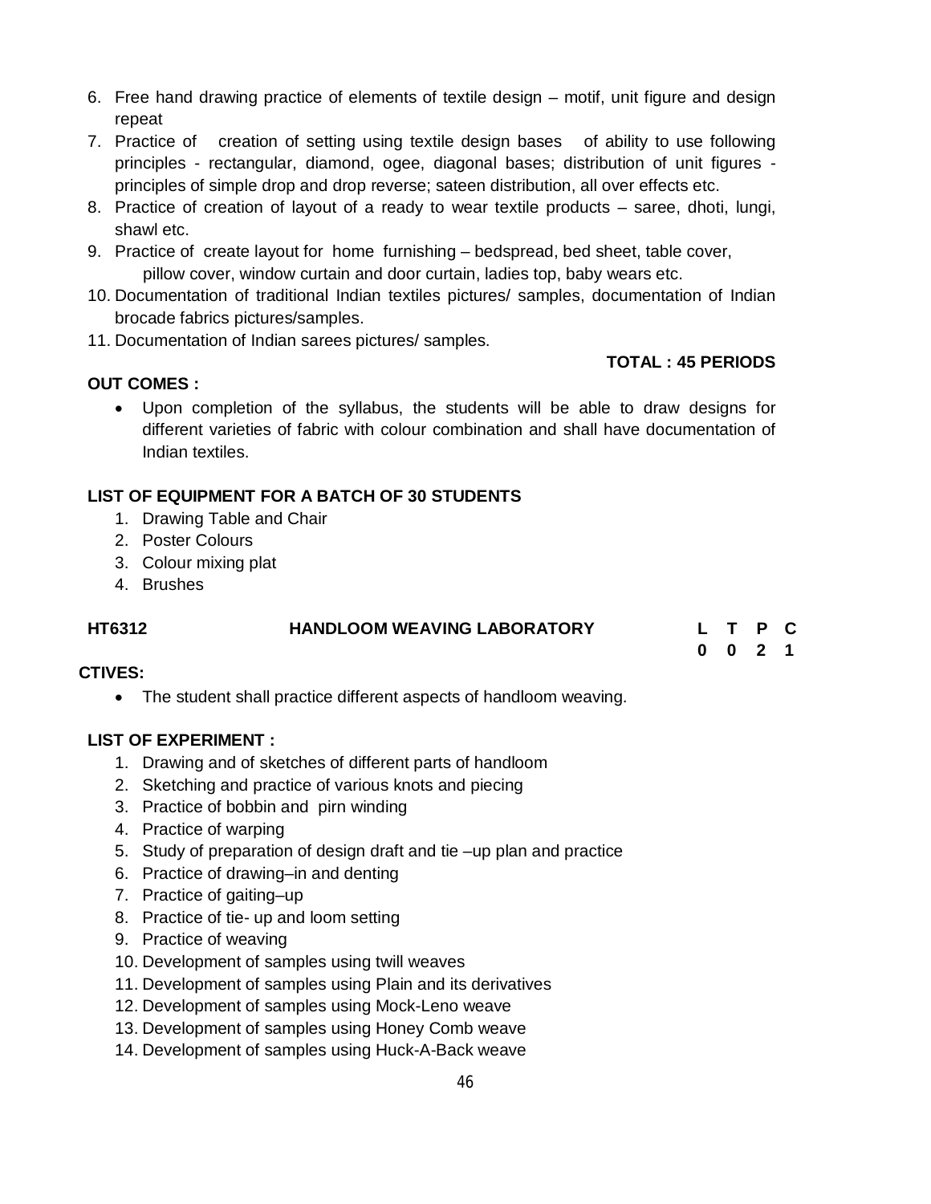6. Free hand drawing practice of elements of textile design – motif, unit figure and design repeat
7. Practice of creation of setting using textile design bases of ability to use following principles - rectangular, diamond, ogee, diagonal bases; distribution of unit figures - principles of simple drop and drop reverse; sateen distribution, all over effects etc.
8. Practice of creation of layout of a ready to wear textile products – saree, dhoti, lungi, shawl etc.
9. Practice of create layout for home furnishing – bedspread, bed sheet, table cover, pillow cover, window curtain and door curtain, ladies top, baby wears etc.
10. Documentation of traditional Indian textiles pictures/ samples, documentation of Indian brocade fabrics pictures/samples.
11. Documentation of Indian sarees pictures/ samples.

**TOTAL : 45 PERIODS**

**OUT COMES :**

- Upon completion of the syllabus, the students will be able to draw designs for different varieties of fabric with colour combination and shall have documentation of Indian textiles.

**LIST OF EQUIPMENT FOR A BATCH OF 30 STUDENTS**

1. Drawing Table and Chair
2. Poster Colours
3. Colour mixing plat
4. Brushes

| **HT6312** | **HANDLOOM WEAVING LABORATORY** | **L** | **T** | **P** | **C** |
|---|---|---|---|---|---|
| | | **0** | **0** | **2** | **1** |

**CTIVES:**

- The student shall practice different aspects of handloom weaving.

**LIST OF EXPERIMENT :**

1. Drawing and of sketches of different parts of handloom
2. Sketching and practice of various knots and piecing
3. Practice of bobbin and pirn winding
4. Practice of warping
5. Study of preparation of design draft and tie –up plan and practice
6. Practice of drawing–in and denting
7. Practice of gaiting–up
8. Practice of tie- up and loom setting
9. Practice of weaving
10. Development of samples using twill weaves
11. Development of samples using Plain and its derivatives
12. Development of samples using Mock-Leno weave
13. Development of samples using Honey Comb weave
14. Development of samples using Huck-A-Back weave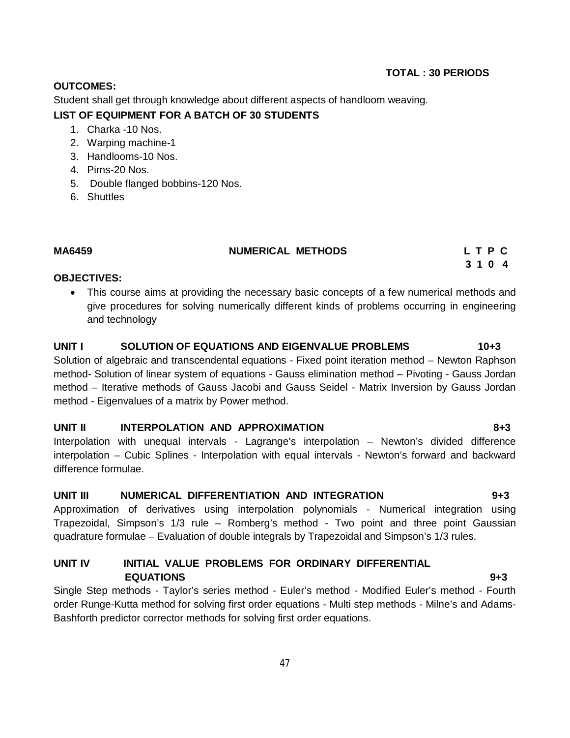**TOTAL : 30 PERIODS**

**OUTCOMES:**

Student shall get through knowledge about different aspects of handloom weaving.

**LIST OF EQUIPMENT FOR A BATCH OF 30 STUDENTS**

1. Charka -10 Nos.
2. Warping machine-1
3. Handlooms-10 Nos.
4. Pirns-20 Nos.
5. Double flanged bobbins-120 Nos.
6. Shuttles

## MA6459 NUMERICAL METHODS

| L | T | P | C |
|---|---|---|---|
| 3 | 1 | 0 | 4 |

**OBJECTIVES:**

- This course aims at providing the necessary basic concepts of a few numerical methods and give procedures for solving numerically different kinds of problems occurring in engineering and technology

**UNIT I SOLUTION OF EQUATIONS AND EIGENVALUE PROBLEMS 10+3**

Solution of algebraic and transcendental equations - Fixed point iteration method – Newton Raphson method- Solution of linear system of equations - Gauss elimination method – Pivoting - Gauss Jordan method – Iterative methods of Gauss Jacobi and Gauss Seidel - Matrix Inversion by Gauss Jordan method - Eigenvalues of a matrix by Power method.

**UNIT II INTERPOLATION AND APPROXIMATION 8+3**

Interpolation with unequal intervals - Lagrange's interpolation – Newton's divided difference interpolation – Cubic Splines - Interpolation with equal intervals - Newton's forward and backward difference formulae.

**UNIT III NUMERICAL DIFFERENTIATION AND INTEGRATION 9+3**

Approximation of derivatives using interpolation polynomials - Numerical integration using Trapezoidal, Simpson's 1/3 rule – Romberg's method - Two point and three point Gaussian quadrature formulae – Evaluation of double integrals by Trapezoidal and Simpson's 1/3 rules.

**UNIT IV INITIAL VALUE PROBLEMS FOR ORDINARY DIFFERENTIAL EQUATIONS 9+3**

Single Step methods - Taylor's series method - Euler's method - Modified Euler's method - Fourth order Runge-Kutta method for solving first order equations - Multi step methods - Milne's and Adams-Bashforth predictor corrector methods for solving first order equations.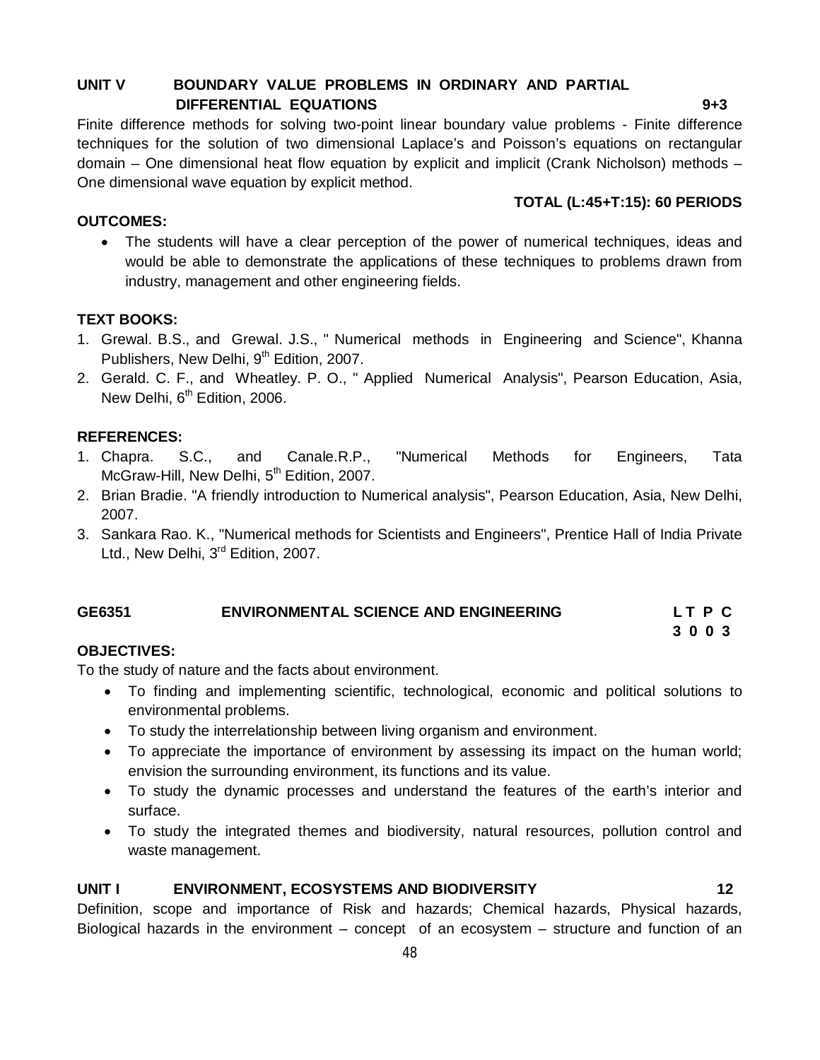**UNIT V BOUNDARY VALUE PROBLEMS IN ORDINARY AND PARTIAL DIFFERENTIAL EQUATIONS 9+3**

Finite difference methods for solving two-point linear boundary value problems - Finite difference techniques for the solution of two dimensional Laplace's and Poisson's equations on rectangular domain – One dimensional heat flow equation by explicit and implicit (Crank Nicholson) methods – One dimensional wave equation by explicit method.

**TOTAL (L:45+T:15): 60 PERIODS**

**OUTCOMES:**

- The students will have a clear perception of the power of numerical techniques, ideas and would be able to demonstrate the applications of these techniques to problems drawn from industry, management and other engineering fields.

**TEXT BOOKS:**

1. Grewal. B.S., and Grewal. J.S., " Numerical methods in Engineering and Science", Khanna Publishers, New Delhi, 9th Edition, 2007.
2. Gerald. C. F., and Wheatley. P. O., " Applied Numerical Analysis", Pearson Education, Asia, New Delhi, 6th Edition, 2006.

**REFERENCES:**

1. Chapra. S.C., and Canale.R.P., "Numerical Methods for Engineers, Tata McGraw-Hill, New Delhi, 5th Edition, 2007.
2. Brian Bradie. "A friendly introduction to Numerical analysis", Pearson Education, Asia, New Delhi, 2007.
3. Sankara Rao. K., "Numerical methods for Scientists and Engineers", Prentice Hall of India Private Ltd., New Delhi, 3rd Edition, 2007.

## GE6351 ENVIRONMENTAL SCIENCE AND ENGINEERING

| L | T | P | C |
|---|---|---|---|
| 3 | 0 | 0 | 3 |

**OBJECTIVES:**

To the study of nature and the facts about environment.

- To finding and implementing scientific, technological, economic and political solutions to environmental problems.
- To study the interrelationship between living organism and environment.
- To appreciate the importance of environment by assessing its impact on the human world; envision the surrounding environment, its functions and its value.
- To study the dynamic processes and understand the features of the earth's interior and surface.
- To study the integrated themes and biodiversity, natural resources, pollution control and waste management.

**UNIT I ENVIRONMENT, ECOSYSTEMS AND BIODIVERSITY 12**

Definition, scope and importance of Risk and hazards; Chemical hazards, Physical hazards, Biological hazards in the environment – concept of an ecosystem – structure and function of an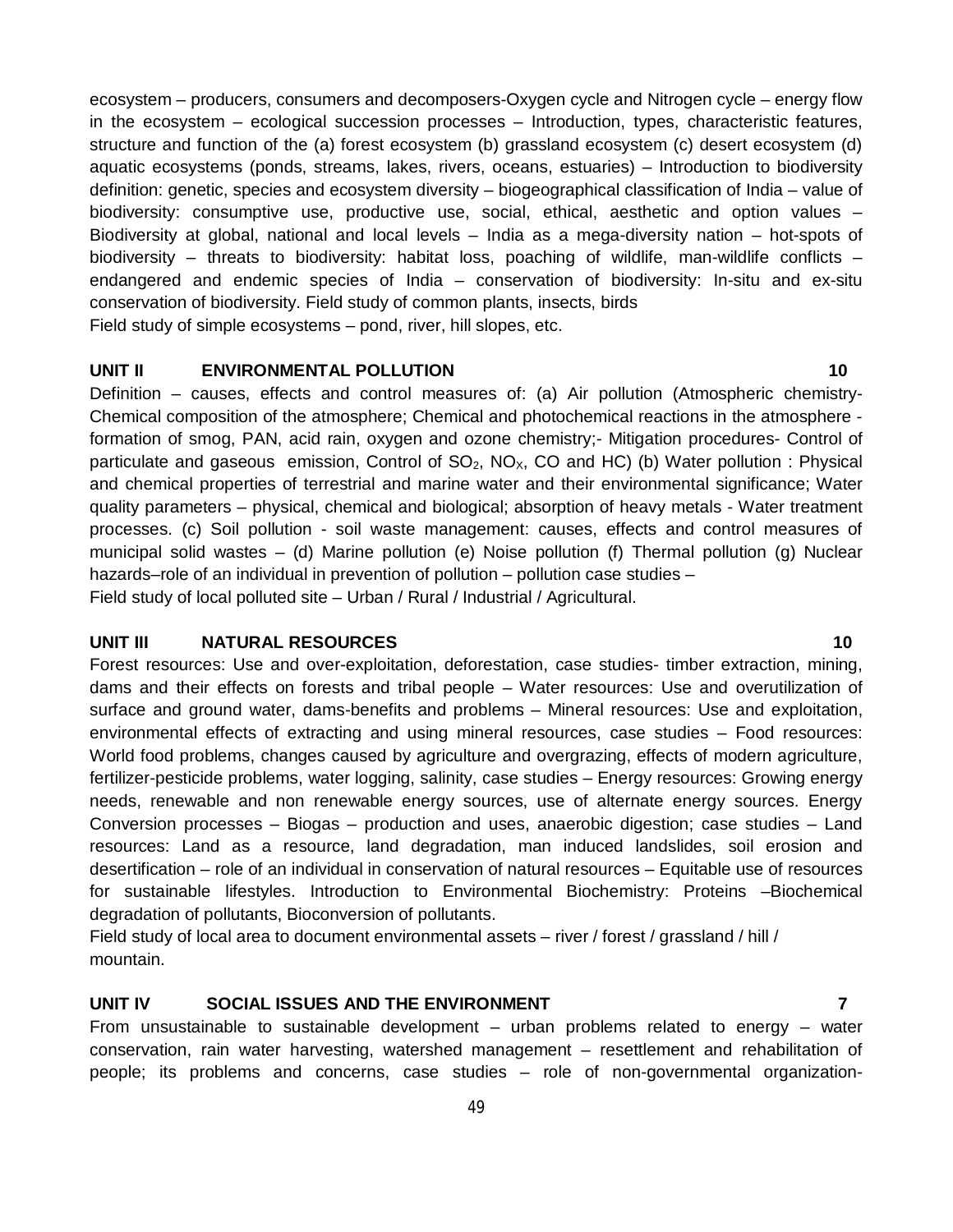ecosystem – producers, consumers and decomposers-Oxygen cycle and Nitrogen cycle – energy flow in the ecosystem – ecological succession processes – Introduction, types, characteristic features, structure and function of the (a) forest ecosystem (b) grassland ecosystem (c) desert ecosystem (d) aquatic ecosystems (ponds, streams, lakes, rivers, oceans, estuaries) – Introduction to biodiversity definition: genetic, species and ecosystem diversity – biogeographical classification of India – value of biodiversity: consumptive use, productive use, social, ethical, aesthetic and option values – Biodiversity at global, national and local levels – India as a mega-diversity nation – hot-spots of biodiversity – threats to biodiversity: habitat loss, poaching of wildlife, man-wildlife conflicts – endangered and endemic species of India – conservation of biodiversity: In-situ and ex-situ conservation of biodiversity. Field study of common plants, insects, birds
Field study of simple ecosystems – pond, river, hill slopes, etc.

**UNIT II ENVIRONMENTAL POLLUTION 10**

Definition – causes, effects and control measures of: (a) Air pollution (Atmospheric chemistry-Chemical composition of the atmosphere; Chemical and photochemical reactions in the atmosphere - formation of smog, PAN, acid rain, oxygen and ozone chemistry;- Mitigation procedures- Control of particulate and gaseous emission, Control of $SO_2$, $NO_X$, CO and HC) (b) Water pollution : Physical and chemical properties of terrestrial and marine water and their environmental significance; Water quality parameters – physical, chemical and biological; absorption of heavy metals - Water treatment processes. (c) Soil pollution - soil waste management: causes, effects and control measures of municipal solid wastes – (d) Marine pollution (e) Noise pollution (f) Thermal pollution (g) Nuclear hazards–role of an individual in prevention of pollution – pollution case studies –
Field study of local polluted site – Urban / Rural / Industrial / Agricultural.

**UNIT III NATURAL RESOURCES 10**

Forest resources: Use and over-exploitation, deforestation, case studies- timber extraction, mining, dams and their effects on forests and tribal people – Water resources: Use and overutilization of surface and ground water, dams-benefits and problems – Mineral resources: Use and exploitation, environmental effects of extracting and using mineral resources, case studies – Food resources: World food problems, changes caused by agriculture and overgrazing, effects of modern agriculture, fertilizer-pesticide problems, water logging, salinity, case studies – Energy resources: Growing energy needs, renewable and non renewable energy sources, use of alternate energy sources. Energy Conversion processes – Biogas – production and uses, anaerobic digestion; case studies – Land resources: Land as a resource, land degradation, man induced landslides, soil erosion and desertification – role of an individual in conservation of natural resources – Equitable use of resources for sustainable lifestyles. Introduction to Environmental Biochemistry: Proteins –Biochemical degradation of pollutants, Bioconversion of pollutants.
Field study of local area to document environmental assets – river / forest / grassland / hill / mountain.

**UNIT IV SOCIAL ISSUES AND THE ENVIRONMENT 7**

From unsustainable to sustainable development – urban problems related to energy – water conservation, rain water harvesting, watershed management – resettlement and rehabilitation of people; its problems and concerns, case studies – role of non-governmental organization-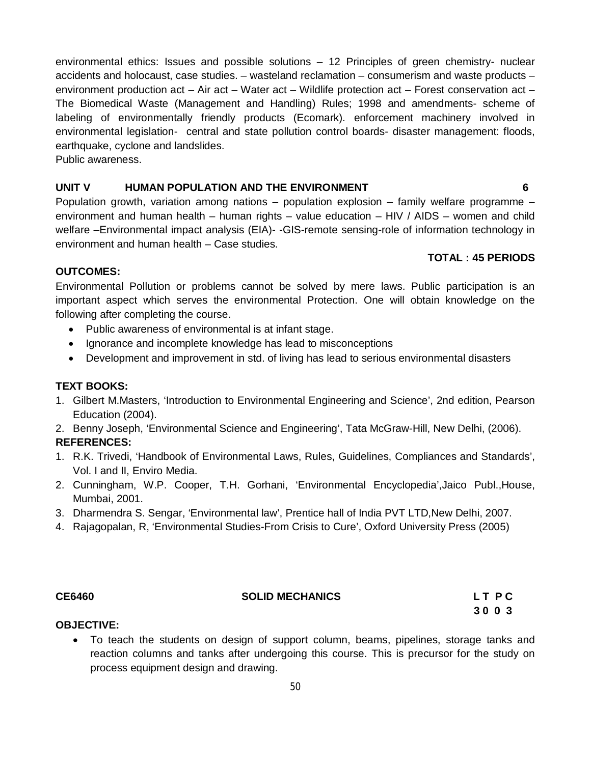environmental ethics: Issues and possible solutions – 12 Principles of green chemistry- nuclear accidents and holocaust, case studies. – wasteland reclamation – consumerism and waste products – environment production act – Air act – Water act – Wildlife protection act – Forest conservation act – The Biomedical Waste (Management and Handling) Rules; 1998 and amendments- scheme of labeling of environmentally friendly products (Ecomark). enforcement machinery involved in environmental legislation- central and state pollution control boards- disaster management: floods, earthquake, cyclone and landslides.
Public awareness.

**UNIT V HUMAN POPULATION AND THE ENVIRONMENT 6**

Population growth, variation among nations – population explosion – family welfare programme – environment and human health – human rights – value education – HIV / AIDS – women and child welfare –Environmental impact analysis (EIA)- -GIS-remote sensing-role of information technology in environment and human health – Case studies.

**TOTAL : 45 PERIODS**

**OUTCOMES:**

Environmental Pollution or problems cannot be solved by mere laws. Public participation is an important aspect which serves the environmental Protection. One will obtain knowledge on the following after completing the course.

- Public awareness of environmental is at infant stage.
- Ignorance and incomplete knowledge has lead to misconceptions
- Development and improvement in std. of living has lead to serious environmental disasters

**TEXT BOOKS:**

1. Gilbert M.Masters, 'Introduction to Environmental Engineering and Science', 2nd edition, Pearson Education (2004).
2. Benny Joseph, 'Environmental Science and Engineering', Tata McGraw-Hill, New Delhi, (2006).

**REFERENCES:**

1. R.K. Trivedi, 'Handbook of Environmental Laws, Rules, Guidelines, Compliances and Standards', Vol. I and II, Enviro Media.
2. Cunningham, W.P. Cooper, T.H. Gorhani, 'Environmental Encyclopedia',Jaico Publ.,House, Mumbai, 2001.
3. Dharmendra S. Sengar, 'Environmental law', Prentice hall of India PVT LTD,New Delhi, 2007.
4. Rajagopalan, R, 'Environmental Studies-From Crisis to Cure', Oxford University Press (2005)

**CE6460 SOLID MECHANICS L T P C**
**3 0 0 3**

**OBJECTIVE:**

- To teach the students on design of support column, beams, pipelines, storage tanks and reaction columns and tanks after undergoing this course. This is precursor for the study on process equipment design and drawing.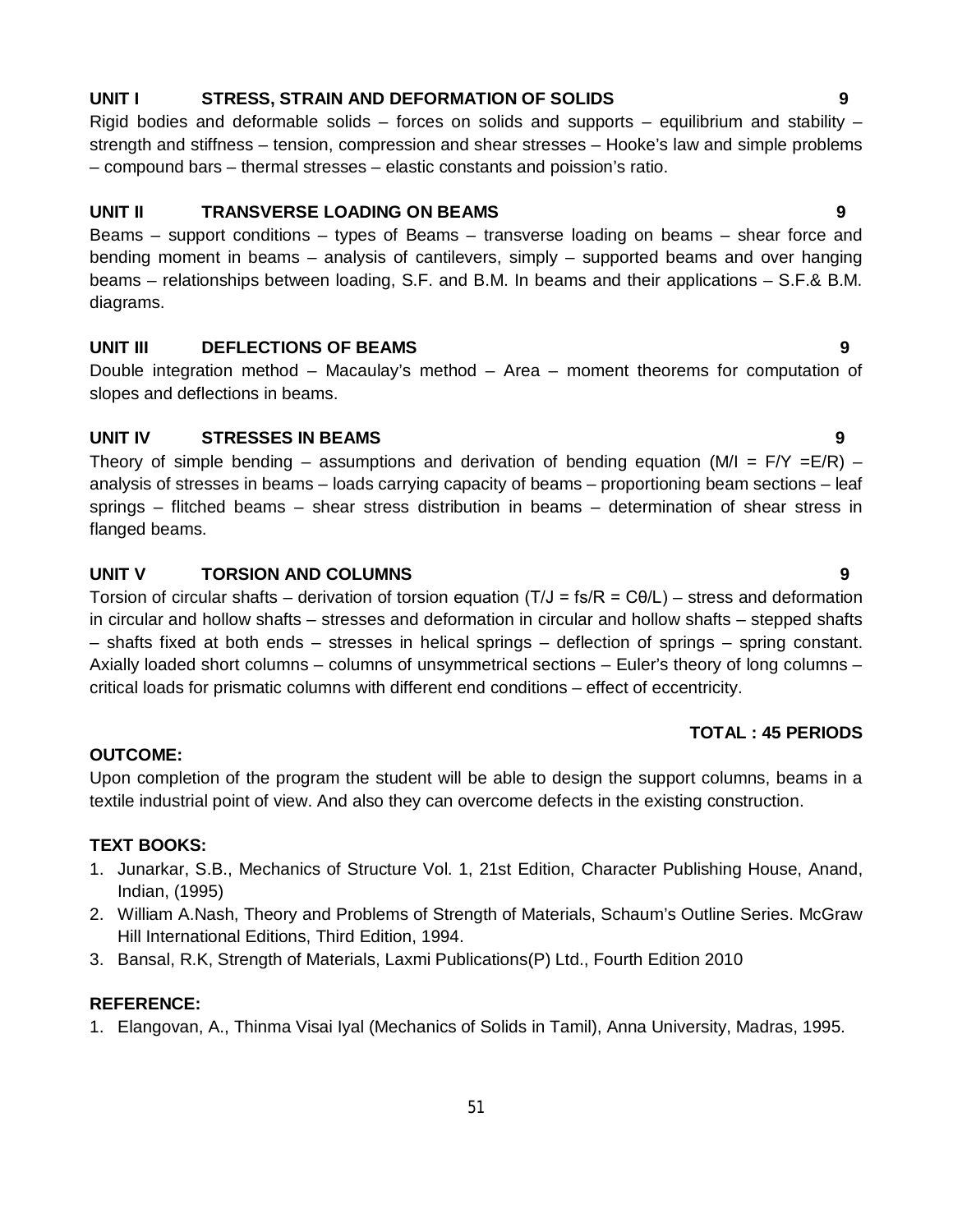**UNIT I STRESS, STRAIN AND DEFORMATION OF SOLIDS 9**

Rigid bodies and deformable solids – forces on solids and supports – equilibrium and stability – strength and stiffness – tension, compression and shear stresses – Hooke's law and simple problems – compound bars – thermal stresses – elastic constants and poission's ratio.

**UNIT II TRANSVERSE LOADING ON BEAMS 9**

Beams – support conditions – types of Beams – transverse loading on beams – shear force and bending moment in beams – analysis of cantilevers, simply – supported beams and over hanging beams – relationships between loading, S.F. and B.M. In beams and their applications – S.F.& B.M. diagrams.

**UNIT III DEFLECTIONS OF BEAMS 9**

Double integration method – Macaulay's method – Area – moment theorems for computation of slopes and deflections in beams.

**UNIT IV STRESSES IN BEAMS 9**

Theory of simple bending – assumptions and derivation of bending equation ($M/I = F/Y = E/R$) – analysis of stresses in beams – loads carrying capacity of beams – proportioning beam sections – leaf springs – flitched beams – shear stress distribution in beams – determination of shear stress in flanged beams.

**UNIT V TORSION AND COLUMNS 9**

Torsion of circular shafts – derivation of torsion equation ($T/J = fs/R = C\theta/L$) – stress and deformation in circular and hollow shafts – stresses and deformation in circular and hollow shafts – stepped shafts – shafts fixed at both ends – stresses in helical springs – deflection of springs – spring constant. Axially loaded short columns – columns of unsymmetrical sections – Euler's theory of long columns – critical loads for prismatic columns with different end conditions – effect of eccentricity.

**TOTAL : 45 PERIODS**

**OUTCOME:**

Upon completion of the program the student will be able to design the support columns, beams in a textile industrial point of view. And also they can overcome defects in the existing construction.

**TEXT BOOKS:**

1. Junarkar, S.B., Mechanics of Structure Vol. 1, 21st Edition, Character Publishing House, Anand, Indian, (1995)
2. William A.Nash, Theory and Problems of Strength of Materials, Schaum's Outline Series. McGraw Hill International Editions, Third Edition, 1994.
3. Bansal, R.K, Strength of Materials, Laxmi Publications(P) Ltd., Fourth Edition 2010

**REFERENCE:**

1. Elangovan, A., Thinma Visai Iyal (Mechanics of Solids in Tamil), Anna University, Madras, 1995.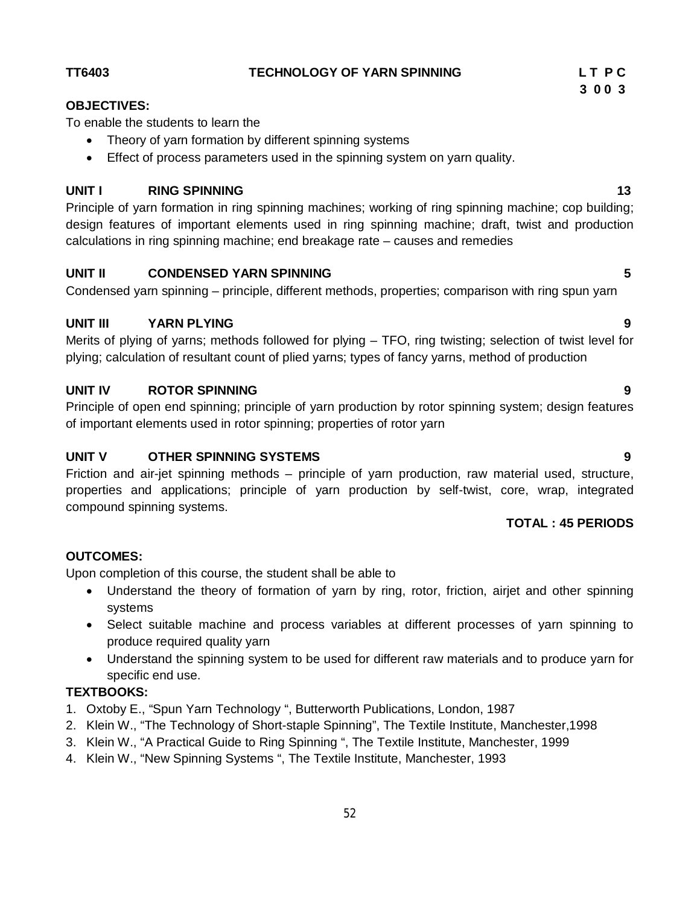**TT6403** **TECHNOLOGY OF YARN SPINNING** **L T P C**
**3 0 0 3**

**OBJECTIVES:**

To enable the students to learn the

- Theory of yarn formation by different spinning systems
- Effect of process parameters used in the spinning system on yarn quality.

**UNIT I RING SPINNING 13**

Principle of yarn formation in ring spinning machines; working of ring spinning machine; cop building; design features of important elements used in ring spinning machine; draft, twist and production calculations in ring spinning machine; end breakage rate – causes and remedies

**UNIT II CONDENSED YARN SPINNING 5**

Condensed yarn spinning – principle, different methods, properties; comparison with ring spun yarn

**UNIT III YARN PLYING 9**

Merits of plying of yarns; methods followed for plying – TFO, ring twisting; selection of twist level for plying; calculation of resultant count of plied yarns; types of fancy yarns, method of production

**UNIT IV ROTOR SPINNING 9**

Principle of open end spinning; principle of yarn production by rotor spinning system; design features of important elements used in rotor spinning; properties of rotor yarn

**UNIT V OTHER SPINNING SYSTEMS 9**

Friction and air-jet spinning methods – principle of yarn production, raw material used, structure, properties and applications; principle of yarn production by self-twist, core, wrap, integrated compound spinning systems.

**TOTAL : 45 PERIODS**

**OUTCOMES:**

Upon completion of this course, the student shall be able to

- Understand the theory of formation of yarn by ring, rotor, friction, airjet and other spinning systems
- Select suitable machine and process variables at different processes of yarn spinning to produce required quality yarn
- Understand the spinning system to be used for different raw materials and to produce yarn for specific end use.

**TEXTBOOKS:**

1. Oxtoby E., "Spun Yarn Technology ", Butterworth Publications, London, 1987
2. Klein W., "The Technology of Short-staple Spinning", The Textile Institute, Manchester,1998
3. Klein W., "A Practical Guide to Ring Spinning ", The Textile Institute, Manchester, 1999
4. Klein W., "New Spinning Systems ", The Textile Institute, Manchester, 1993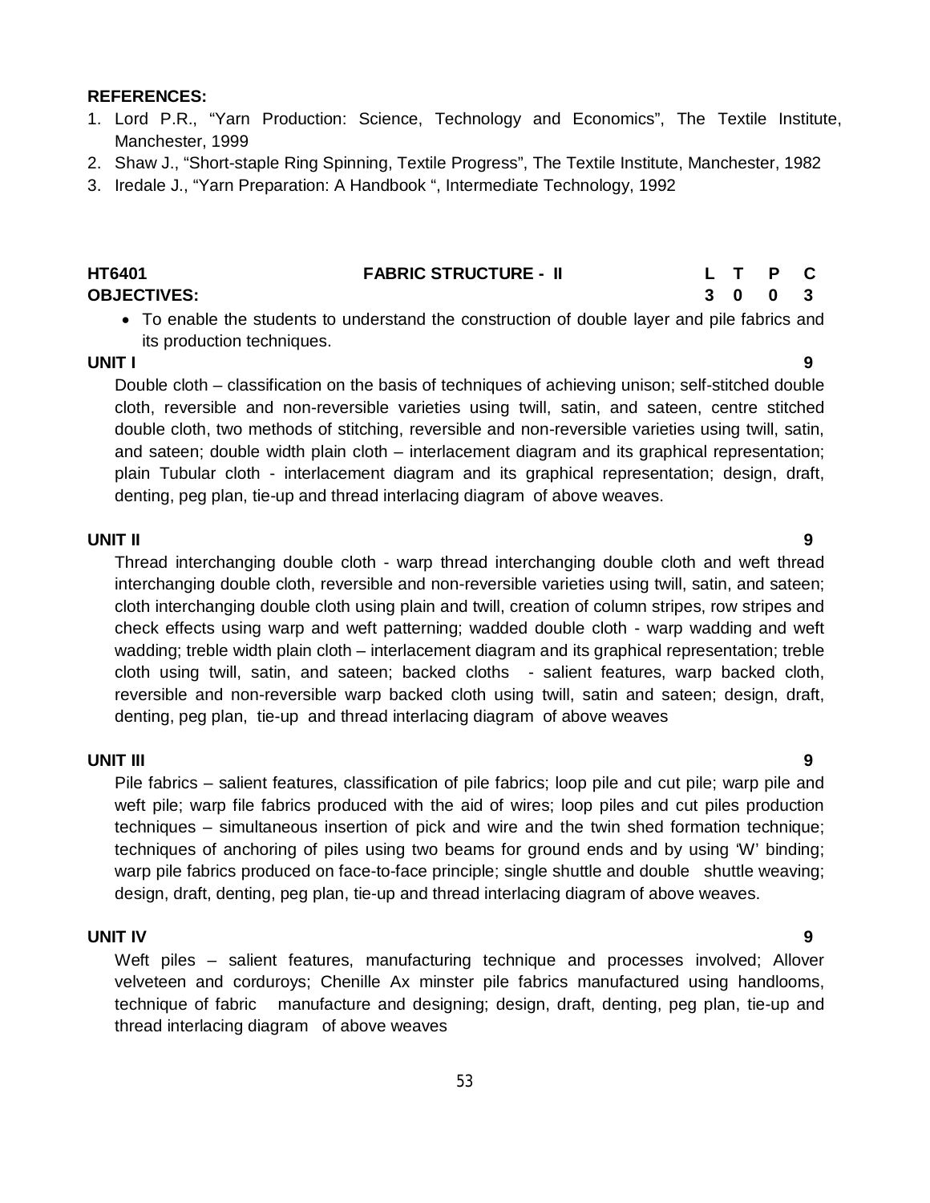**REFERENCES:**

1. Lord P.R., "Yarn Production: Science, Technology and Economics", The Textile Institute, Manchester, 1999
2. Shaw J., "Short-staple Ring Spinning, Textile Progress", The Textile Institute, Manchester, 1982
3. Iredale J., "Yarn Preparation: A Handbook ", Intermediate Technology, 1992

| **HT6401** | **FABRIC STRUCTURE - II** | **L** | **T** | **P** | **C** |
|---|---|---|---|---|---|
| **OBJECTIVES:** | | **3** | **0** | **0** | **3** |

- To enable the students to understand the construction of double layer and pile fabrics and its production techniques.

**UNIT I** **9**

Double cloth – classification on the basis of techniques of achieving unison; self-stitched double cloth, reversible and non-reversible varieties using twill, satin, and sateen, centre stitched double cloth, two methods of stitching, reversible and non-reversible varieties using twill, satin, and sateen; double width plain cloth – interlacement diagram and its graphical representation; plain Tubular cloth - interlacement diagram and its graphical representation; design, draft, denting, peg plan, tie-up and thread interlacing diagram of above weaves.

**UNIT II** **9**

Thread interchanging double cloth - warp thread interchanging double cloth and weft thread interchanging double cloth, reversible and non-reversible varieties using twill, satin, and sateen; cloth interchanging double cloth using plain and twill, creation of column stripes, row stripes and check effects using warp and weft patterning; wadded double cloth - warp wadding and weft wadding; treble width plain cloth – interlacement diagram and its graphical representation; treble cloth using twill, satin, and sateen; backed cloths - salient features, warp backed cloth, reversible and non-reversible warp backed cloth using twill, satin and sateen; design, draft, denting, peg plan, tie-up and thread interlacing diagram of above weaves

**UNIT III** **9**

Pile fabrics – salient features, classification of pile fabrics; loop pile and cut pile; warp pile and weft pile; warp file fabrics produced with the aid of wires; loop piles and cut piles production techniques – simultaneous insertion of pick and wire and the twin shed formation technique; techniques of anchoring of piles using two beams for ground ends and by using 'W' binding; warp pile fabrics produced on face-to-face principle; single shuttle and double shuttle weaving; design, draft, denting, peg plan, tie-up and thread interlacing diagram of above weaves.

**UNIT IV** **9**

Weft piles – salient features, manufacturing technique and processes involved; Allover velveteen and corduroys; Chenille Ax minster pile fabrics manufactured using handlooms, technique of fabric manufacture and designing; design, draft, denting, peg plan, tie-up and thread interlacing diagram of above weaves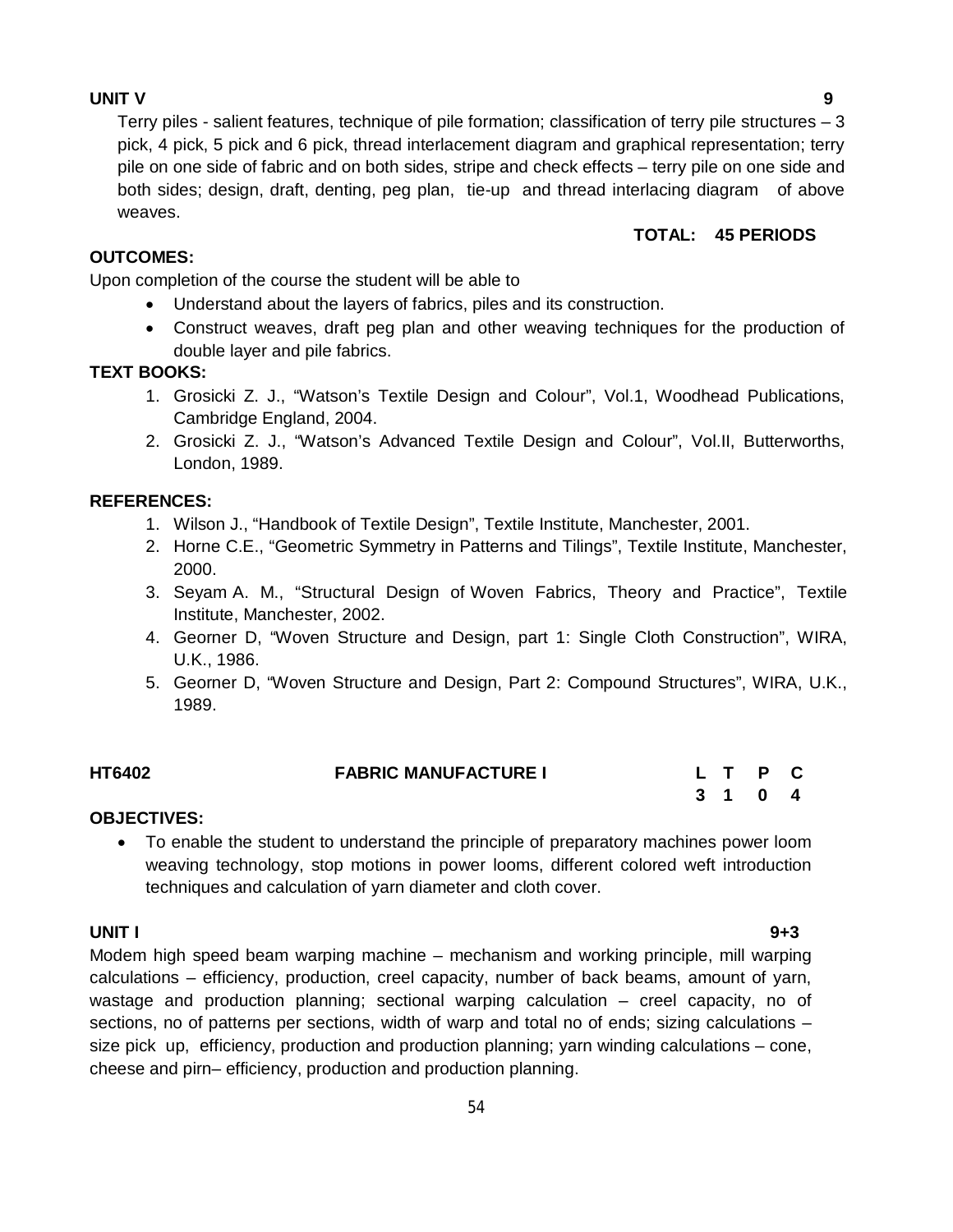**UNIT V 9**

Terry piles - salient features, technique of pile formation; classification of terry pile structures – 3 pick, 4 pick, 5 pick and 6 pick, thread interlacement diagram and graphical representation; terry pile on one side of fabric and on both sides, stripe and check effects – terry pile on one side and both sides; design, draft, denting, peg plan, tie-up and thread interlacing diagram of above weaves.

**TOTAL: 45 PERIODS**

**OUTCOMES:**

Upon completion of the course the student will be able to

- Understand about the layers of fabrics, piles and its construction.
- Construct weaves, draft peg plan and other weaving techniques for the production of double layer and pile fabrics.

**TEXT BOOKS:**

1. Grosicki Z. J., "Watson's Textile Design and Colour", Vol.1, Woodhead Publications, Cambridge England, 2004.
2. Grosicki Z. J., "Watson's Advanced Textile Design and Colour", Vol.II, Butterworths, London, 1989.

**REFERENCES:**

1. Wilson J., "Handbook of Textile Design", Textile Institute, Manchester, 2001.
2. Horne C.E., "Geometric Symmetry in Patterns and Tilings", Textile Institute, Manchester, 2000.
3. Seyam A. M., "Structural Design of Woven Fabrics, Theory and Practice", Textile Institute, Manchester, 2002.
4. Georner D, "Woven Structure and Design, part 1: Single Cloth Construction", WIRA, U.K., 1986.
5. Georner D, "Woven Structure and Design, Part 2: Compound Structures", WIRA, U.K., 1989.

## HT6402 FABRIC MANUFACTURE I

| L | T | P | C |
|---|---|---|---|
| 3 | 1 | 0 | 4 |

**OBJECTIVES:**

- To enable the student to understand the principle of preparatory machines power loom weaving technology, stop motions in power looms, different colored weft introduction techniques and calculation of yarn diameter and cloth cover.

**UNIT I 9+3**

Modem high speed beam warping machine – mechanism and working principle, mill warping calculations – efficiency, production, creel capacity, number of back beams, amount of yarn, wastage and production planning; sectional warping calculation – creel capacity, no of sections, no of patterns per sections, width of warp and total no of ends; sizing calculations – size pick up, efficiency, production and production planning; yarn winding calculations – cone, cheese and pirn– efficiency, production and production planning.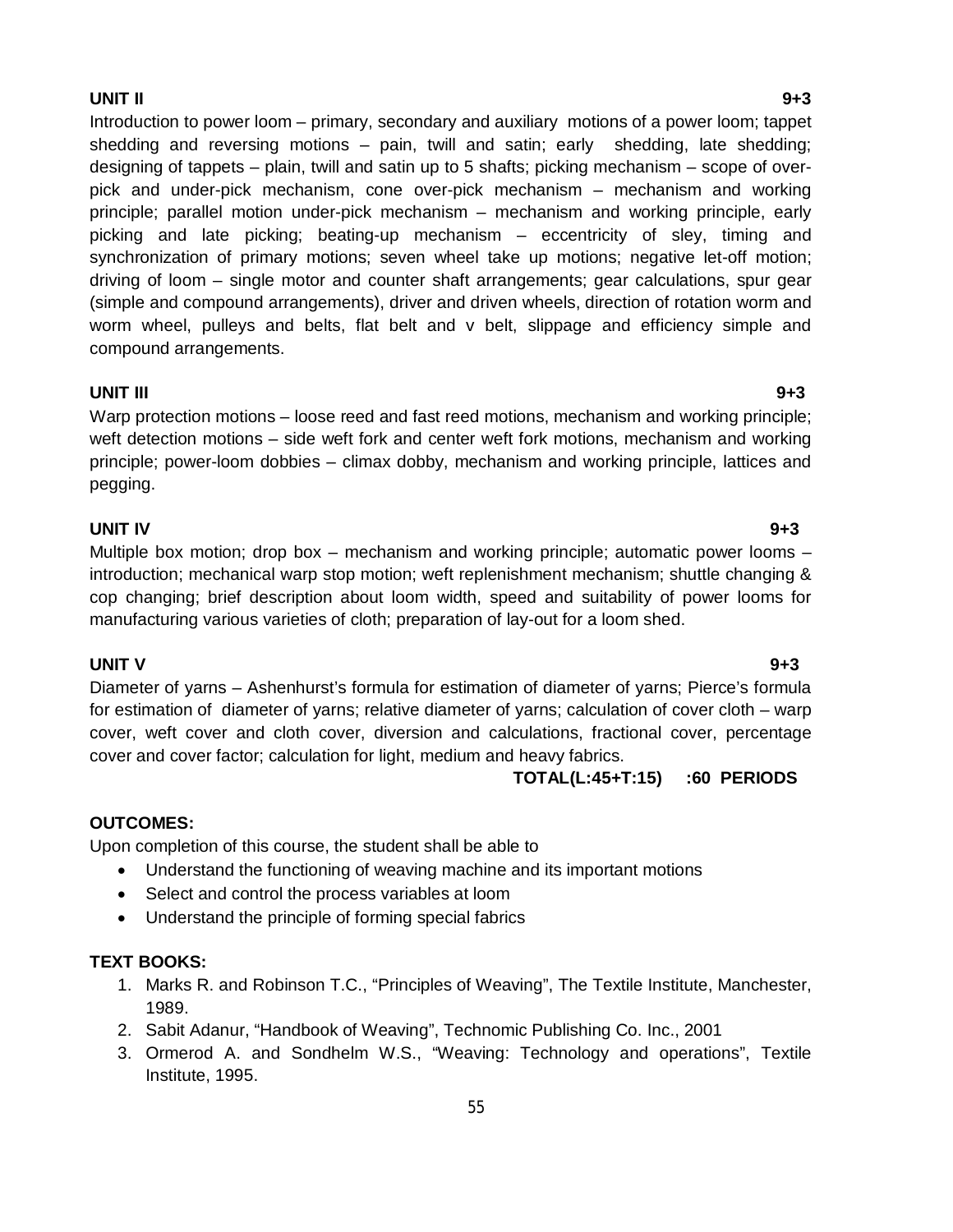**UNIT II** **9+3**

Introduction to power loom – primary, secondary and auxiliary motions of a power loom; tappet shedding and reversing motions – pain, twill and satin; early shedding, late shedding; designing of tappets – plain, twill and satin up to 5 shafts; picking mechanism – scope of over-pick and under-pick mechanism, cone over-pick mechanism – mechanism and working principle; parallel motion under-pick mechanism – mechanism and working principle, early picking and late picking; beating-up mechanism – eccentricity of sley, timing and synchronization of primary motions; seven wheel take up motions; negative let-off motion; driving of loom – single motor and counter shaft arrangements; gear calculations, spur gear (simple and compound arrangements), driver and driven wheels, direction of rotation worm and worm wheel, pulleys and belts, flat belt and v belt, slippage and efficiency simple and compound arrangements.

**UNIT III** **9+3**

Warp protection motions – loose reed and fast reed motions, mechanism and working principle; weft detection motions – side weft fork and center weft fork motions, mechanism and working principle; power-loom dobbies – climax dobby, mechanism and working principle, lattices and pegging.

**UNIT IV** **9+3**

Multiple box motion; drop box – mechanism and working principle; automatic power looms – introduction; mechanical warp stop motion; weft replenishment mechanism; shuttle changing & cop changing; brief description about loom width, speed and suitability of power looms for manufacturing various varieties of cloth; preparation of lay-out for a loom shed.

**UNIT V** **9+3**

Diameter of yarns – Ashenhurst's formula for estimation of diameter of yarns; Pierce's formula for estimation of diameter of yarns; relative diameter of yarns; calculation of cover cloth – warp cover, weft cover and cloth cover, diversion and calculations, fractional cover, percentage cover and cover factor; calculation for light, medium and heavy fabrics.

**TOTAL(L:45+T:15) :60 PERIODS**

**OUTCOMES:**

Upon completion of this course, the student shall be able to

- Understand the functioning of weaving machine and its important motions
- Select and control the process variables at loom
- Understand the principle of forming special fabrics

**TEXT BOOKS:**

1. Marks R. and Robinson T.C., "Principles of Weaving", The Textile Institute, Manchester, 1989.
2. Sabit Adanur, "Handbook of Weaving", Technomic Publishing Co. Inc., 2001
3. Ormerod A. and Sondhelm W.S., "Weaving: Technology and operations", Textile Institute, 1995.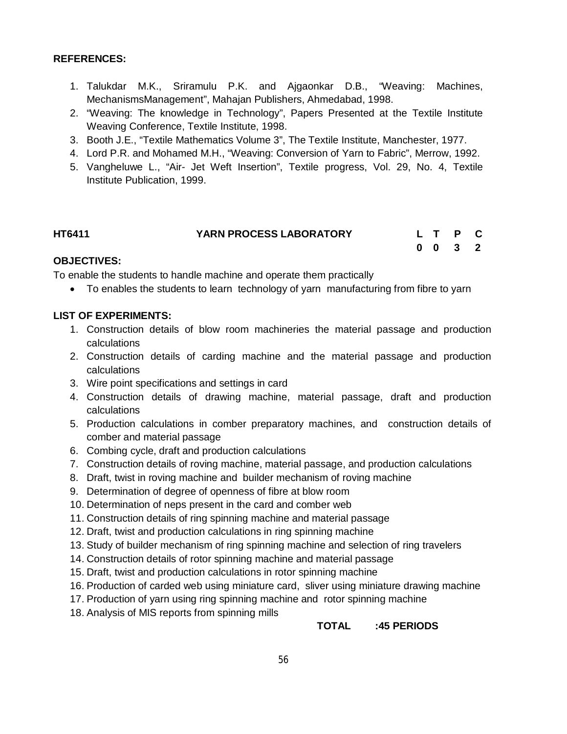**REFERENCES:**

1. Talukdar M.K., Sriramulu P.K. and Ajgaonkar D.B., "Weaving: Machines, MechanismsManagement", Mahajan Publishers, Ahmedabad, 1998.
2. "Weaving: The knowledge in Technology", Papers Presented at the Textile Institute Weaving Conference, Textile Institute, 1998.
3. Booth J.E., "Textile Mathematics Volume 3", The Textile Institute, Manchester, 1977.
4. Lord P.R. and Mohamed M.H., "Weaving: Conversion of Yarn to Fabric", Merrow, 1992.
5. Vangheluwe L., "Air- Jet Weft Insertion", Textile progress, Vol. 29, No. 4, Textile Institute Publication, 1999.

| **HT6411** | **YARN PROCESS LABORATORY** | **L** | **T** | **P** | **C** |
|---|---|---|---|---|---|
| | | **0** | **0** | **3** | **2** |

**OBJECTIVES:**

To enable the students to handle machine and operate them practically

- To enables the students to learn technology of yarn manufacturing from fibre to yarn

**LIST OF EXPERIMENTS:**

1. Construction details of blow room machineries the material passage and production calculations
2. Construction details of carding machine and the material passage and production calculations
3. Wire point specifications and settings in card
4. Construction details of drawing machine, material passage, draft and production calculations
5. Production calculations in comber preparatory machines, and construction details of comber and material passage
6. Combing cycle, draft and production calculations
7. Construction details of roving machine, material passage, and production calculations
8. Draft, twist in roving machine and builder mechanism of roving machine
9. Determination of degree of openness of fibre at blow room
10. Determination of neps present in the card and comber web
11. Construction details of ring spinning machine and material passage
12. Draft, twist and production calculations in ring spinning machine
13. Study of builder mechanism of ring spinning machine and selection of ring travelers
14. Construction details of rotor spinning machine and material passage
15. Draft, twist and production calculations in rotor spinning machine
16. Production of carded web using miniature card, sliver using miniature drawing machine
17. Production of yarn using ring spinning machine and rotor spinning machine
18. Analysis of MIS reports from spinning mills

**TOTAL :45 PERIODS**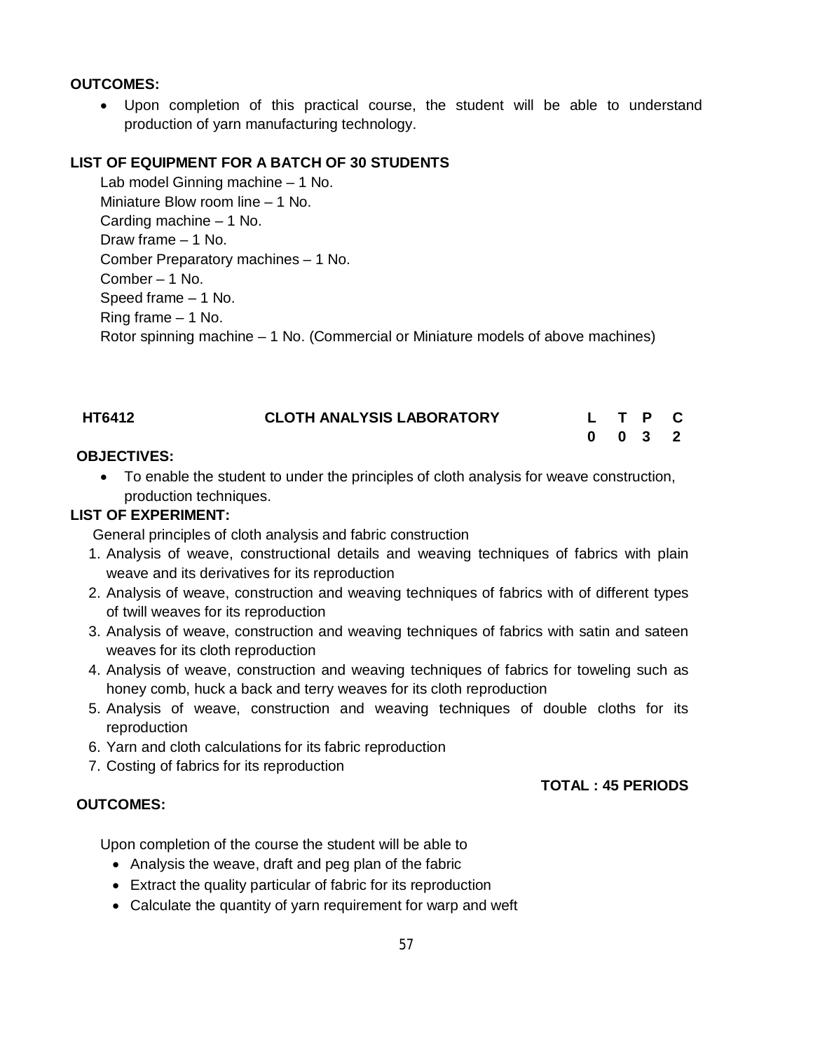**OUTCOMES:**

- Upon completion of this practical course, the student will be able to understand production of yarn manufacturing technology.

**LIST OF EQUIPMENT FOR A BATCH OF 30 STUDENTS**

Lab model Ginning machine – 1 No.
Miniature Blow room line – 1 No.
Carding machine – 1 No.
Draw frame – 1 No.
Comber Preparatory machines – 1 No.
Comber – 1 No.
Speed frame – 1 No.
Ring frame – 1 No.
Rotor spinning machine – 1 No. (Commercial or Miniature models of above machines)

| HT6412 | CLOTH ANALYSIS LABORATORY | L | T | P | C |
|---|---|---|---|---|---|
| | | 0 | 0 | 3 | 2 |

**OBJECTIVES:**

- To enable the student to under the principles of cloth analysis for weave construction, production techniques.

**LIST OF EXPERIMENT:**

General principles of cloth analysis and fabric construction

1. Analysis of weave, constructional details and weaving techniques of fabrics with plain weave and its derivatives for its reproduction
2. Analysis of weave, construction and weaving techniques of fabrics with of different types of twill weaves for its reproduction
3. Analysis of weave, construction and weaving techniques of fabrics with satin and sateen weaves for its cloth reproduction
4. Analysis of weave, construction and weaving techniques of fabrics for toweling such as honey comb, huck a back and terry weaves for its cloth reproduction
5. Analysis of weave, construction and weaving techniques of double cloths for its reproduction
6. Yarn and cloth calculations for its fabric reproduction
7. Costing of fabrics for its reproduction

**TOTAL : 45 PERIODS**

**OUTCOMES:**

Upon completion of the course the student will be able to

- Analysis the weave, draft and peg plan of the fabric
- Extract the quality particular of fabric for its reproduction
- Calculate the quantity of yarn requirement for warp and weft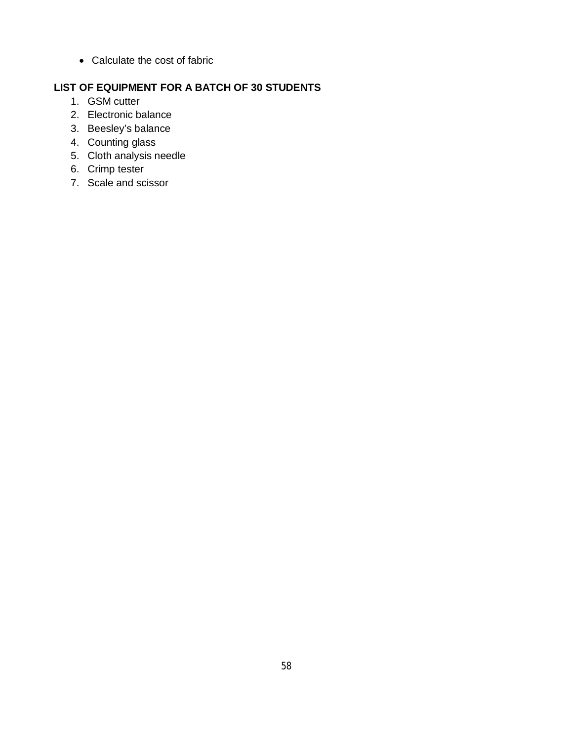- Calculate the cost of fabric

**LIST OF EQUIPMENT FOR A BATCH OF 30 STUDENTS**

1. GSM cutter
2. Electronic balance
3. Beesley's balance
4. Counting glass
5. Cloth analysis needle
6. Crimp tester
7. Scale and scissor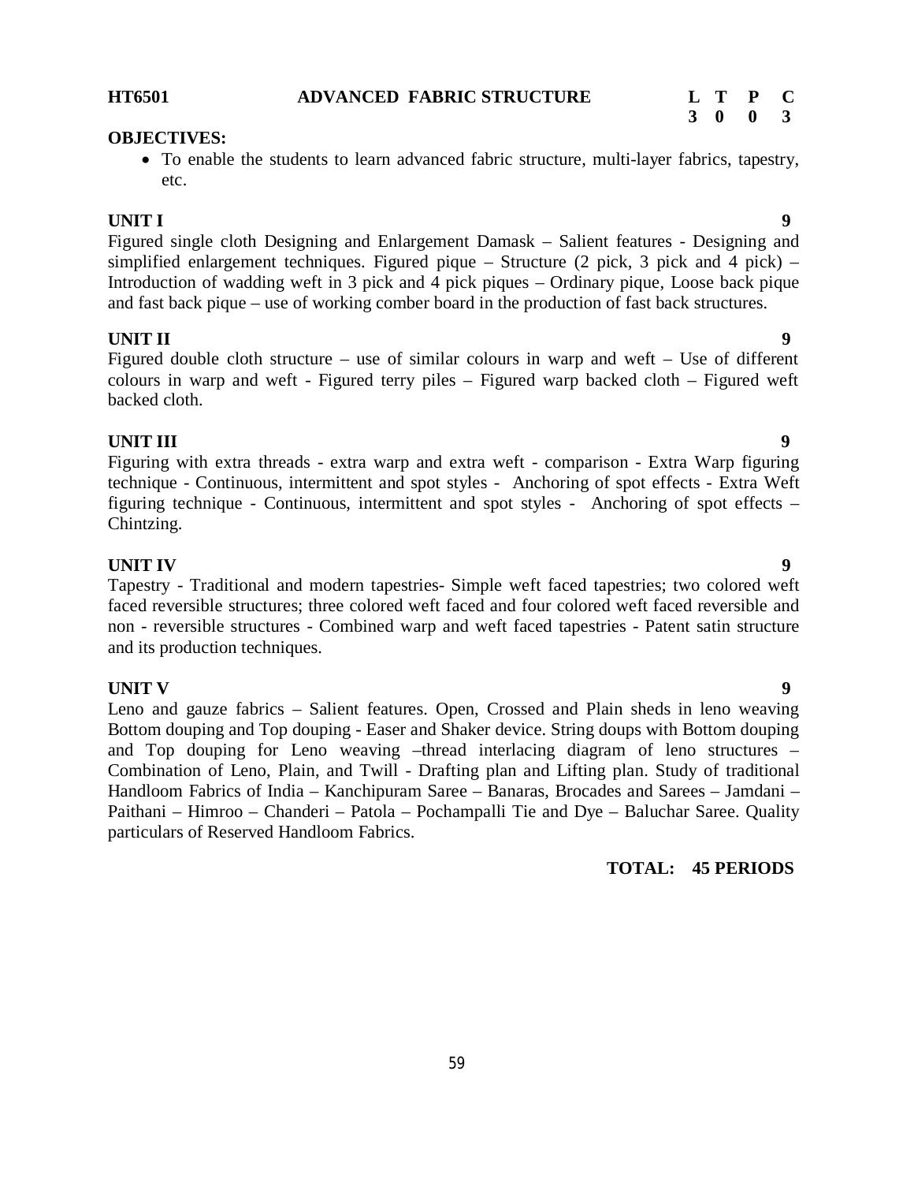**HT6501 ADVANCED FABRIC STRUCTURE**

| L | T | P | C |
|---|---|---|---|
| 3 | 0 | 0 | 3 |

**OBJECTIVES:**

- To enable the students to learn advanced fabric structure, multi-layer fabrics, tapestry, etc.

**UNIT I** **9**

Figured single cloth Designing and Enlargement Damask – Salient features - Designing and simplified enlargement techniques. Figured pique – Structure (2 pick, 3 pick and 4 pick) – Introduction of wadding weft in 3 pick and 4 pick piques – Ordinary pique, Loose back pique and fast back pique – use of working comber board in the production of fast back structures.

**UNIT II** **9**

Figured double cloth structure – use of similar colours in warp and weft – Use of different colours in warp and weft - Figured terry piles – Figured warp backed cloth – Figured weft backed cloth.

**UNIT III** **9**

Figuring with extra threads - extra warp and extra weft - comparison - Extra Warp figuring technique - Continuous, intermittent and spot styles - Anchoring of spot effects - Extra Weft figuring technique - Continuous, intermittent and spot styles - Anchoring of spot effects – Chintzing.

**UNIT IV** **9**

Tapestry - Traditional and modern tapestries- Simple weft faced tapestries; two colored weft faced reversible structures; three colored weft faced and four colored weft faced reversible and non - reversible structures - Combined warp and weft faced tapestries - Patent satin structure and its production techniques.

**UNIT V** **9**

Leno and gauze fabrics – Salient features. Open, Crossed and Plain sheds in leno weaving Bottom douping and Top douping - Easer and Shaker device. String doups with Bottom douping and Top douping for Leno weaving –thread interlacing diagram of leno structures – Combination of Leno, Plain, and Twill - Drafting plan and Lifting plan. Study of traditional Handloom Fabrics of India – Kanchipuram Saree – Banaras, Brocades and Sarees – Jamdani – Paithani – Himroo – Chanderi – Patola – Pochampalli Tie and Dye – Baluchar Saree. Quality particulars of Reserved Handloom Fabrics.

**TOTAL: 45 PERIODS**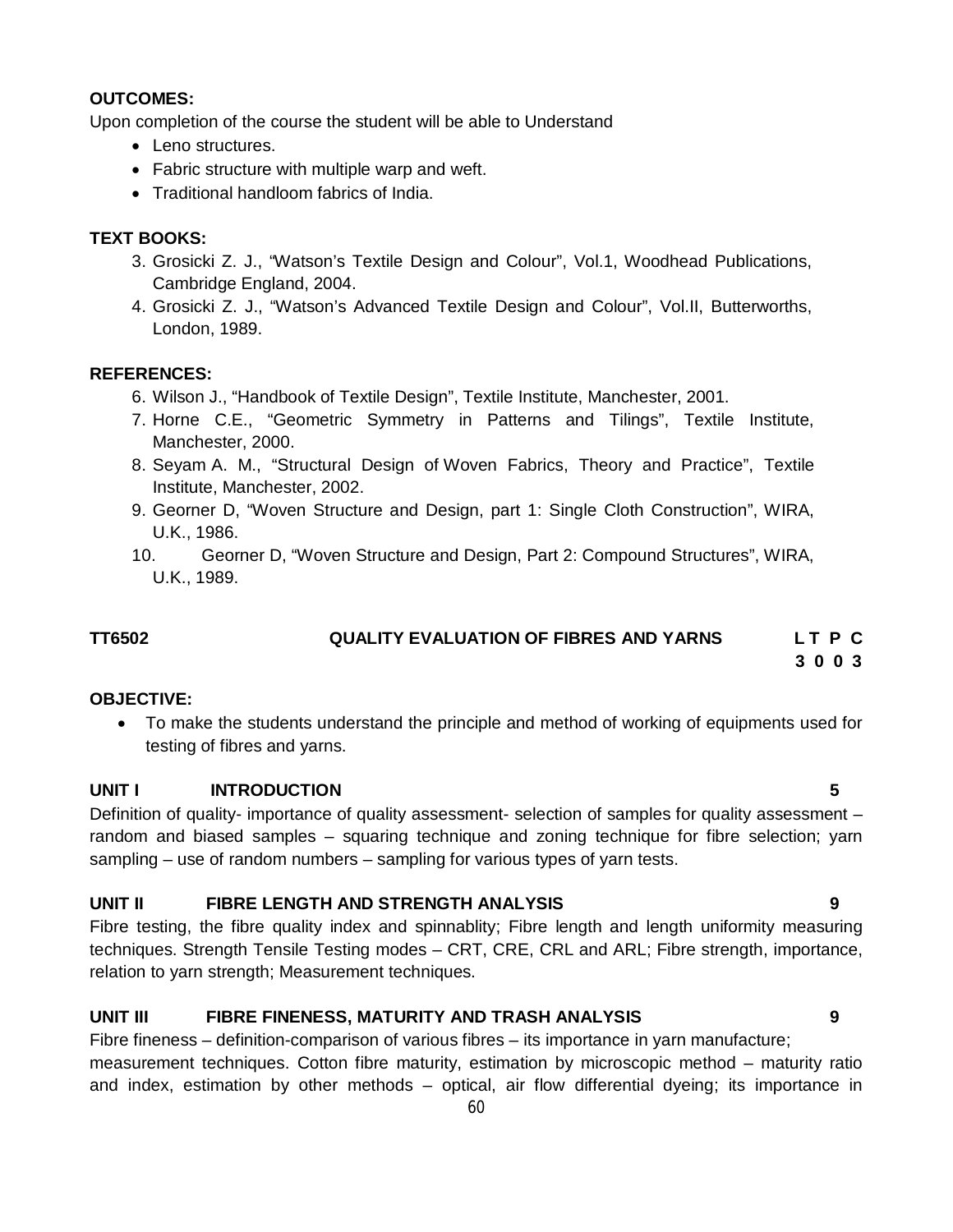**OUTCOMES:**

Upon completion of the course the student will be able to Understand

- Leno structures.
- Fabric structure with multiple warp and weft.
- Traditional handloom fabrics of India.

**TEXT BOOKS:**

3. Grosicki Z. J., "Watson's Textile Design and Colour", Vol.1, Woodhead Publications, Cambridge England, 2004.
4. Grosicki Z. J., "Watson's Advanced Textile Design and Colour", Vol.II, Butterworths, London, 1989.

**REFERENCES:**

6. Wilson J., "Handbook of Textile Design", Textile Institute, Manchester, 2001.
7. Horne C.E., "Geometric Symmetry in Patterns and Tilings", Textile Institute, Manchester, 2000.
8. Seyam A. M., "Structural Design of Woven Fabrics, Theory and Practice", Textile Institute, Manchester, 2002.
9. Georner D, "Woven Structure and Design, part 1: Single Cloth Construction", WIRA, U.K., 1986.
10. Georner D, "Woven Structure and Design, Part 2: Compound Structures", WIRA, U.K., 1989.

**TT6502 QUALITY EVALUATION OF FIBRES AND YARNS** **L T P C**
**3 0 0 3**

**OBJECTIVE:**

- To make the students understand the principle and method of working of equipments used for testing of fibres and yarns.

**UNIT I INTRODUCTION 5**

Definition of quality- importance of quality assessment- selection of samples for quality assessment – random and biased samples – squaring technique and zoning technique for fibre selection; yarn sampling – use of random numbers – sampling for various types of yarn tests.

**UNIT II FIBRE LENGTH AND STRENGTH ANALYSIS 9**

Fibre testing, the fibre quality index and spinnablity; Fibre length and length uniformity measuring techniques. Strength Tensile Testing modes – CRT, CRE, CRL and ARL; Fibre strength, importance, relation to yarn strength; Measurement techniques.

**UNIT III FIBRE FINENESS, MATURITY AND TRASH ANALYSIS 9**

Fibre fineness – definition-comparison of various fibres – its importance in yarn manufacture; measurement techniques. Cotton fibre maturity, estimation by microscopic method – maturity ratio and index, estimation by other methods – optical, air flow differential dyeing; its importance in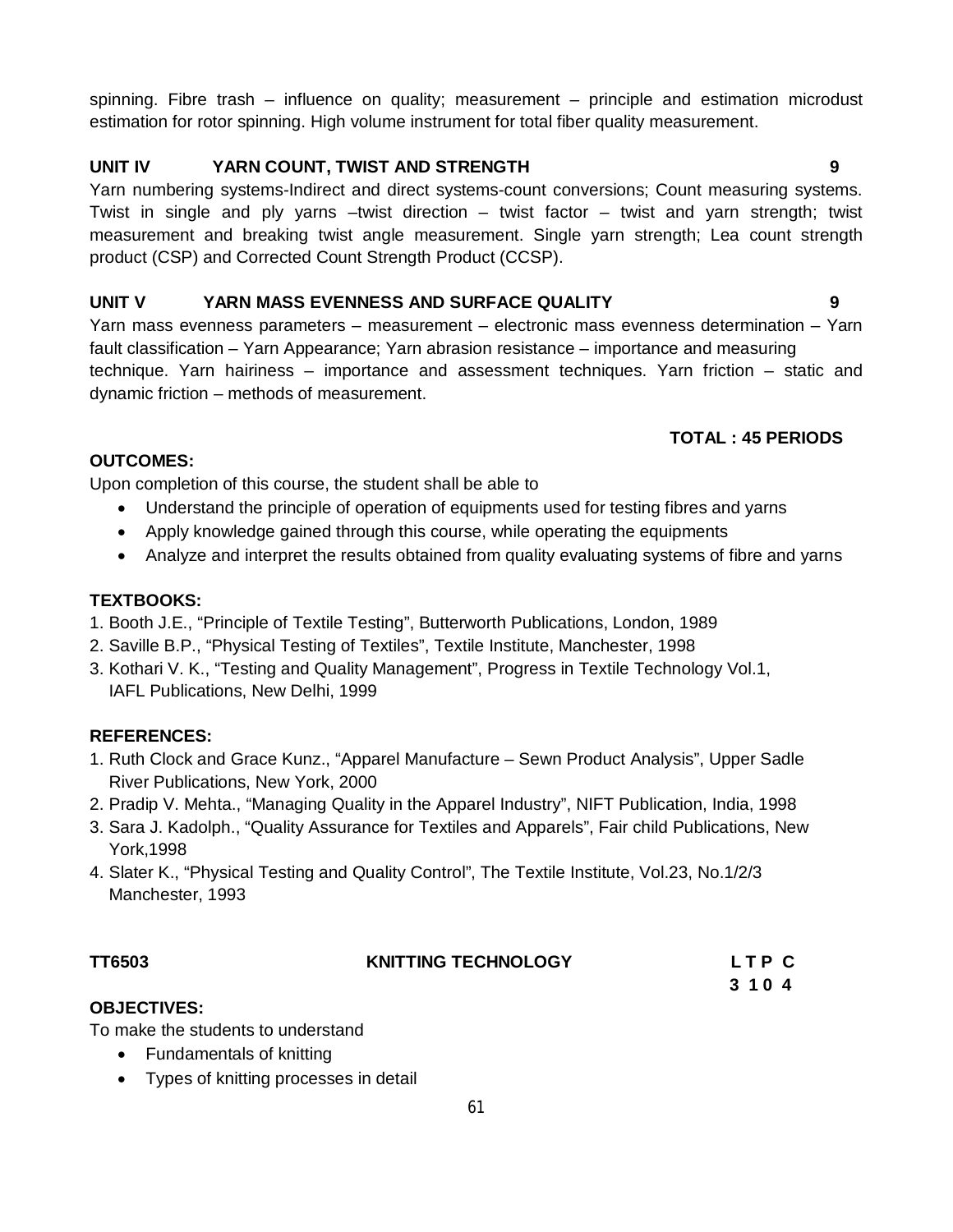spinning. Fibre trash – influence on quality; measurement – principle and estimation microdust estimation for rotor spinning. High volume instrument for total fiber quality measurement.

**UNIT IV YARN COUNT, TWIST AND STRENGTH 9**

Yarn numbering systems-Indirect and direct systems-count conversions; Count measuring systems. Twist in single and ply yarns –twist direction – twist factor – twist and yarn strength; twist measurement and breaking twist angle measurement. Single yarn strength; Lea count strength product (CSP) and Corrected Count Strength Product (CCSP).

**UNIT V YARN MASS EVENNESS AND SURFACE QUALITY 9**

Yarn mass evenness parameters – measurement – electronic mass evenness determination – Yarn fault classification – Yarn Appearance; Yarn abrasion resistance – importance and measuring technique. Yarn hairiness – importance and assessment techniques. Yarn friction – static and dynamic friction – methods of measurement.

**TOTAL : 45 PERIODS**

**OUTCOMES:**

Upon completion of this course, the student shall be able to

- Understand the principle of operation of equipments used for testing fibres and yarns
- Apply knowledge gained through this course, while operating the equipments
- Analyze and interpret the results obtained from quality evaluating systems of fibre and yarns

**TEXTBOOKS:**

1. Booth J.E., "Principle of Textile Testing", Butterworth Publications, London, 1989
2. Saville B.P., "Physical Testing of Textiles", Textile Institute, Manchester, 1998
3. Kothari V. K., "Testing and Quality Management", Progress in Textile Technology Vol.1, IAFL Publications, New Delhi, 1999

**REFERENCES:**

1. Ruth Clock and Grace Kunz., "Apparel Manufacture – Sewn Product Analysis", Upper Sadle River Publications, New York, 2000
2. Pradip V. Mehta., "Managing Quality in the Apparel Industry", NIFT Publication, India, 1998
3. Sara J. Kadolph., "Quality Assurance for Textiles and Apparels", Fair child Publications, New York,1998
4. Slater K., "Physical Testing and Quality Control", The Textile Institute, Vol.23, No.1/2/3 Manchester, 1993

**TT6503 KNITTING TECHNOLOGY L T P C**
**3 1 0 4**

**OBJECTIVES:**

To make the students to understand

- Fundamentals of knitting
- Types of knitting processes in detail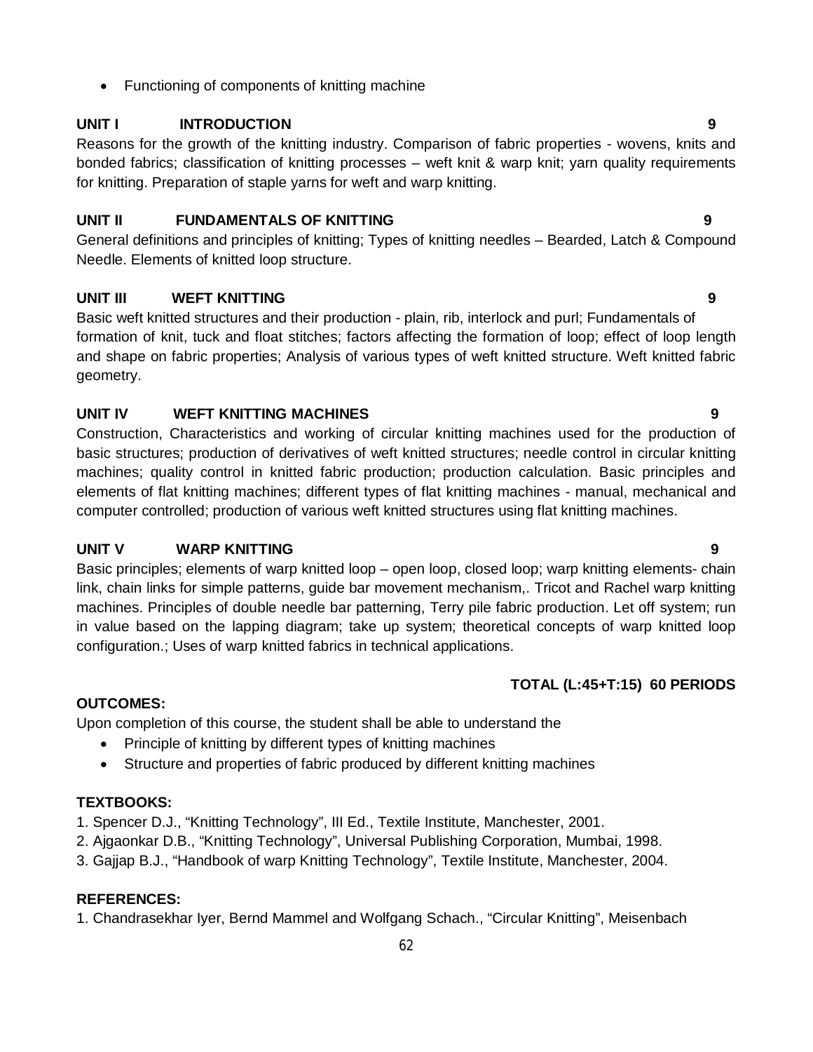- Functioning of components of knitting machine

**UNIT I INTRODUCTION 9**

Reasons for the growth of the knitting industry. Comparison of fabric properties - wovens, knits and bonded fabrics; classification of knitting processes – weft knit & warp knit; yarn quality requirements for knitting. Preparation of staple yarns for weft and warp knitting.

**UNIT II FUNDAMENTALS OF KNITTING 9**

General definitions and principles of knitting; Types of knitting needles – Bearded, Latch & Compound Needle. Elements of knitted loop structure.

**UNIT III WEFT KNITTING 9**

Basic weft knitted structures and their production - plain, rib, interlock and purl; Fundamentals of formation of knit, tuck and float stitches; factors affecting the formation of loop; effect of loop length and shape on fabric properties; Analysis of various types of weft knitted structure. Weft knitted fabric geometry.

**UNIT IV WEFT KNITTING MACHINES 9**

Construction, Characteristics and working of circular knitting machines used for the production of basic structures; production of derivatives of weft knitted structures; needle control in circular knitting machines; quality control in knitted fabric production; production calculation. Basic principles and elements of flat knitting machines; different types of flat knitting machines - manual, mechanical and computer controlled; production of various weft knitted structures using flat knitting machines.

**UNIT V WARP KNITTING 9**

Basic principles; elements of warp knitted loop – open loop, closed loop; warp knitting elements- chain link, chain links for simple patterns, guide bar movement mechanism,. Tricot and Rachel warp knitting machines. Principles of double needle bar patterning, Terry pile fabric production. Let off system; run in value based on the lapping diagram; take up system; theoretical concepts of warp knitted loop configuration.; Uses of warp knitted fabrics in technical applications.

**TOTAL (L:45+T:15) 60 PERIODS**

**OUTCOMES:**

Upon completion of this course, the student shall be able to understand the

- Principle of knitting by different types of knitting machines
- Structure and properties of fabric produced by different knitting machines

**TEXTBOOKS:**

1. Spencer D.J., "Knitting Technology", III Ed., Textile Institute, Manchester, 2001.
2. Ajgaonkar D.B., "Knitting Technology", Universal Publishing Corporation, Mumbai, 1998.
3. Gajjap B.J., "Handbook of warp Knitting Technology", Textile Institute, Manchester, 2004.

**REFERENCES:**

1. Chandrasekhar Iyer, Bernd Mammel and Wolfgang Schach., "Circular Knitting", Meisenbach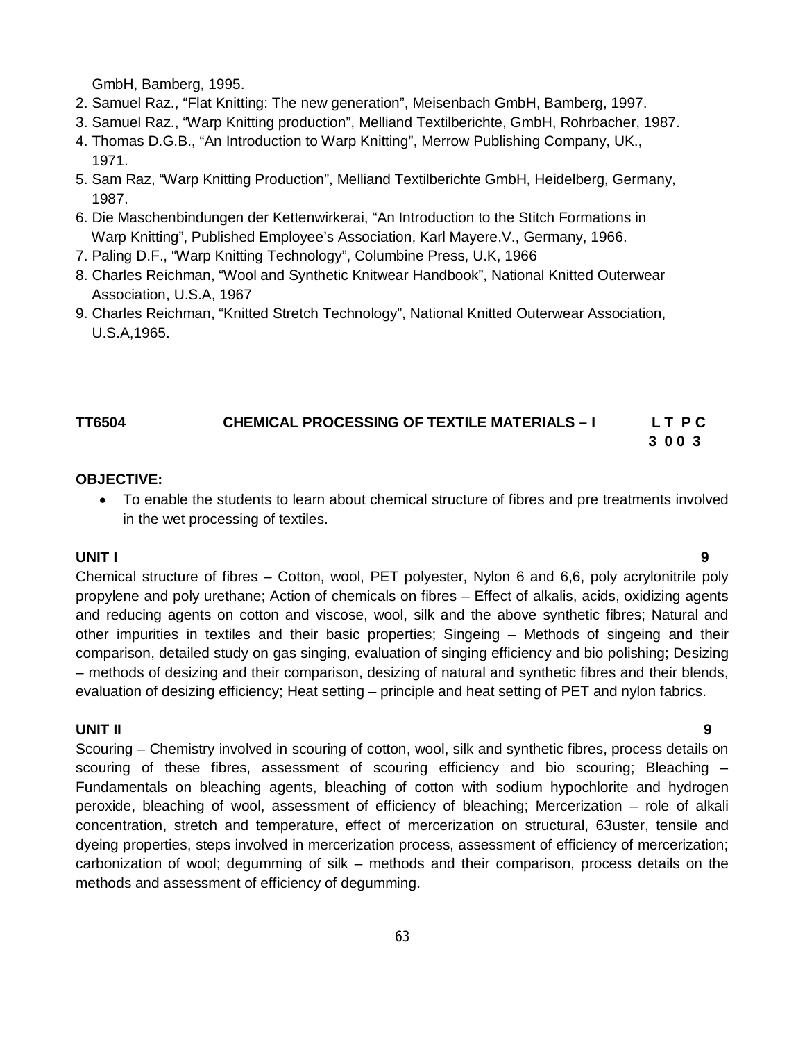GmbH, Bamberg, 1995.

2. Samuel Raz., "Flat Knitting: The new generation", Meisenbach GmbH, Bamberg, 1997.
3. Samuel Raz., "Warp Knitting production", Melliand Textilberichte, GmbH, Rohrbacher, 1987.
4. Thomas D.G.B., "An Introduction to Warp Knitting", Merrow Publishing Company, UK., 1971.
5. Sam Raz, "Warp Knitting Production", Melliand Textilberichte GmbH, Heidelberg, Germany, 1987.
6. Die Maschenbindungen der Kettenwirkerai, "An Introduction to the Stitch Formations in Warp Knitting", Published Employee's Association, Karl Mayere.V., Germany, 1966.
7. Paling D.F., "Warp Knitting Technology", Columbine Press, U.K, 1966
8. Charles Reichman, "Wool and Synthetic Knitwear Handbook", National Knitted Outerwear Association, U.S.A, 1967
9. Charles Reichman, "Knitted Stretch Technology", National Knitted Outerwear Association, U.S.A,1965.

## TT6504 CHEMICAL PROCESSING OF TEXTILE MATERIALS – I

**L T P C**
**3 0 0 3**

**OBJECTIVE:**

- To enable the students to learn about chemical structure of fibres and pre treatments involved in the wet processing of textiles.

**UNIT I** **9**

Chemical structure of fibres – Cotton, wool, PET polyester, Nylon 6 and 6,6, poly acrylonitrile poly propylene and poly urethane; Action of chemicals on fibres – Effect of alkalis, acids, oxidizing agents and reducing agents on cotton and viscose, wool, silk and the above synthetic fibres; Natural and other impurities in textiles and their basic properties; Singeing – Methods of singeing and their comparison, detailed study on gas singing, evaluation of singing efficiency and bio polishing; Desizing – methods of desizing and their comparison, desizing of natural and synthetic fibres and their blends, evaluation of desizing efficiency; Heat setting – principle and heat setting of PET and nylon fabrics.

**UNIT II** **9**

Scouring – Chemistry involved in scouring of cotton, wool, silk and synthetic fibres, process details on scouring of these fibres, assessment of scouring efficiency and bio scouring; Bleaching – Fundamentals on bleaching agents, bleaching of cotton with sodium hypochlorite and hydrogen peroxide, bleaching of wool, assessment of efficiency of bleaching; Mercerization – role of alkali concentration, stretch and temperature, effect of mercerization on structural, 63uster, tensile and dyeing properties, steps involved in mercerization process, assessment of efficiency of mercerization; carbonization of wool; degumming of silk – methods and their comparison, process details on the methods and assessment of efficiency of degumming.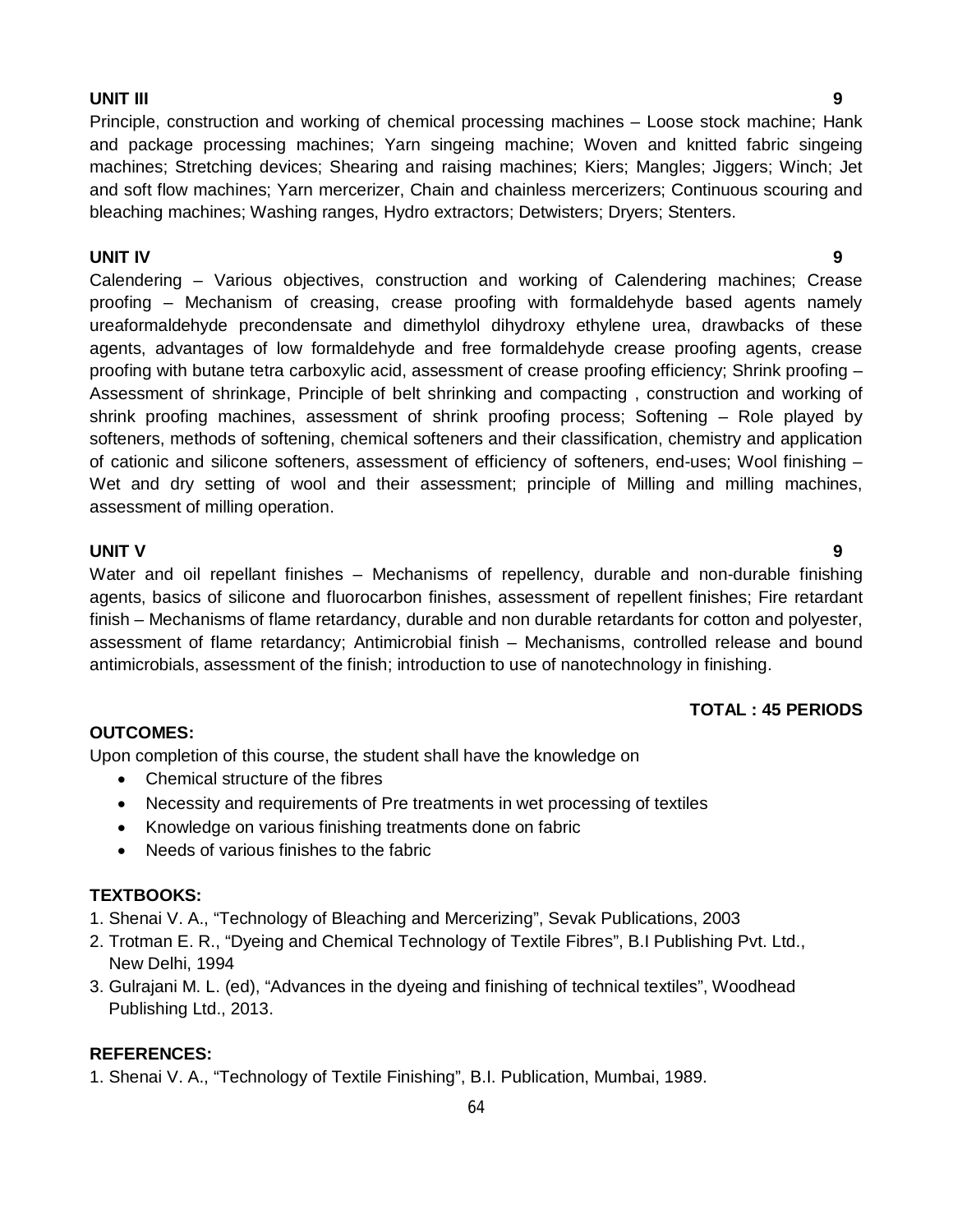**UNIT III** **9**

Principle, construction and working of chemical processing machines – Loose stock machine; Hank and package processing machines; Yarn singeing machine; Woven and knitted fabric singeing machines; Stretching devices; Shearing and raising machines; Kiers; Mangles; Jiggers; Winch; Jet and soft flow machines; Yarn mercerizer, Chain and chainless mercerizers; Continuous scouring and bleaching machines; Washing ranges, Hydro extractors; Detwisters; Dryers; Stenters.

**UNIT IV** **9**

Calendering – Various objectives, construction and working of Calendering machines; Crease proofing – Mechanism of creasing, crease proofing with formaldehyde based agents namely ureaformaldehyde precondensate and dimethylol dihydroxy ethylene urea, drawbacks of these agents, advantages of low formaldehyde and free formaldehyde crease proofing agents, crease proofing with butane tetra carboxylic acid, assessment of crease proofing efficiency; Shrink proofing – Assessment of shrinkage, Principle of belt shrinking and compacting , construction and working of shrink proofing machines, assessment of shrink proofing process; Softening – Role played by softeners, methods of softening, chemical softeners and their classification, chemistry and application of cationic and silicone softeners, assessment of efficiency of softeners, end-uses; Wool finishing – Wet and dry setting of wool and their assessment; principle of Milling and milling machines, assessment of milling operation.

**UNIT V** **9**

Water and oil repellant finishes – Mechanisms of repellency, durable and non-durable finishing agents, basics of silicone and fluorocarbon finishes, assessment of repellent finishes; Fire retardant finish – Mechanisms of flame retardancy, durable and non durable retardants for cotton and polyester, assessment of flame retardancy; Antimicrobial finish – Mechanisms, controlled release and bound antimicrobials, assessment of the finish; introduction to use of nanotechnology in finishing.

**TOTAL : 45 PERIODS**

**OUTCOMES:**

Upon completion of this course, the student shall have the knowledge on

- Chemical structure of the fibres
- Necessity and requirements of Pre treatments in wet processing of textiles
- Knowledge on various finishing treatments done on fabric
- Needs of various finishes to the fabric

**TEXTBOOKS:**

1. Shenai V. A., "Technology of Bleaching and Mercerizing", Sevak Publications, 2003
2. Trotman E. R., "Dyeing and Chemical Technology of Textile Fibres", B.I Publishing Pvt. Ltd., New Delhi, 1994
3. Gulrajani M. L. (ed), "Advances in the dyeing and finishing of technical textiles", Woodhead Publishing Ltd., 2013.

**REFERENCES:**

1. Shenai V. A., "Technology of Textile Finishing", B.I. Publication, Mumbai, 1989.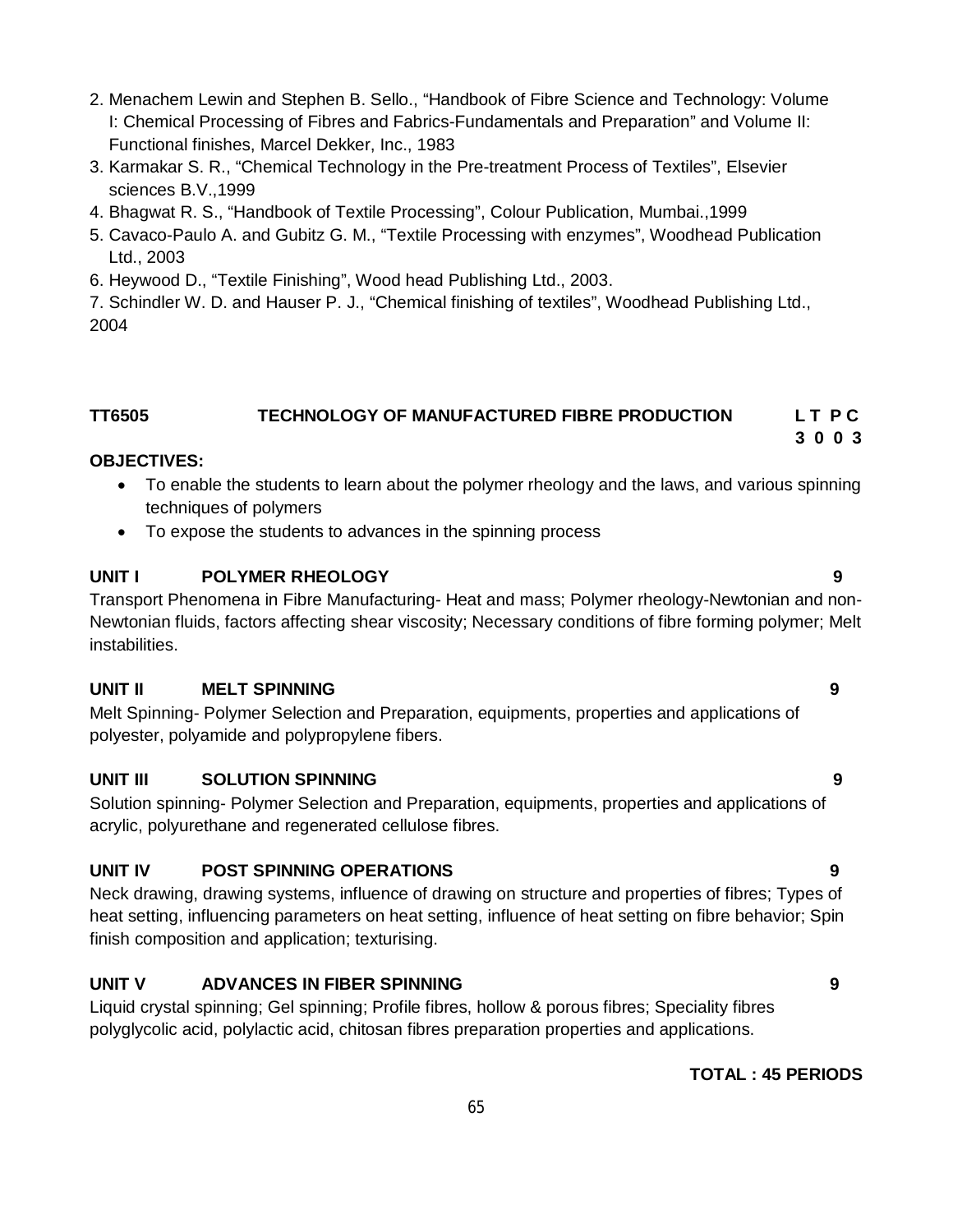2. Menachem Lewin and Stephen B. Sello., "Handbook of Fibre Science and Technology: Volume I: Chemical Processing of Fibres and Fabrics-Fundamentals and Preparation" and Volume II: Functional finishes, Marcel Dekker, Inc., 1983
3. Karmakar S. R., "Chemical Technology in the Pre-treatment Process of Textiles", Elsevier sciences B.V.,1999
4. Bhagwat R. S., "Handbook of Textile Processing", Colour Publication, Mumbai.,1999
5. Cavaco-Paulo A. and Gubitz G. M., "Textile Processing with enzymes", Woodhead Publication Ltd., 2003
6. Heywood D., "Textile Finishing", Wood head Publishing Ltd., 2003.
7. Schindler W. D. and Hauser P. J., "Chemical finishing of textiles", Woodhead Publishing Ltd., 2004

**TT6505 TECHNOLOGY OF MANUFACTURED FIBRE PRODUCTION L T P C**
**3 0 0 3**

**OBJECTIVES:**

- To enable the students to learn about the polymer rheology and the laws, and various spinning techniques of polymers
- To expose the students to advances in the spinning process

**UNIT I POLYMER RHEOLOGY 9**

Transport Phenomena in Fibre Manufacturing- Heat and mass; Polymer rheology-Newtonian and non-Newtonian fluids, factors affecting shear viscosity; Necessary conditions of fibre forming polymer; Melt instabilities.

**UNIT II MELT SPINNING 9**

Melt Spinning- Polymer Selection and Preparation, equipments, properties and applications of polyester, polyamide and polypropylene fibers.

**UNIT III SOLUTION SPINNING 9**

Solution spinning- Polymer Selection and Preparation, equipments, properties and applications of acrylic, polyurethane and regenerated cellulose fibres.

**UNIT IV POST SPINNING OPERATIONS 9**

Neck drawing, drawing systems, influence of drawing on structure and properties of fibres; Types of heat setting, influencing parameters on heat setting, influence of heat setting on fibre behavior; Spin finish composition and application; texturising.

**UNIT V ADVANCES IN FIBER SPINNING 9**

Liquid crystal spinning; Gel spinning; Profile fibres, hollow & porous fibres; Speciality fibres polyglycolic acid, polylactic acid, chitosan fibres preparation properties and applications.

**TOTAL : 45 PERIODS**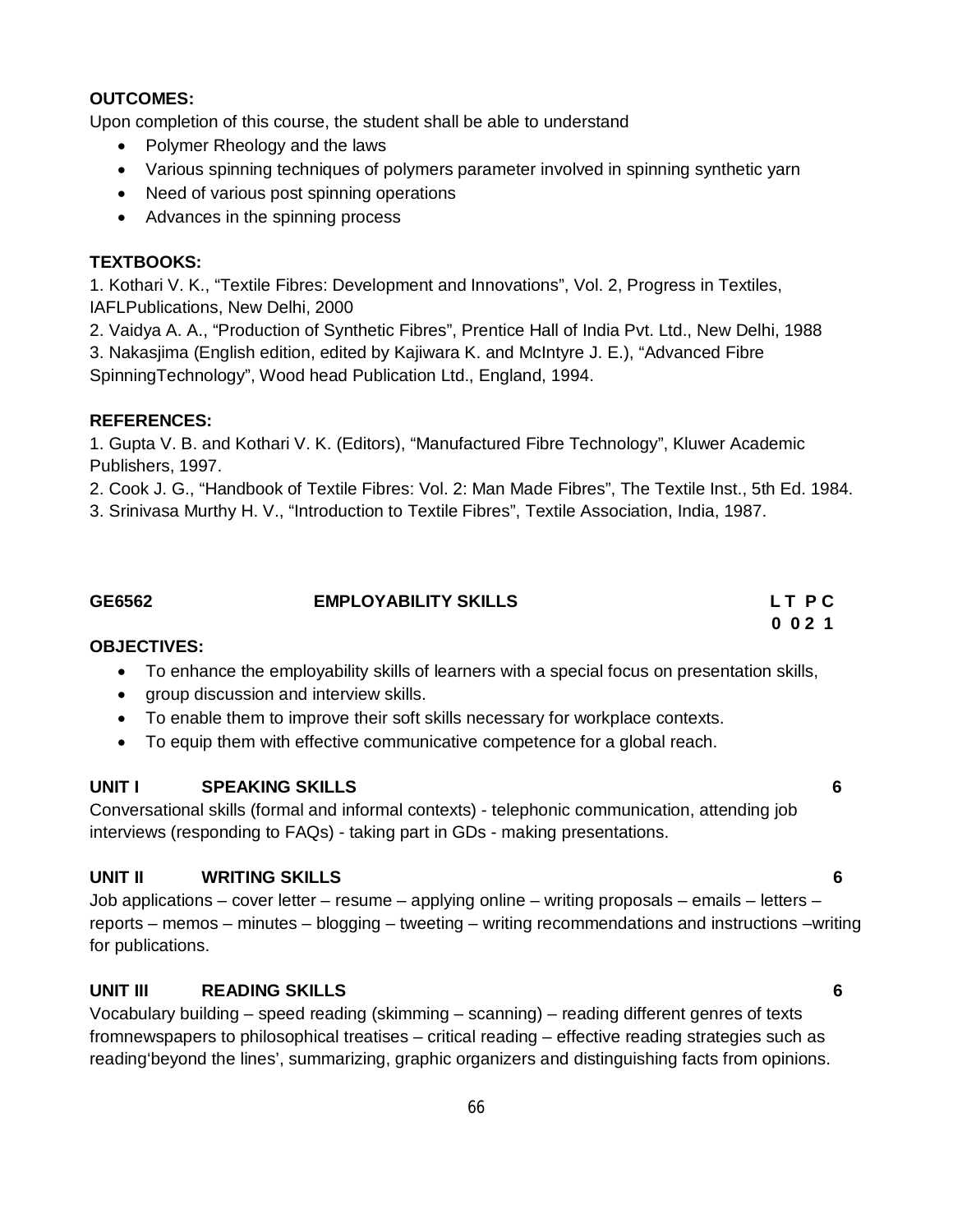**OUTCOMES:**

Upon completion of this course, the student shall be able to understand

- Polymer Rheology and the laws
- Various spinning techniques of polymers parameter involved in spinning synthetic yarn
- Need of various post spinning operations
- Advances in the spinning process

**TEXTBOOKS:**

1. Kothari V. K., "Textile Fibres: Development and Innovations", Vol. 2, Progress in Textiles, IAFLPublications, New Delhi, 2000
2. Vaidya A. A., "Production of Synthetic Fibres", Prentice Hall of India Pvt. Ltd., New Delhi, 1988
3. Nakasjima (English edition, edited by Kajiwara K. and McIntyre J. E.), "Advanced Fibre SpinningTechnology", Wood head Publication Ltd., England, 1994.

**REFERENCES:**

1. Gupta V. B. and Kothari V. K. (Editors), "Manufactured Fibre Technology", Kluwer Academic Publishers, 1997.
2. Cook J. G., "Handbook of Textile Fibres: Vol. 2: Man Made Fibres", The Textile Inst., 5th Ed. 1984.
3. Srinivasa Murthy H. V., "Introduction to Textile Fibres", Textile Association, India, 1987.

## GE6562 EMPLOYABILITY SKILLS

**L T P C**
**0 0 2 1**

**OBJECTIVES:**

- To enhance the employability skills of learners with a special focus on presentation skills,
- group discussion and interview skills.
- To enable them to improve their soft skills necessary for workplace contexts.
- To equip them with effective communicative competence for a global reach.

**UNIT I SPEAKING SKILLS 6**

Conversational skills (formal and informal contexts) - telephonic communication, attending job interviews (responding to FAQs) - taking part in GDs - making presentations.

**UNIT II WRITING SKILLS 6**

Job applications – cover letter – resume – applying online – writing proposals – emails – letters – reports – memos – minutes – blogging – tweeting – writing recommendations and instructions –writing for publications.

**UNIT III READING SKILLS 6**

Vocabulary building – speed reading (skimming – scanning) – reading different genres of texts fromnewspapers to philosophical treatises – critical reading – effective reading strategies such as reading'beyond the lines', summarizing, graphic organizers and distinguishing facts from opinions.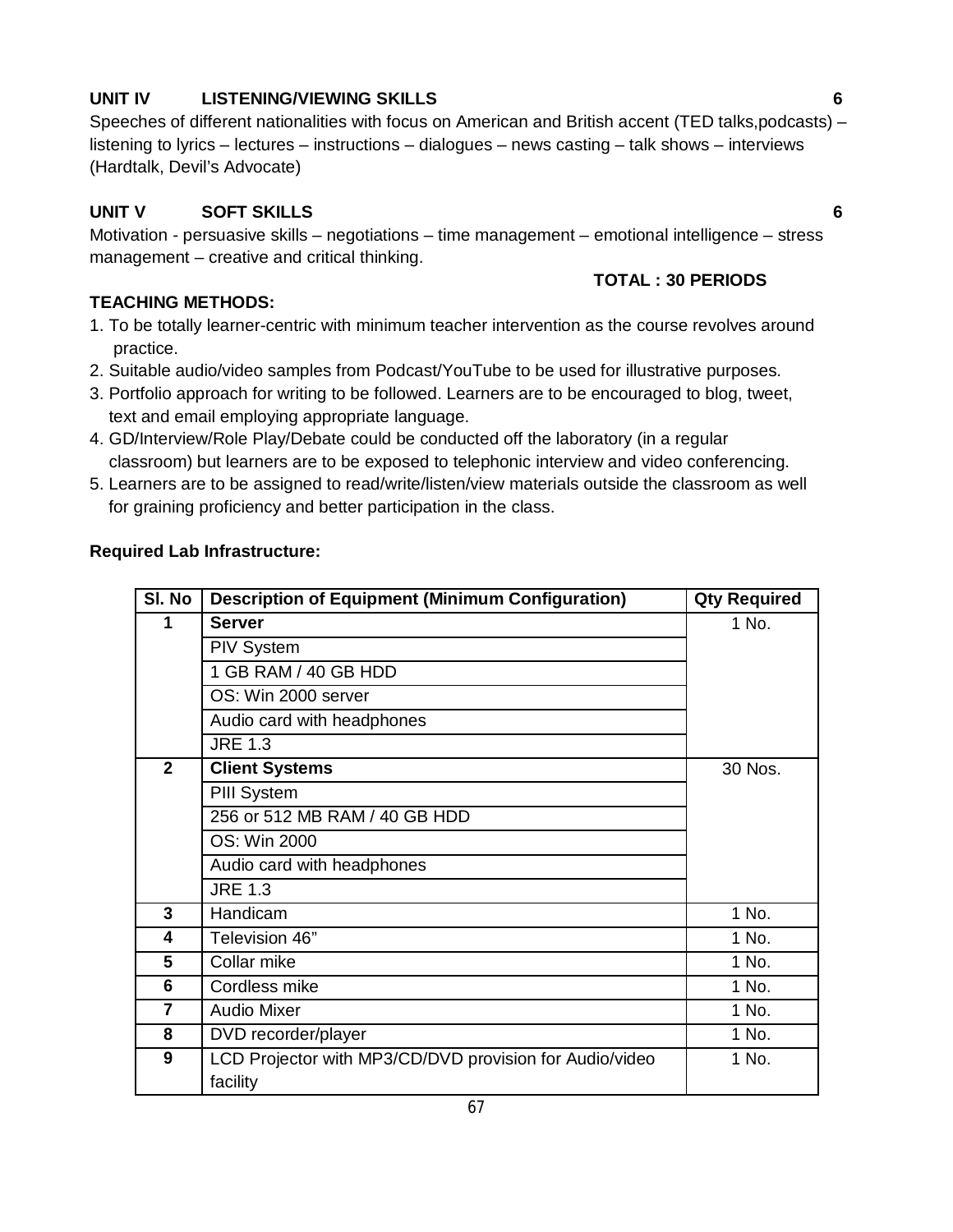**UNIT IV LISTENING/VIEWING SKILLS 6**

Speeches of different nationalities with focus on American and British accent (TED talks,podcasts) – listening to lyrics – lectures – instructions – dialogues – news casting – talk shows – interviews (Hardtalk, Devil's Advocate)

**UNIT V SOFT SKILLS 6**

Motivation - persuasive skills – negotiations – time management – emotional intelligence – stress management – creative and critical thinking.

**TOTAL : 30 PERIODS**

**TEACHING METHODS:**

1. To be totally learner-centric with minimum teacher intervention as the course revolves around practice.
2. Suitable audio/video samples from Podcast/YouTube to be used for illustrative purposes.
3. Portfolio approach for writing to be followed. Learners are to be encouraged to blog, tweet, text and email employing appropriate language.
4. GD/Interview/Role Play/Debate could be conducted off the laboratory (in a regular classroom) but learners are to be exposed to telephonic interview and video conferencing.
5. Learners are to be assigned to read/write/listen/view materials outside the classroom as well for graining proficiency and better participation in the class.

**Required Lab Infrastructure:**

| Sl. No | Description of Equipment (Minimum Configuration) | Qty Required |
|---|---|---|
| 1 | **Server** | 1 No. |
| | PIV System | |
| | 1 GB RAM / 40 GB HDD | |
| | OS: Win 2000 server | |
| | Audio card with headphones | |
| | JRE 1.3 | |
| 2 | **Client Systems** | 30 Nos. |
| | PIII System | |
| | 256 or 512 MB RAM / 40 GB HDD | |
| | OS: Win 2000 | |
| | Audio card with headphones | |
| | JRE 1.3 | |
| 3 | Handicam | 1 No. |
| 4 | Television 46" | 1 No. |
| 5 | Collar mike | 1 No. |
| 6 | Cordless mike | 1 No. |
| 7 | Audio Mixer | 1 No. |
| 8 | DVD recorder/player | 1 No. |
| 9 | LCD Projector with MP3/CD/DVD provision for Audio/video facility | 1 No. |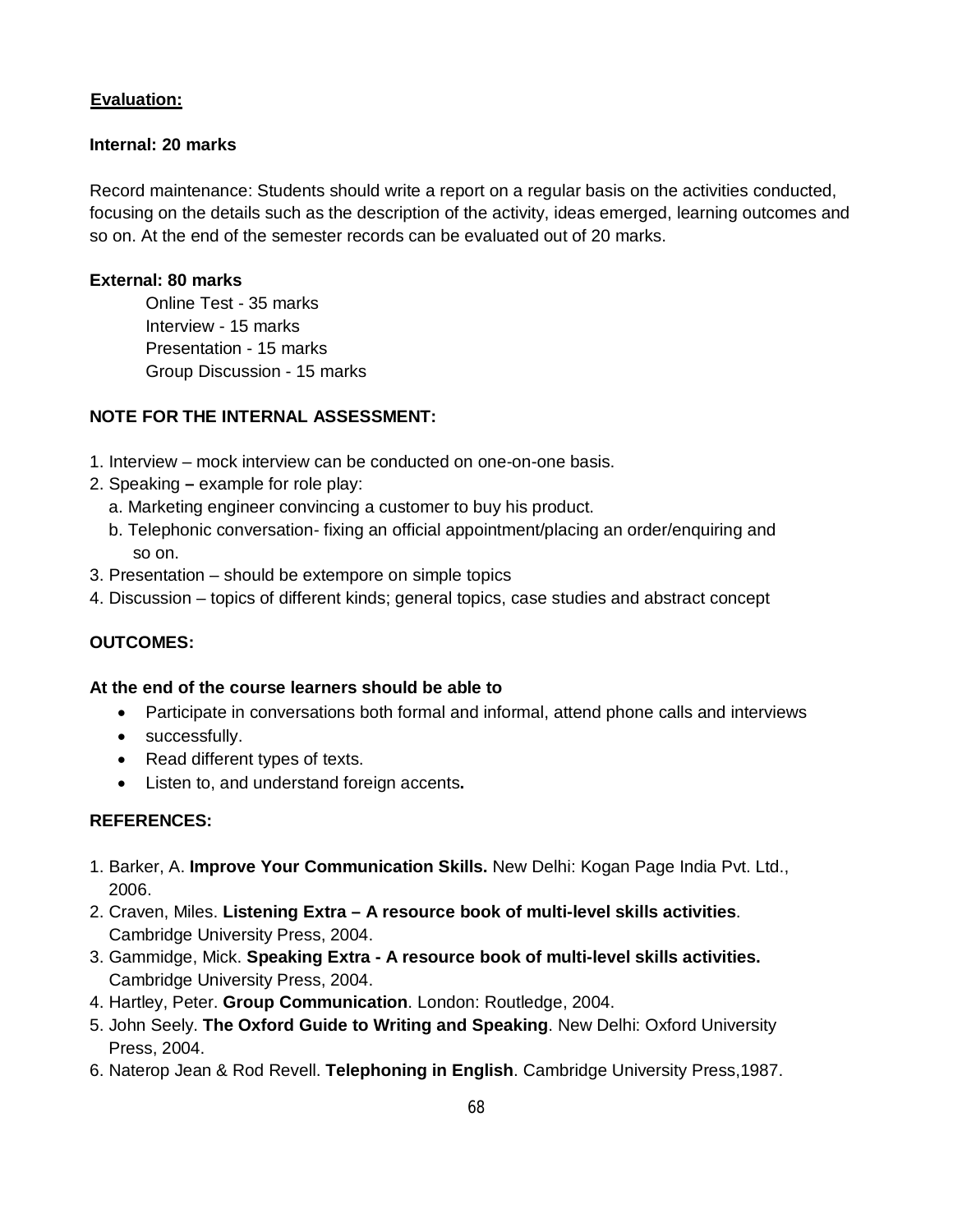**Evaluation:**

**Internal: 20 marks**

Record maintenance: Students should write a report on a regular basis on the activities conducted, focusing on the details such as the description of the activity, ideas emerged, learning outcomes and so on. At the end of the semester records can be evaluated out of 20 marks.

**External: 80 marks**

Online Test - 35 marks
Interview - 15 marks
Presentation - 15 marks
Group Discussion - 15 marks

**NOTE FOR THE INTERNAL ASSESSMENT:**

1. Interview – mock interview can be conducted on one-on-one basis.
2. Speaking **–** example for role play:
   a. Marketing engineer convincing a customer to buy his product.
   b. Telephonic conversation- fixing an official appointment/placing an order/enquiring and so on.
3. Presentation – should be extempore on simple topics
4. Discussion – topics of different kinds; general topics, case studies and abstract concept

**OUTCOMES:**

**At the end of the course learners should be able to**

- Participate in conversations both formal and informal, attend phone calls and interviews
- successfully.
- Read different types of texts.
- Listen to, and understand foreign accents**.**

**REFERENCES:**

1. Barker, A. **Improve Your Communication Skills.** New Delhi: Kogan Page India Pvt. Ltd., 2006.
2. Craven, Miles. **Listening Extra – A resource book of multi-level skills activities**. Cambridge University Press, 2004.
3. Gammidge, Mick. **Speaking Extra - A resource book of multi-level skills activities.** Cambridge University Press, 2004.
4. Hartley, Peter. **Group Communication**. London: Routledge, 2004.
5. John Seely. **The Oxford Guide to Writing and Speaking**. New Delhi: Oxford University Press, 2004.
6. Naterop Jean & Rod Revell. **Telephoning in English**. Cambridge University Press,1987.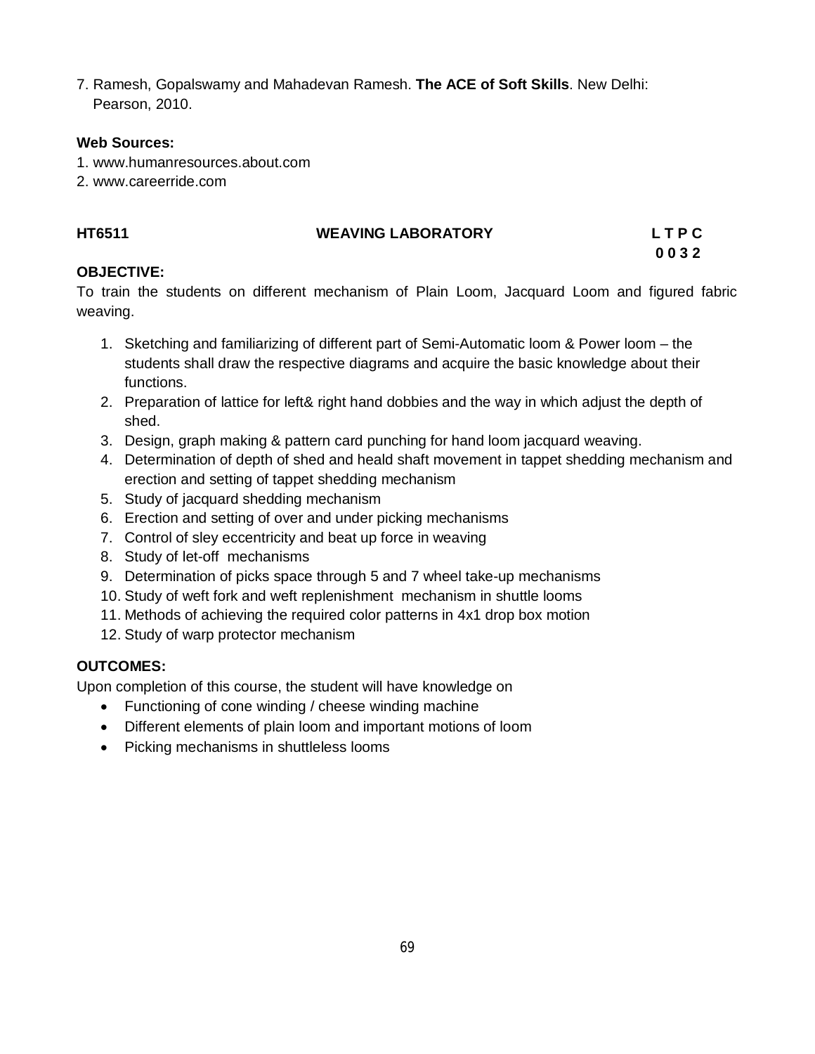7. Ramesh, Gopalswamy and Mahadevan Ramesh. **The ACE of Soft Skills**. New Delhi: Pearson, 2010.

**Web Sources:**

1. www.humanresources.about.com
2. www.careerride.com

**HT6511 WEAVING LABORATORY L T P C**
**0 0 3 2**

**OBJECTIVE:**

To train the students on different mechanism of Plain Loom, Jacquard Loom and figured fabric weaving.

1. Sketching and familiarizing of different part of Semi-Automatic loom & Power loom – the students shall draw the respective diagrams and acquire the basic knowledge about their functions.
2. Preparation of lattice for left& right hand dobbies and the way in which adjust the depth of shed.
3. Design, graph making & pattern card punching for hand loom jacquard weaving.
4. Determination of depth of shed and heald shaft movement in tappet shedding mechanism and erection and setting of tappet shedding mechanism
5. Study of jacquard shedding mechanism
6. Erection and setting of over and under picking mechanisms
7. Control of sley eccentricity and beat up force in weaving
8. Study of let-off mechanisms
9. Determination of picks space through 5 and 7 wheel take-up mechanisms
10. Study of weft fork and weft replenishment mechanism in shuttle looms
11. Methods of achieving the required color patterns in 4x1 drop box motion
12. Study of warp protector mechanism

**OUTCOMES:**

Upon completion of this course, the student will have knowledge on

- Functioning of cone winding / cheese winding machine
- Different elements of plain loom and important motions of loom
- Picking mechanisms in shuttleless looms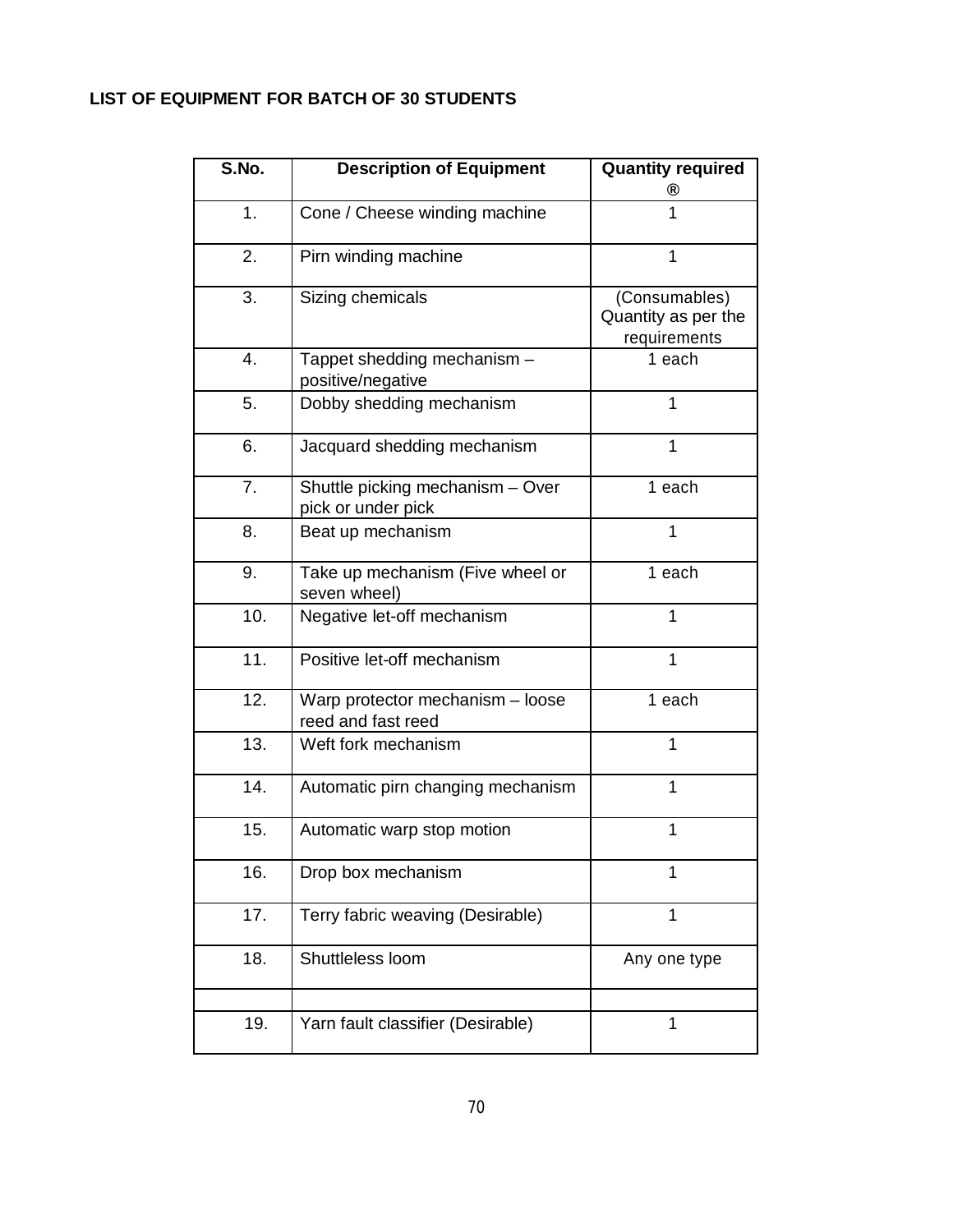**LIST OF EQUIPMENT FOR BATCH OF 30 STUDENTS**

| S.No. | Description of Equipment | Quantity required ® |
|---|---|---|
| 1. | Cone / Cheese winding machine | 1 |
| 2. | Pirn winding machine | 1 |
| 3. | Sizing chemicals | (Consumables) Quantity as per the requirements |
| 4. | Tappet shedding mechanism – positive/negative | 1 each |
| 5. | Dobby shedding mechanism | 1 |
| 6. | Jacquard shedding mechanism | 1 |
| 7. | Shuttle picking mechanism – Over pick or under pick | 1 each |
| 8. | Beat up mechanism | 1 |
| 9. | Take up mechanism (Five wheel or seven wheel) | 1 each |
| 10. | Negative let-off mechanism | 1 |
| 11. | Positive let-off mechanism | 1 |
| 12. | Warp protector mechanism – loose reed and fast reed | 1 each |
| 13. | Weft fork mechanism | 1 |
| 14. | Automatic pirn changing mechanism | 1 |
| 15. | Automatic warp stop motion | 1 |
| 16. | Drop box mechanism | 1 |
| 17. | Terry fabric weaving (Desirable) | 1 |
| 18. | Shuttleless loom | Any one type |
| | | |
| 19. | Yarn fault classifier (Desirable) | 1 |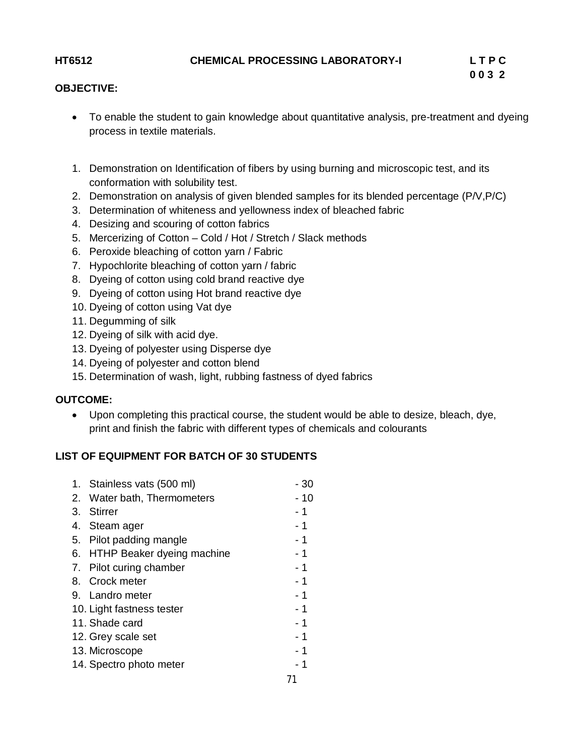**HT6512 CHEMICAL PROCESSING LABORATORY-I**

| L | T | P | C |
|---|---|---|---|
| 0 | 0 | 3 | 2 |

**OBJECTIVE:**

- To enable the student to gain knowledge about quantitative analysis, pre-treatment and dyeing process in textile materials.

1. Demonstration on Identification of fibers by using burning and microscopic test, and its conformation with solubility test.
2. Demonstration on analysis of given blended samples for its blended percentage (P/V,P/C)
3. Determination of whiteness and yellowness index of bleached fabric
4. Desizing and scouring of cotton fabrics
5. Mercerizing of Cotton – Cold / Hot / Stretch / Slack methods
6. Peroxide bleaching of cotton yarn / Fabric
7. Hypochlorite bleaching of cotton yarn / fabric
8. Dyeing of cotton using cold brand reactive dye
9. Dyeing of cotton using Hot brand reactive dye
10. Dyeing of cotton using Vat dye
11. Degumming of silk
12. Dyeing of silk with acid dye.
13. Dyeing of polyester using Disperse dye
14. Dyeing of polyester and cotton blend
15. Determination of wash, light, rubbing fastness of dyed fabrics

**OUTCOME:**

- Upon completing this practical course, the student would be able to desize, bleach, dye, print and finish the fabric with different types of chemicals and colourants

**LIST OF EQUIPMENT FOR BATCH OF 30 STUDENTS**

1. Stainless vats (500 ml) - 30
2. Water bath, Thermometers - 10
3. Stirrer - 1
4. Steam ager - 1
5. Pilot padding mangle - 1
6. HTHP Beaker dyeing machine - 1
7. Pilot curing chamber - 1
8. Crock meter - 1
9. Landro meter - 1
10. Light fastness tester - 1
11. Shade card - 1
12. Grey scale set - 1
13. Microscope - 1
14. Spectro photo meter - 1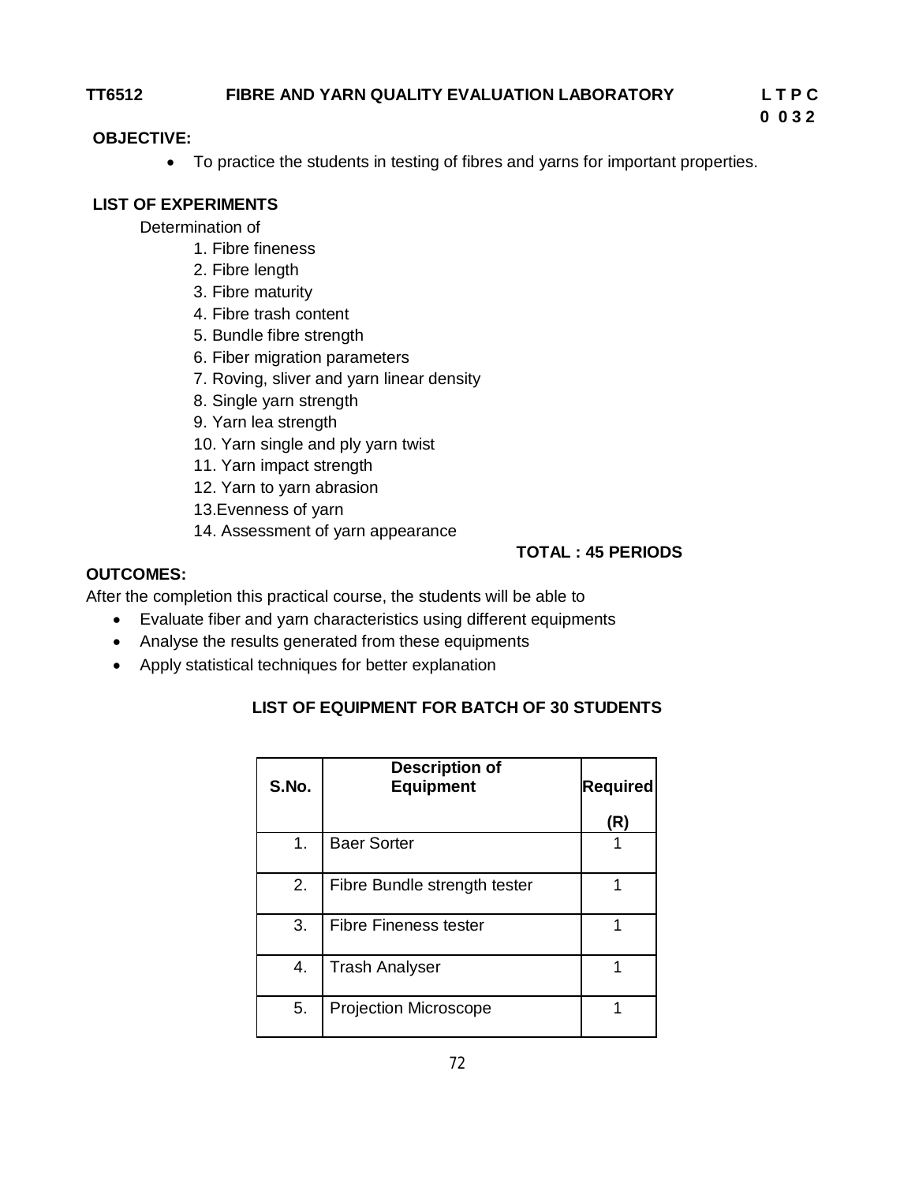**TT6512 FIBRE AND YARN QUALITY EVALUATION LABORATORY L T P C**
**0 0 3 2**

**OBJECTIVE:**

- To practice the students in testing of fibres and yarns for important properties.

**LIST OF EXPERIMENTS**

Determination of

1. Fibre fineness
2. Fibre length
3. Fibre maturity
4. Fibre trash content
5. Bundle fibre strength
6. Fiber migration parameters
7. Roving, sliver and yarn linear density
8. Single yarn strength
9. Yarn lea strength
10. Yarn single and ply yarn twist
11. Yarn impact strength
12. Yarn to yarn abrasion
13. Evenness of yarn
14. Assessment of yarn appearance

**TOTAL : 45 PERIODS**

**OUTCOMES:**

After the completion this practical course, the students will be able to

- Evaluate fiber and yarn characteristics using different equipments
- Analyse the results generated from these equipments
- Apply statistical techniques for better explanation

**LIST OF EQUIPMENT FOR BATCH OF 30 STUDENTS**

| S.No. | Description of Equipment | Required (R) |
|---|---|---|
| 1. | Baer Sorter | 1 |
| 2. | Fibre Bundle strength tester | 1 |
| 3. | Fibre Fineness tester | 1 |
| 4. | Trash Analyser | 1 |
| 5. | Projection Microscope | 1 |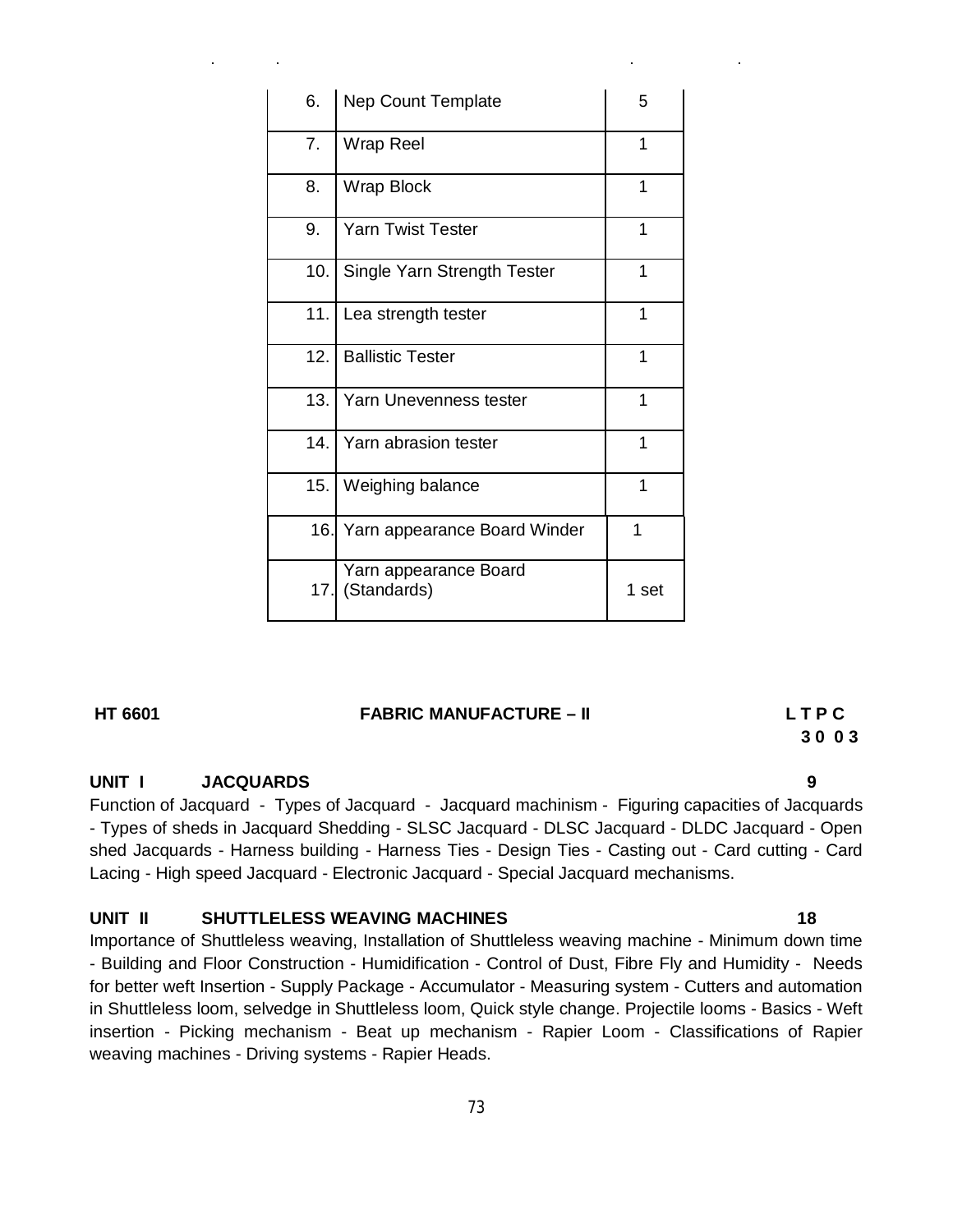| 6. | Nep Count Template | 5 |
|---|---|---|
| 7. | Wrap Reel | 1 |
| 8. | Wrap Block | 1 |
| 9. | Yarn Twist Tester | 1 |
| 10. | Single Yarn Strength Tester | 1 |
| 11. | Lea strength tester | 1 |
| 12. | Ballistic Tester | 1 |
| 13. | Yarn Unevenness tester | 1 |
| 14. | Yarn abrasion tester | 1 |
| 15. | Weighing balance | 1 |
| 16. | Yarn appearance Board Winder | 1 |
| 17. | Yarn appearance Board (Standards) | 1 set |

**HT 6601 FABRIC MANUFACTURE – II** **L T P C**
**3 0 0 3**

**UNIT I JACQUARDS 9**

Function of Jacquard - Types of Jacquard - Jacquard machinism - Figuring capacities of Jacquards - Types of sheds in Jacquard Shedding - SLSC Jacquard - DLSC Jacquard - DLDC Jacquard - Open shed Jacquards - Harness building - Harness Ties - Design Ties - Casting out - Card cutting - Card Lacing - High speed Jacquard - Electronic Jacquard - Special Jacquard mechanisms.

**UNIT II SHUTTLELESS WEAVING MACHINES 18**

Importance of Shuttleless weaving, Installation of Shuttleless weaving machine - Minimum down time - Building and Floor Construction - Humidification - Control of Dust, Fibre Fly and Humidity - Needs for better weft Insertion - Supply Package - Accumulator - Measuring system - Cutters and automation in Shuttleless loom, selvedge in Shuttleless loom, Quick style change. Projectile looms - Basics - Weft insertion - Picking mechanism - Beat up mechanism - Rapier Loom - Classifications of Rapier weaving machines - Driving systems - Rapier Heads.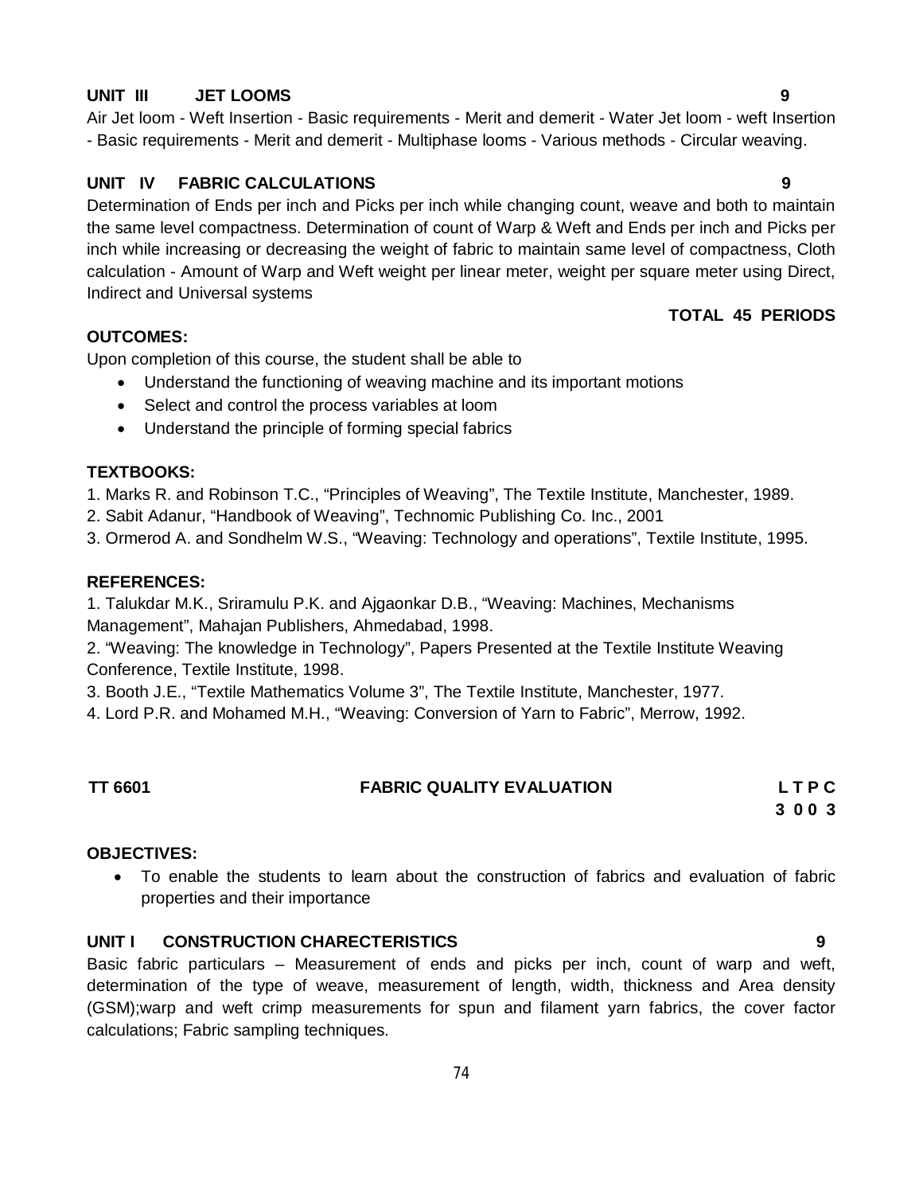### UNIT III JET LOOMS 9

Air Jet loom - Weft Insertion - Basic requirements - Merit and demerit - Water Jet loom - weft Insertion - Basic requirements - Merit and demerit - Multiphase looms - Various methods - Circular weaving.

### UNIT IV FABRIC CALCULATIONS 9

Determination of Ends per inch and Picks per inch while changing count, weave and both to maintain the same level compactness. Determination of count of Warp & Weft and Ends per inch and Picks per inch while increasing or decreasing the weight of fabric to maintain same level of compactness, Cloth calculation - Amount of Warp and Weft weight per linear meter, weight per square meter using Direct, Indirect and Universal systems

**TOTAL 45 PERIODS**

### OUTCOMES:

Upon completion of this course, the student shall be able to

- Understand the functioning of weaving machine and its important motions
- Select and control the process variables at loom
- Understand the principle of forming special fabrics

### TEXTBOOKS:

1. Marks R. and Robinson T.C., "Principles of Weaving", The Textile Institute, Manchester, 1989.
2. Sabit Adanur, "Handbook of Weaving", Technomic Publishing Co. Inc., 2001
3. Ormerod A. and Sondhelm W.S., "Weaving: Technology and operations", Textile Institute, 1995.

### REFERENCES:

1. Talukdar M.K., Sriramulu P.K. and Ajgaonkar D.B., "Weaving: Machines, Mechanisms Management", Mahajan Publishers, Ahmedabad, 1998.
2. "Weaving: The knowledge in Technology", Papers Presented at the Textile Institute Weaving Conference, Textile Institute, 1998.
3. Booth J.E., "Textile Mathematics Volume 3", The Textile Institute, Manchester, 1977.
4. Lord P.R. and Mohamed M.H., "Weaving: Conversion of Yarn to Fabric", Merrow, 1992.

## TT 6601 FABRIC QUALITY EVALUATION

| L | T | P | C |
|---|---|---|---|
| 3 | 0 | 0 | 3 |

### OBJECTIVES:

- To enable the students to learn about the construction of fabrics and evaluation of fabric properties and their importance

### UNIT I CONSTRUCTION CHARECTERISTICS 9

Basic fabric particulars – Measurement of ends and picks per inch, count of warp and weft, determination of the type of weave, measurement of length, width, thickness and Area density (GSM);warp and weft crimp measurements for spun and filament yarn fabrics, the cover factor calculations; Fabric sampling techniques.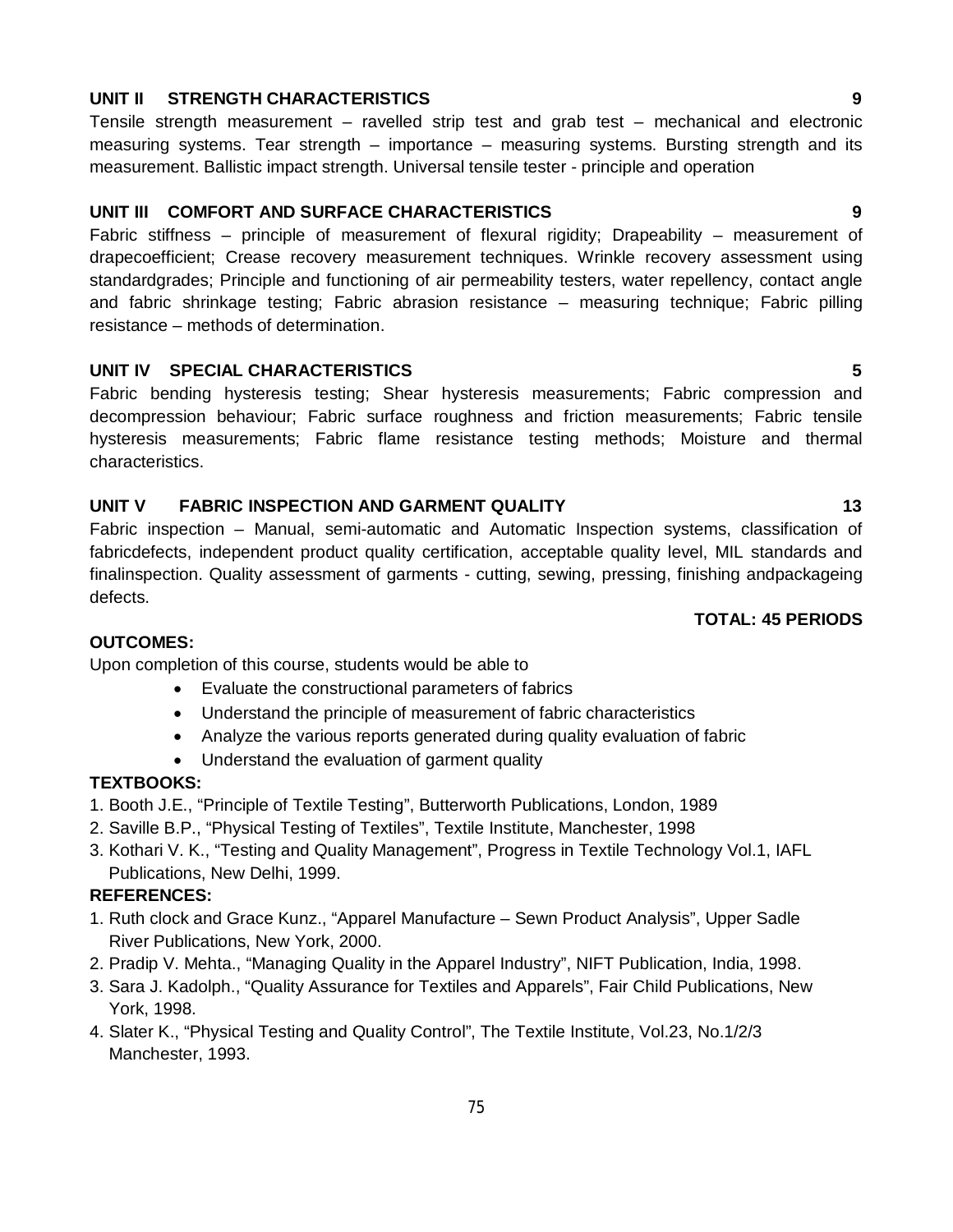**UNIT II STRENGTH CHARACTERISTICS 9**

Tensile strength measurement – ravelled strip test and grab test – mechanical and electronic measuring systems. Tear strength – importance – measuring systems. Bursting strength and its measurement. Ballistic impact strength. Universal tensile tester - principle and operation

**UNIT III COMFORT AND SURFACE CHARACTERISTICS 9**

Fabric stiffness – principle of measurement of flexural rigidity; Drapeability – measurement of drapecoefficient; Crease recovery measurement techniques. Wrinkle recovery assessment using standardgrades; Principle and functioning of air permeability testers, water repellency, contact angle and fabric shrinkage testing; Fabric abrasion resistance – measuring technique; Fabric pilling resistance – methods of determination.

**UNIT IV SPECIAL CHARACTERISTICS 5**

Fabric bending hysteresis testing; Shear hysteresis measurements; Fabric compression and decompression behaviour; Fabric surface roughness and friction measurements; Fabric tensile hysteresis measurements; Fabric flame resistance testing methods; Moisture and thermal characteristics.

**UNIT V FABRIC INSPECTION AND GARMENT QUALITY 13**

Fabric inspection – Manual, semi-automatic and Automatic Inspection systems, classification of fabricdefects, independent product quality certification, acceptable quality level, MIL standards and finalinspection. Quality assessment of garments - cutting, sewing, pressing, finishing andpackageing defects.

**TOTAL: 45 PERIODS**

**OUTCOMES:**

Upon completion of this course, students would be able to

- Evaluate the constructional parameters of fabrics
- Understand the principle of measurement of fabric characteristics
- Analyze the various reports generated during quality evaluation of fabric
- Understand the evaluation of garment quality

**TEXTBOOKS:**

1. Booth J.E., "Principle of Textile Testing", Butterworth Publications, London, 1989
2. Saville B.P., "Physical Testing of Textiles", Textile Institute, Manchester, 1998
3. Kothari V. K., "Testing and Quality Management", Progress in Textile Technology Vol.1, IAFL Publications, New Delhi, 1999.

**REFERENCES:**

1. Ruth clock and Grace Kunz., "Apparel Manufacture – Sewn Product Analysis", Upper Sadle River Publications, New York, 2000.
2. Pradip V. Mehta., "Managing Quality in the Apparel Industry", NIFT Publication, India, 1998.
3. Sara J. Kadolph., "Quality Assurance for Textiles and Apparels", Fair Child Publications, New York, 1998.
4. Slater K., "Physical Testing and Quality Control", The Textile Institute, Vol.23, No.1/2/3 Manchester, 1993.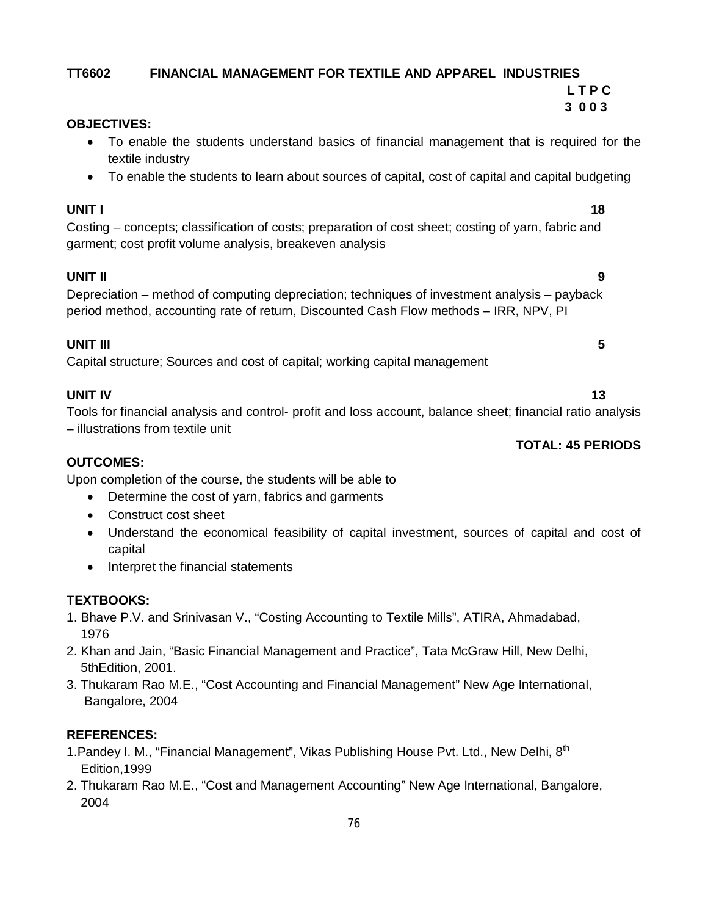## TT6602 FINANCIAL MANAGEMENT FOR TEXTILE AND APPAREL INDUSTRIES

**L T P C**
**3 0 0 3**

**OBJECTIVES:**

- To enable the students understand basics of financial management that is required for the textile industry
- To enable the students to learn about sources of capital, cost of capital and capital budgeting

**UNIT I** **18**

Costing – concepts; classification of costs; preparation of cost sheet; costing of yarn, fabric and garment; cost profit volume analysis, breakeven analysis

**UNIT II** **9**

Depreciation – method of computing depreciation; techniques of investment analysis – payback period method, accounting rate of return, Discounted Cash Flow methods – IRR, NPV, PI

**UNIT III** **5**

Capital structure; Sources and cost of capital; working capital management

**UNIT IV** **13**

Tools for financial analysis and control- profit and loss account, balance sheet; financial ratio analysis – illustrations from textile unit

**TOTAL: 45 PERIODS**

**OUTCOMES:**

Upon completion of the course, the students will be able to

- Determine the cost of yarn, fabrics and garments
- Construct cost sheet
- Understand the economical feasibility of capital investment, sources of capital and cost of capital
- Interpret the financial statements

**TEXTBOOKS:**

1. Bhave P.V. and Srinivasan V., "Costing Accounting to Textile Mills", ATIRA, Ahmadabad, 1976
2. Khan and Jain, "Basic Financial Management and Practice", Tata McGraw Hill, New Delhi, 5thEdition, 2001.
3. Thukaram Rao M.E., "Cost Accounting and Financial Management" New Age International, Bangalore, 2004

**REFERENCES:**

1. Pandey I. M., "Financial Management", Vikas Publishing House Pvt. Ltd., New Delhi, 8th Edition,1999
2. Thukaram Rao M.E., "Cost and Management Accounting" New Age International, Bangalore, 2004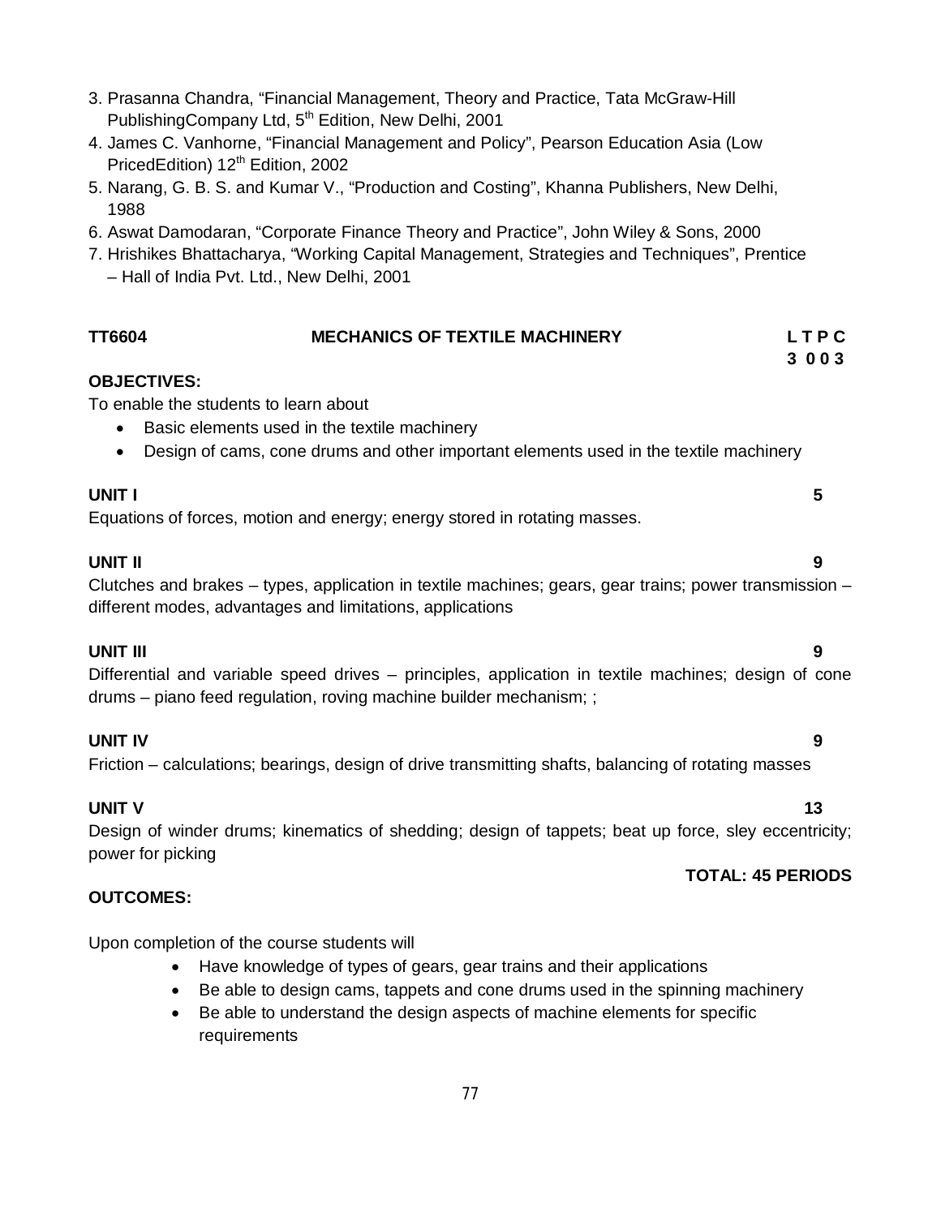3. Prasanna Chandra, “Financial Management, Theory and Practice, Tata McGraw-Hill PublishingCompany Ltd, 5th Edition, New Delhi, 2001
4. James C. Vanhorne, “Financial Management and Policy”, Pearson Education Asia (Low PricedEdition) 12th Edition, 2002
5. Narang, G. B. S. and Kumar V., “Production and Costing”, Khanna Publishers, New Delhi, 1988
6. Aswat Damodaran, “Corporate Finance Theory and Practice”, John Wiley & Sons, 2000
7. Hrishikes Bhattacharya, “Working Capital Management, Strategies and Techniques”, Prentice – Hall of India Pvt. Ltd., New Delhi, 2001

## TT6604 MECHANICS OF TEXTILE MACHINERY

**L T P C**
**3 0 0 3**

**OBJECTIVES:**

To enable the students to learn about

- Basic elements used in the textile machinery
- Design of cams, cone drums and other important elements used in the textile machinery

**UNIT I** **5**

Equations of forces, motion and energy; energy stored in rotating masses.

**UNIT II** **9**

Clutches and brakes – types, application in textile machines; gears, gear trains; power transmission – different modes, advantages and limitations, applications

**UNIT III** **9**

Differential and variable speed drives – principles, application in textile machines; design of cone drums – piano feed regulation, roving machine builder mechanism; ;

**UNIT IV** **9**

Friction – calculations; bearings, design of drive transmitting shafts, balancing of rotating masses

**UNIT V** **13**

Design of winder drums; kinematics of shedding; design of tappets; beat up force, sley eccentricity; power for picking

**TOTAL: 45 PERIODS**

**OUTCOMES:**

Upon completion of the course students will

- Have knowledge of types of gears, gear trains and their applications
- Be able to design cams, tappets and cone drums used in the spinning machinery
- Be able to understand the design aspects of machine elements for specific requirements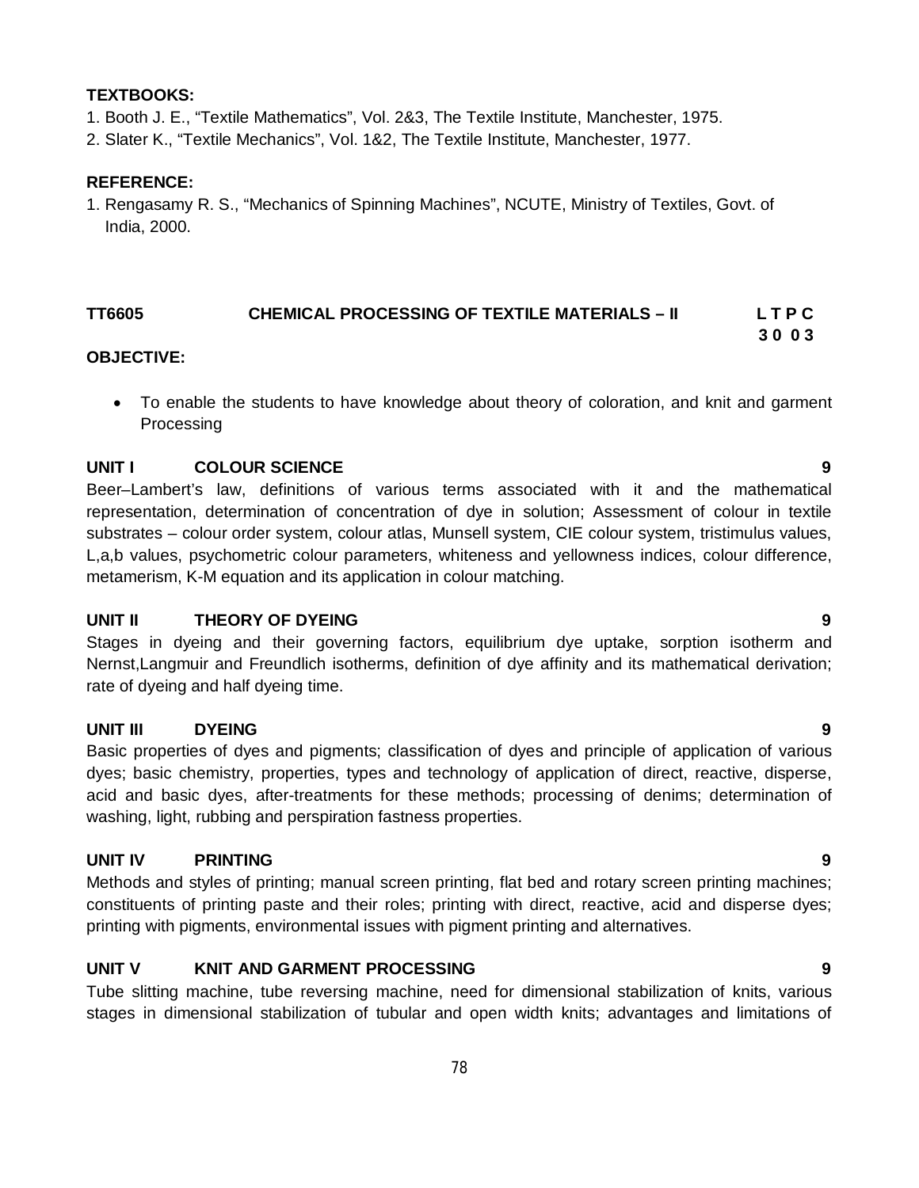**TEXTBOOKS:**

1. Booth J. E., "Textile Mathematics", Vol. 2&3, The Textile Institute, Manchester, 1975.
2. Slater K., "Textile Mechanics", Vol. 1&2, The Textile Institute, Manchester, 1977.

**REFERENCE:**

1. Rengasamy R. S., "Mechanics of Spinning Machines", NCUTE, Ministry of Textiles, Govt. of India, 2000.

## TT6605 CHEMICAL PROCESSING OF TEXTILE MATERIALS – II

**L T P C**
**3 0 0 3**

**OBJECTIVE:**

- To enable the students to have knowledge about theory of coloration, and knit and garment Processing

**UNIT I COLOUR SCIENCE 9**

Beer–Lambert's law, definitions of various terms associated with it and the mathematical representation, determination of concentration of dye in solution; Assessment of colour in textile substrates – colour order system, colour atlas, Munsell system, CIE colour system, tristimulus values, L,a,b values, psychometric colour parameters, whiteness and yellowness indices, colour difference, metamerism, K-M equation and its application in colour matching.

**UNIT II THEORY OF DYEING 9**

Stages in dyeing and their governing factors, equilibrium dye uptake, sorption isotherm and Nernst,Langmuir and Freundlich isotherms, definition of dye affinity and its mathematical derivation; rate of dyeing and half dyeing time.

**UNIT III DYEING 9**

Basic properties of dyes and pigments; classification of dyes and principle of application of various dyes; basic chemistry, properties, types and technology of application of direct, reactive, disperse, acid and basic dyes, after-treatments for these methods; processing of denims; determination of washing, light, rubbing and perspiration fastness properties.

**UNIT IV PRINTING 9**

Methods and styles of printing; manual screen printing, flat bed and rotary screen printing machines; constituents of printing paste and their roles; printing with direct, reactive, acid and disperse dyes; printing with pigments, environmental issues with pigment printing and alternatives.

**UNIT V KNIT AND GARMENT PROCESSING 9**

Tube slitting machine, tube reversing machine, need for dimensional stabilization of knits, various stages in dimensional stabilization of tubular and open width knits; advantages and limitations of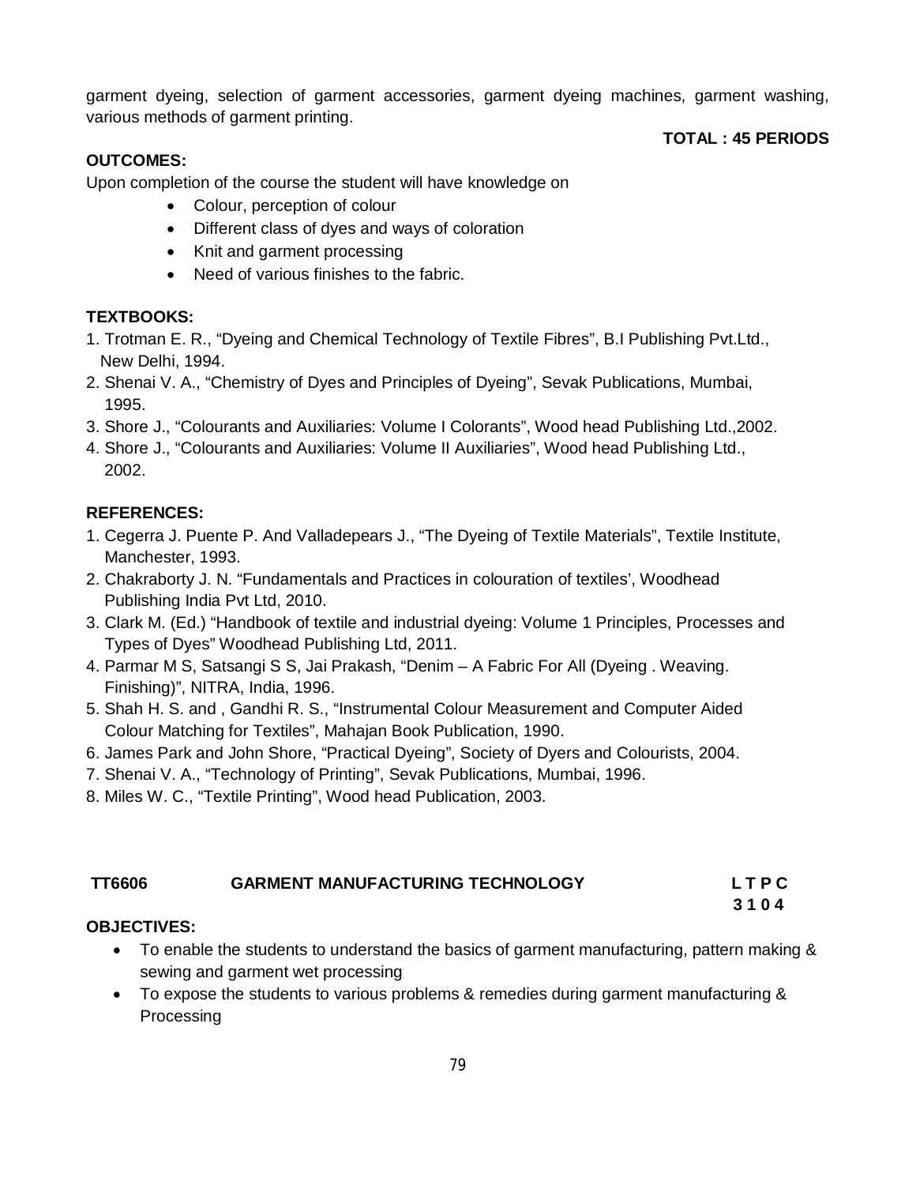garment dyeing, selection of garment accessories, garment dyeing machines, garment washing, various methods of garment printing.

**TOTAL : 45 PERIODS**

**OUTCOMES:**

Upon completion of the course the student will have knowledge on

- Colour, perception of colour
- Different class of dyes and ways of coloration
- Knit and garment processing
- Need of various finishes to the fabric.

**TEXTBOOKS:**

1. Trotman E. R., “Dyeing and Chemical Technology of Textile Fibres”, B.I Publishing Pvt.Ltd., New Delhi, 1994.
2. Shenai V. A., “Chemistry of Dyes and Principles of Dyeing”, Sevak Publications, Mumbai, 1995.
3. Shore J., “Colourants and Auxiliaries: Volume I Colorants”, Wood head Publishing Ltd.,2002.
4. Shore J., “Colourants and Auxiliaries: Volume II Auxiliaries”, Wood head Publishing Ltd., 2002.

**REFERENCES:**

1. Cegerra J. Puente P. And Valladepears J., “The Dyeing of Textile Materials”, Textile Institute, Manchester, 1993.
2. Chakraborty J. N. “Fundamentals and Practices in colouration of textiles’, Woodhead Publishing India Pvt Ltd, 2010.
3. Clark M. (Ed.) “Handbook of textile and industrial dyeing: Volume 1 Principles, Processes and Types of Dyes” Woodhead Publishing Ltd, 2011.
4. Parmar M S, Satsangi S S, Jai Prakash, “Denim – A Fabric For All (Dyeing . Weaving. Finishing)”, NITRA, India, 1996.
5. Shah H. S. and , Gandhi R. S., “Instrumental Colour Measurement and Computer Aided Colour Matching for Textiles”, Mahajan Book Publication, 1990.
6. James Park and John Shore, “Practical Dyeing”, Society of Dyers and Colourists, 2004.
7. Shenai V. A., “Technology of Printing”, Sevak Publications, Mumbai, 1996.
8. Miles W. C., “Textile Printing”, Wood head Publication, 2003.

| **TT6606** | **GARMENT MANUFACTURING TECHNOLOGY** | **L T P C** |
|---|---|---|
| | | **3 1 0 4** |

**OBJECTIVES:**

- To enable the students to understand the basics of garment manufacturing, pattern making & sewing and garment wet processing
- To expose the students to various problems & remedies during garment manufacturing & Processing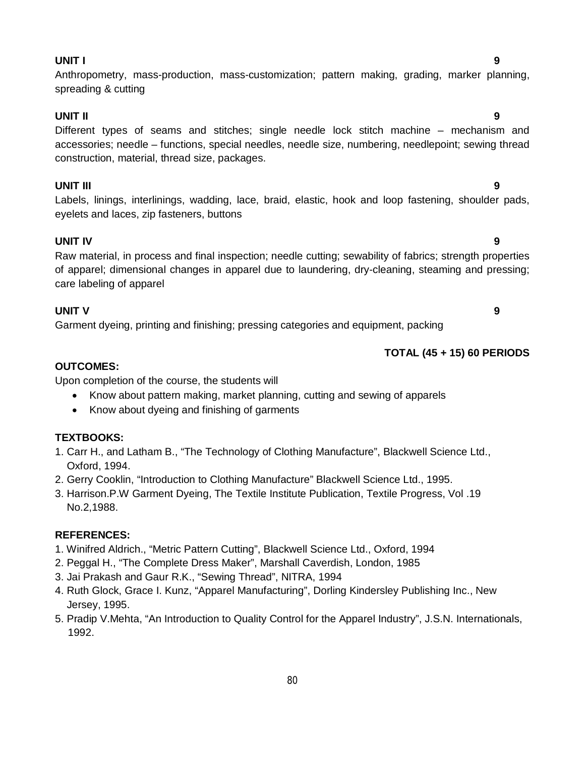**UNIT I** **9**

Anthropometry, mass-production, mass-customization; pattern making, grading, marker planning, spreading & cutting

**UNIT II** **9**

Different types of seams and stitches; single needle lock stitch machine – mechanism and accessories; needle – functions, special needles, needle size, numbering, needlepoint; sewing thread construction, material, thread size, packages.

**UNIT III** **9**

Labels, linings, interlinings, wadding, lace, braid, elastic, hook and loop fastening, shoulder pads, eyelets and laces, zip fasteners, buttons

**UNIT IV** **9**

Raw material, in process and final inspection; needle cutting; sewability of fabrics; strength properties of apparel; dimensional changes in apparel due to laundering, dry-cleaning, steaming and pressing; care labeling of apparel

**UNIT V** **9**

Garment dyeing, printing and finishing; pressing categories and equipment, packing

**TOTAL (45 + 15) 60 PERIODS**

**OUTCOMES:**

Upon completion of the course, the students will

- Know about pattern making, market planning, cutting and sewing of apparels
- Know about dyeing and finishing of garments

**TEXTBOOKS:**

1. Carr H., and Latham B., "The Technology of Clothing Manufacture", Blackwell Science Ltd., Oxford, 1994.
2. Gerry Cooklin, "Introduction to Clothing Manufacture" Blackwell Science Ltd., 1995.
3. Harrison.P.W Garment Dyeing, The Textile Institute Publication, Textile Progress, Vol .19 No.2,1988.

**REFERENCES:**

1. Winifred Aldrich., "Metric Pattern Cutting", Blackwell Science Ltd., Oxford, 1994
2. Peggal H., "The Complete Dress Maker", Marshall Caverdish, London, 1985
3. Jai Prakash and Gaur R.K., "Sewing Thread", NITRA, 1994
4. Ruth Glock, Grace I. Kunz, "Apparel Manufacturing", Dorling Kindersley Publishing Inc., New Jersey, 1995.
5. Pradip V.Mehta, "An Introduction to Quality Control for the Apparel Industry", J.S.N. Internationals, 1992.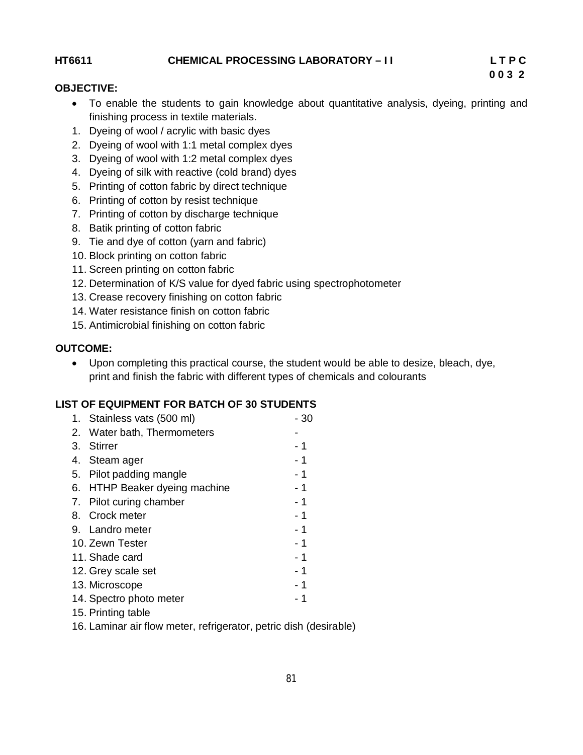**HT6611 CHEMICAL PROCESSING LABORATORY – I I** **L T P C**
**0 0 3 2**

**OBJECTIVE:**

- To enable the students to gain knowledge about quantitative analysis, dyeing, printing and finishing process in textile materials.

1. Dyeing of wool / acrylic with basic dyes
2. Dyeing of wool with 1:1 metal complex dyes
3. Dyeing of wool with 1:2 metal complex dyes
4. Dyeing of silk with reactive (cold brand) dyes
5. Printing of cotton fabric by direct technique
6. Printing of cotton by resist technique
7. Printing of cotton by discharge technique
8. Batik printing of cotton fabric
9. Tie and dye of cotton (yarn and fabric)
10. Block printing on cotton fabric
11. Screen printing on cotton fabric
12. Determination of K/S value for dyed fabric using spectrophotometer
13. Crease recovery finishing on cotton fabric
14. Water resistance finish on cotton fabric
15. Antimicrobial finishing on cotton fabric

**OUTCOME:**

- Upon completing this practical course, the student would be able to desize, bleach, dye, print and finish the fabric with different types of chemicals and colourants

**LIST OF EQUIPMENT FOR BATCH OF 30 STUDENTS**

1. Stainless vats (500 ml) - 30
2. Water bath, Thermometers -
3. Stirrer - 1
4. Steam ager - 1
5. Pilot padding mangle - 1
6. HTHP Beaker dyeing machine - 1
7. Pilot curing chamber - 1
8. Crock meter - 1
9. Landro meter - 1
10. Zewn Tester - 1
11. Shade card - 1
12. Grey scale set - 1
13. Microscope - 1
14. Spectro photo meter - 1
15. Printing table
16. Laminar air flow meter, refrigerator, petric dish (desirable)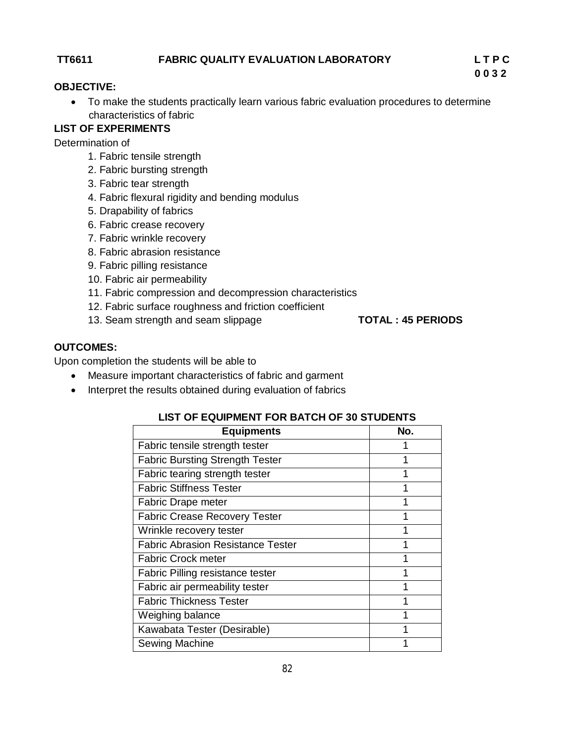**TT6611 FABRIC QUALITY EVALUATION LABORATORY** **L T P C**
**0 0 3 2**

**OBJECTIVE:**

- To make the students practically learn various fabric evaluation procedures to determine characteristics of fabric

**LIST OF EXPERIMENTS**

Determination of

1. Fabric tensile strength
2. Fabric bursting strength
3. Fabric tear strength
4. Fabric flexural rigidity and bending modulus
5. Drapability of fabrics
6. Fabric crease recovery
7. Fabric wrinkle recovery
8. Fabric abrasion resistance
9. Fabric pilling resistance
10. Fabric air permeability
11. Fabric compression and decompression characteristics
12. Fabric surface roughness and friction coefficient
13. Seam strength and seam slippage

**TOTAL : 45 PERIODS**

**OUTCOMES:**

Upon completion the students will be able to

- Measure important characteristics of fabric and garment
- Interpret the results obtained during evaluation of fabrics

**LIST OF EQUIPMENT FOR BATCH OF 30 STUDENTS**

| Equipments | No. |
|---|---|
| Fabric tensile strength tester | 1 |
| Fabric Bursting Strength Tester | 1 |
| Fabric tearing strength tester | 1 |
| Fabric Stiffness Tester | 1 |
| Fabric Drape meter | 1 |
| Fabric Crease Recovery Tester | 1 |
| Wrinkle recovery tester | 1 |
| Fabric Abrasion Resistance Tester | 1 |
| Fabric Crock meter | 1 |
| Fabric Pilling resistance tester | 1 |
| Fabric air permeability tester | 1 |
| Fabric Thickness Tester | 1 |
| Weighing balance | 1 |
| Kawabata Tester (Desirable) | 1 |
| Sewing Machine | 1 |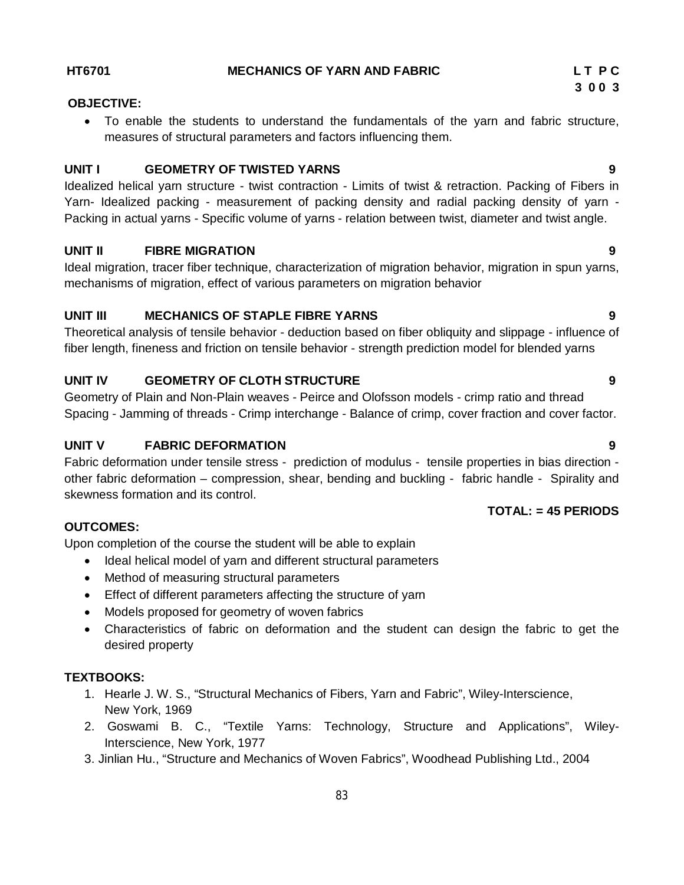**HT6701 MECHANICS OF YARN AND FABRIC**

**L T P C**
**3 0 0 3**

**OBJECTIVE:**

- To enable the students to understand the fundamentals of the yarn and fabric structure, measures of structural parameters and factors influencing them.

**UNIT I GEOMETRY OF TWISTED YARNS 9**

Idealized helical yarn structure - twist contraction - Limits of twist & retraction. Packing of Fibers in Yarn- Idealized packing - measurement of packing density and radial packing density of yarn - Packing in actual yarns - Specific volume of yarns - relation between twist, diameter and twist angle.

**UNIT II FIBRE MIGRATION 9**

Ideal migration, tracer fiber technique, characterization of migration behavior, migration in spun yarns, mechanisms of migration, effect of various parameters on migration behavior

**UNIT III MECHANICS OF STAPLE FIBRE YARNS 9**

Theoretical analysis of tensile behavior - deduction based on fiber obliquity and slippage - influence of fiber length, fineness and friction on tensile behavior - strength prediction model for blended yarns

**UNIT IV GEOMETRY OF CLOTH STRUCTURE 9**

Geometry of Plain and Non-Plain weaves - Peirce and Olofsson models - crimp ratio and thread Spacing - Jamming of threads - Crimp interchange - Balance of crimp, cover fraction and cover factor.

**UNIT V FABRIC DEFORMATION 9**

Fabric deformation under tensile stress - prediction of modulus - tensile properties in bias direction - other fabric deformation – compression, shear, bending and buckling - fabric handle - Spirality and skewness formation and its control.

**TOTAL: = 45 PERIODS**

**OUTCOMES:**

Upon completion of the course the student will be able to explain

- Ideal helical model of yarn and different structural parameters
- Method of measuring structural parameters
- Effect of different parameters affecting the structure of yarn
- Models proposed for geometry of woven fabrics
- Characteristics of fabric on deformation and the student can design the fabric to get the desired property

**TEXTBOOKS:**

1. Hearle J. W. S., "Structural Mechanics of Fibers, Yarn and Fabric", Wiley-Interscience, New York, 1969
2. Goswami B. C., "Textile Yarns: Technology, Structure and Applications", Wiley-Interscience, New York, 1977
3. Jinlian Hu., "Structure and Mechanics of Woven Fabrics", Woodhead Publishing Ltd., 2004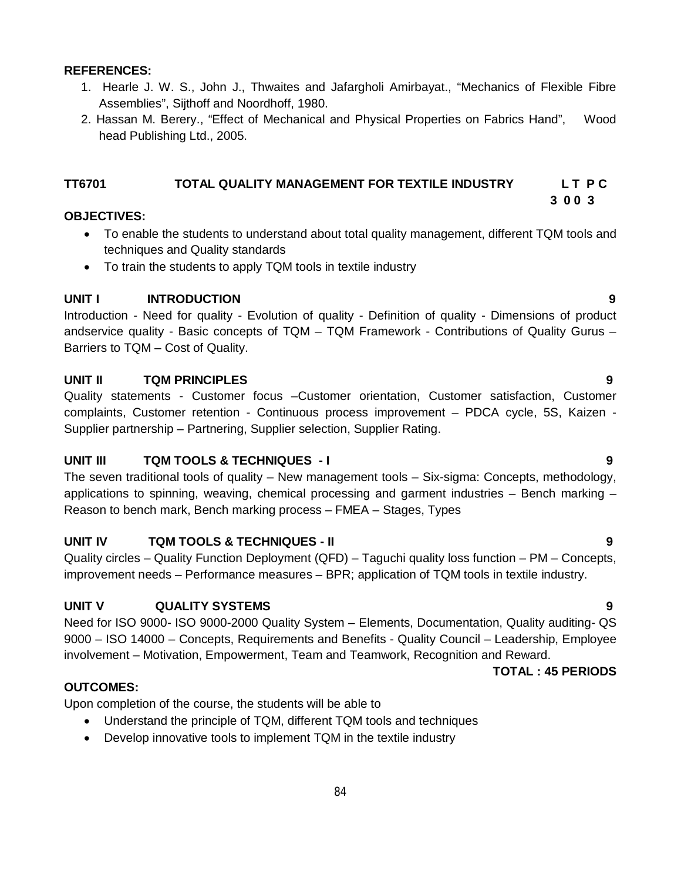**REFERENCES:**

1. Hearle J. W. S., John J., Thwaites and Jafargholi Amirbayat., "Mechanics of Flexible Fibre Assemblies", Sijthoff and Noordhoff, 1980.
2. Hassan M. Berery., "Effect of Mechanical and Physical Properties on Fabrics Hand", Wood head Publishing Ltd., 2005.

## TT6701 TOTAL QUALITY MANAGEMENT FOR TEXTILE INDUSTRY

**L T P C**
**3 0 0 3**

**OBJECTIVES:**

- To enable the students to understand about total quality management, different TQM tools and techniques and Quality standards
- To train the students to apply TQM tools in textile industry

**UNIT I INTRODUCTION 9**

Introduction - Need for quality - Evolution of quality - Definition of quality - Dimensions of product andservice quality - Basic concepts of TQM – TQM Framework - Contributions of Quality Gurus – Barriers to TQM – Cost of Quality.

**UNIT II TQM PRINCIPLES 9**

Quality statements - Customer focus –Customer orientation, Customer satisfaction, Customer complaints, Customer retention - Continuous process improvement – PDCA cycle, 5S, Kaizen - Supplier partnership – Partnering, Supplier selection, Supplier Rating.

**UNIT III TQM TOOLS & TECHNIQUES - I 9**

The seven traditional tools of quality – New management tools – Six-sigma: Concepts, methodology, applications to spinning, weaving, chemical processing and garment industries – Bench marking – Reason to bench mark, Bench marking process – FMEA – Stages, Types

**UNIT IV TQM TOOLS & TECHNIQUES - II 9**

Quality circles – Quality Function Deployment (QFD) – Taguchi quality loss function – PM – Concepts, improvement needs – Performance measures – BPR; application of TQM tools in textile industry.

**UNIT V QUALITY SYSTEMS 9**

Need for ISO 9000- ISO 9000-2000 Quality System – Elements, Documentation, Quality auditing- QS 9000 – ISO 14000 – Concepts, Requirements and Benefits - Quality Council – Leadership, Employee involvement – Motivation, Empowerment, Team and Teamwork, Recognition and Reward.

**TOTAL : 45 PERIODS**

**OUTCOMES:**

Upon completion of the course, the students will be able to

- Understand the principle of TQM, different TQM tools and techniques
- Develop innovative tools to implement TQM in the textile industry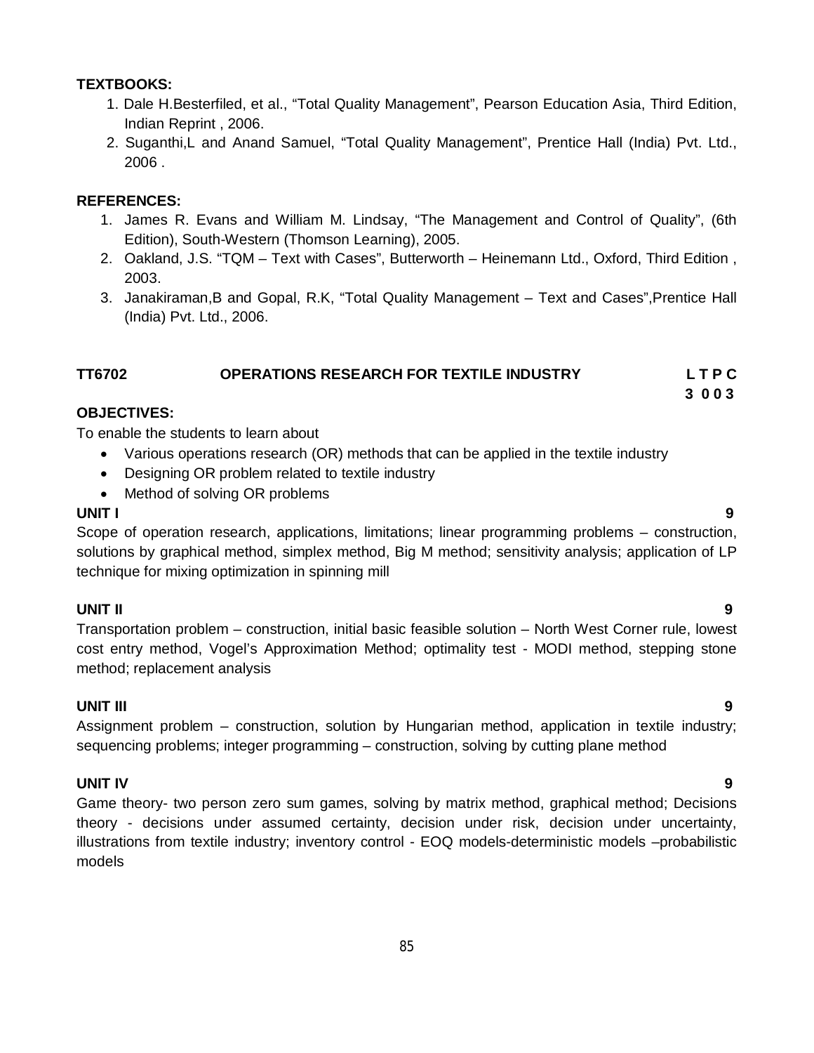**TEXTBOOKS:**

1. Dale H.Besterfiled, et al., “Total Quality Management”, Pearson Education Asia, Third Edition, Indian Reprint , 2006.
2. Suganthi,L and Anand Samuel, “Total Quality Management”, Prentice Hall (India) Pvt. Ltd., 2006 .

**REFERENCES:**

1. James R. Evans and William M. Lindsay, “The Management and Control of Quality”, (6th Edition), South-Western (Thomson Learning), 2005.
2. Oakland, J.S. “TQM – Text with Cases”, Butterworth – Heinemann Ltd., Oxford, Third Edition , 2003.
3. Janakiraman,B and Gopal, R.K, “Total Quality Management – Text and Cases”,Prentice Hall (India) Pvt. Ltd., 2006.

## TT6702 OPERATIONS RESEARCH FOR TEXTILE INDUSTRY

**L T P C**
**3 0 0 3**

**OBJECTIVES:**

To enable the students to learn about

- Various operations research (OR) methods that can be applied in the textile industry
- Designing OR problem related to textile industry
- Method of solving OR problems

**UNIT I** **9**

Scope of operation research, applications, limitations; linear programming problems – construction, solutions by graphical method, simplex method, Big M method; sensitivity analysis; application of LP technique for mixing optimization in spinning mill

**UNIT II** **9**

Transportation problem – construction, initial basic feasible solution – North West Corner rule, lowest cost entry method, Vogel’s Approximation Method; optimality test - MODI method, stepping stone method; replacement analysis

**UNIT III** **9**

Assignment problem – construction, solution by Hungarian method, application in textile industry; sequencing problems; integer programming – construction, solving by cutting plane method

**UNIT IV** **9**

Game theory- two person zero sum games, solving by matrix method, graphical method; Decisions theory - decisions under assumed certainty, decision under risk, decision under uncertainty, illustrations from textile industry; inventory control - EOQ models-deterministic models –probabilistic models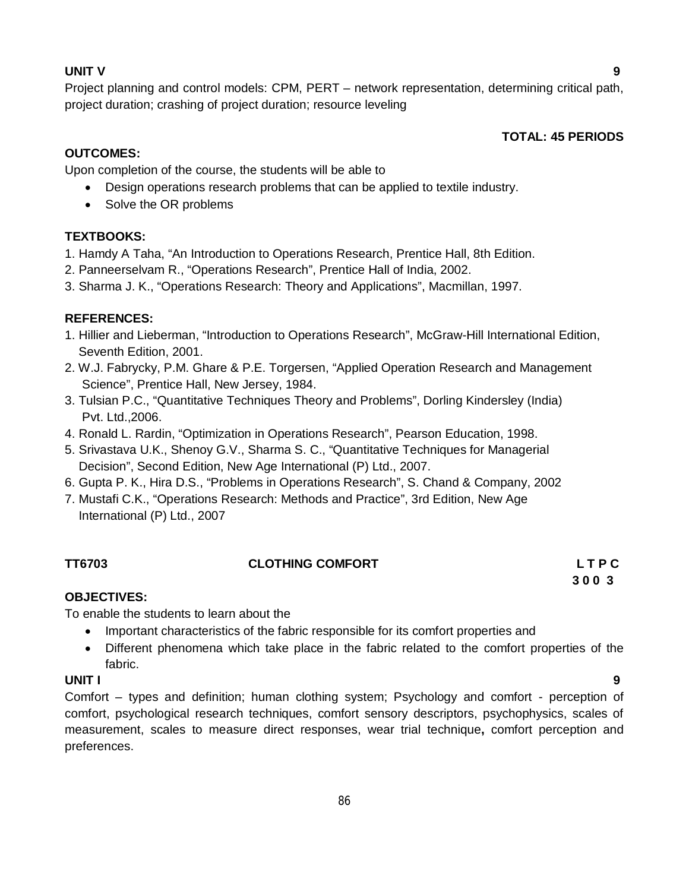**UNIT V** **9**

Project planning and control models: CPM, PERT – network representation, determining critical path, project duration; crashing of project duration; resource leveling

**TOTAL: 45 PERIODS**

**OUTCOMES:**

Upon completion of the course, the students will be able to

- Design operations research problems that can be applied to textile industry.
- Solve the OR problems

**TEXTBOOKS:**

1. Hamdy A Taha, "An Introduction to Operations Research, Prentice Hall, 8th Edition.
2. Panneerselvam R., "Operations Research", Prentice Hall of India, 2002.
3. Sharma J. K., "Operations Research: Theory and Applications", Macmillan, 1997.

**REFERENCES:**

1. Hillier and Lieberman, "Introduction to Operations Research", McGraw-Hill International Edition, Seventh Edition, 2001.
2. W.J. Fabrycky, P.M. Ghare & P.E. Torgersen, "Applied Operation Research and Management Science", Prentice Hall, New Jersey, 1984.
3. Tulsian P.C., "Quantitative Techniques Theory and Problems", Dorling Kindersley (India) Pvt. Ltd.,2006.
4. Ronald L. Rardin, "Optimization in Operations Research", Pearson Education, 1998.
5. Srivastava U.K., Shenoy G.V., Sharma S. C., "Quantitative Techniques for Managerial Decision", Second Edition, New Age International (P) Ltd., 2007.
6. Gupta P. K., Hira D.S., "Problems in Operations Research", S. Chand & Company, 2002
7. Mustafi C.K., "Operations Research: Methods and Practice", 3rd Edition, New Age International (P) Ltd., 2007

## TT6703 CLOTHING COMFORT

| L | T | P | C |
|---|---|---|---|
| 3 | 0 | 0 | 3 |

**OBJECTIVES:**

To enable the students to learn about the

- Important characteristics of the fabric responsible for its comfort properties and
- Different phenomena which take place in the fabric related to the comfort properties of the fabric.

**UNIT I** **9**

Comfort – types and definition; human clothing system; Psychology and comfort - perception of comfort, psychological research techniques, comfort sensory descriptors, psychophysics, scales of measurement, scales to measure direct responses, wear trial technique**,** comfort perception and preferences.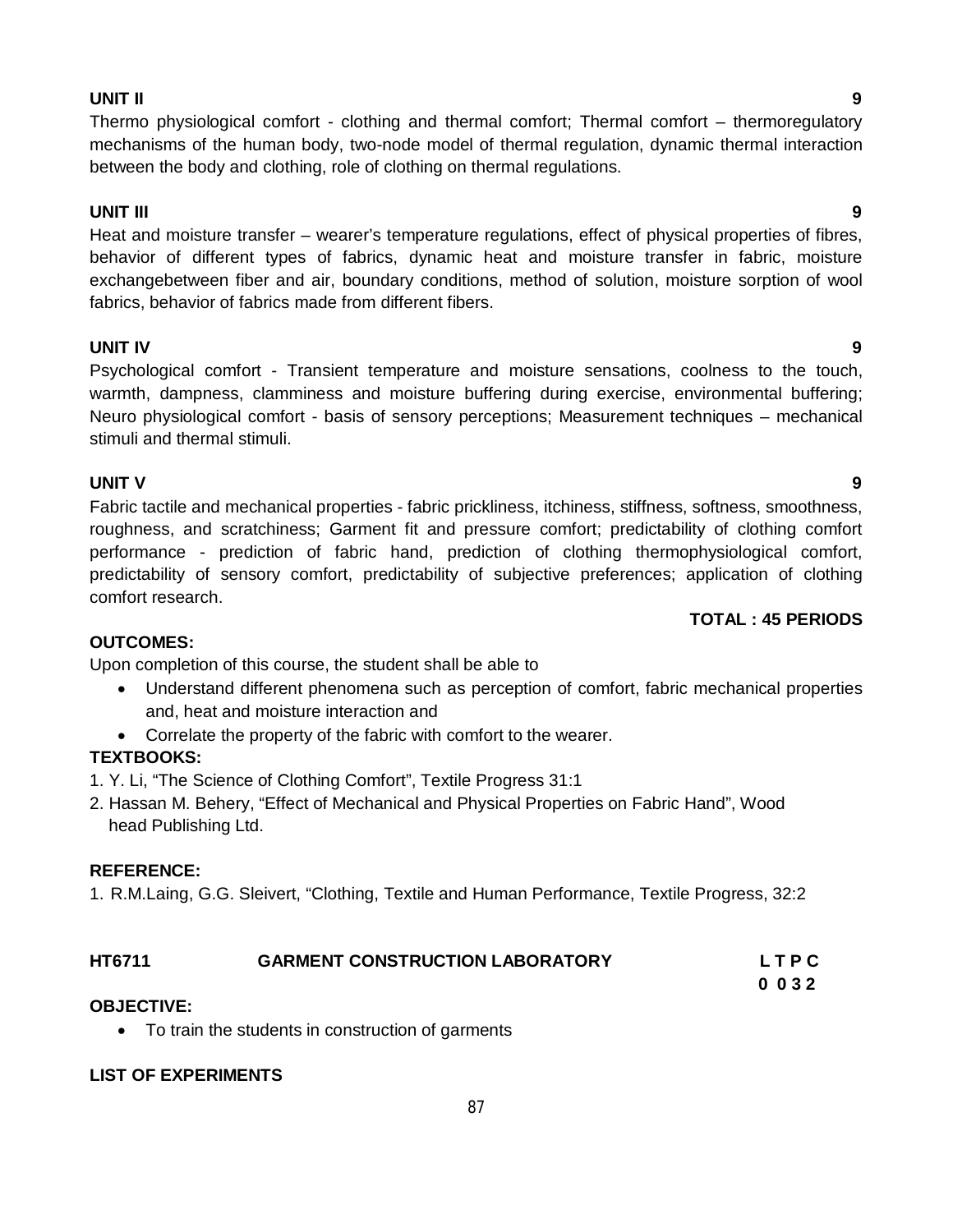**UNIT II** **9**

Thermo physiological comfort - clothing and thermal comfort; Thermal comfort – thermoregulatory mechanisms of the human body, two-node model of thermal regulation, dynamic thermal interaction between the body and clothing, role of clothing on thermal regulations.

**UNIT III** **9**

Heat and moisture transfer – wearer's temperature regulations, effect of physical properties of fibres, behavior of different types of fabrics, dynamic heat and moisture transfer in fabric, moisture exchangebetween fiber and air, boundary conditions, method of solution, moisture sorption of wool fabrics, behavior of fabrics made from different fibers.

**UNIT IV** **9**

Psychological comfort - Transient temperature and moisture sensations, coolness to the touch, warmth, dampness, clamminess and moisture buffering during exercise, environmental buffering; Neuro physiological comfort - basis of sensory perceptions; Measurement techniques – mechanical stimuli and thermal stimuli.

**UNIT V** **9**

Fabric tactile and mechanical properties - fabric prickliness, itchiness, stiffness, softness, smoothness, roughness, and scratchiness; Garment fit and pressure comfort; predictability of clothing comfort performance - prediction of fabric hand, prediction of clothing thermophysiological comfort, predictability of sensory comfort, predictability of subjective preferences; application of clothing comfort research.

**TOTAL : 45 PERIODS**

**OUTCOMES:**

Upon completion of this course, the student shall be able to

- Understand different phenomena such as perception of comfort, fabric mechanical properties and, heat and moisture interaction and
- Correlate the property of the fabric with comfort to the wearer.

**TEXTBOOKS:**

1. Y. Li, "The Science of Clothing Comfort", Textile Progress 31:1
2. Hassan M. Behery, "Effect of Mechanical and Physical Properties on Fabric Hand", Wood head Publishing Ltd.

**REFERENCE:**

1. R.M.Laing, G.G. Sleivert, "Clothing, Textile and Human Performance, Textile Progress, 32:2

**HT6711** **GARMENT CONSTRUCTION LABORATORY** **L T P C**
**0 0 3 2**

**OBJECTIVE:**

- To train the students in construction of garments

**LIST OF EXPERIMENTS**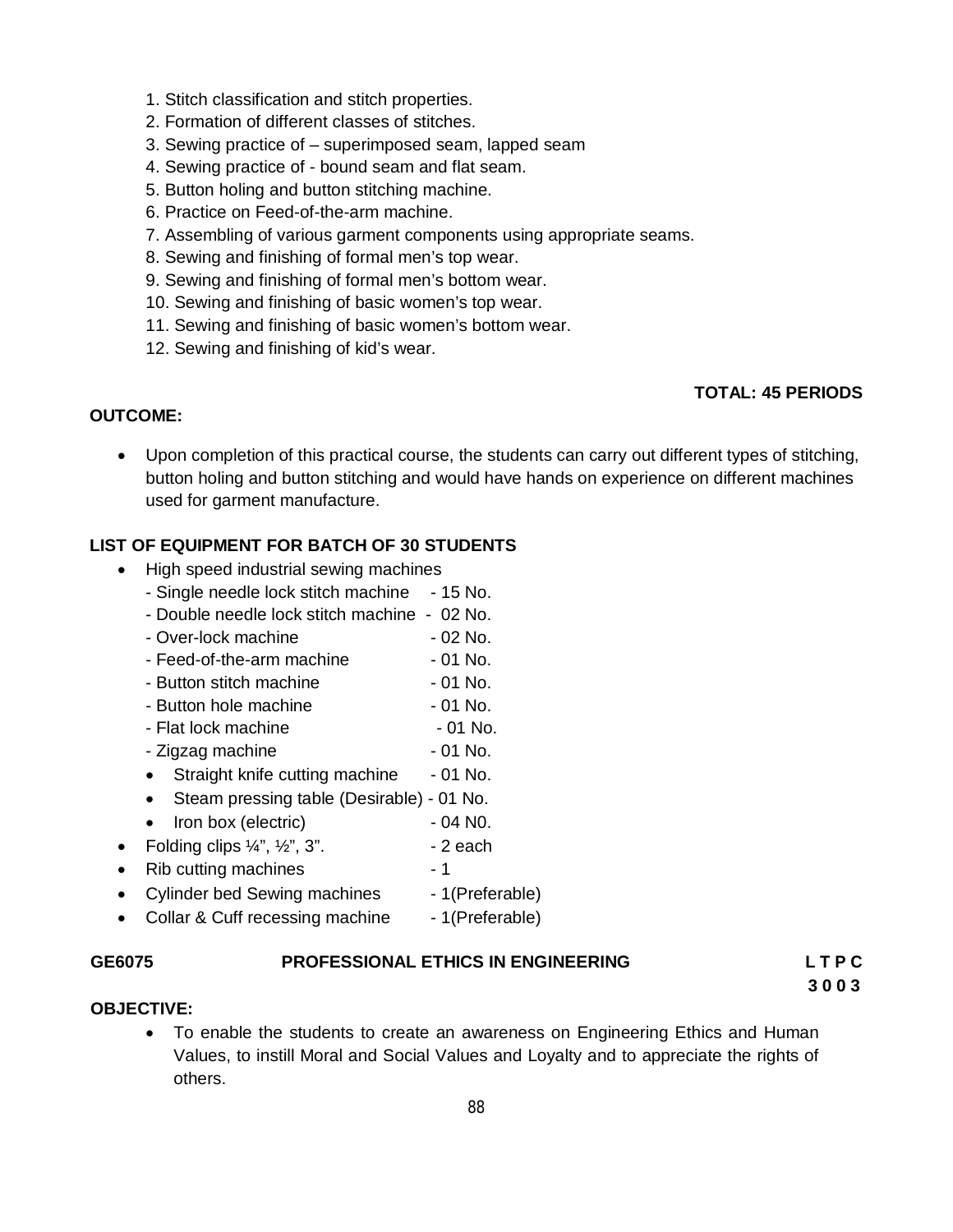1. Stitch classification and stitch properties.
2. Formation of different classes of stitches.
3. Sewing practice of – superimposed seam, lapped seam
4. Sewing practice of - bound seam and flat seam.
5. Button holing and button stitching machine.
6. Practice on Feed-of-the-arm machine.
7. Assembling of various garment components using appropriate seams.
8. Sewing and finishing of formal men's top wear.
9. Sewing and finishing of formal men's bottom wear.
10. Sewing and finishing of basic women's top wear.
11. Sewing and finishing of basic women's bottom wear.
12. Sewing and finishing of kid's wear.

**TOTAL: 45 PERIODS**

**OUTCOME:**

- Upon completion of this practical course, the students can carry out different types of stitching, button holing and button stitching and would have hands on experience on different machines used for garment manufacture.

**LIST OF EQUIPMENT FOR BATCH OF 30 STUDENTS**

- High speed industrial sewing machines
  - Single needle lock stitch machine - 15 No.
  - Double needle lock stitch machine - 02 No.
  - Over-lock machine - 02 No.
  - Feed-of-the-arm machine - 01 No.
  - Button stitch machine - 01 No.
  - Button hole machine - 01 No.
  - Flat lock machine - 01 No.
  - Zigzag machine - 01 No.
  - Straight knife cutting machine - 01 No.
  - Steam pressing table (Desirable) - 01 No.
  - Iron box (electric) - 04 N0.
- Folding clips ¼", ½", 3". - 2 each
- Rib cutting machines - 1
- Cylinder bed Sewing machines - 1(Preferable)
- Collar & Cuff recessing machine - 1(Preferable)

## GE6075 PROFESSIONAL ETHICS IN ENGINEERING

**L T P C**
**3 0 0 3**

**OBJECTIVE:**

- To enable the students to create an awareness on Engineering Ethics and Human Values, to instill Moral and Social Values and Loyalty and to appreciate the rights of others.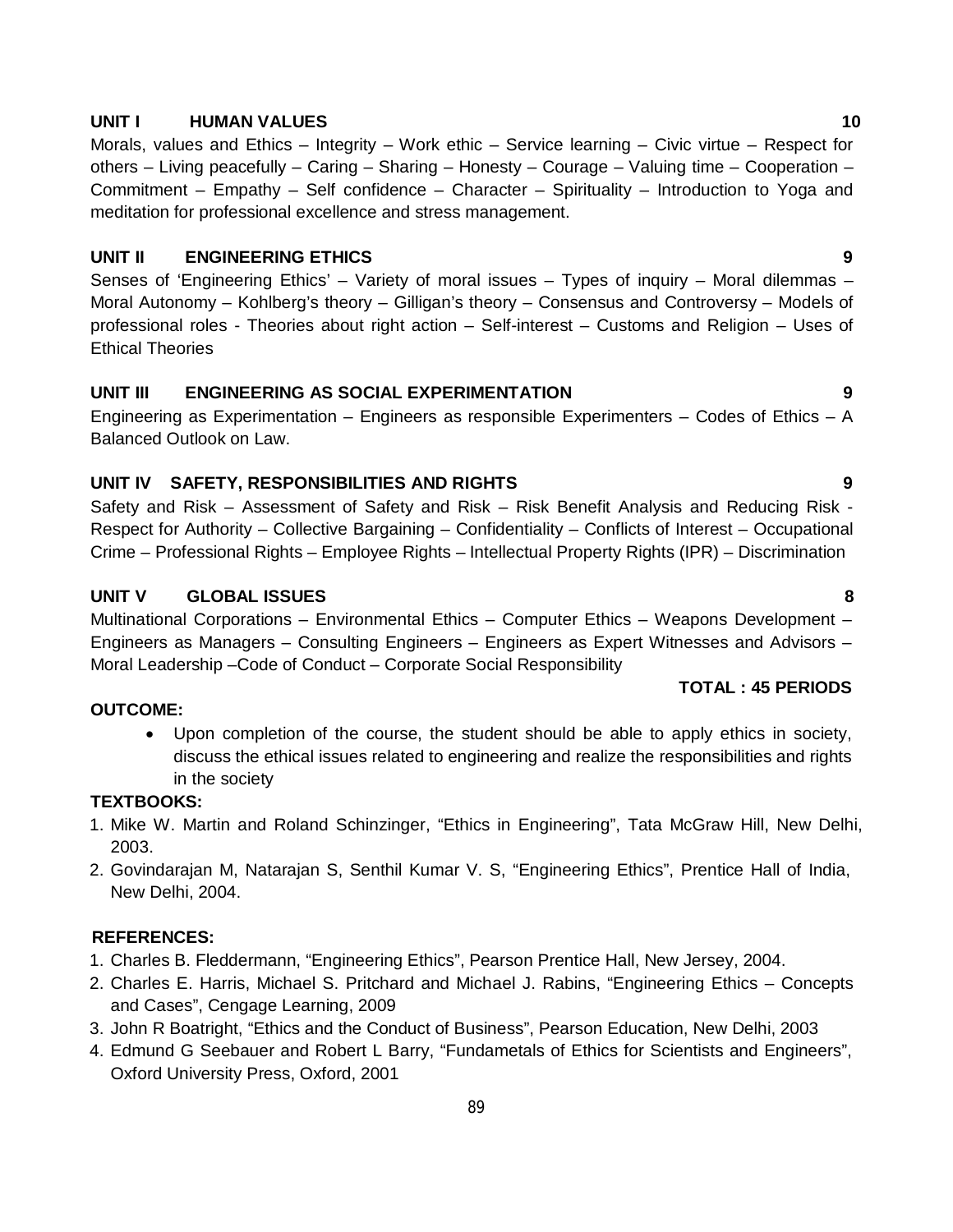**UNIT I HUMAN VALUES 10**

Morals, values and Ethics – Integrity – Work ethic – Service learning – Civic virtue – Respect for others – Living peacefully – Caring – Sharing – Honesty – Courage – Valuing time – Cooperation – Commitment – Empathy – Self confidence – Character – Spirituality – Introduction to Yoga and meditation for professional excellence and stress management.

**UNIT II ENGINEERING ETHICS 9**

Senses of 'Engineering Ethics' – Variety of moral issues – Types of inquiry – Moral dilemmas – Moral Autonomy – Kohlberg's theory – Gilligan's theory – Consensus and Controversy – Models of professional roles - Theories about right action – Self-interest – Customs and Religion – Uses of Ethical Theories

**UNIT III ENGINEERING AS SOCIAL EXPERIMENTATION 9**

Engineering as Experimentation – Engineers as responsible Experimenters – Codes of Ethics – A Balanced Outlook on Law.

**UNIT IV SAFETY, RESPONSIBILITIES AND RIGHTS 9**

Safety and Risk – Assessment of Safety and Risk – Risk Benefit Analysis and Reducing Risk - Respect for Authority – Collective Bargaining – Confidentiality – Conflicts of Interest – Occupational Crime – Professional Rights – Employee Rights – Intellectual Property Rights (IPR) – Discrimination

**UNIT V GLOBAL ISSUES 8**

Multinational Corporations – Environmental Ethics – Computer Ethics – Weapons Development – Engineers as Managers – Consulting Engineers – Engineers as Expert Witnesses and Advisors – Moral Leadership –Code of Conduct – Corporate Social Responsibility

**TOTAL : 45 PERIODS**

**OUTCOME:**

- Upon completion of the course, the student should be able to apply ethics in society, discuss the ethical issues related to engineering and realize the responsibilities and rights in the society

**TEXTBOOKS:**

1. Mike W. Martin and Roland Schinzinger, "Ethics in Engineering", Tata McGraw Hill, New Delhi, 2003.
2. Govindarajan M, Natarajan S, Senthil Kumar V. S, "Engineering Ethics", Prentice Hall of India, New Delhi, 2004.

**REFERENCES:**

1. Charles B. Fleddermann, "Engineering Ethics", Pearson Prentice Hall, New Jersey, 2004.
2. Charles E. Harris, Michael S. Pritchard and Michael J. Rabins, "Engineering Ethics – Concepts and Cases", Cengage Learning, 2009
3. John R Boatright, "Ethics and the Conduct of Business", Pearson Education, New Delhi, 2003
4. Edmund G Seebauer and Robert L Barry, "Fundametals of Ethics for Scientists and Engineers", Oxford University Press, Oxford, 2001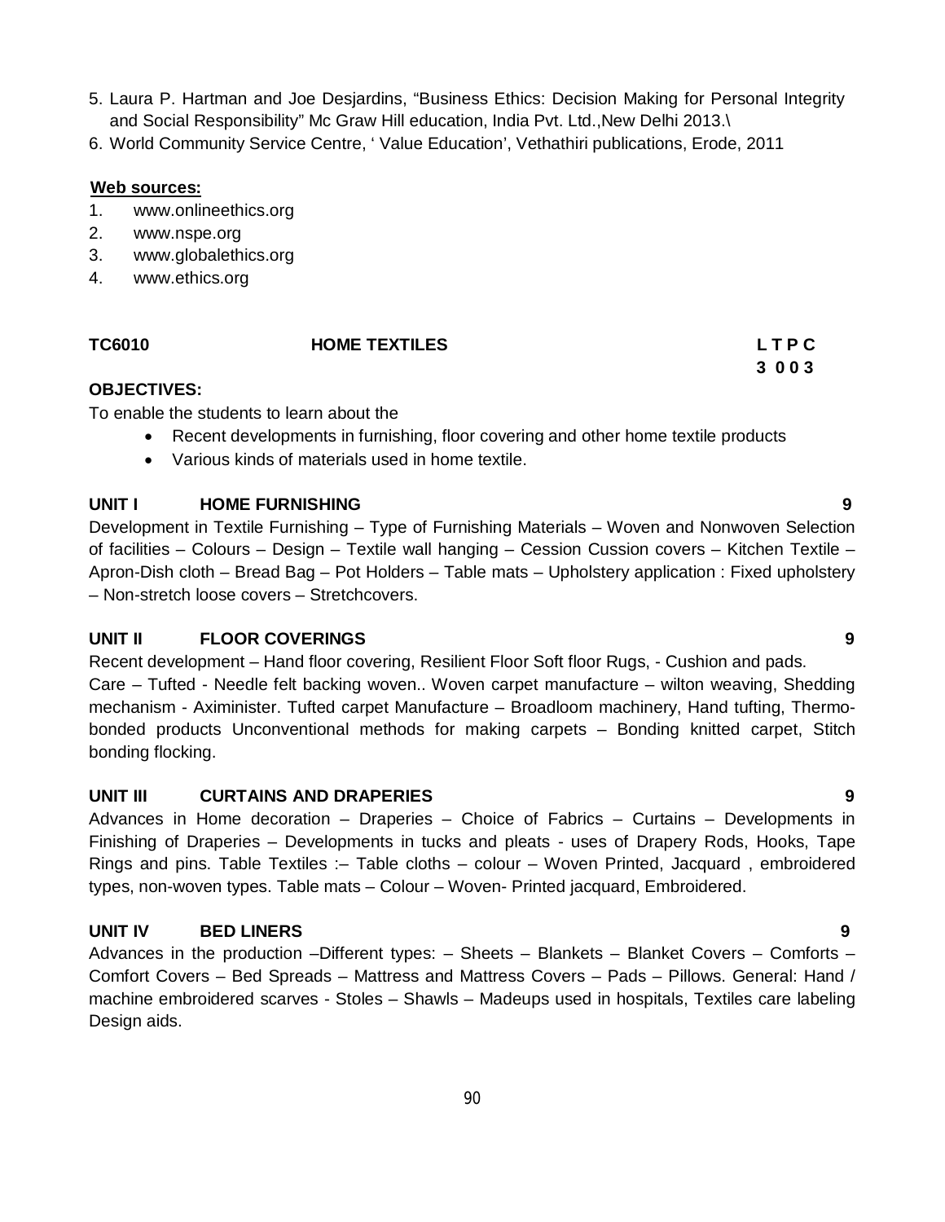5. Laura P. Hartman and Joe Desjardins, "Business Ethics: Decision Making for Personal Integrity and Social Responsibility" Mc Graw Hill education, India Pvt. Ltd.,New Delhi 2013.\
6. World Community Service Centre, ' Value Education', Vethathiri publications, Erode, 2011

**Web sources:**

1. www.onlineethics.org
2. www.nspe.org
3. www.globalethics.org
4. www.ethics.org

| **TC6010** | **HOME TEXTILES** | **L T P C** |
|---|---|---|
| | | **3 0 0 3** |

**OBJECTIVES:**

To enable the students to learn about the

- Recent developments in furnishing, floor covering and other home textile products
- Various kinds of materials used in home textile.

**UNIT I HOME FURNISHING 9**

Development in Textile Furnishing – Type of Furnishing Materials – Woven and Nonwoven Selection of facilities – Colours – Design – Textile wall hanging – Cession Cussion covers – Kitchen Textile – Apron-Dish cloth – Bread Bag – Pot Holders – Table mats – Upholstery application : Fixed upholstery – Non-stretch loose covers – Stretchcovers.

**UNIT II FLOOR COVERINGS 9**

Recent development – Hand floor covering, Resilient Floor Soft floor Rugs, - Cushion and pads.
Care – Tufted - Needle felt backing woven.. Woven carpet manufacture – wilton weaving, Shedding mechanism - Aximinister. Tufted carpet Manufacture – Broadloom machinery, Hand tufting, Thermo-bonded products Unconventional methods for making carpets – Bonding knitted carpet, Stitch bonding flocking.

**UNIT III CURTAINS AND DRAPERIES 9**

Advances in Home decoration – Draperies – Choice of Fabrics – Curtains – Developments in Finishing of Draperies – Developments in tucks and pleats - uses of Drapery Rods, Hooks, Tape Rings and pins. Table Textiles :– Table cloths – colour – Woven Printed, Jacquard , embroidered types, non-woven types. Table mats – Colour – Woven- Printed jacquard, Embroidered.

**UNIT IV BED LINERS 9**

Advances in the production –Different types: – Sheets – Blankets – Blanket Covers – Comforts – Comfort Covers – Bed Spreads – Mattress and Mattress Covers – Pads – Pillows. General: Hand / machine embroidered scarves - Stoles – Shawls – Madeups used in hospitals, Textiles care labeling Design aids.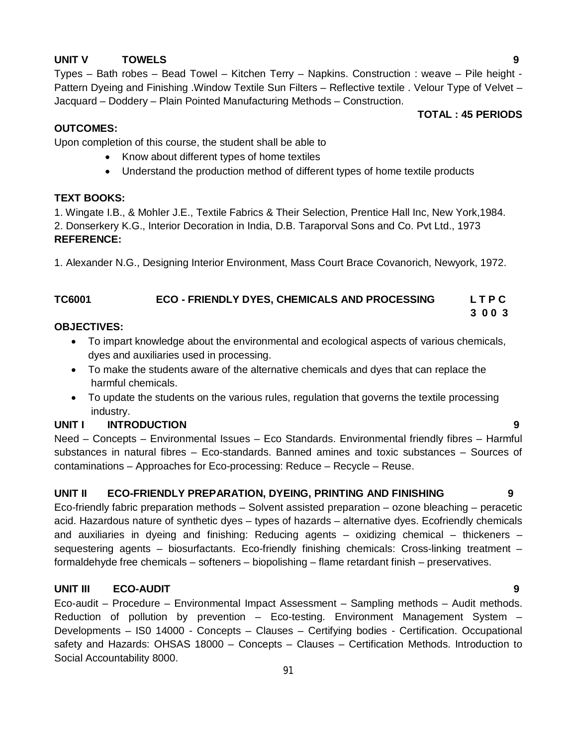**UNIT V TOWELS 9**

Types – Bath robes – Bead Towel – Kitchen Terry – Napkins. Construction : weave – Pile height - Pattern Dyeing and Finishing .Window Textile Sun Filters – Reflective textile . Velour Type of Velvet – Jacquard – Doddery – Plain Pointed Manufacturing Methods – Construction.

**TOTAL : 45 PERIODS**

**OUTCOMES:**

Upon completion of this course, the student shall be able to

- Know about different types of home textiles
- Understand the production method of different types of home textile products

**TEXT BOOKS:**

1. Wingate I.B., & Mohler J.E., Textile Fabrics & Their Selection, Prentice Hall Inc, New York,1984.
2. Donserkery K.G., Interior Decoration in India, D.B. Taraporval Sons and Co. Pvt Ltd., 1973

**REFERENCE:**

1. Alexander N.G., Designing Interior Environment, Mass Court Brace Covanorich, Newyork, 1972.

## TC6001 ECO - FRIENDLY DYES, CHEMICALS AND PROCESSING

**L T P C**
**3 0 0 3**

**OBJECTIVES:**

- To impart knowledge about the environmental and ecological aspects of various chemicals, dyes and auxiliaries used in processing.
- To make the students aware of the alternative chemicals and dyes that can replace the harmful chemicals.
- To update the students on the various rules, regulation that governs the textile processing industry.

**UNIT I INTRODUCTION 9**

Need – Concepts – Environmental Issues – Eco Standards. Environmental friendly fibres – Harmful substances in natural fibres – Eco-standards. Banned amines and toxic substances – Sources of contaminations – Approaches for Eco-processing: Reduce – Recycle – Reuse.

**UNIT II ECO-FRIENDLY PREPARATION, DYEING, PRINTING AND FINISHING 9**

Eco-friendly fabric preparation methods – Solvent assisted preparation – ozone bleaching – peracetic acid. Hazardous nature of synthetic dyes – types of hazards – alternative dyes. Ecofriendly chemicals and auxiliaries in dyeing and finishing: Reducing agents – oxidizing chemical – thickeners – sequestering agents – biosurfactants. Eco-friendly finishing chemicals: Cross-linking treatment – formaldehyde free chemicals – softeners – biopolishing – flame retardant finish – preservatives.

**UNIT III ECO-AUDIT 9**

Eco-audit – Procedure – Environmental Impact Assessment – Sampling methods – Audit methods. Reduction of pollution by prevention – Eco-testing. Environment Management System – Developments – IS0 14000 - Concepts – Clauses – Certifying bodies - Certification. Occupational safety and Hazards: OHSAS 18000 – Concepts – Clauses – Certification Methods. Introduction to Social Accountability 8000.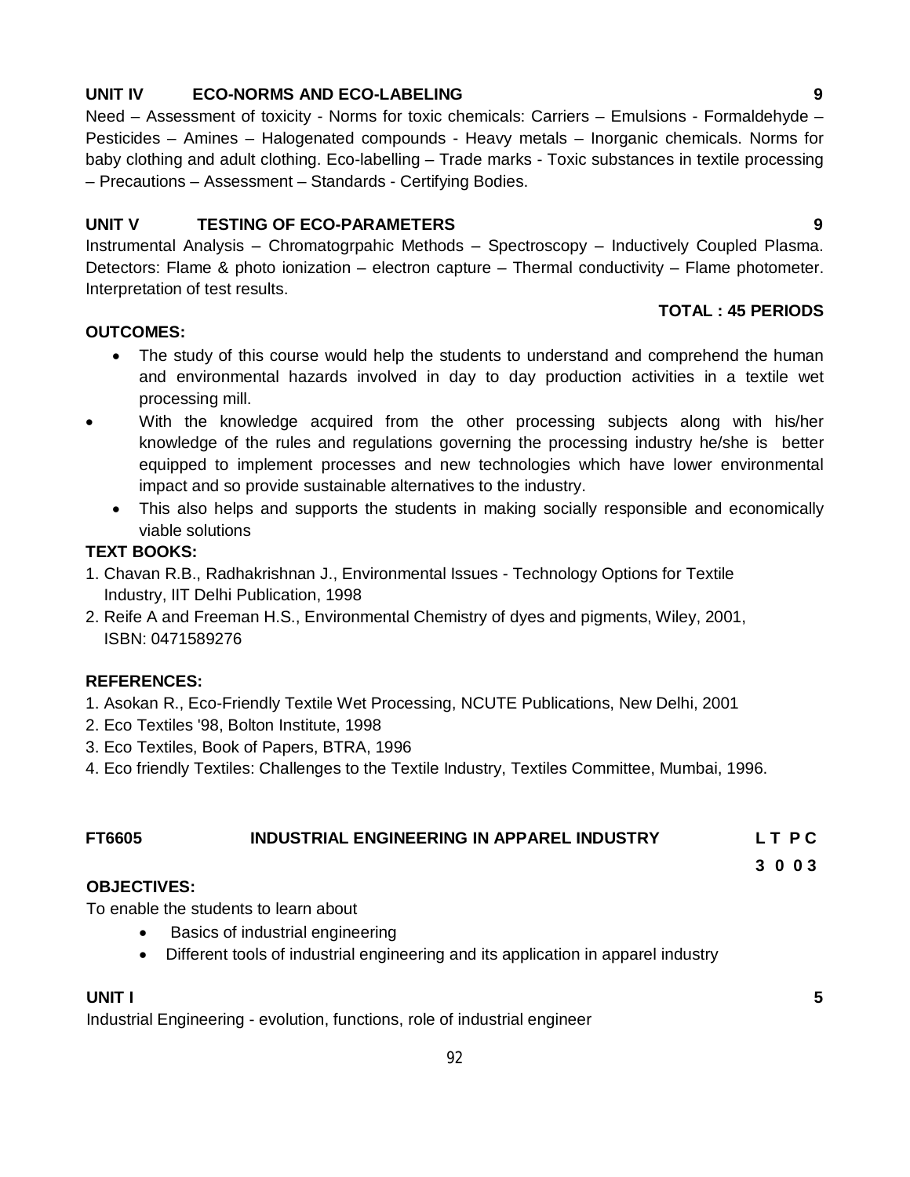**UNIT IV ECO-NORMS AND ECO-LABELING 9**

Need – Assessment of toxicity - Norms for toxic chemicals: Carriers – Emulsions - Formaldehyde – Pesticides – Amines – Halogenated compounds - Heavy metals – Inorganic chemicals. Norms for baby clothing and adult clothing. Eco-labelling – Trade marks - Toxic substances in textile processing – Precautions – Assessment – Standards - Certifying Bodies.

**UNIT V TESTING OF ECO-PARAMETERS 9**

Instrumental Analysis – Chromatogrpahic Methods – Spectroscopy – Inductively Coupled Plasma. Detectors: Flame & photo ionization – electron capture – Thermal conductivity – Flame photometer. Interpretation of test results.

**TOTAL : 45 PERIODS**

**OUTCOMES:**

- The study of this course would help the students to understand and comprehend the human and environmental hazards involved in day to day production activities in a textile wet processing mill.
- With the knowledge acquired from the other processing subjects along with his/her knowledge of the rules and regulations governing the processing industry he/she is better equipped to implement processes and new technologies which have lower environmental impact and so provide sustainable alternatives to the industry.
- This also helps and supports the students in making socially responsible and economically viable solutions

**TEXT BOOKS:**

1. Chavan R.B., Radhakrishnan J., Environmental Issues - Technology Options for Textile Industry, IIT Delhi Publication, 1998
2. Reife A and Freeman H.S., Environmental Chemistry of dyes and pigments, Wiley, 2001, ISBN: 0471589276

**REFERENCES:**

1. Asokan R., Eco-Friendly Textile Wet Processing, NCUTE Publications, New Delhi, 2001
2. Eco Textiles '98, Bolton Institute, 1998
3. Eco Textiles, Book of Papers, BTRA, 1996
4. Eco friendly Textiles: Challenges to the Textile Industry, Textiles Committee, Mumbai, 1996.

**FT6605 INDUSTRIAL ENGINEERING IN APPAREL INDUSTRY L T P C**
**3 0 0 3**

**OBJECTIVES:**

To enable the students to learn about

- Basics of industrial engineering
- Different tools of industrial engineering and its application in apparel industry

**UNIT I 5**

Industrial Engineering - evolution, functions, role of industrial engineer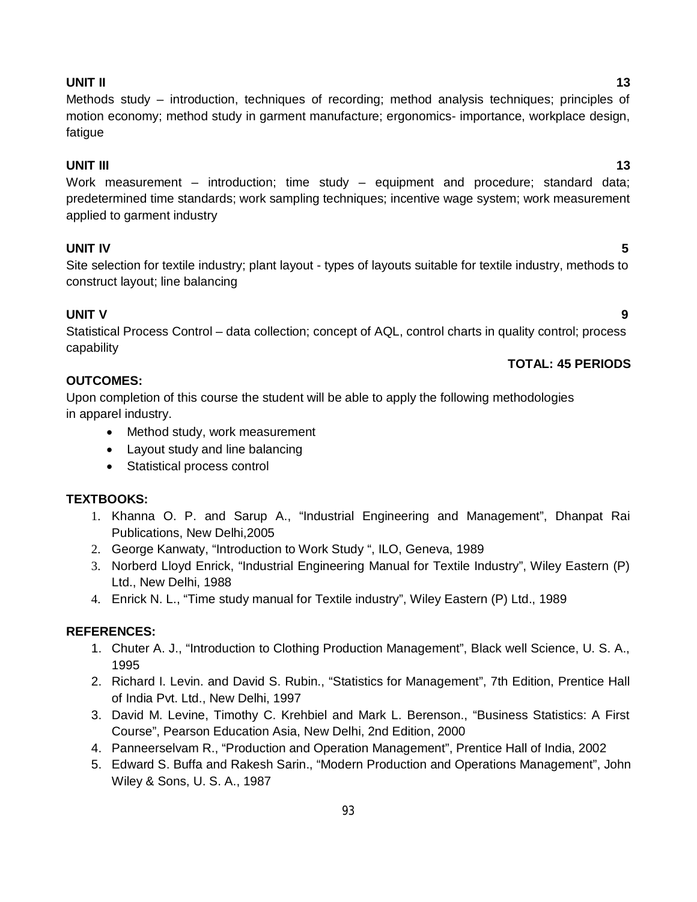**UNIT II** **13**

Methods study – introduction, techniques of recording; method analysis techniques; principles of motion economy; method study in garment manufacture; ergonomics- importance, workplace design, fatigue

**UNIT III** **13**

Work measurement – introduction; time study – equipment and procedure; standard data; predetermined time standards; work sampling techniques; incentive wage system; work measurement applied to garment industry

**UNIT IV** **5**

Site selection for textile industry; plant layout - types of layouts suitable for textile industry, methods to construct layout; line balancing

**UNIT V** **9**

Statistical Process Control – data collection; concept of AQL, control charts in quality control; process capability

**TOTAL: 45 PERIODS**

**OUTCOMES:**

Upon completion of this course the student will be able to apply the following methodologies in apparel industry.

- Method study, work measurement
- Layout study and line balancing
- Statistical process control

**TEXTBOOKS:**

1. Khanna O. P. and Sarup A., "Industrial Engineering and Management", Dhanpat Rai Publications, New Delhi,2005
2. George Kanwaty, "Introduction to Work Study ", ILO, Geneva, 1989
3. Norberd Lloyd Enrick, "Industrial Engineering Manual for Textile Industry", Wiley Eastern (P) Ltd., New Delhi, 1988
4. Enrick N. L., "Time study manual for Textile industry", Wiley Eastern (P) Ltd., 1989

**REFERENCES:**

1. Chuter A. J., "Introduction to Clothing Production Management", Black well Science, U. S. A., 1995
2. Richard I. Levin. and David S. Rubin., "Statistics for Management", 7th Edition, Prentice Hall of India Pvt. Ltd., New Delhi, 1997
3. David M. Levine, Timothy C. Krehbiel and Mark L. Berenson., "Business Statistics: A First Course", Pearson Education Asia, New Delhi, 2nd Edition, 2000
4. Panneerselvam R., "Production and Operation Management", Prentice Hall of India, 2002
5. Edward S. Buffa and Rakesh Sarin., "Modern Production and Operations Management", John Wiley & Sons, U. S. A., 1987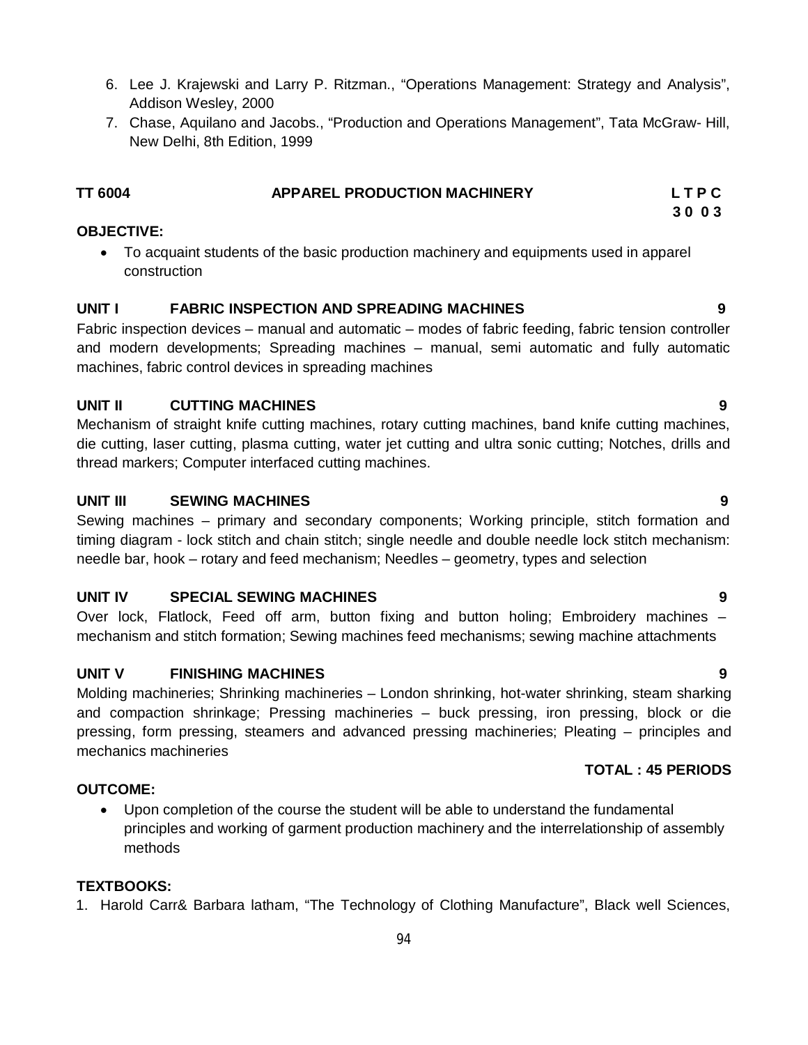6. Lee J. Krajewski and Larry P. Ritzman., “Operations Management: Strategy and Analysis”, Addison Wesley, 2000
7. Chase, Aquilano and Jacobs., “Production and Operations Management”, Tata McGraw- Hill, New Delhi, 8th Edition, 1999

| TT 6004 | APPAREL PRODUCTION MACHINERY | L T P C |
|---|---|---|
| | | 3 0 0 3 |

**OBJECTIVE:**

- To acquaint students of the basic production machinery and equipments used in apparel construction

**UNIT I FABRIC INSPECTION AND SPREADING MACHINES 9**

Fabric inspection devices – manual and automatic – modes of fabric feeding, fabric tension controller and modern developments; Spreading machines – manual, semi automatic and fully automatic machines, fabric control devices in spreading machines

**UNIT II CUTTING MACHINES 9**

Mechanism of straight knife cutting machines, rotary cutting machines, band knife cutting machines, die cutting, laser cutting, plasma cutting, water jet cutting and ultra sonic cutting; Notches, drills and thread markers; Computer interfaced cutting machines.

**UNIT III SEWING MACHINES 9**

Sewing machines – primary and secondary components; Working principle, stitch formation and timing diagram - lock stitch and chain stitch; single needle and double needle lock stitch mechanism: needle bar, hook – rotary and feed mechanism; Needles – geometry, types and selection

**UNIT IV SPECIAL SEWING MACHINES 9**

Over lock, Flatlock, Feed off arm, button fixing and button holing; Embroidery machines – mechanism and stitch formation; Sewing machines feed mechanisms; sewing machine attachments

**UNIT V FINISHING MACHINES 9**

Molding machineries; Shrinking machineries – London shrinking, hot-water shrinking, steam sharking and compaction shrinkage; Pressing machineries – buck pressing, iron pressing, block or die pressing, form pressing, steamers and advanced pressing machineries; Pleating – principles and mechanics machineries

**TOTAL : 45 PERIODS**

**OUTCOME:**

- Upon completion of the course the student will be able to understand the fundamental principles and working of garment production machinery and the interrelationship of assembly methods

**TEXTBOOKS:**

1. Harold Carr& Barbara latham, “The Technology of Clothing Manufacture”, Black well Sciences,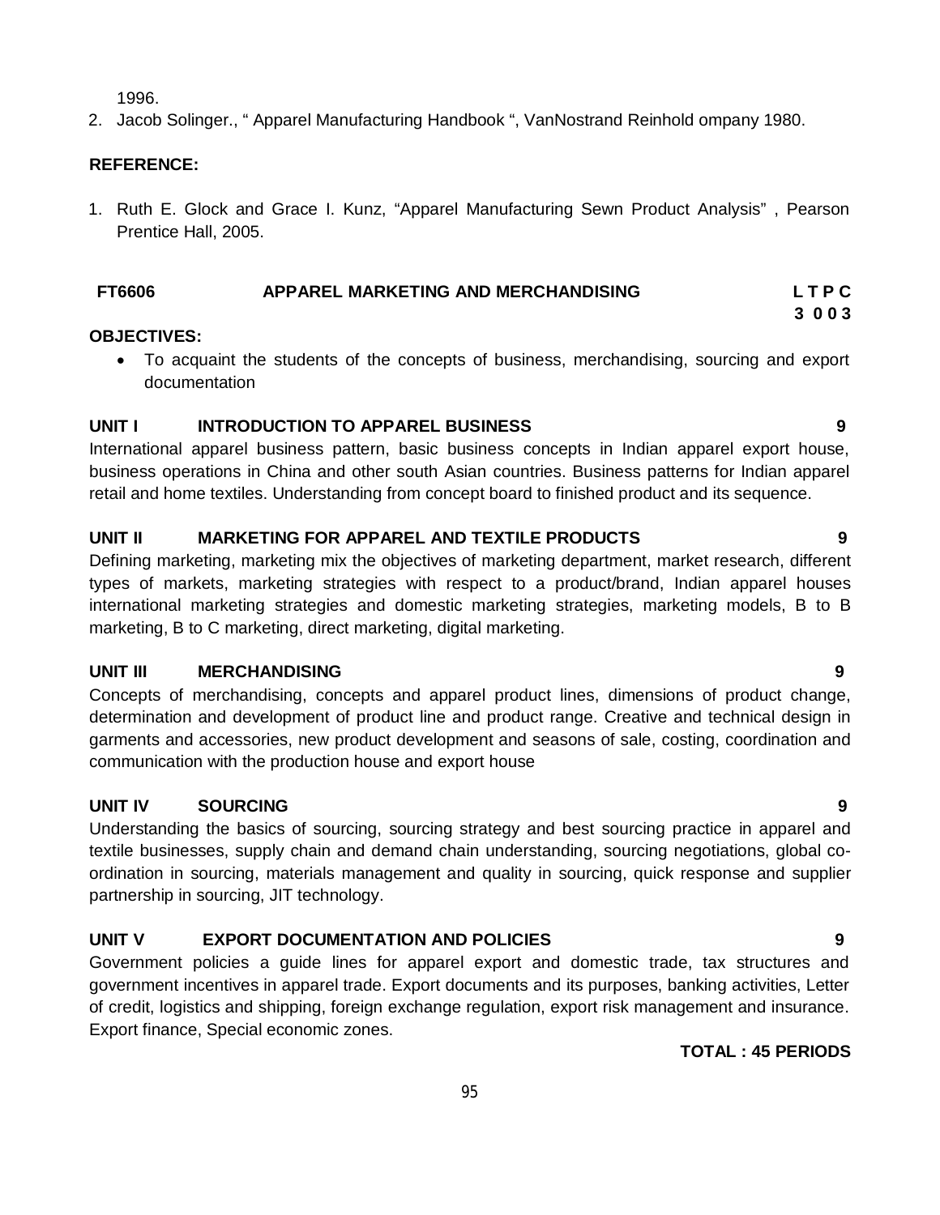1996.

2. Jacob Solinger., " Apparel Manufacturing Handbook ", VanNostrand Reinhold ompany 1980.

**REFERENCE:**

1. Ruth E. Glock and Grace I. Kunz, "Apparel Manufacturing Sewn Product Analysis" , Pearson Prentice Hall, 2005.

**FT6606 APPAREL MARKETING AND MERCHANDISING L T P C**
**3 0 0 3**

**OBJECTIVES:**

- To acquaint the students of the concepts of business, merchandising, sourcing and export documentation

**UNIT I INTRODUCTION TO APPAREL BUSINESS 9**

International apparel business pattern, basic business concepts in Indian apparel export house, business operations in China and other south Asian countries. Business patterns for Indian apparel retail and home textiles. Understanding from concept board to finished product and its sequence.

**UNIT II MARKETING FOR APPAREL AND TEXTILE PRODUCTS 9**

Defining marketing, marketing mix the objectives of marketing department, market research, different types of markets, marketing strategies with respect to a product/brand, Indian apparel houses international marketing strategies and domestic marketing strategies, marketing models, B to B marketing, B to C marketing, direct marketing, digital marketing.

**UNIT III MERCHANDISING 9**

Concepts of merchandising, concepts and apparel product lines, dimensions of product change, determination and development of product line and product range. Creative and technical design in garments and accessories, new product development and seasons of sale, costing, coordination and communication with the production house and export house

**UNIT IV SOURCING 9**

Understanding the basics of sourcing, sourcing strategy and best sourcing practice in apparel and textile businesses, supply chain and demand chain understanding, sourcing negotiations, global co-ordination in sourcing, materials management and quality in sourcing, quick response and supplier partnership in sourcing, JIT technology.

**UNIT V EXPORT DOCUMENTATION AND POLICIES 9**

Government policies a guide lines for apparel export and domestic trade, tax structures and government incentives in apparel trade. Export documents and its purposes, banking activities, Letter of credit, logistics and shipping, foreign exchange regulation, export risk management and insurance. Export finance, Special economic zones.

**TOTAL : 45 PERIODS**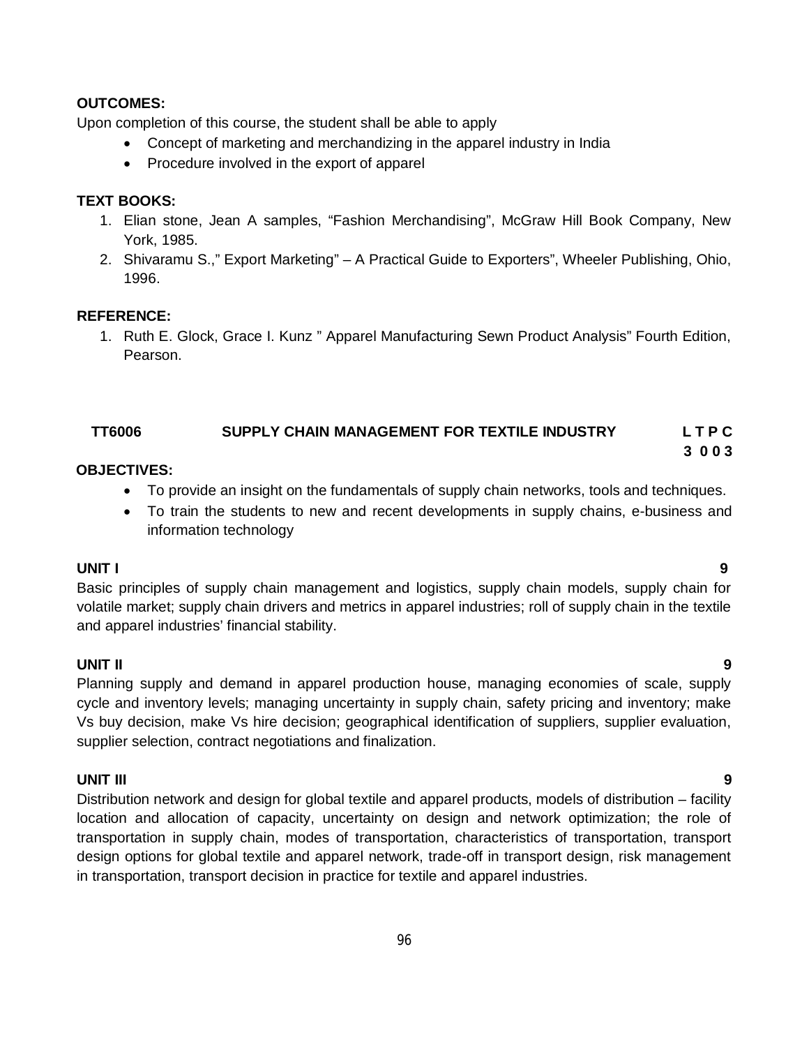**OUTCOMES:**

Upon completion of this course, the student shall be able to apply

- Concept of marketing and merchandizing in the apparel industry in India
- Procedure involved in the export of apparel

**TEXT BOOKS:**

1. Elian stone, Jean A samples, "Fashion Merchandising", McGraw Hill Book Company, New York, 1985.
2. Shivaramu S.," Export Marketing" – A Practical Guide to Exporters", Wheeler Publishing, Ohio, 1996.

**REFERENCE:**

1. Ruth E. Glock, Grace I. Kunz " Apparel Manufacturing Sewn Product Analysis" Fourth Edition, Pearson.

## TT6006 SUPPLY CHAIN MANAGEMENT FOR TEXTILE INDUSTRY

**L T P C**
**3 0 0 3**

**OBJECTIVES:**

- To provide an insight on the fundamentals of supply chain networks, tools and techniques.
- To train the students to new and recent developments in supply chains, e-business and information technology

**UNIT I** **9**

Basic principles of supply chain management and logistics, supply chain models, supply chain for volatile market; supply chain drivers and metrics in apparel industries; roll of supply chain in the textile and apparel industries' financial stability.

**UNIT II** **9**

Planning supply and demand in apparel production house, managing economies of scale, supply cycle and inventory levels; managing uncertainty in supply chain, safety pricing and inventory; make Vs buy decision, make Vs hire decision; geographical identification of suppliers, supplier evaluation, supplier selection, contract negotiations and finalization.

**UNIT III** **9**

Distribution network and design for global textile and apparel products, models of distribution – facility location and allocation of capacity, uncertainty on design and network optimization; the role of transportation in supply chain, modes of transportation, characteristics of transportation, transport design options for global textile and apparel network, trade-off in transport design, risk management in transportation, transport decision in practice for textile and apparel industries.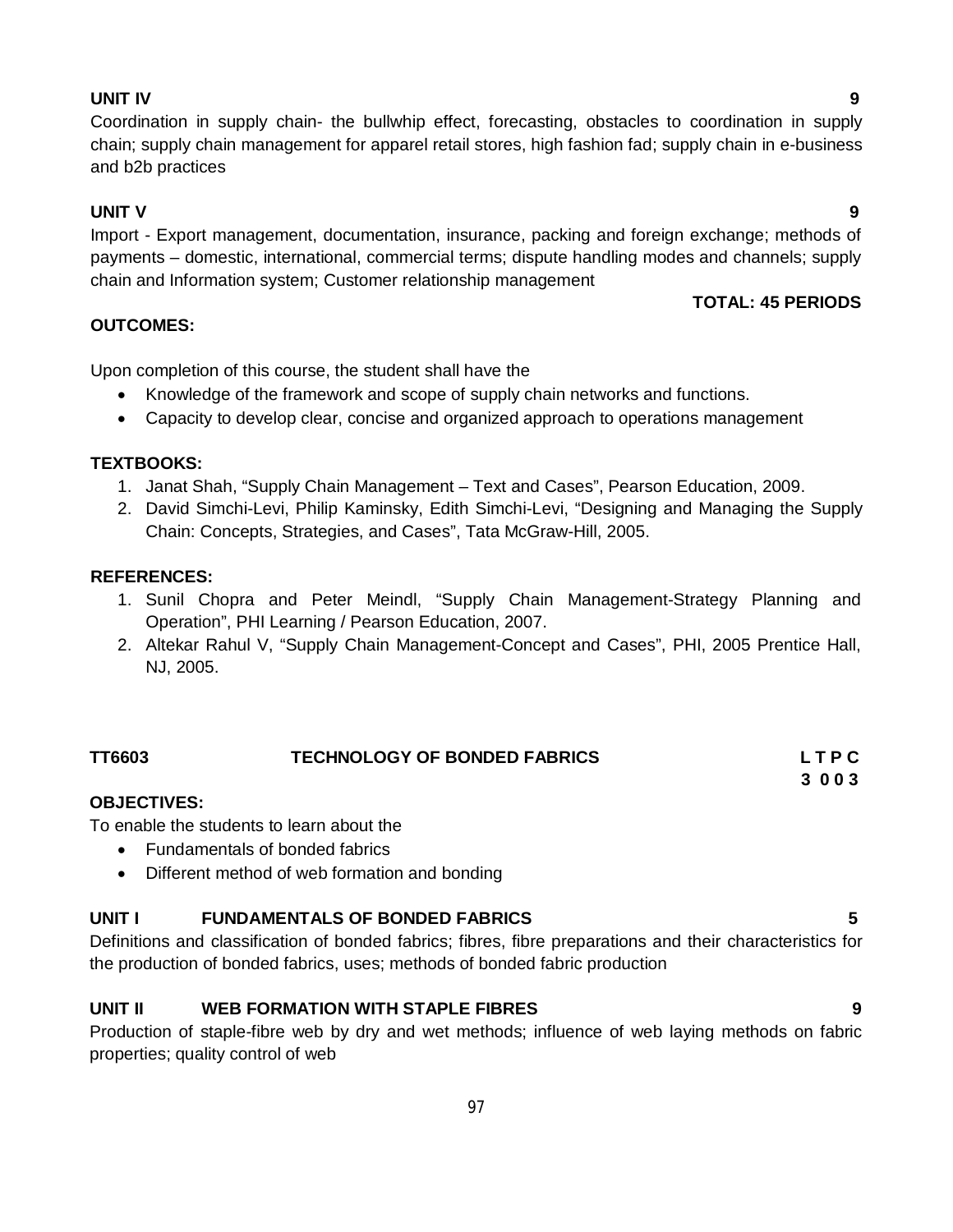**UNIT IV** **9**

Coordination in supply chain- the bullwhip effect, forecasting, obstacles to coordination in supply chain; supply chain management for apparel retail stores, high fashion fad; supply chain in e-business and b2b practices

**UNIT V** **9**

Import - Export management, documentation, insurance, packing and foreign exchange; methods of payments – domestic, international, commercial terms; dispute handling modes and channels; supply chain and Information system; Customer relationship management

**TOTAL: 45 PERIODS**

**OUTCOMES:**

Upon completion of this course, the student shall have the

- Knowledge of the framework and scope of supply chain networks and functions.
- Capacity to develop clear, concise and organized approach to operations management

**TEXTBOOKS:**

1. Janat Shah, "Supply Chain Management – Text and Cases", Pearson Education, 2009.
2. David Simchi-Levi, Philip Kaminsky, Edith Simchi-Levi, "Designing and Managing the Supply Chain: Concepts, Strategies, and Cases", Tata McGraw-Hill, 2005.

**REFERENCES:**

1. Sunil Chopra and Peter Meindl, "Supply Chain Management-Strategy Planning and Operation", PHI Learning / Pearson Education, 2007.
2. Altekar Rahul V, "Supply Chain Management-Concept and Cases", PHI, 2005 Prentice Hall, NJ, 2005.

**TT6603** **TECHNOLOGY OF BONDED FABRICS** **L T P C**
**3 0 0 3**

**OBJECTIVES:**

To enable the students to learn about the

- Fundamentals of bonded fabrics
- Different method of web formation and bonding

**UNIT I FUNDAMENTALS OF BONDED FABRICS** **5**

Definitions and classification of bonded fabrics; fibres, fibre preparations and their characteristics for the production of bonded fabrics, uses; methods of bonded fabric production

**UNIT II WEB FORMATION WITH STAPLE FIBRES** **9**

Production of staple-fibre web by dry and wet methods; influence of web laying methods on fabric properties; quality control of web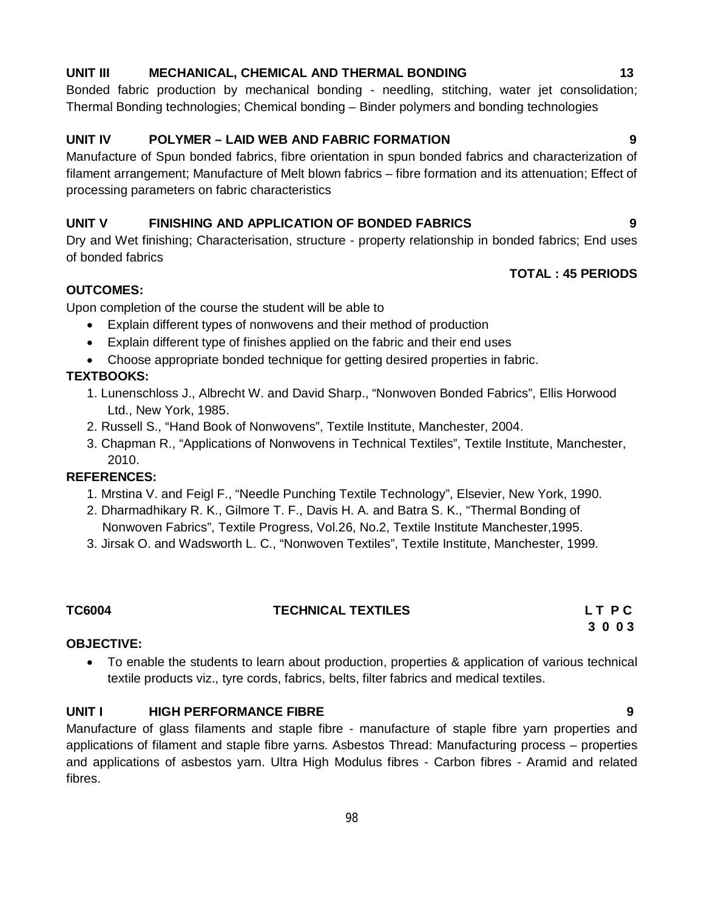**UNIT III MECHANICAL, CHEMICAL AND THERMAL BONDING 13**

Bonded fabric production by mechanical bonding - needling, stitching, water jet consolidation; Thermal Bonding technologies; Chemical bonding – Binder polymers and bonding technologies

**UNIT IV POLYMER – LAID WEB AND FABRIC FORMATION 9**

Manufacture of Spun bonded fabrics, fibre orientation in spun bonded fabrics and characterization of filament arrangement; Manufacture of Melt blown fabrics – fibre formation and its attenuation; Effect of processing parameters on fabric characteristics

**UNIT V FINISHING AND APPLICATION OF BONDED FABRICS 9**

Dry and Wet finishing; Characterisation, structure - property relationship in bonded fabrics; End uses of bonded fabrics

**TOTAL : 45 PERIODS**

**OUTCOMES:**

Upon completion of the course the student will be able to

- Explain different types of nonwovens and their method of production
- Explain different type of finishes applied on the fabric and their end uses
- Choose appropriate bonded technique for getting desired properties in fabric.

**TEXTBOOKS:**

1. Lunenschloss J., Albrecht W. and David Sharp., "Nonwoven Bonded Fabrics", Ellis Horwood Ltd., New York, 1985.
2. Russell S., "Hand Book of Nonwovens", Textile Institute, Manchester, 2004.
3. Chapman R., "Applications of Nonwovens in Technical Textiles", Textile Institute, Manchester, 2010.

**REFERENCES:**

1. Mrstina V. and Feigl F., "Needle Punching Textile Technology", Elsevier, New York, 1990.
2. Dharmadhikary R. K., Gilmore T. F., Davis H. A. and Batra S. K., "Thermal Bonding of Nonwoven Fabrics", Textile Progress, Vol.26, No.2, Textile Institute Manchester,1995.
3. Jirsak O. and Wadsworth L. C., "Nonwoven Textiles", Textile Institute, Manchester, 1999.

## TC6004 TECHNICAL TEXTILES

**L T P C**
**3 0 0 3**

**OBJECTIVE:**

- To enable the students to learn about production, properties & application of various technical textile products viz., tyre cords, fabrics, belts, filter fabrics and medical textiles.

**UNIT I HIGH PERFORMANCE FIBRE 9**

Manufacture of glass filaments and staple fibre - manufacture of staple fibre yarn properties and applications of filament and staple fibre yarns. Asbestos Thread: Manufacturing process – properties and applications of asbestos yarn. Ultra High Modulus fibres - Carbon fibres - Aramid and related fibres.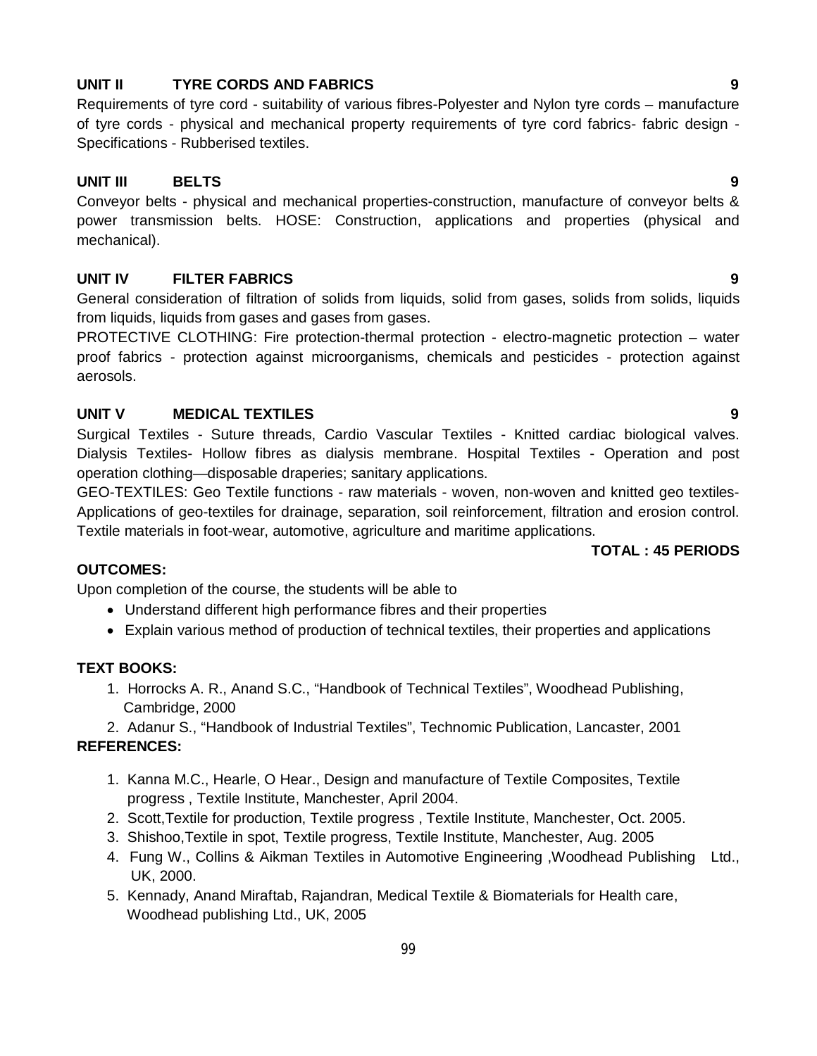**UNIT II TYRE CORDS AND FABRICS 9**

Requirements of tyre cord - suitability of various fibres-Polyester and Nylon tyre cords – manufacture of tyre cords - physical and mechanical property requirements of tyre cord fabrics- fabric design - Specifications - Rubberised textiles.

**UNIT III BELTS 9**

Conveyor belts - physical and mechanical properties-construction, manufacture of conveyor belts & power transmission belts. HOSE: Construction, applications and properties (physical and mechanical).

**UNIT IV FILTER FABRICS 9**

General consideration of filtration of solids from liquids, solid from gases, solids from solids, liquids from liquids, liquids from gases and gases from gases.

PROTECTIVE CLOTHING: Fire protection-thermal protection - electro-magnetic protection – water proof fabrics - protection against microorganisms, chemicals and pesticides - protection against aerosols.

**UNIT V MEDICAL TEXTILES 9**

Surgical Textiles - Suture threads, Cardio Vascular Textiles - Knitted cardiac biological valves. Dialysis Textiles- Hollow fibres as dialysis membrane. Hospital Textiles - Operation and post operation clothing—disposable draperies; sanitary applications.

GEO-TEXTILES: Geo Textile functions - raw materials - woven, non-woven and knitted geo textiles- Applications of geo-textiles for drainage, separation, soil reinforcement, filtration and erosion control. Textile materials in foot-wear, automotive, agriculture and maritime applications.

**TOTAL : 45 PERIODS**

**OUTCOMES:**

Upon completion of the course, the students will be able to

- Understand different high performance fibres and their properties
- Explain various method of production of technical textiles, their properties and applications

**TEXT BOOKS:**

1. Horrocks A. R., Anand S.C., "Handbook of Technical Textiles", Woodhead Publishing, Cambridge, 2000
2. Adanur S., "Handbook of Industrial Textiles", Technomic Publication, Lancaster, 2001

**REFERENCES:**

1. Kanna M.C., Hearle, O Hear., Design and manufacture of Textile Composites, Textile progress , Textile Institute, Manchester, April 2004.
2. Scott,Textile for production, Textile progress , Textile Institute, Manchester, Oct. 2005.
3. Shishoo,Textile in spot, Textile progress, Textile Institute, Manchester, Aug. 2005
4. Fung W., Collins & Aikman Textiles in Automotive Engineering ,Woodhead Publishing Ltd., UK, 2000.
5. Kennady, Anand Miraftab, Rajandran, Medical Textile & Biomaterials for Health care, Woodhead publishing Ltd., UK, 2005